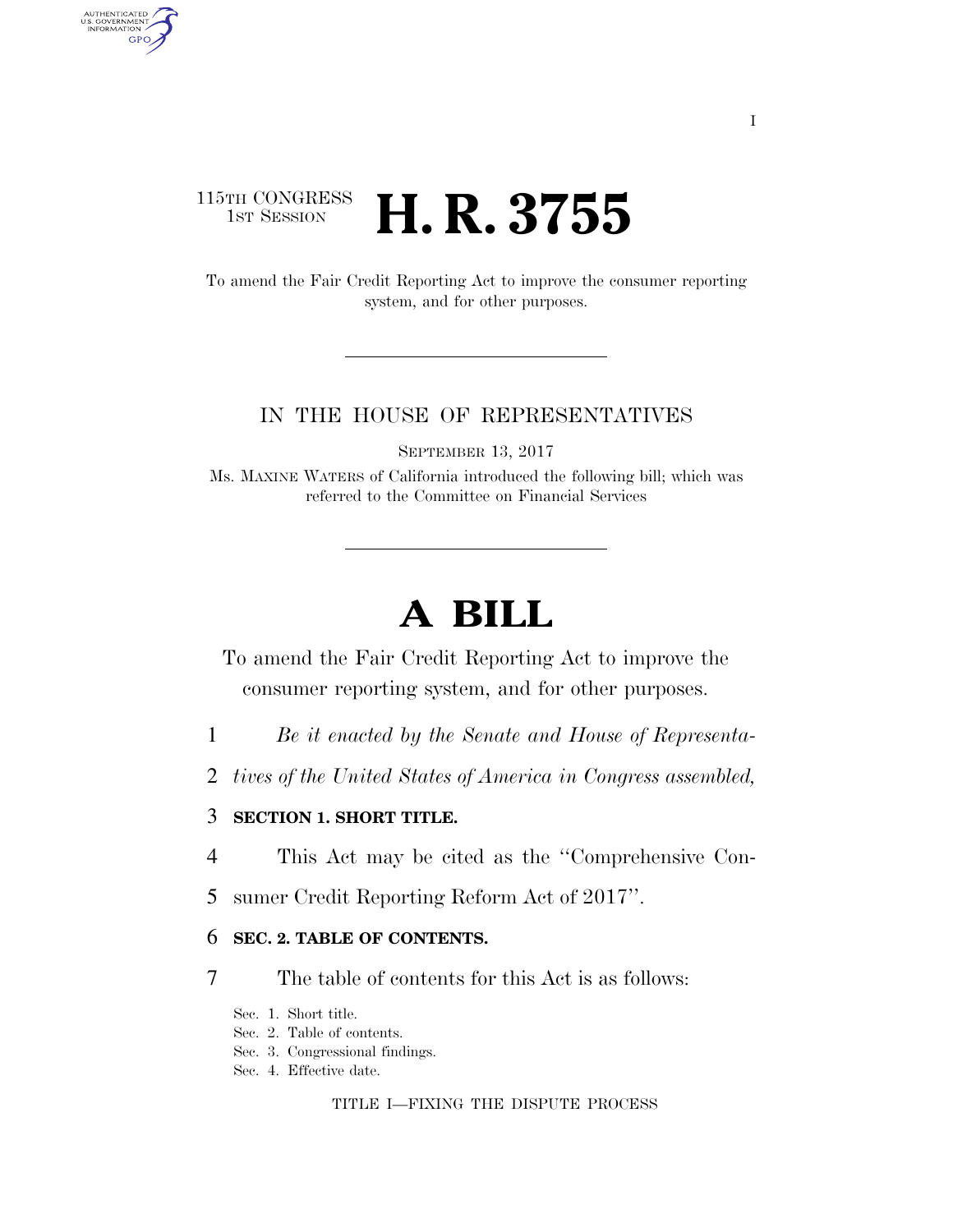115TH CONGRESS
1ST SESSION

# H. R. 3755

To amend the Fair Credit Reporting Act to improve the consumer reporting system, and for other purposes.

IN THE HOUSE OF REPRESENTATIVES

SEPTEMBER 13, 2017

Ms. MAXINE WATERS of California introduced the following bill; which was referred to the Committee on Financial Services

# A BILL

To amend the Fair Credit Reporting Act to improve the consumer reporting system, and for other purposes.

*Be it enacted by the Senate and House of Representatives of the United States of America in Congress assembled,*

**SECTION 1. SHORT TITLE.**

This Act may be cited as the ''Comprehensive Consumer Credit Reporting Reform Act of 2017''.

**SEC. 2. TABLE OF CONTENTS.**

The table of contents for this Act is as follows:

Sec. 1. Short title.
Sec. 2. Table of contents.
Sec. 3. Congressional findings.
Sec. 4. Effective date.

TITLE I—FIXING THE DISPUTE PROCESS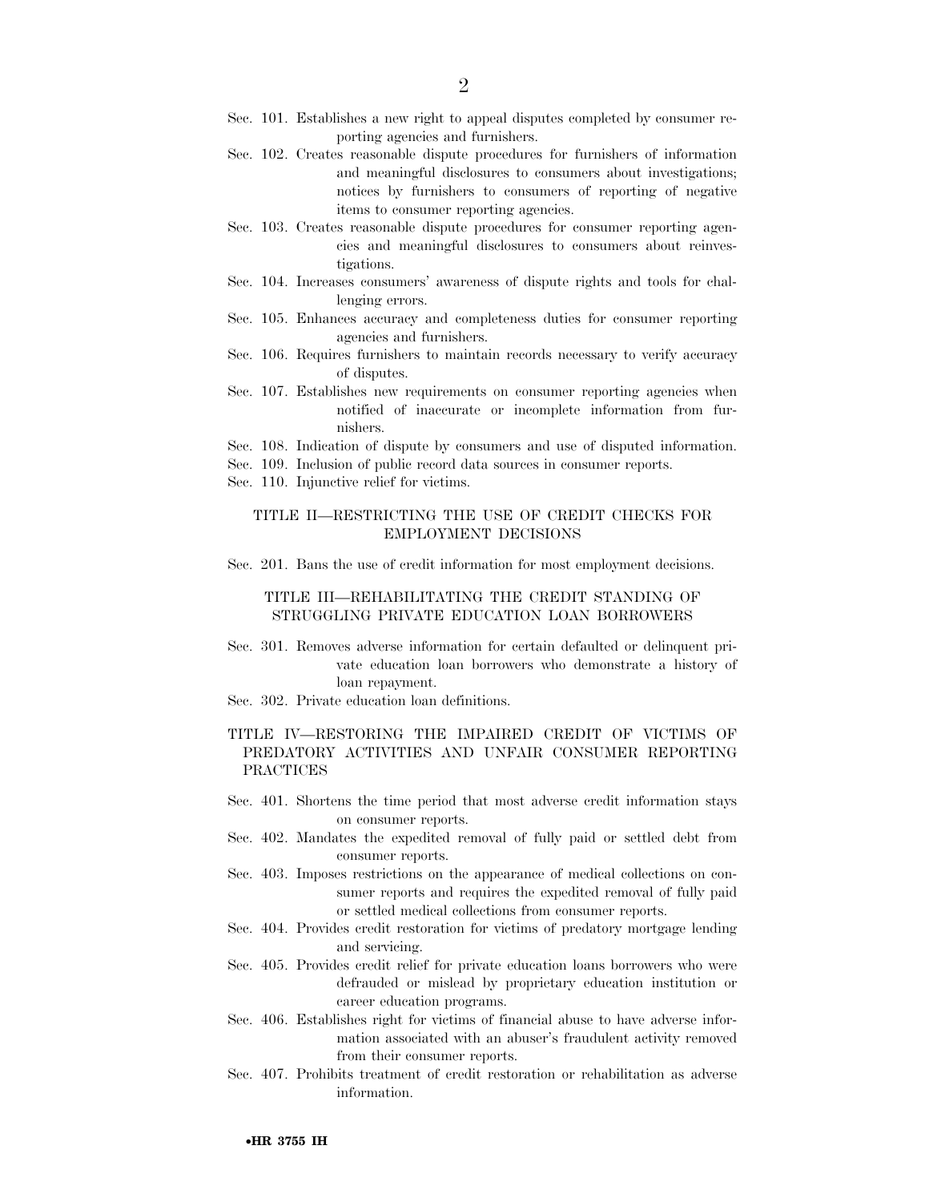Sec. 101. Establishes a new right to appeal disputes completed by consumer reporting agencies and furnishers.

Sec. 102. Creates reasonable dispute procedures for furnishers of information and meaningful disclosures to consumers about investigations; notices by furnishers to consumers of reporting of negative items to consumer reporting agencies.

Sec. 103. Creates reasonable dispute procedures for consumer reporting agencies and meaningful disclosures to consumers about reinvestigations.

Sec. 104. Increases consumers' awareness of dispute rights and tools for challenging errors.

Sec. 105. Enhances accuracy and completeness duties for consumer reporting agencies and furnishers.

Sec. 106. Requires furnishers to maintain records necessary to verify accuracy of disputes.

Sec. 107. Establishes new requirements on consumer reporting agencies when notified of inaccurate or incomplete information from furnishers.

Sec. 108. Indication of dispute by consumers and use of disputed information.

Sec. 109. Inclusion of public record data sources in consumer reports.

Sec. 110. Injunctive relief for victims.

### TITLE II—RESTRICTING THE USE OF CREDIT CHECKS FOR EMPLOYMENT DECISIONS

Sec. 201. Bans the use of credit information for most employment decisions.

### TITLE III—REHABILITATING THE CREDIT STANDING OF STRUGGLING PRIVATE EDUCATION LOAN BORROWERS

Sec. 301. Removes adverse information for certain defaulted or delinquent private education loan borrowers who demonstrate a history of loan repayment.

Sec. 302. Private education loan definitions.

### TITLE IV—RESTORING THE IMPAIRED CREDIT OF VICTIMS OF PREDATORY ACTIVITIES AND UNFAIR CONSUMER REPORTING PRACTICES

Sec. 401. Shortens the time period that most adverse credit information stays on consumer reports.

Sec. 402. Mandates the expedited removal of fully paid or settled debt from consumer reports.

Sec. 403. Imposes restrictions on the appearance of medical collections on consumer reports and requires the expedited removal of fully paid or settled medical collections from consumer reports.

Sec. 404. Provides credit restoration for victims of predatory mortgage lending and servicing.

Sec. 405. Provides credit relief for private education loans borrowers who were defrauded or mislead by proprietary education institution or career education programs.

Sec. 406. Establishes right for victims of financial abuse to have adverse information associated with an abuser's fraudulent activity removed from their consumer reports.

Sec. 407. Prohibits treatment of credit restoration or rehabilitation as adverse information.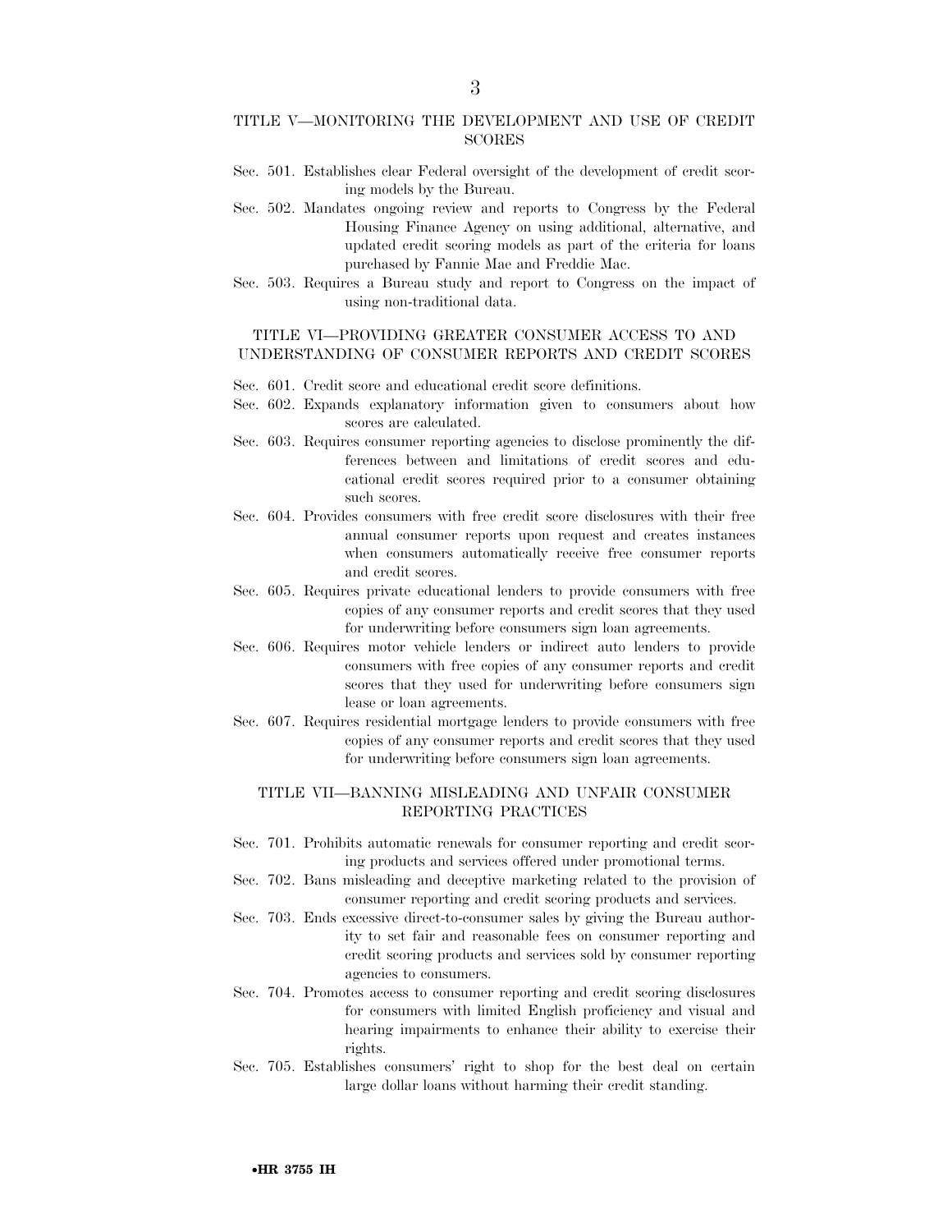## TITLE V—MONITORING THE DEVELOPMENT AND USE OF CREDIT SCORES

Sec. 501. Establishes clear Federal oversight of the development of credit scoring models by the Bureau.

Sec. 502. Mandates ongoing review and reports to Congress by the Federal Housing Finance Agency on using additional, alternative, and updated credit scoring models as part of the criteria for loans purchased by Fannie Mae and Freddie Mac.

Sec. 503. Requires a Bureau study and report to Congress on the impact of using non-traditional data.

## TITLE VI—PROVIDING GREATER CONSUMER ACCESS TO AND UNDERSTANDING OF CONSUMER REPORTS AND CREDIT SCORES

Sec. 601. Credit score and educational credit score definitions.

Sec. 602. Expands explanatory information given to consumers about how scores are calculated.

Sec. 603. Requires consumer reporting agencies to disclose prominently the differences between and limitations of credit scores and educational credit scores required prior to a consumer obtaining such scores.

Sec. 604. Provides consumers with free credit score disclosures with their free annual consumer reports upon request and creates instances when consumers automatically receive free consumer reports and credit scores.

Sec. 605. Requires private educational lenders to provide consumers with free copies of any consumer reports and credit scores that they used for underwriting before consumers sign loan agreements.

Sec. 606. Requires motor vehicle lenders or indirect auto lenders to provide consumers with free copies of any consumer reports and credit scores that they used for underwriting before consumers sign lease or loan agreements.

Sec. 607. Requires residential mortgage lenders to provide consumers with free copies of any consumer reports and credit scores that they used for underwriting before consumers sign loan agreements.

## TITLE VII—BANNING MISLEADING AND UNFAIR CONSUMER REPORTING PRACTICES

Sec. 701. Prohibits automatic renewals for consumer reporting and credit scoring products and services offered under promotional terms.

Sec. 702. Bans misleading and deceptive marketing related to the provision of consumer reporting and credit scoring products and services.

Sec. 703. Ends excessive direct-to-consumer sales by giving the Bureau authority to set fair and reasonable fees on consumer reporting and credit scoring products and services sold by consumer reporting agencies to consumers.

Sec. 704. Promotes access to consumer reporting and credit scoring disclosures for consumers with limited English proficiency and visual and hearing impairments to enhance their ability to exercise their rights.

Sec. 705. Establishes consumers' right to shop for the best deal on certain large dollar loans without harming their credit standing.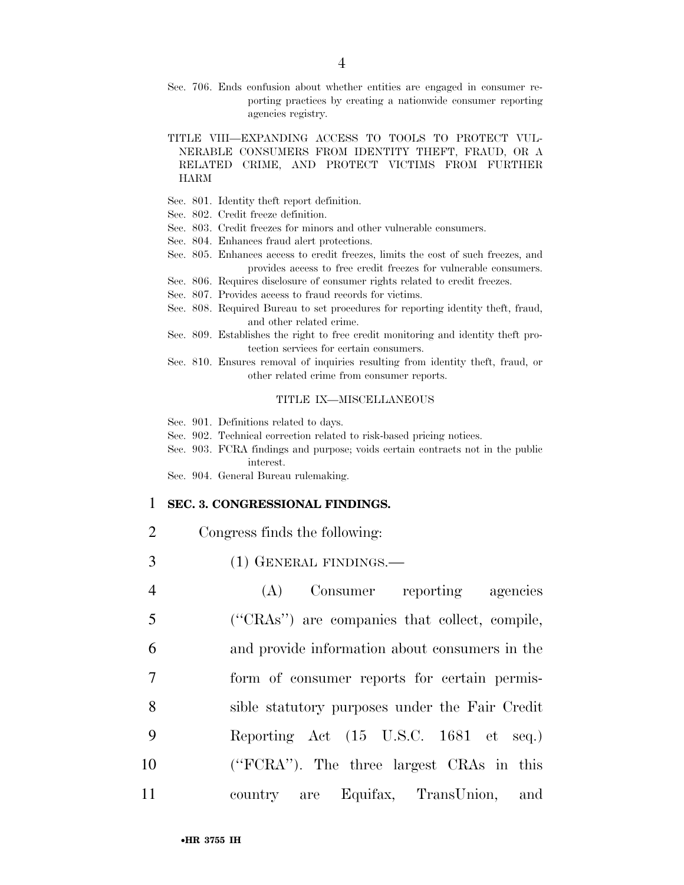Sec. 706. Ends confusion about whether entities are engaged in consumer reporting practices by creating a nationwide consumer reporting agencies registry.

TITLE VIII—EXPANDING ACCESS TO TOOLS TO PROTECT VULNERABLE CONSUMERS FROM IDENTITY THEFT, FRAUD, OR A RELATED CRIME, AND PROTECT VICTIMS FROM FURTHER HARM

Sec. 801. Identity theft report definition.
Sec. 802. Credit freeze definition.
Sec. 803. Credit freezes for minors and other vulnerable consumers.
Sec. 804. Enhances fraud alert protections.
Sec. 805. Enhances access to credit freezes, limits the cost of such freezes, and provides access to free credit freezes for vulnerable consumers.
Sec. 806. Requires disclosure of consumer rights related to credit freezes.
Sec. 807. Provides access to fraud records for victims.
Sec. 808. Required Bureau to set procedures for reporting identity theft, fraud, and other related crime.
Sec. 809. Establishes the right to free credit monitoring and identity theft protection services for certain consumers.
Sec. 810. Ensures removal of inquiries resulting from identity theft, fraud, or other related crime from consumer reports.

TITLE IX—MISCELLANEOUS

Sec. 901. Definitions related to days.
Sec. 902. Technical correction related to risk-based pricing notices.
Sec. 903. FCRA findings and purpose; voids certain contracts not in the public interest.
Sec. 904. General Bureau rulemaking.

**SEC. 3. CONGRESSIONAL FINDINGS.**

Congress finds the following:

(1) GENERAL FINDINGS.—

(A) Consumer reporting agencies (''CRAs'') are companies that collect, compile, and provide information about consumers in the form of consumer reports for certain permissible statutory purposes under the Fair Credit Reporting Act (15 U.S.C. 1681 et seq.) (''FCRA''). The three largest CRAs in this country are Equifax, TransUnion, and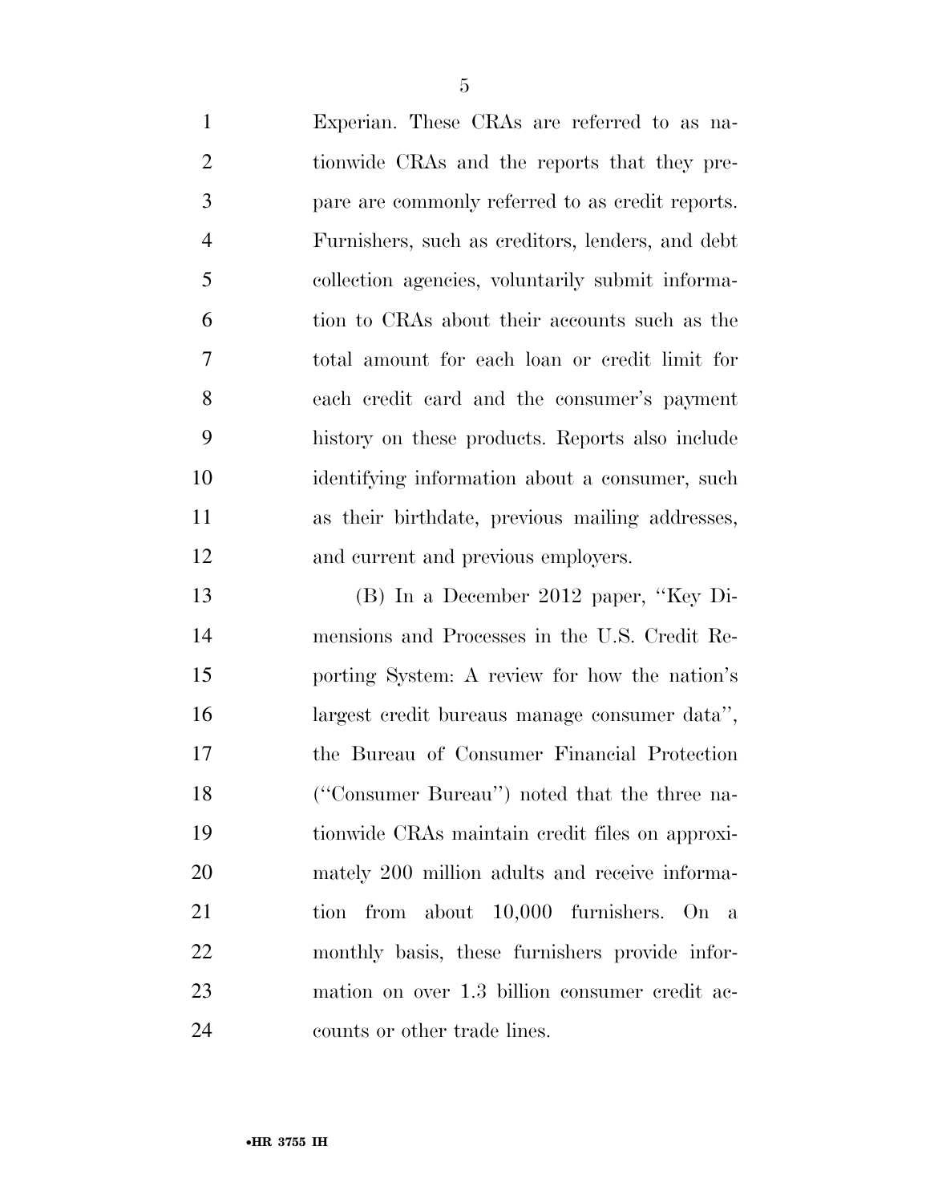Experian. These CRAs are referred to as nationwide CRAs and the reports that they prepare are commonly referred to as credit reports. Furnishers, such as creditors, lenders, and debt collection agencies, voluntarily submit information to CRAs about their accounts such as the total amount for each loan or credit limit for each credit card and the consumer's payment history on these products. Reports also include identifying information about a consumer, such as their birthdate, previous mailing addresses, and current and previous employers.

(B) In a December 2012 paper, ''Key Dimensions and Processes in the U.S. Credit Reporting System: A review for how the nation's largest credit bureaus manage consumer data'', the Bureau of Consumer Financial Protection (''Consumer Bureau'') noted that the three nationwide CRAs maintain credit files on approximately 200 million adults and receive information from about 10,000 furnishers. On a monthly basis, these furnishers provide information on over 1.3 billion consumer credit accounts or other trade lines.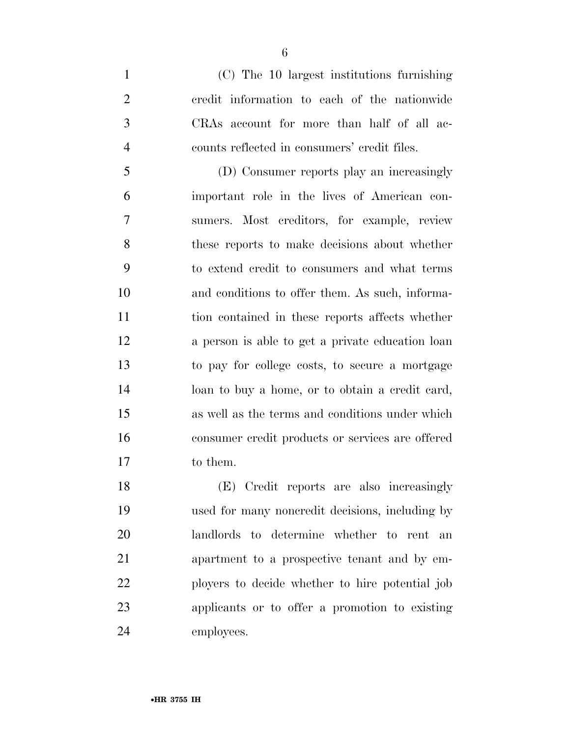(C) The 10 largest institutions furnishing credit information to each of the nationwide CRAs account for more than half of all accounts reflected in consumers' credit files.

(D) Consumer reports play an increasingly important role in the lives of American consumers. Most creditors, for example, review these reports to make decisions about whether to extend credit to consumers and what terms and conditions to offer them. As such, information contained in these reports affects whether a person is able to get a private education loan to pay for college costs, to secure a mortgage loan to buy a home, or to obtain a credit card, as well as the terms and conditions under which consumer credit products or services are offered to them.

(E) Credit reports are also increasingly used for many noncredit decisions, including by landlords to determine whether to rent an apartment to a prospective tenant and by employers to decide whether to hire potential job applicants or to offer a promotion to existing employees.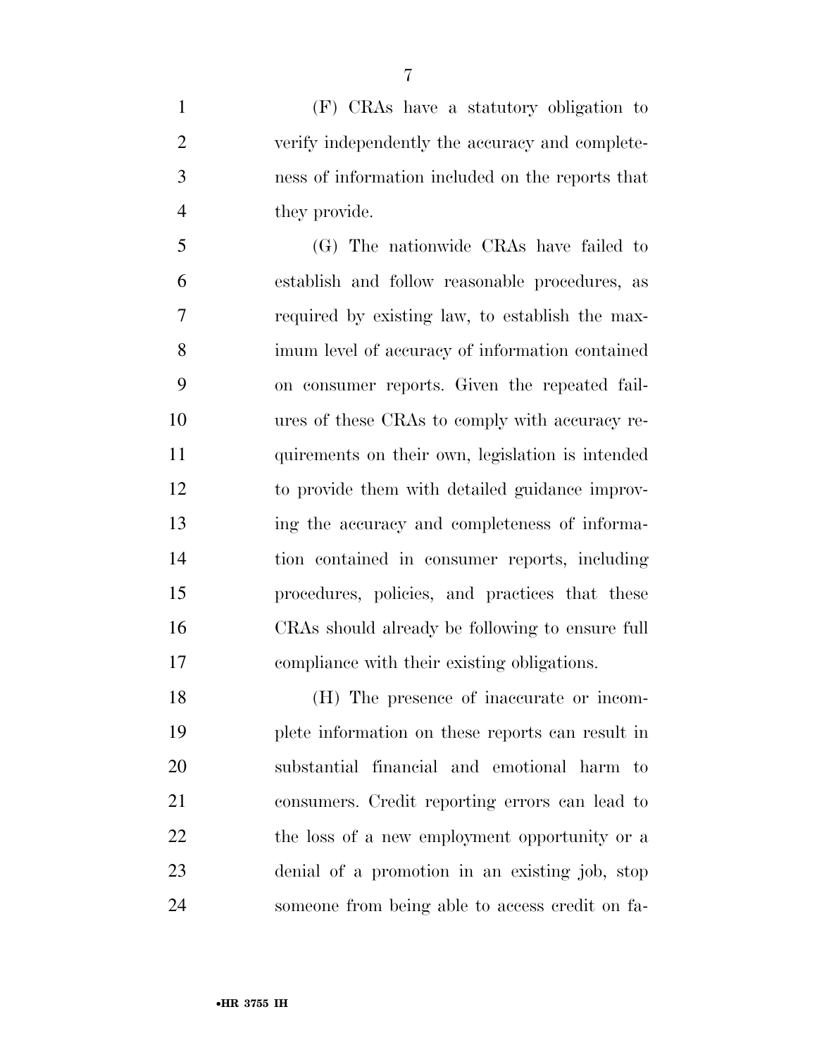(F) CRAs have a statutory obligation to verify independently the accuracy and completeness of information included on the reports that they provide.

(G) The nationwide CRAs have failed to establish and follow reasonable procedures, as required by existing law, to establish the maximum level of accuracy of information contained on consumer reports. Given the repeated failures of these CRAs to comply with accuracy requirements on their own, legislation is intended to provide them with detailed guidance improving the accuracy and completeness of information contained in consumer reports, including procedures, policies, and practices that these CRAs should already be following to ensure full compliance with their existing obligations.

(H) The presence of inaccurate or incomplete information on these reports can result in substantial financial and emotional harm to consumers. Credit reporting errors can lead to the loss of a new employment opportunity or a denial of a promotion in an existing job, stop someone from being able to access credit on fa-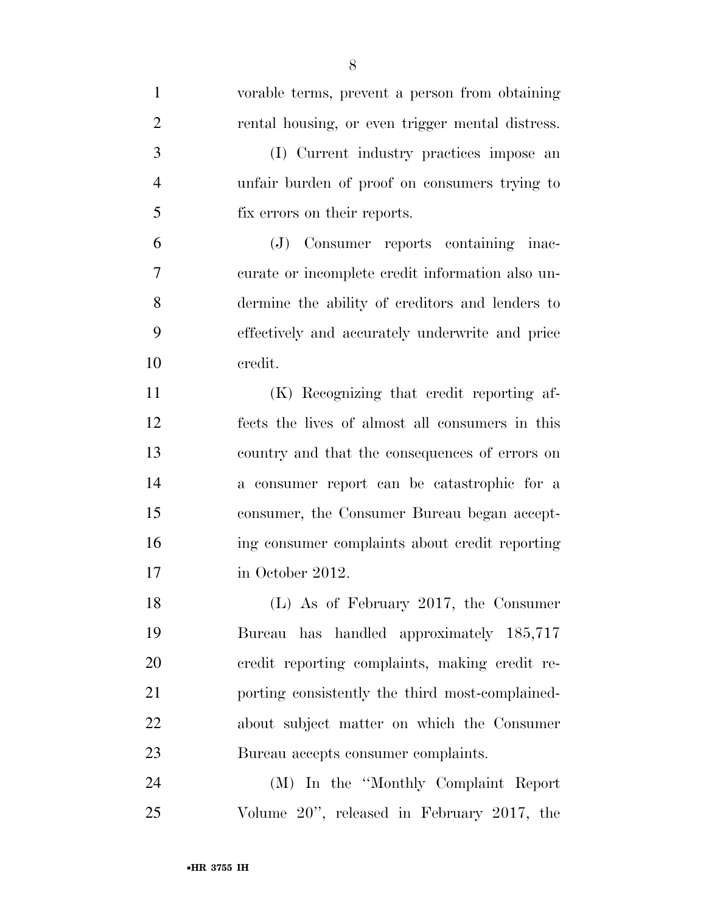vorable terms, prevent a person from obtaining rental housing, or even trigger mental distress.

(I) Current industry practices impose an unfair burden of proof on consumers trying to fix errors on their reports.

(J) Consumer reports containing inaccurate or incomplete credit information also undermine the ability of creditors and lenders to effectively and accurately underwrite and price credit.

(K) Recognizing that credit reporting affects the lives of almost all consumers in this country and that the consequences of errors on a consumer report can be catastrophic for a consumer, the Consumer Bureau began accepting consumer complaints about credit reporting in October 2012.

(L) As of February 2017, the Consumer Bureau has handled approximately 185,717 credit reporting complaints, making credit reporting consistently the third most-complained-about subject matter on which the Consumer Bureau accepts consumer complaints.

(M) In the ''Monthly Complaint Report Volume 20'', released in February 2017, the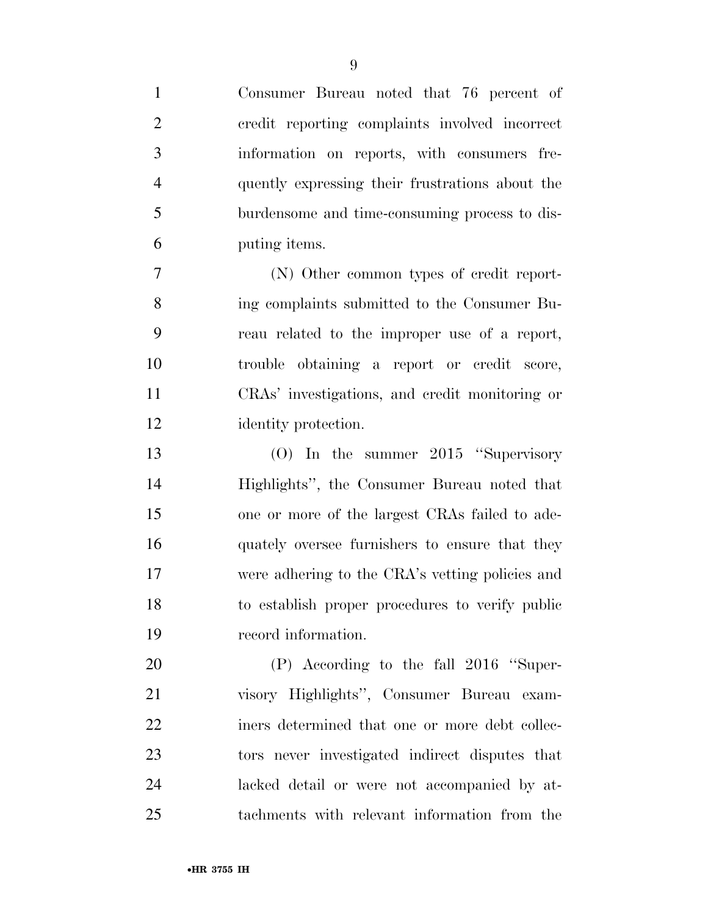Consumer Bureau noted that 76 percent of credit reporting complaints involved incorrect information on reports, with consumers frequently expressing their frustrations about the burdensome and time-consuming process to disputing items.

(N) Other common types of credit reporting complaints submitted to the Consumer Bureau related to the improper use of a report, trouble obtaining a report or credit score, CRAs' investigations, and credit monitoring or identity protection.

(O) In the summer 2015 ''Supervisory Highlights'', the Consumer Bureau noted that one or more of the largest CRAs failed to adequately oversee furnishers to ensure that they were adhering to the CRA's vetting policies and to establish proper procedures to verify public record information.

(P) According to the fall 2016 ''Supervisory Highlights'', Consumer Bureau examiners determined that one or more debt collectors never investigated indirect disputes that lacked detail or were not accompanied by attachments with relevant information from the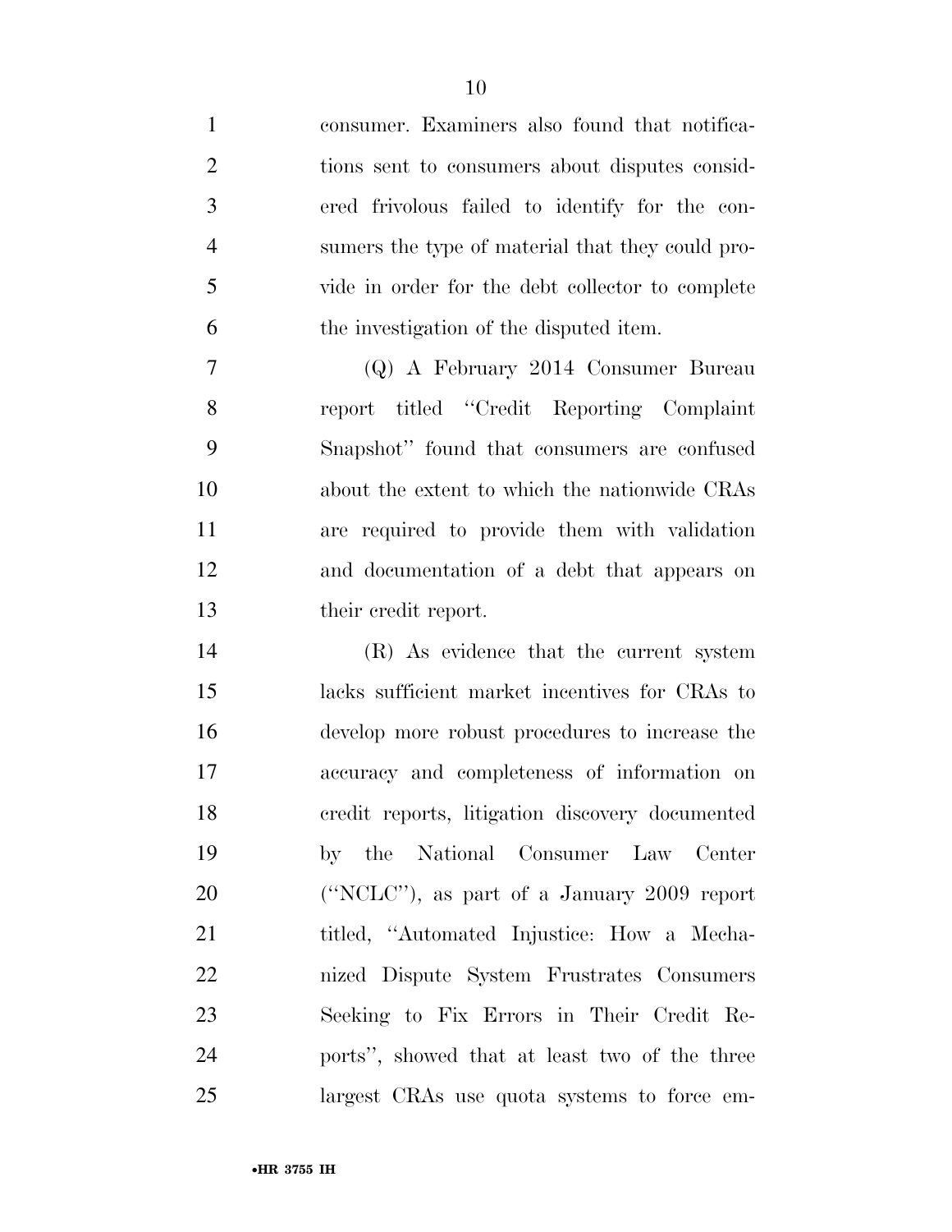consumer. Examiners also found that notifications sent to consumers about disputes considered frivolous failed to identify for the consumers the type of material that they could provide in order for the debt collector to complete the investigation of the disputed item.

(Q) A February 2014 Consumer Bureau report titled ''Credit Reporting Complaint Snapshot'' found that consumers are confused about the extent to which the nationwide CRAs are required to provide them with validation and documentation of a debt that appears on their credit report.

(R) As evidence that the current system lacks sufficient market incentives for CRAs to develop more robust procedures to increase the accuracy and completeness of information on credit reports, litigation discovery documented by the National Consumer Law Center (''NCLC''), as part of a January 2009 report titled, ''Automated Injustice: How a Mechanized Dispute System Frustrates Consumers Seeking to Fix Errors in Their Credit Reports'', showed that at least two of the three largest CRAs use quota systems to force em-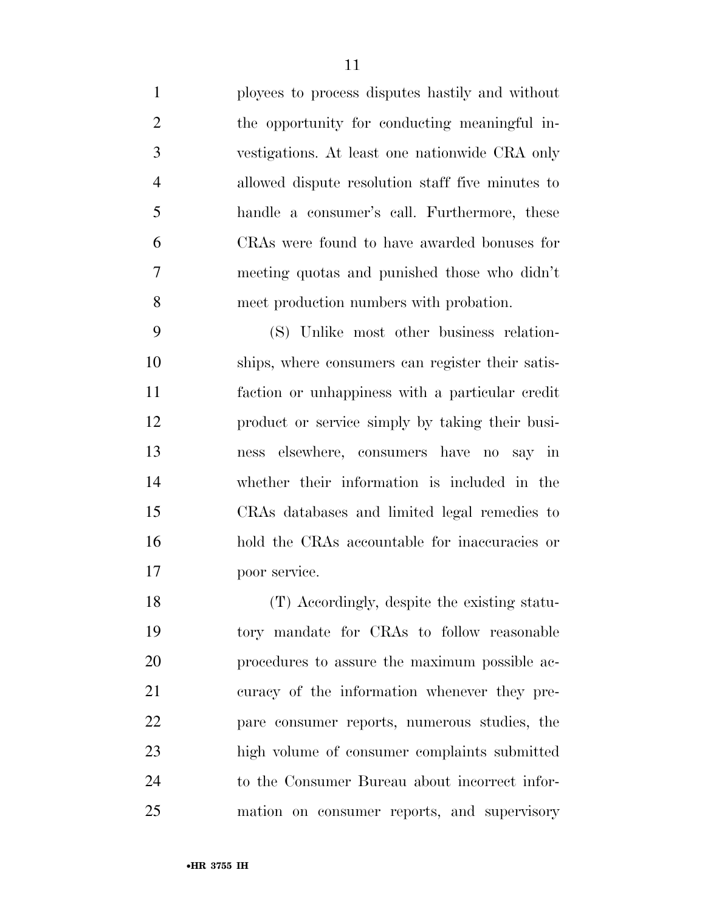ployees to process disputes hastily and without the opportunity for conducting meaningful investigations. At least one nationwide CRA only allowed dispute resolution staff five minutes to handle a consumer's call. Furthermore, these CRAs were found to have awarded bonuses for meeting quotas and punished those who didn't meet production numbers with probation.

(S) Unlike most other business relationships, where consumers can register their satisfaction or unhappiness with a particular credit product or service simply by taking their business elsewhere, consumers have no say in whether their information is included in the CRAs databases and limited legal remedies to hold the CRAs accountable for inaccuracies or poor service.

(T) Accordingly, despite the existing statutory mandate for CRAs to follow reasonable procedures to assure the maximum possible accuracy of the information whenever they prepare consumer reports, numerous studies, the high volume of consumer complaints submitted to the Consumer Bureau about incorrect information on consumer reports, and supervisory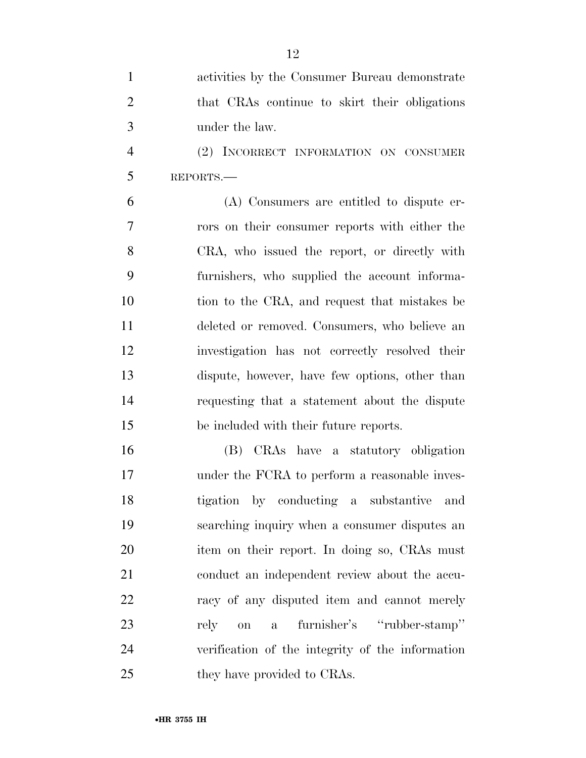activities by the Consumer Bureau demonstrate that CRAs continue to skirt their obligations under the law.

(2) INCORRECT INFORMATION ON CONSUMER REPORTS.—

(A) Consumers are entitled to dispute errors on their consumer reports with either the CRA, who issued the report, or directly with furnishers, who supplied the account information to the CRA, and request that mistakes be deleted or removed. Consumers, who believe an investigation has not correctly resolved their dispute, however, have few options, other than requesting that a statement about the dispute be included with their future reports.

(B) CRAs have a statutory obligation under the FCRA to perform a reasonable investigation by conducting a substantive and searching inquiry when a consumer disputes an item on their report. In doing so, CRAs must conduct an independent review about the accuracy of any disputed item and cannot merely rely on a furnisher's "rubber-stamp" verification of the integrity of the information they have provided to CRAs.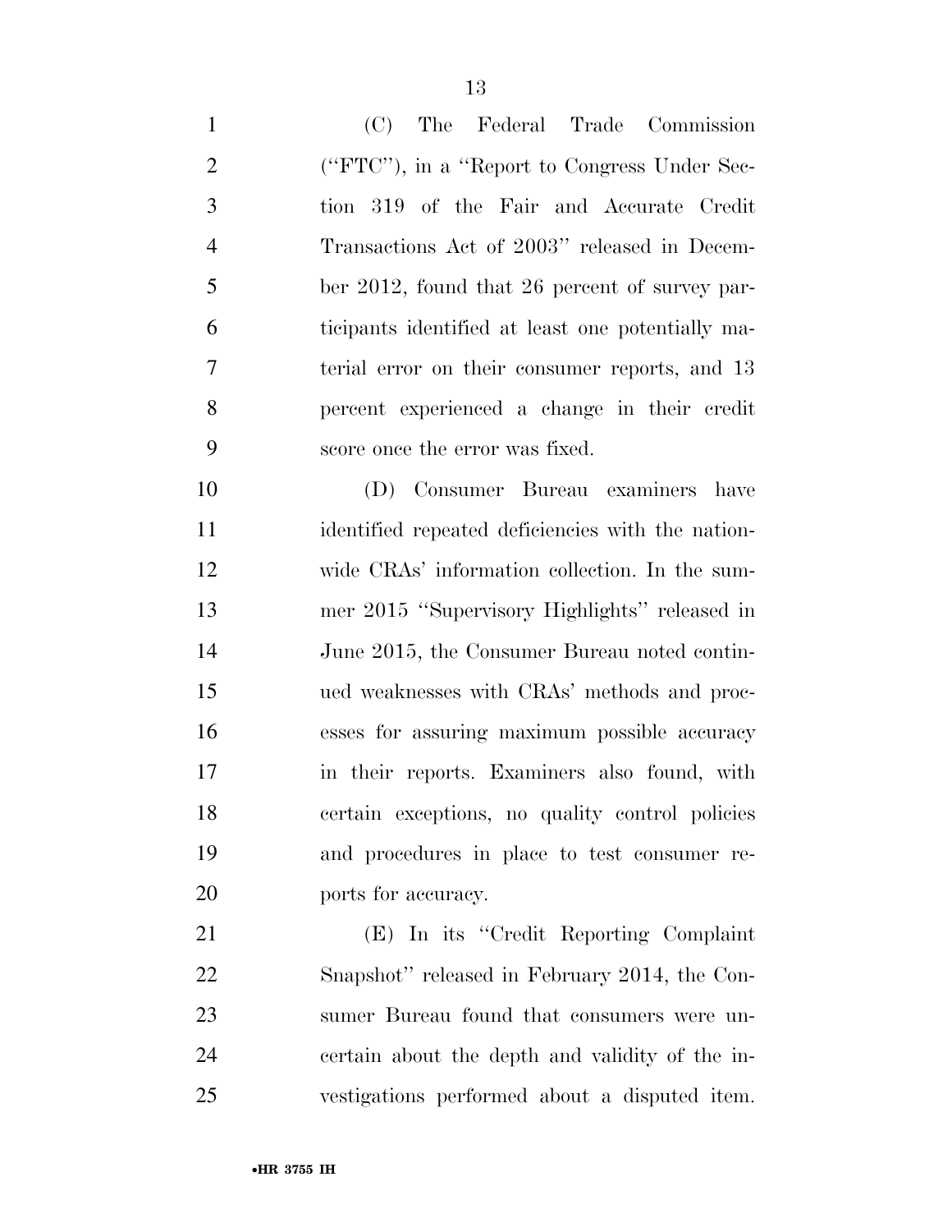(C) The Federal Trade Commission (''FTC''), in a ''Report to Congress Under Section 319 of the Fair and Accurate Credit Transactions Act of 2003'' released in December 2012, found that 26 percent of survey participants identified at least one potentially material error on their consumer reports, and 13 percent experienced a change in their credit score once the error was fixed.

(D) Consumer Bureau examiners have identified repeated deficiencies with the nationwide CRAs' information collection. In the summer 2015 ''Supervisory Highlights'' released in June 2015, the Consumer Bureau noted continued weaknesses with CRAs' methods and processes for assuring maximum possible accuracy in their reports. Examiners also found, with certain exceptions, no quality control policies and procedures in place to test consumer reports for accuracy.

(E) In its ''Credit Reporting Complaint Snapshot'' released in February 2014, the Consumer Bureau found that consumers were uncertain about the depth and validity of the investigations performed about a disputed item.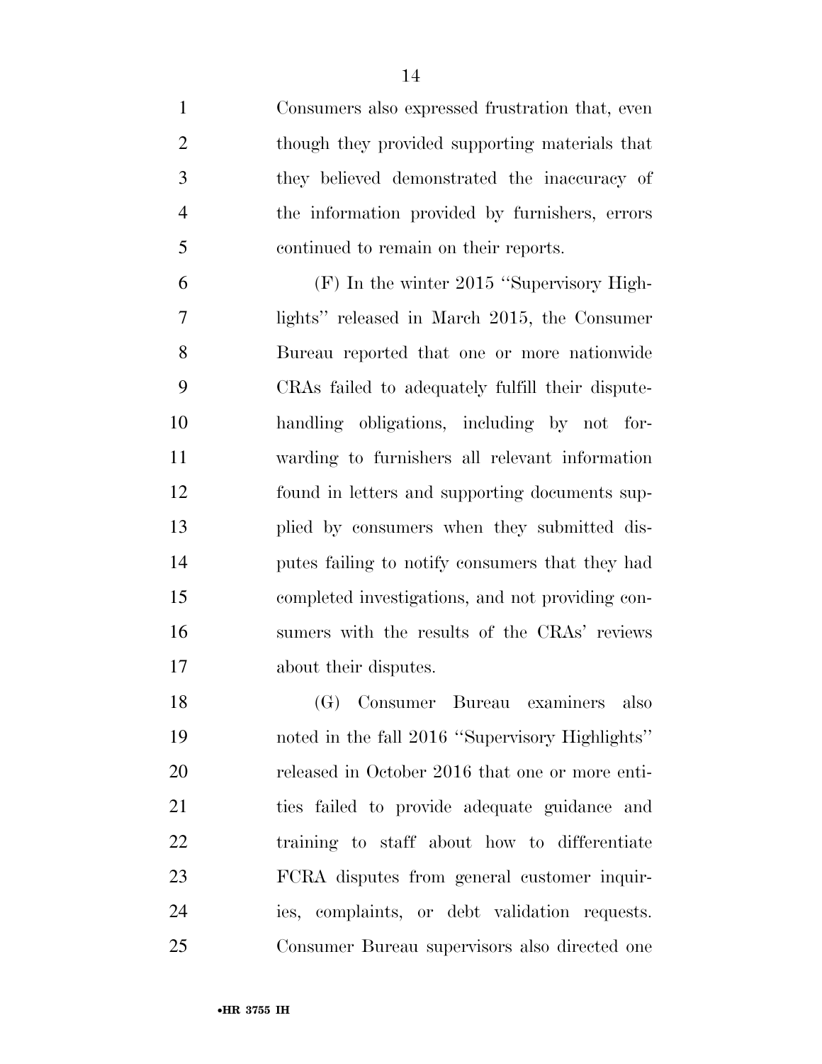Consumers also expressed frustration that, even though they provided supporting materials that they believed demonstrated the inaccuracy of the information provided by furnishers, errors continued to remain on their reports.

(F) In the winter 2015 "Supervisory Highlights" released in March 2015, the Consumer Bureau reported that one or more nationwide CRAs failed to adequately fulfill their dispute-handling obligations, including by not forwarding to furnishers all relevant information found in letters and supporting documents supplied by consumers when they submitted disputes failing to notify consumers that they had completed investigations, and not providing consumers with the results of the CRAs' reviews about their disputes.

(G) Consumer Bureau examiners also noted in the fall 2016 "Supervisory Highlights" released in October 2016 that one or more entities failed to provide adequate guidance and training to staff about how to differentiate FCRA disputes from general customer inquiries, complaints, or debt validation requests. Consumer Bureau supervisors also directed one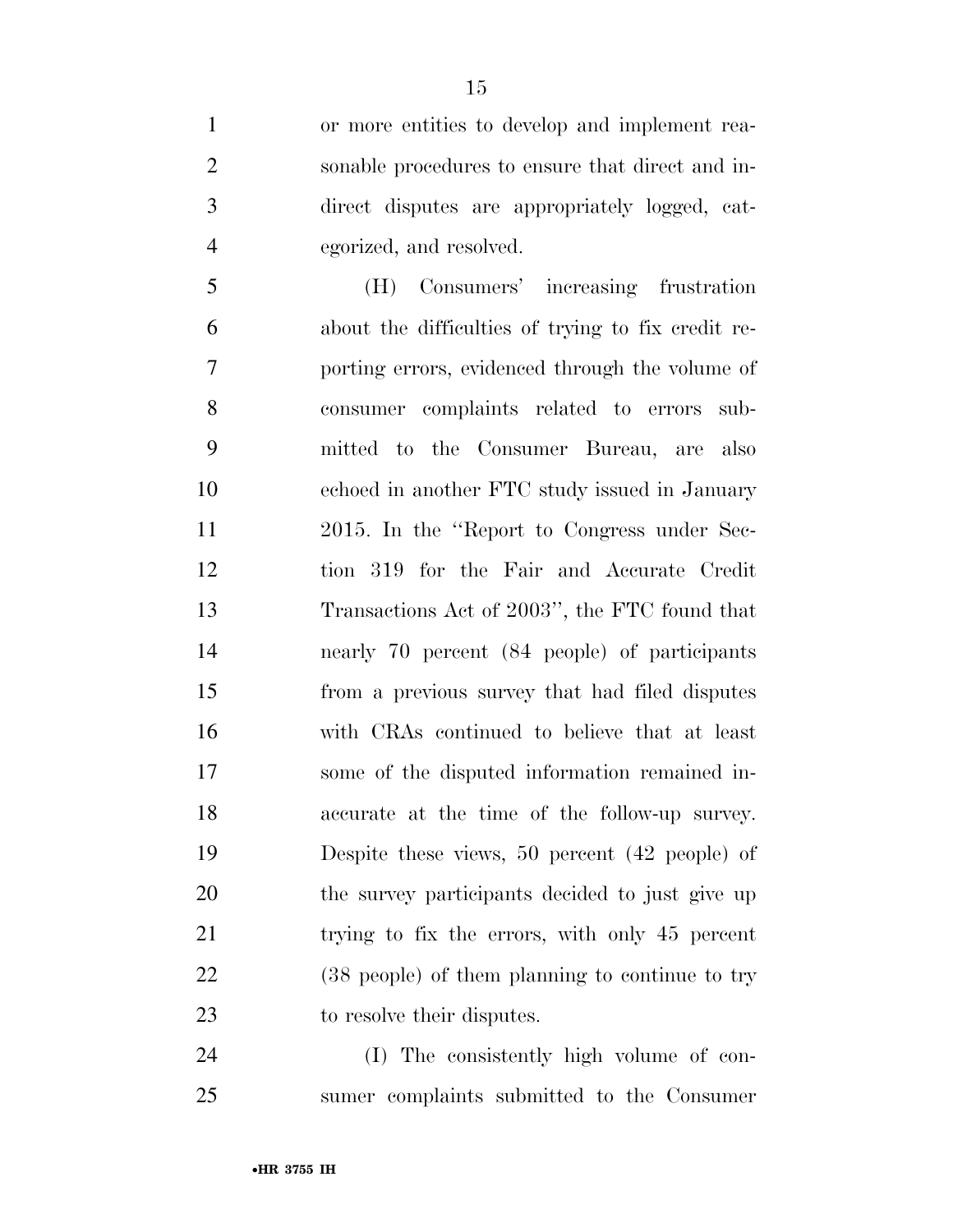or more entities to develop and implement reasonable procedures to ensure that direct and indirect disputes are appropriately logged, categorized, and resolved.

(H) Consumers' increasing frustration about the difficulties of trying to fix credit reporting errors, evidenced through the volume of consumer complaints related to errors submitted to the Consumer Bureau, are also echoed in another FTC study issued in January 2015. In the ''Report to Congress under Section 319 for the Fair and Accurate Credit Transactions Act of 2003'', the FTC found that nearly 70 percent (84 people) of participants from a previous survey that had filed disputes with CRAs continued to believe that at least some of the disputed information remained inaccurate at the time of the follow-up survey. Despite these views, 50 percent (42 people) of the survey participants decided to just give up trying to fix the errors, with only 45 percent (38 people) of them planning to continue to try to resolve their disputes.

(I) The consistently high volume of consumer complaints submitted to the Consumer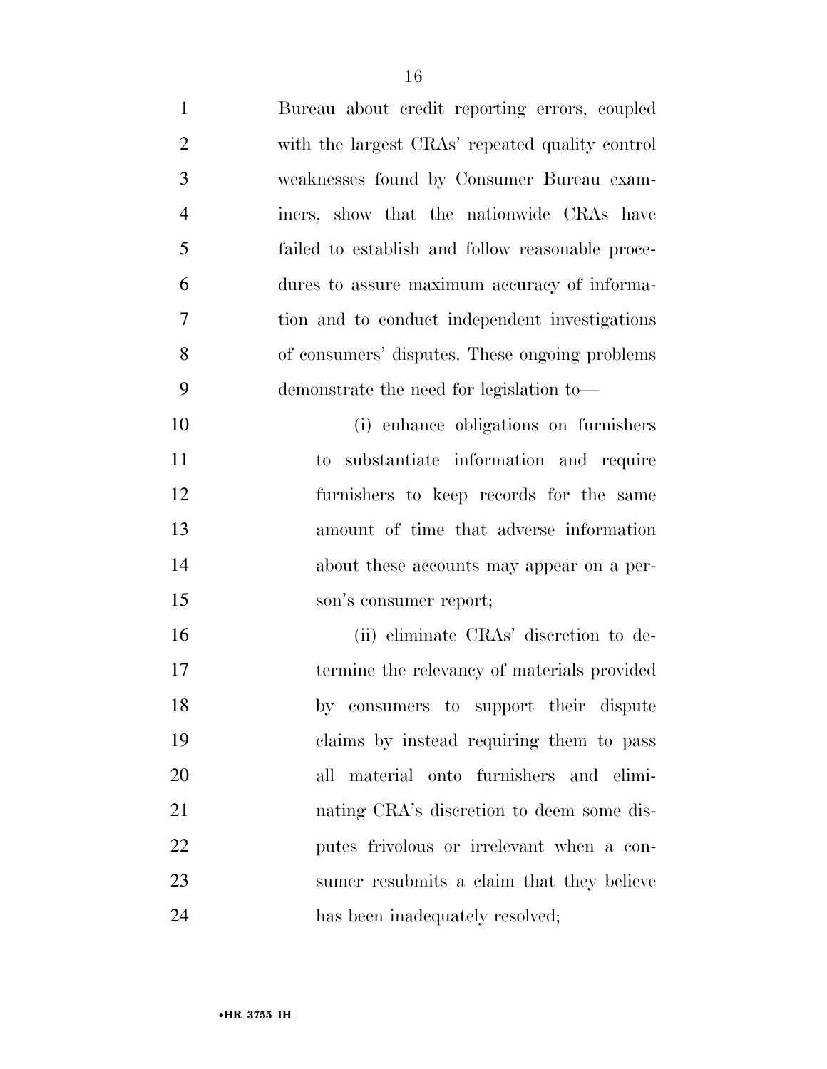Bureau about credit reporting errors, coupled with the largest CRAs' repeated quality control weaknesses found by Consumer Bureau examiners, show that the nationwide CRAs have failed to establish and follow reasonable procedures to assure maximum accuracy of information and to conduct independent investigations of consumers' disputes. These ongoing problems demonstrate the need for legislation to—

(i) enhance obligations on furnishers to substantiate information and require furnishers to keep records for the same amount of time that adverse information about these accounts may appear on a person's consumer report;

(ii) eliminate CRAs' discretion to determine the relevancy of materials provided by consumers to support their dispute claims by instead requiring them to pass all material onto furnishers and eliminating CRA's discretion to deem some disputes frivolous or irrelevant when a consumer resubmits a claim that they believe has been inadequately resolved;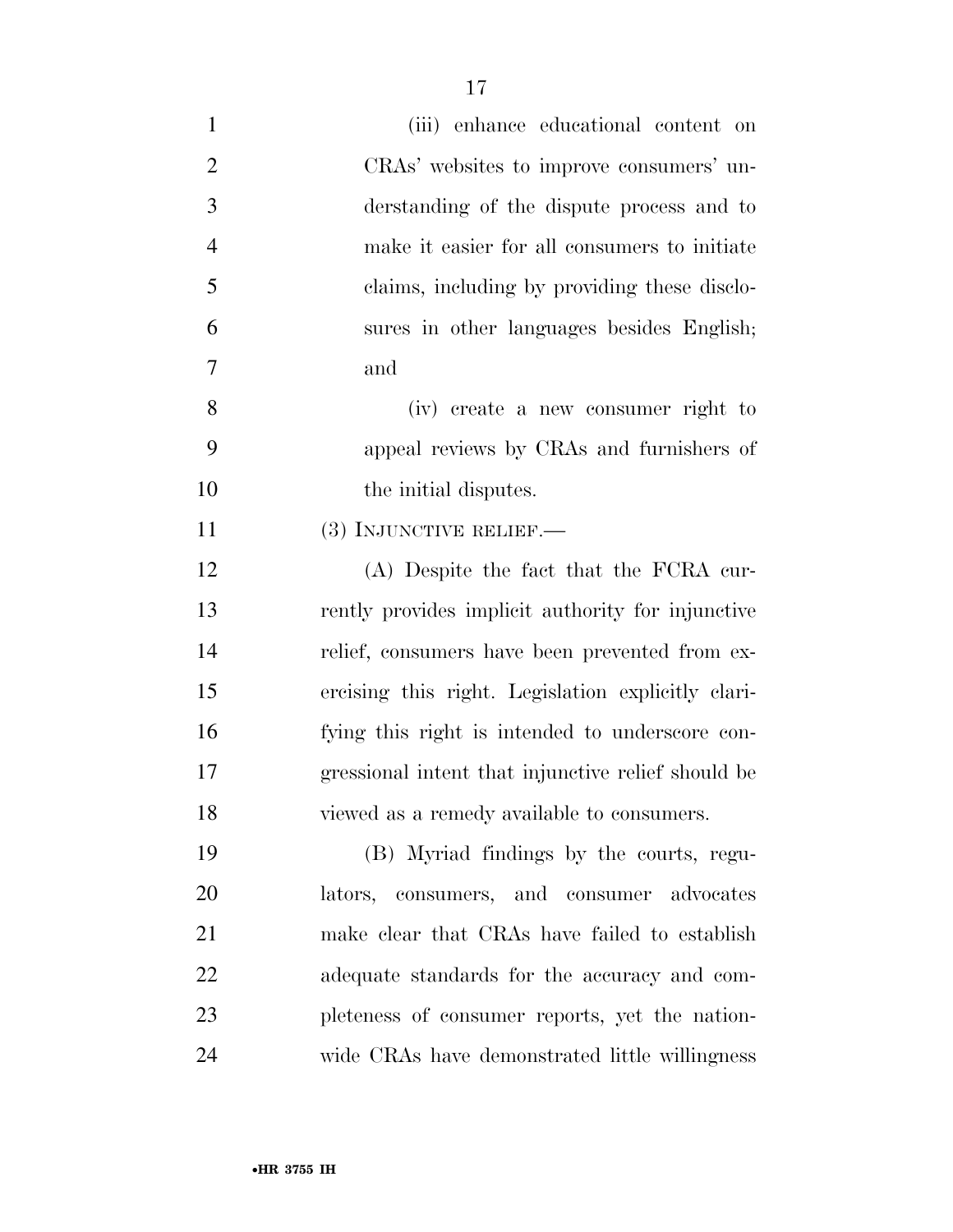(iii) enhance educational content on CRAs' websites to improve consumers' understanding of the dispute process and to make it easier for all consumers to initiate claims, including by providing these disclosures in other languages besides English; and

(iv) create a new consumer right to appeal reviews by CRAs and furnishers of the initial disputes.

(3) INJUNCTIVE RELIEF.—

(A) Despite the fact that the FCRA currently provides implicit authority for injunctive relief, consumers have been prevented from exercising this right. Legislation explicitly clarifying this right is intended to underscore congressional intent that injunctive relief should be viewed as a remedy available to consumers.

(B) Myriad findings by the courts, regulators, consumers, and consumer advocates make clear that CRAs have failed to establish adequate standards for the accuracy and completeness of consumer reports, yet the nationwide CRAs have demonstrated little willingness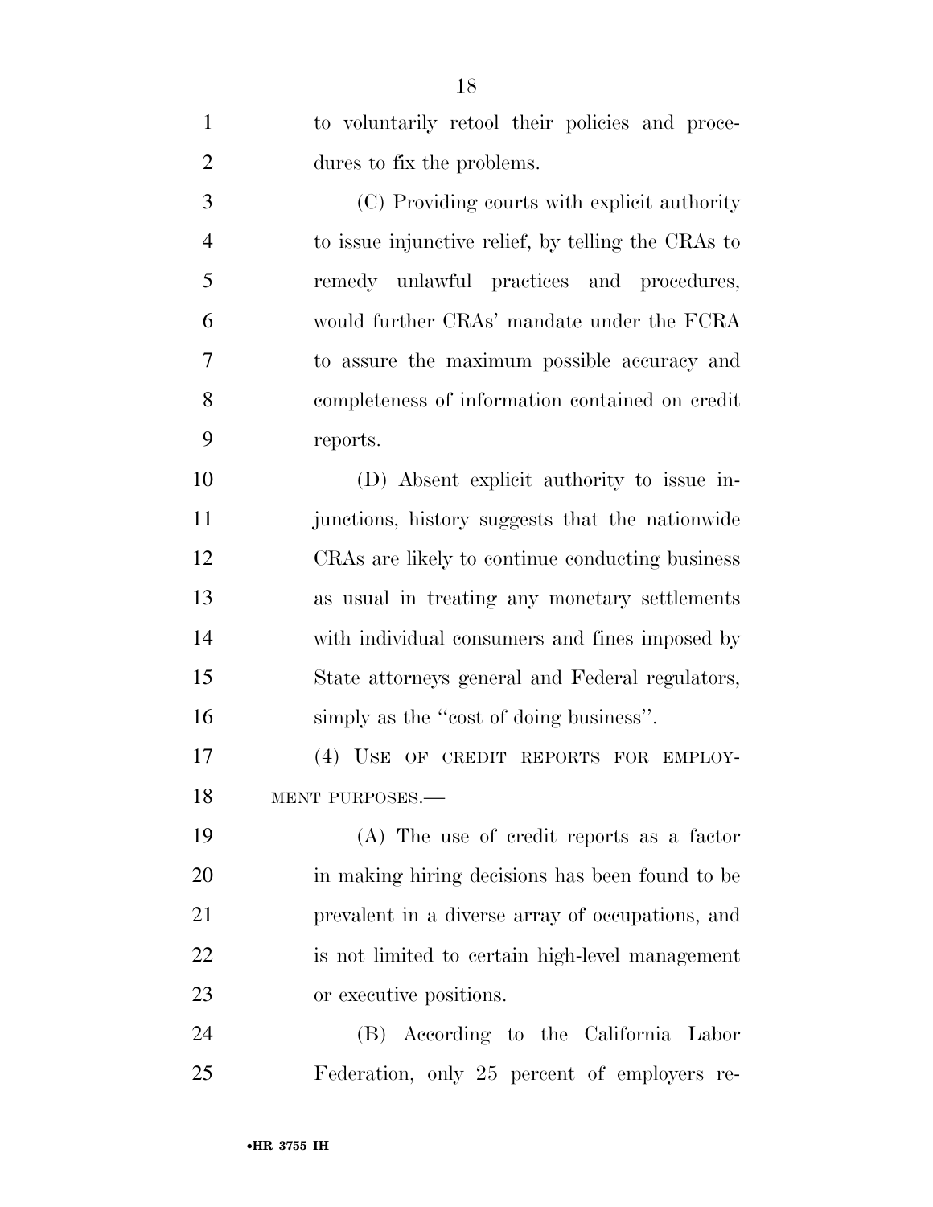to voluntarily retool their policies and procedures to fix the problems.

(C) Providing courts with explicit authority to issue injunctive relief, by telling the CRAs to remedy unlawful practices and procedures, would further CRAs' mandate under the FCRA to assure the maximum possible accuracy and completeness of information contained on credit reports.

(D) Absent explicit authority to issue injunctions, history suggests that the nationwide CRAs are likely to continue conducting business as usual in treating any monetary settlements with individual consumers and fines imposed by State attorneys general and Federal regulators, simply as the "cost of doing business".

(4) USE OF CREDIT REPORTS FOR EMPLOYMENT PURPOSES.—

(A) The use of credit reports as a factor in making hiring decisions has been found to be prevalent in a diverse array of occupations, and is not limited to certain high-level management or executive positions.

(B) According to the California Labor Federation, only 25 percent of employers re-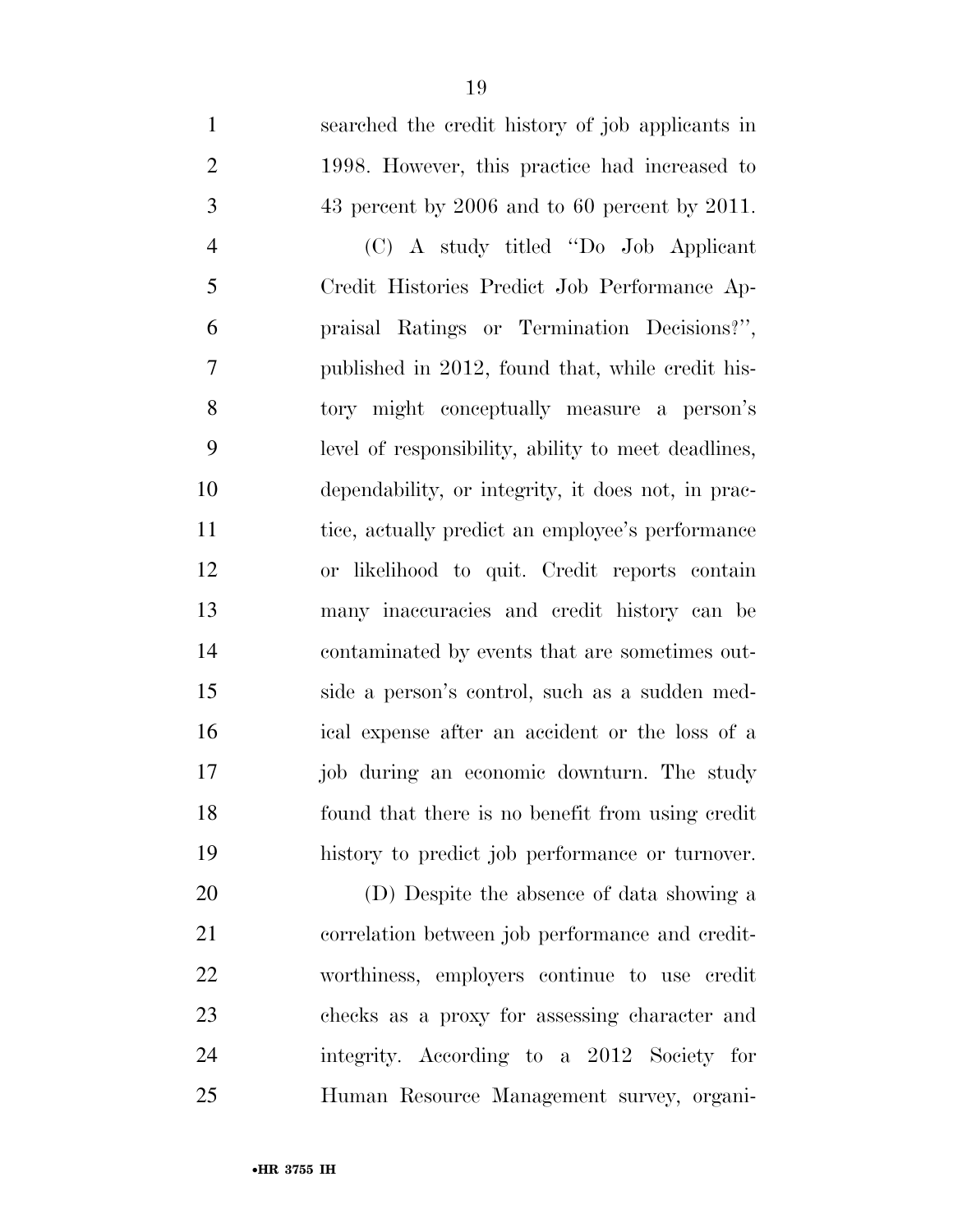searched the credit history of job applicants in 1998. However, this practice had increased to 43 percent by 2006 and to 60 percent by 2011.

(C) A study titled "Do Job Applicant Credit Histories Predict Job Performance Appraisal Ratings or Termination Decisions?", published in 2012, found that, while credit history might conceptually measure a person's level of responsibility, ability to meet deadlines, dependability, or integrity, it does not, in practice, actually predict an employee's performance or likelihood to quit. Credit reports contain many inaccuracies and credit history can be contaminated by events that are sometimes outside a person's control, such as a sudden medical expense after an accident or the loss of a job during an economic downturn. The study found that there is no benefit from using credit history to predict job performance or turnover.

(D) Despite the absence of data showing a correlation between job performance and creditworthiness, employers continue to use credit checks as a proxy for assessing character and integrity. According to a 2012 Society for Human Resource Management survey, organi-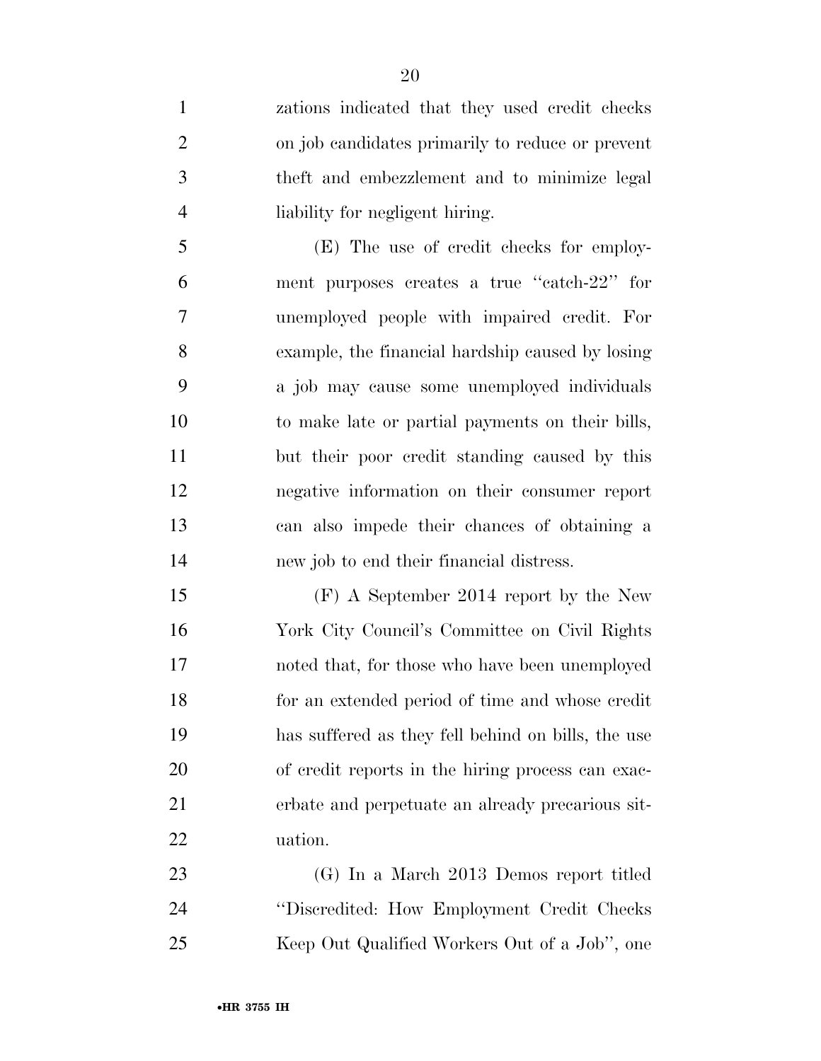zations indicated that they used credit checks on job candidates primarily to reduce or prevent theft and embezzlement and to minimize legal liability for negligent hiring.

(E) The use of credit checks for employment purposes creates a true "catch-22" for unemployed people with impaired credit. For example, the financial hardship caused by losing a job may cause some unemployed individuals to make late or partial payments on their bills, but their poor credit standing caused by this negative information on their consumer report can also impede their chances of obtaining a new job to end their financial distress.

(F) A September 2014 report by the New York City Council's Committee on Civil Rights noted that, for those who have been unemployed for an extended period of time and whose credit has suffered as they fell behind on bills, the use of credit reports in the hiring process can exacerbate and perpetuate an already precarious situation.

(G) In a March 2013 Demos report titled "Discredited: How Employment Credit Checks Keep Out Qualified Workers Out of a Job", one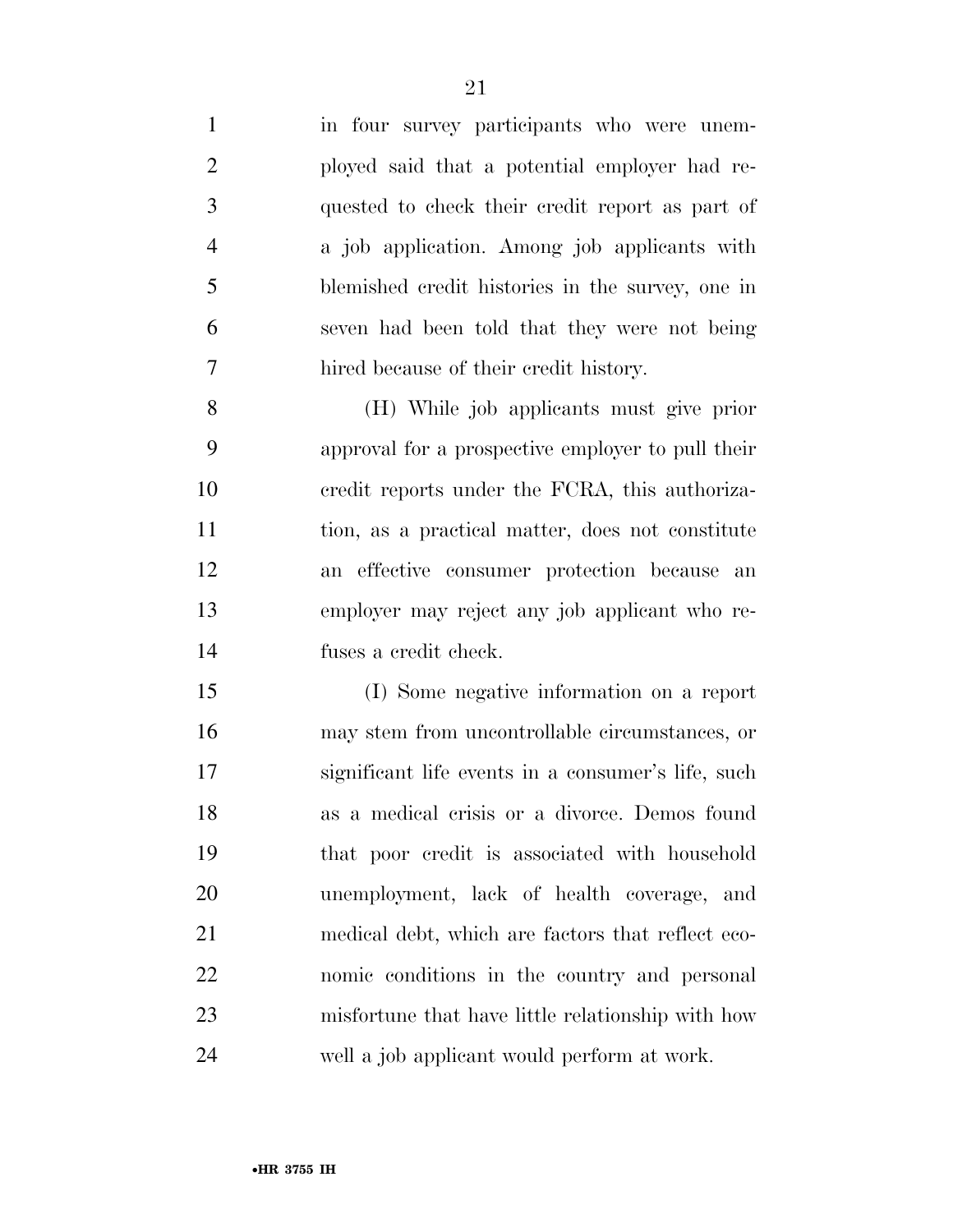in four survey participants who were unemployed said that a potential employer had requested to check their credit report as part of a job application. Among job applicants with blemished credit histories in the survey, one in seven had been told that they were not being hired because of their credit history.

(H) While job applicants must give prior approval for a prospective employer to pull their credit reports under the FCRA, this authorization, as a practical matter, does not constitute an effective consumer protection because an employer may reject any job applicant who refuses a credit check.

(I) Some negative information on a report may stem from uncontrollable circumstances, or significant life events in a consumer's life, such as a medical crisis or a divorce. Demos found that poor credit is associated with household unemployment, lack of health coverage, and medical debt, which are factors that reflect economic conditions in the country and personal misfortune that have little relationship with how well a job applicant would perform at work.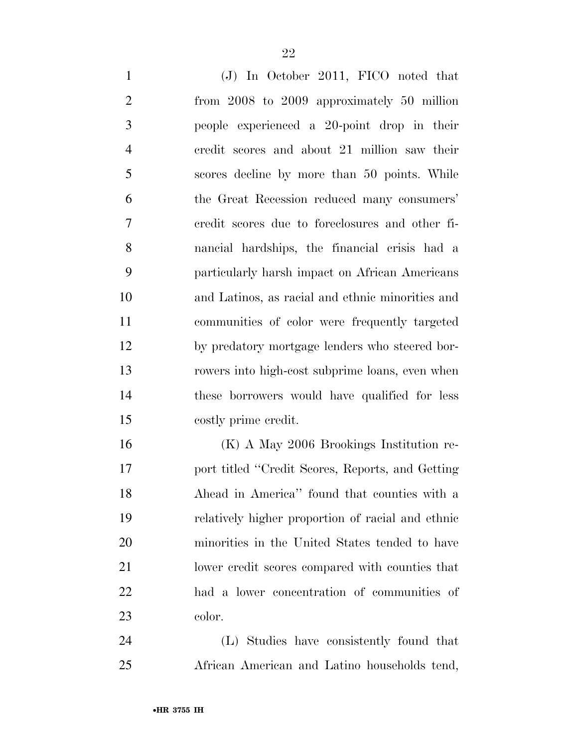(J) In October 2011, FICO noted that from 2008 to 2009 approximately 50 million people experienced a 20-point drop in their credit scores and about 21 million saw their scores decline by more than 50 points. While the Great Recession reduced many consumers' credit scores due to foreclosures and other financial hardships, the financial crisis had a particularly harsh impact on African Americans and Latinos, as racial and ethnic minorities and communities of color were frequently targeted by predatory mortgage lenders who steered borrowers into high-cost subprime loans, even when these borrowers would have qualified for less costly prime credit.

(K) A May 2006 Brookings Institution report titled "Credit Scores, Reports, and Getting Ahead in America" found that counties with a relatively higher proportion of racial and ethnic minorities in the United States tended to have lower credit scores compared with counties that had a lower concentration of communities of color.

(L) Studies have consistently found that African American and Latino households tend,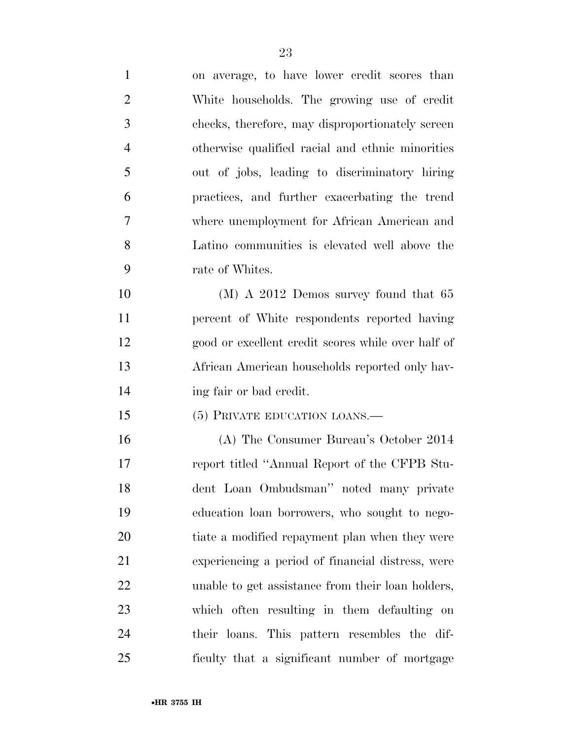on average, to have lower credit scores than White households. The growing use of credit checks, therefore, may disproportionately screen otherwise qualified racial and ethnic minorities out of jobs, leading to discriminatory hiring practices, and further exacerbating the trend where unemployment for African American and Latino communities is elevated well above the rate of Whites.

(M) A 2012 Demos survey found that 65 percent of White respondents reported having good or excellent credit scores while over half of African American households reported only having fair or bad credit.

(5) PRIVATE EDUCATION LOANS.—

(A) The Consumer Bureau's October 2014 report titled "Annual Report of the CFPB Student Loan Ombudsman" noted many private education loan borrowers, who sought to negotiate a modified repayment plan when they were experiencing a period of financial distress, were unable to get assistance from their loan holders, which often resulting in them defaulting on their loans. This pattern resembles the difficulty that a significant number of mortgage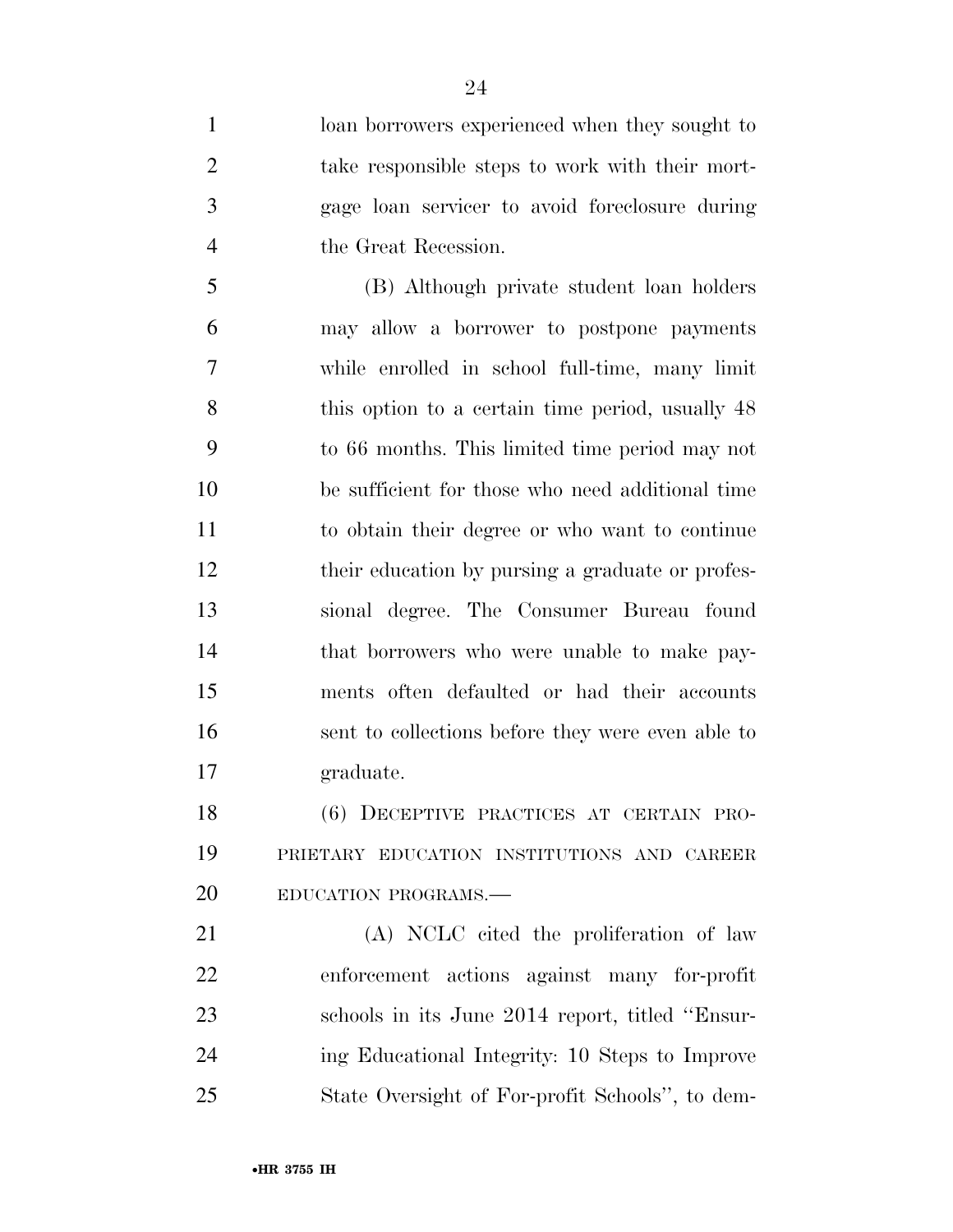loan borrowers experienced when they sought to take responsible steps to work with their mortgage loan servicer to avoid foreclosure during the Great Recession.

(B) Although private student loan holders may allow a borrower to postpone payments while enrolled in school full-time, many limit this option to a certain time period, usually 48 to 66 months. This limited time period may not be sufficient for those who need additional time to obtain their degree or who want to continue their education by pursing a graduate or professional degree. The Consumer Bureau found that borrowers who were unable to make payments often defaulted or had their accounts sent to collections before they were even able to graduate.

(6) DECEPTIVE PRACTICES AT CERTAIN PROPRIETARY EDUCATION INSTITUTIONS AND CAREER EDUCATION PROGRAMS.—

(A) NCLC cited the proliferation of law enforcement actions against many for-profit schools in its June 2014 report, titled "Ensuring Educational Integrity: 10 Steps to Improve State Oversight of For-profit Schools", to dem-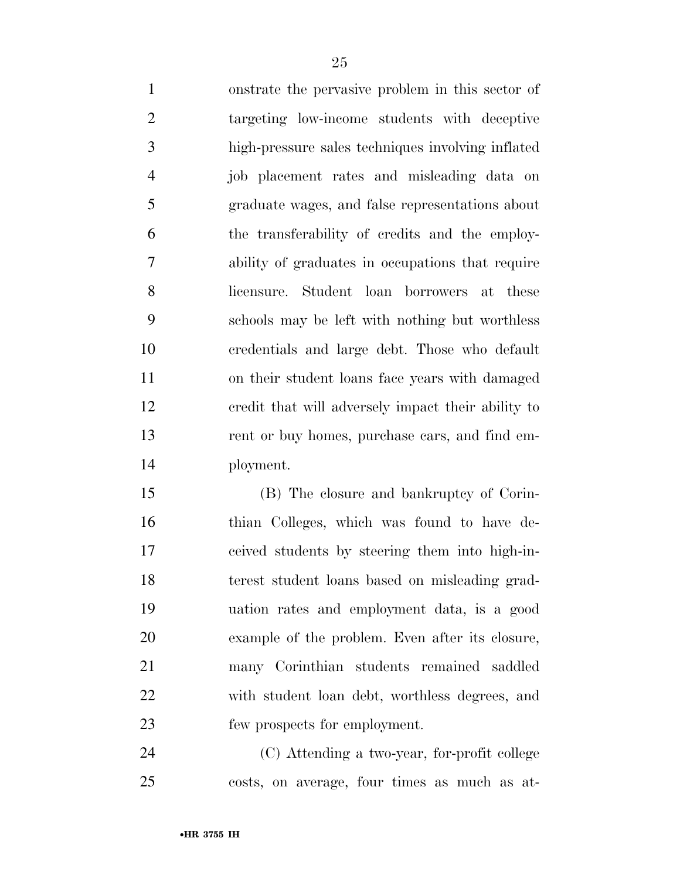onstrate the pervasive problem in this sector of targeting low-income students with deceptive high-pressure sales techniques involving inflated job placement rates and misleading data on graduate wages, and false representations about the transferability of credits and the employability of graduates in occupations that require licensure. Student loan borrowers at these schools may be left with nothing but worthless credentials and large debt. Those who default on their student loans face years with damaged credit that will adversely impact their ability to rent or buy homes, purchase cars, and find employment.

(B) The closure and bankruptcy of Corinthian Colleges, which was found to have deceived students by steering them into high-interest student loans based on misleading graduation rates and employment data, is a good example of the problem. Even after its closure, many Corinthian students remained saddled with student loan debt, worthless degrees, and few prospects for employment.

(C) Attending a two-year, for-profit college costs, on average, four times as much as at-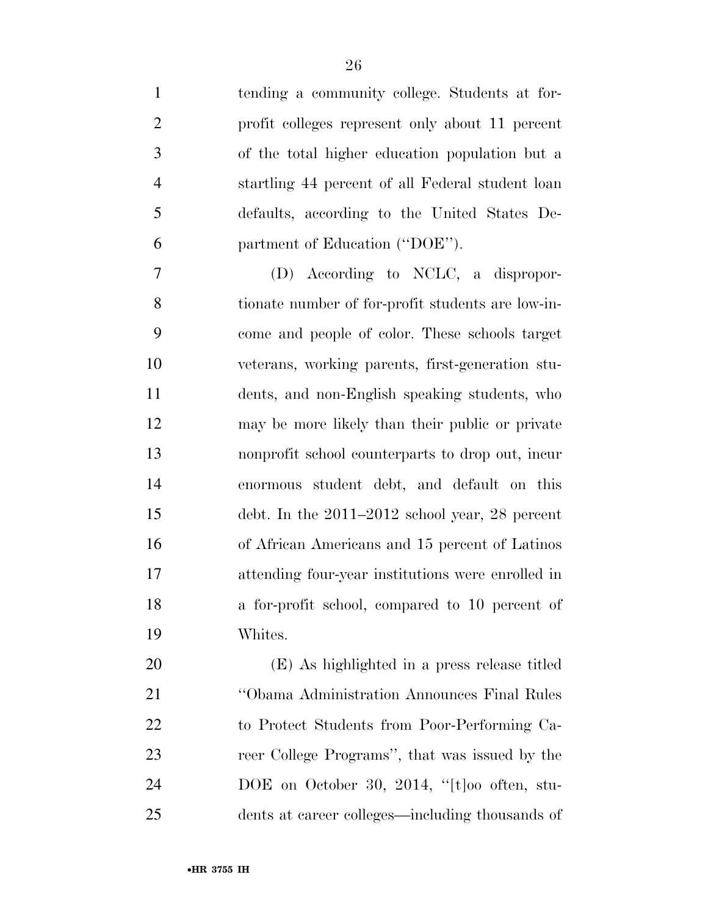tending a community college. Students at for-profit colleges represent only about 11 percent of the total higher education population but a startling 44 percent of all Federal student loan defaults, according to the United States Department of Education (''DOE'').

(D) According to NCLC, a disproportionate number of for-profit students are low-income and people of color. These schools target veterans, working parents, first-generation students, and non-English speaking students, who may be more likely than their public or private nonprofit school counterparts to drop out, incur enormous student debt, and default on this debt. In the 2011–2012 school year, 28 percent of African Americans and 15 percent of Latinos attending four-year institutions were enrolled in a for-profit school, compared to 10 percent of Whites.

(E) As highlighted in a press release titled ''Obama Administration Announces Final Rules to Protect Students from Poor-Performing Career College Programs'', that was issued by the DOE on October 30, 2014, ''[t]oo often, students at career colleges—including thousands of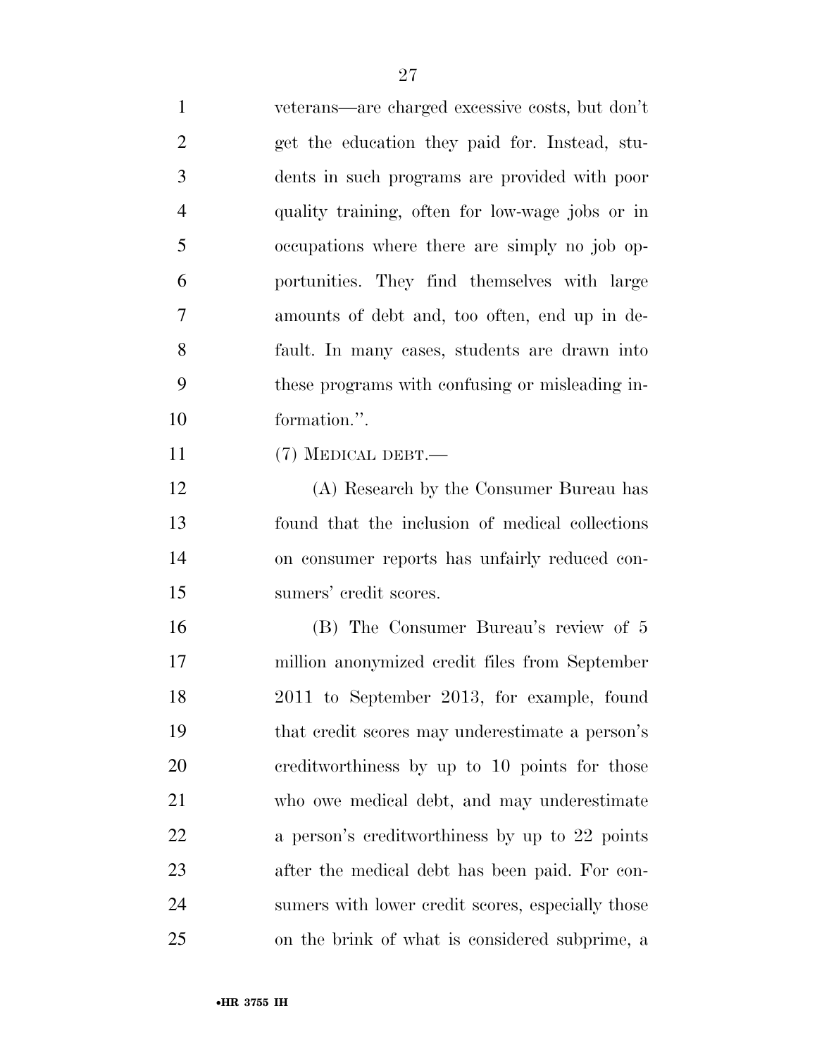veterans—are charged excessive costs, but don't get the education they paid for. Instead, students in such programs are provided with poor quality training, often for low-wage jobs or in occupations where there are simply no job opportunities. They find themselves with large amounts of debt and, too often, end up in default. In many cases, students are drawn into these programs with confusing or misleading information.''.

(7) MEDICAL DEBT.—

(A) Research by the Consumer Bureau has found that the inclusion of medical collections on consumer reports has unfairly reduced consumers' credit scores.

(B) The Consumer Bureau's review of 5 million anonymized credit files from September 2011 to September 2013, for example, found that credit scores may underestimate a person's creditworthiness by up to 10 points for those who owe medical debt, and may underestimate a person's creditworthiness by up to 22 points after the medical debt has been paid. For consumers with lower credit scores, especially those on the brink of what is considered subprime, a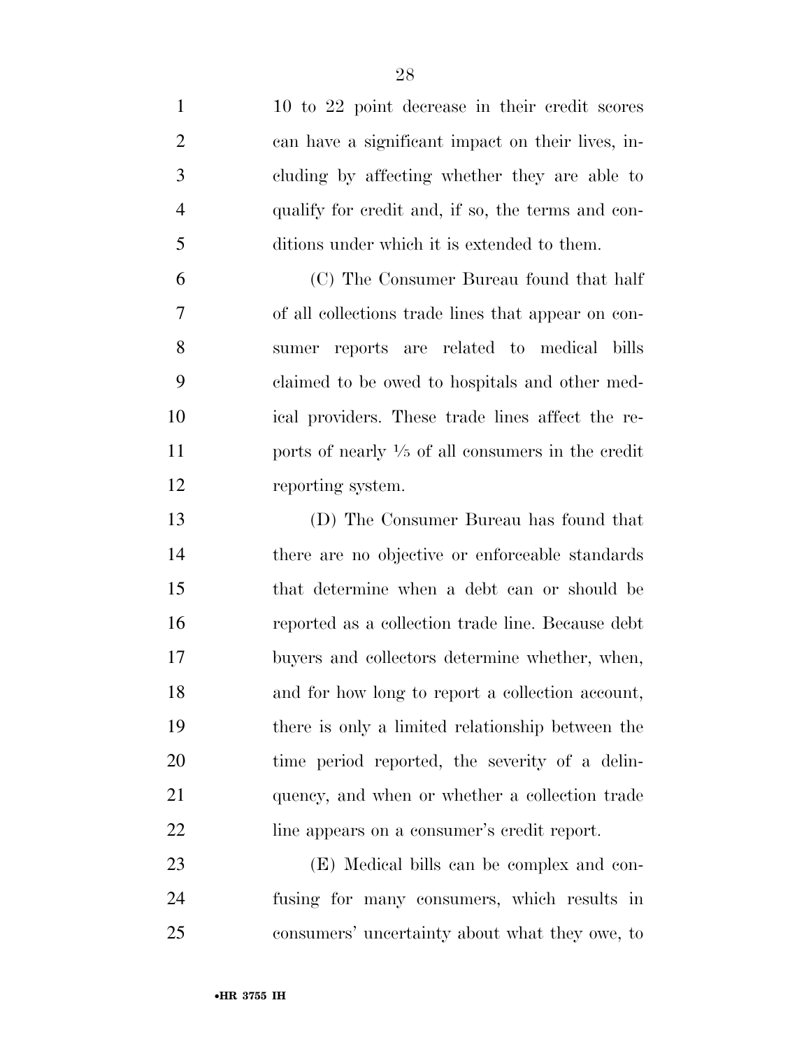10 to 22 point decrease in their credit scores can have a significant impact on their lives, including by affecting whether they are able to qualify for credit and, if so, the terms and conditions under which it is extended to them.

(C) The Consumer Bureau found that half of all collections trade lines that appear on consumer reports are related to medical bills claimed to be owed to hospitals and other medical providers. These trade lines affect the reports of nearly ⅕ of all consumers in the credit reporting system.

(D) The Consumer Bureau has found that there are no objective or enforceable standards that determine when a debt can or should be reported as a collection trade line. Because debt buyers and collectors determine whether, when, and for how long to report a collection account, there is only a limited relationship between the time period reported, the severity of a delinquency, and when or whether a collection trade line appears on a consumer's credit report.

(E) Medical bills can be complex and confusing for many consumers, which results in consumers' uncertainty about what they owe, to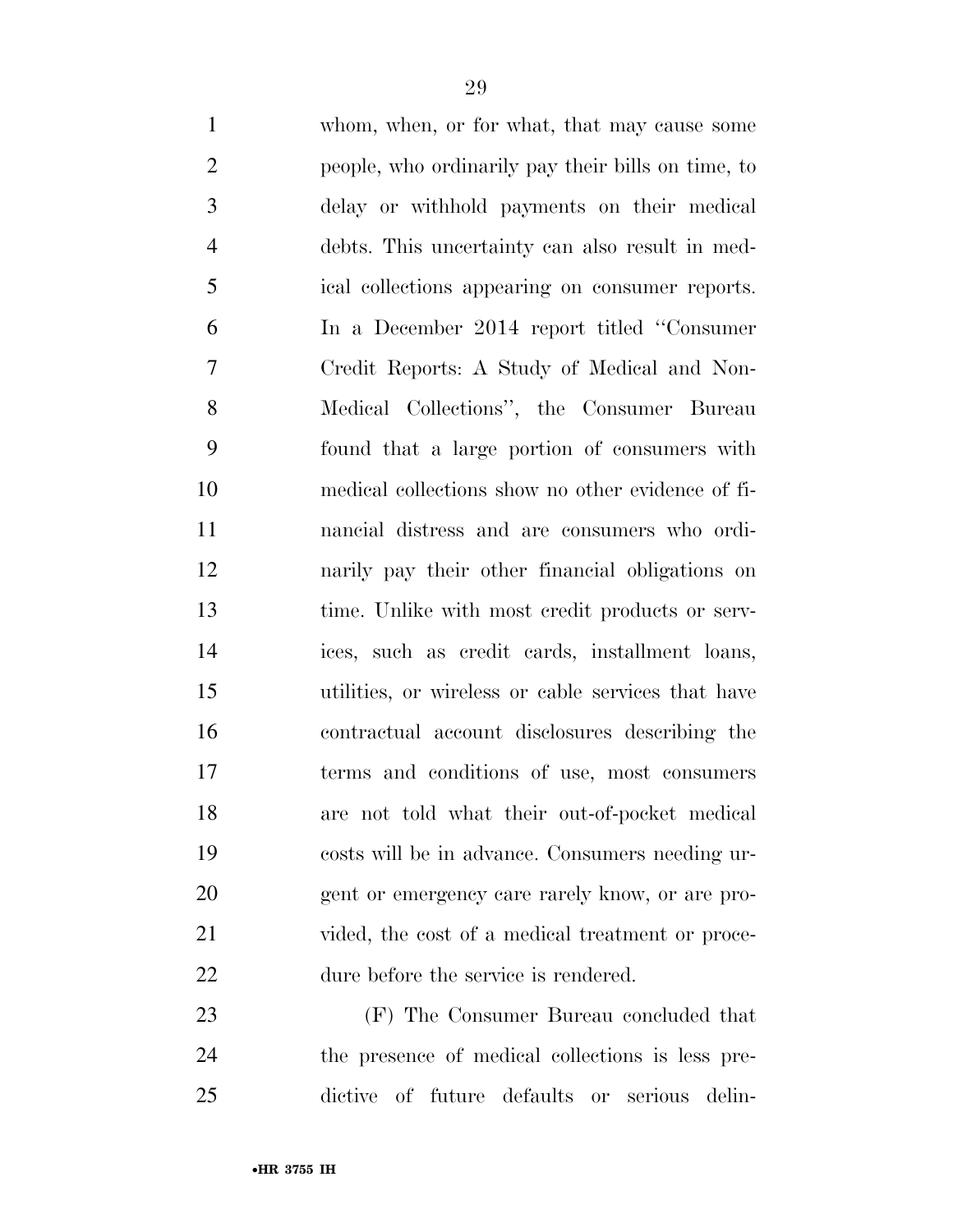whom, when, or for what, that may cause some people, who ordinarily pay their bills on time, to delay or withhold payments on their medical debts. This uncertainty can also result in medical collections appearing on consumer reports. In a December 2014 report titled "Consumer Credit Reports: A Study of Medical and Non-Medical Collections", the Consumer Bureau found that a large portion of consumers with medical collections show no other evidence of financial distress and are consumers who ordinarily pay their other financial obligations on time. Unlike with most credit products or services, such as credit cards, installment loans, utilities, or wireless or cable services that have contractual account disclosures describing the terms and conditions of use, most consumers are not told what their out-of-pocket medical costs will be in advance. Consumers needing urgent or emergency care rarely know, or are provided, the cost of a medical treatment or procedure before the service is rendered.

(F) The Consumer Bureau concluded that the presence of medical collections is less predictive of future defaults or serious delin-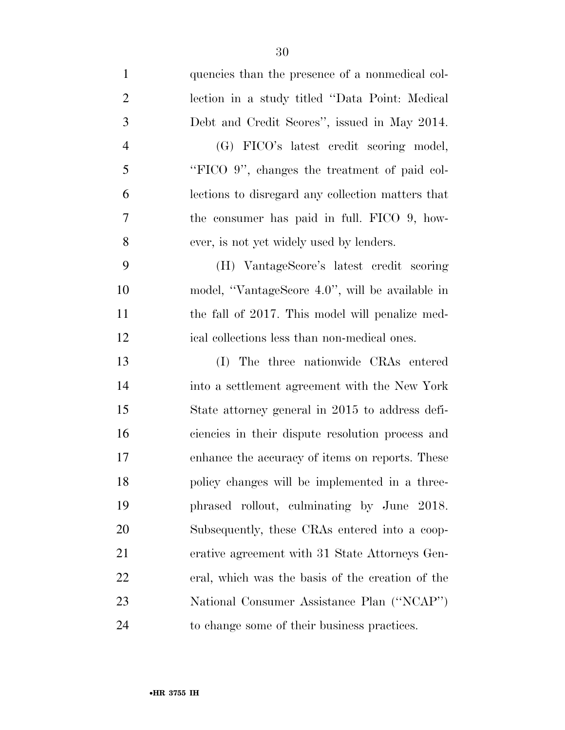quencies than the presence of a nonmedical collection in a study titled ''Data Point: Medical Debt and Credit Scores'', issued in May 2014.

(G) FICO's latest credit scoring model, ''FICO 9'', changes the treatment of paid collections to disregard any collection matters that the consumer has paid in full. FICO 9, however, is not yet widely used by lenders.

(H) VantageScore's latest credit scoring model, ''VantageScore 4.0'', will be available in the fall of 2017. This model will penalize medical collections less than non-medical ones.

(I) The three nationwide CRAs entered into a settlement agreement with the New York State attorney general in 2015 to address deficiencies in their dispute resolution process and enhance the accuracy of items on reports. These policy changes will be implemented in a three-phrased rollout, culminating by June 2018. Subsequently, these CRAs entered into a cooperative agreement with 31 State Attorneys General, which was the basis of the creation of the National Consumer Assistance Plan (''NCAP'') to change some of their business practices.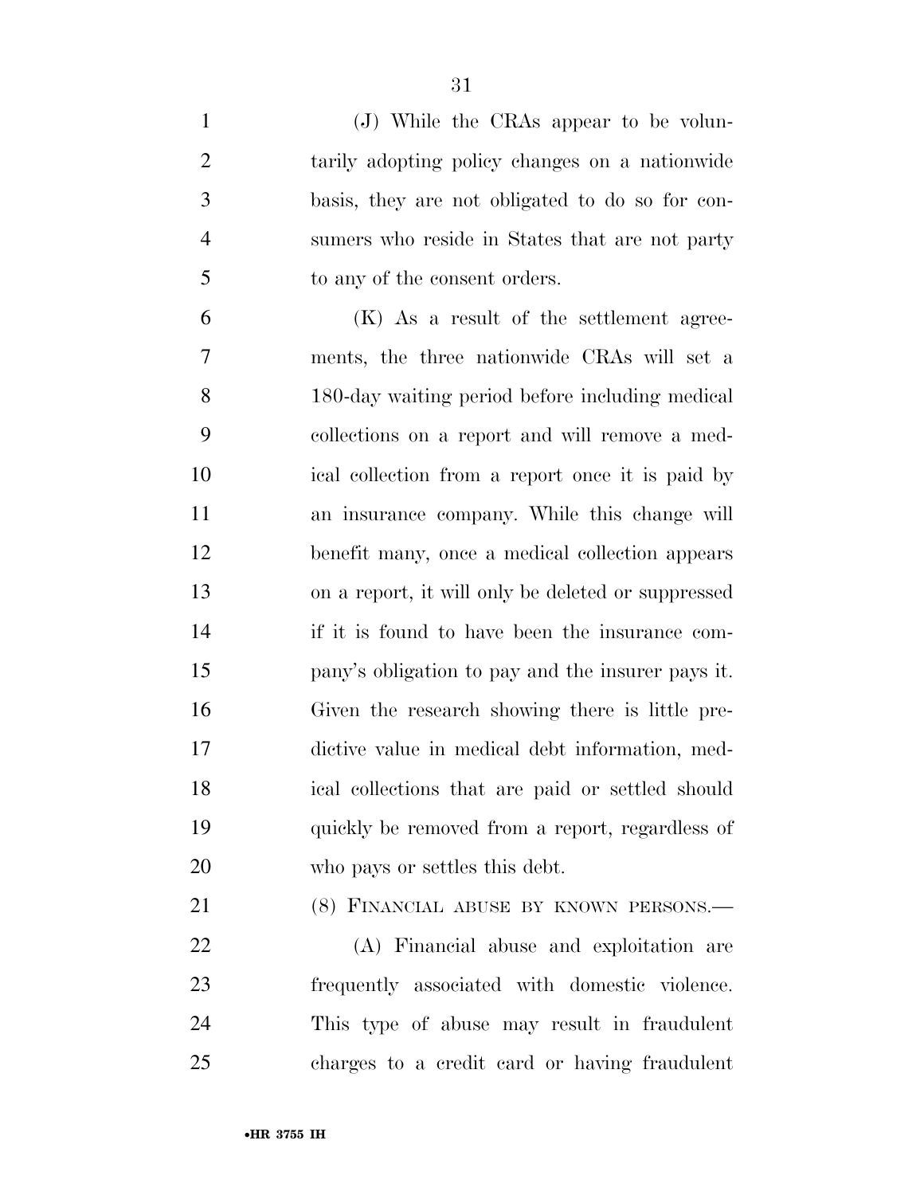(J) While the CRAs appear to be voluntarily adopting policy changes on a nationwide basis, they are not obligated to do so for consumers who reside in States that are not party to any of the consent orders.

(K) As a result of the settlement agreements, the three nationwide CRAs will set a 180-day waiting period before including medical collections on a report and will remove a medical collection from a report once it is paid by an insurance company. While this change will benefit many, once a medical collection appears on a report, it will only be deleted or suppressed if it is found to have been the insurance company's obligation to pay and the insurer pays it. Given the research showing there is little predictive value in medical debt information, medical collections that are paid or settled should quickly be removed from a report, regardless of who pays or settles this debt.

(8) FINANCIAL ABUSE BY KNOWN PERSONS.—

(A) Financial abuse and exploitation are frequently associated with domestic violence. This type of abuse may result in fraudulent charges to a credit card or having fraudulent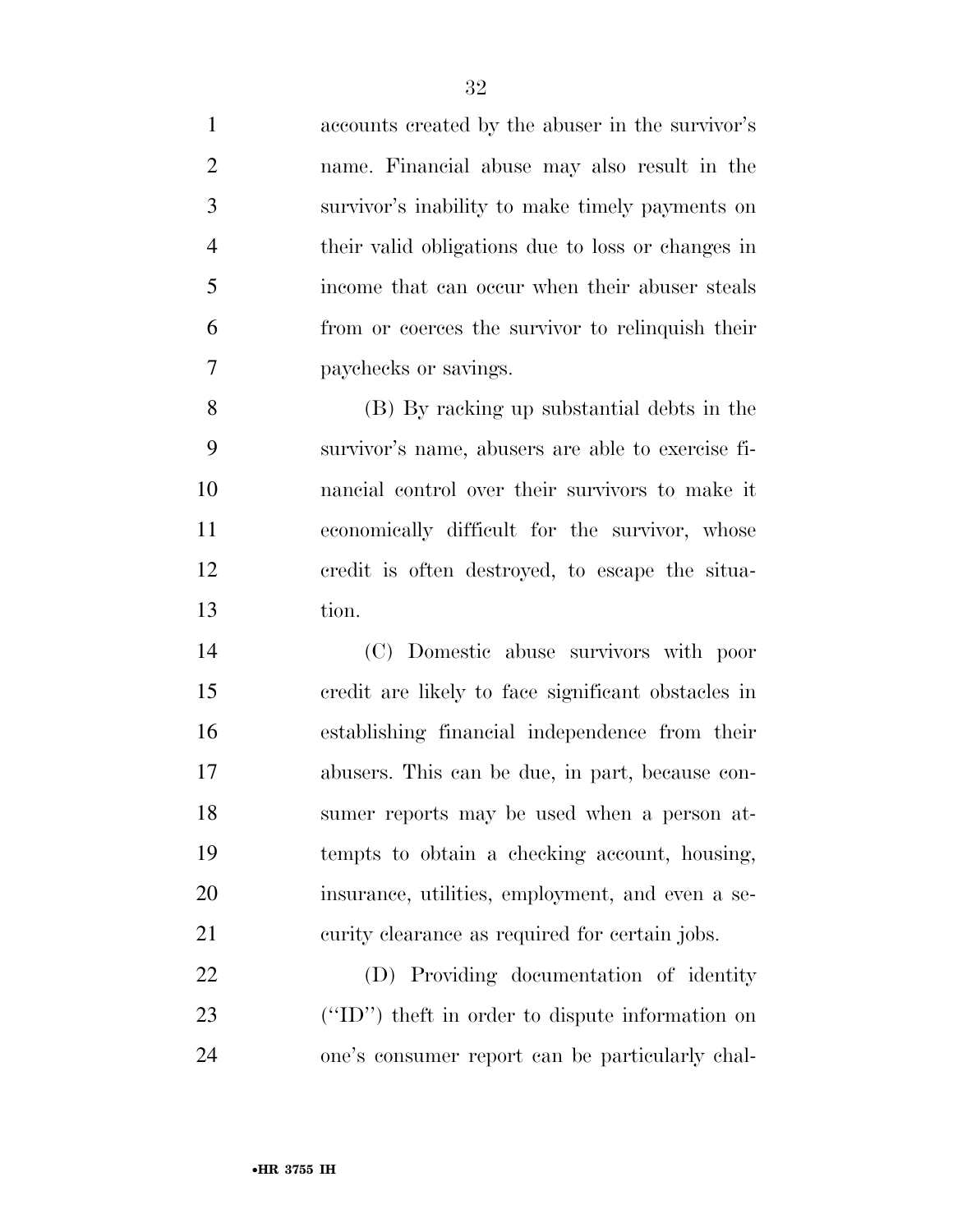accounts created by the abuser in the survivor's name. Financial abuse may also result in the survivor's inability to make timely payments on their valid obligations due to loss or changes in income that can occur when their abuser steals from or coerces the survivor to relinquish their paychecks or savings.

(B) By racking up substantial debts in the survivor's name, abusers are able to exercise financial control over their survivors to make it economically difficult for the survivor, whose credit is often destroyed, to escape the situation.

(C) Domestic abuse survivors with poor credit are likely to face significant obstacles in establishing financial independence from their abusers. This can be due, in part, because consumer reports may be used when a person attempts to obtain a checking account, housing, insurance, utilities, employment, and even a security clearance as required for certain jobs.

(D) Providing documentation of identity ("ID") theft in order to dispute information on one's consumer report can be particularly chal-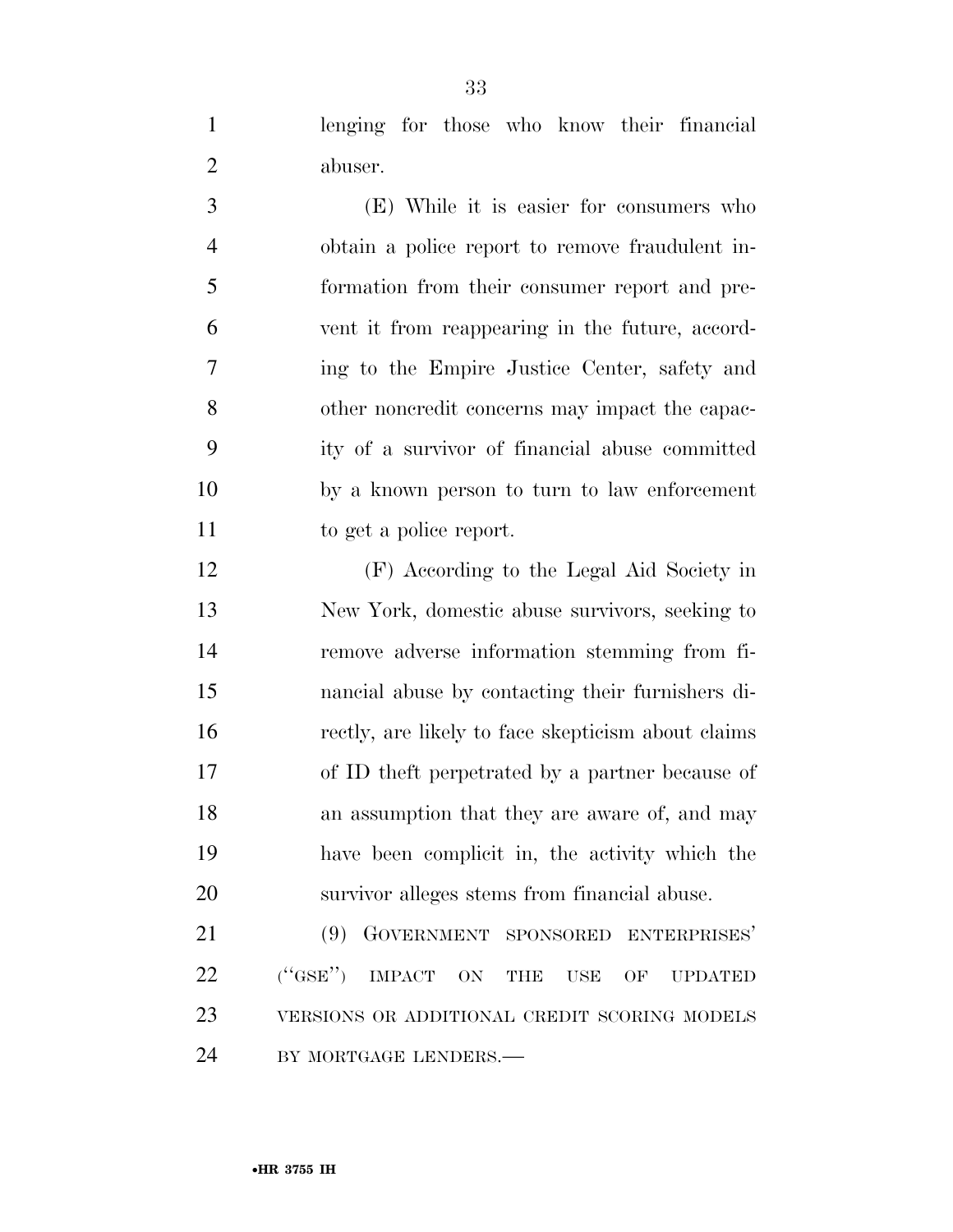lenging for those who know their financial abuser.

(E) While it is easier for consumers who obtain a police report to remove fraudulent information from their consumer report and prevent it from reappearing in the future, according to the Empire Justice Center, safety and other noncredit concerns may impact the capacity of a survivor of financial abuse committed by a known person to turn to law enforcement to get a police report.

(F) According to the Legal Aid Society in New York, domestic abuse survivors, seeking to remove adverse information stemming from financial abuse by contacting their furnishers directly, are likely to face skepticism about claims of ID theft perpetrated by a partner because of an assumption that they are aware of, and may have been complicit in, the activity which the survivor alleges stems from financial abuse.

(9) GOVERNMENT SPONSORED ENTERPRISES' (''GSE'') IMPACT ON THE USE OF UPDATED VERSIONS OR ADDITIONAL CREDIT SCORING MODELS BY MORTGAGE LENDERS.—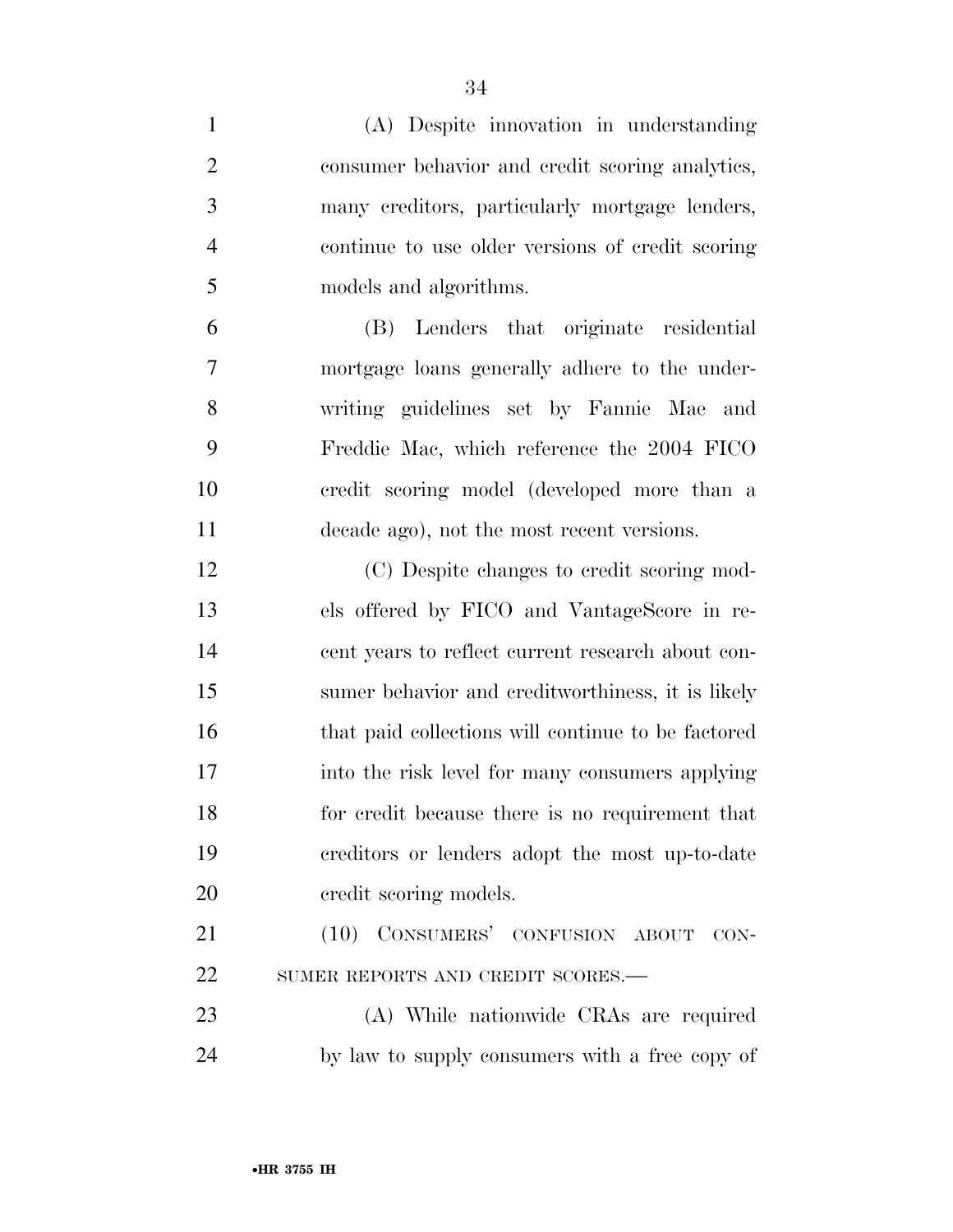(A) Despite innovation in understanding consumer behavior and credit scoring analytics, many creditors, particularly mortgage lenders, continue to use older versions of credit scoring models and algorithms.

(B) Lenders that originate residential mortgage loans generally adhere to the underwriting guidelines set by Fannie Mae and Freddie Mac, which reference the 2004 FICO credit scoring model (developed more than a decade ago), not the most recent versions.

(C) Despite changes to credit scoring models offered by FICO and VantageScore in recent years to reflect current research about consumer behavior and creditworthiness, it is likely that paid collections will continue to be factored into the risk level for many consumers applying for credit because there is no requirement that creditors or lenders adopt the most up-to-date credit scoring models.

(10) CONSUMERS' CONFUSION ABOUT CONSUMER REPORTS AND CREDIT SCORES.—

(A) While nationwide CRAs are required by law to supply consumers with a free copy of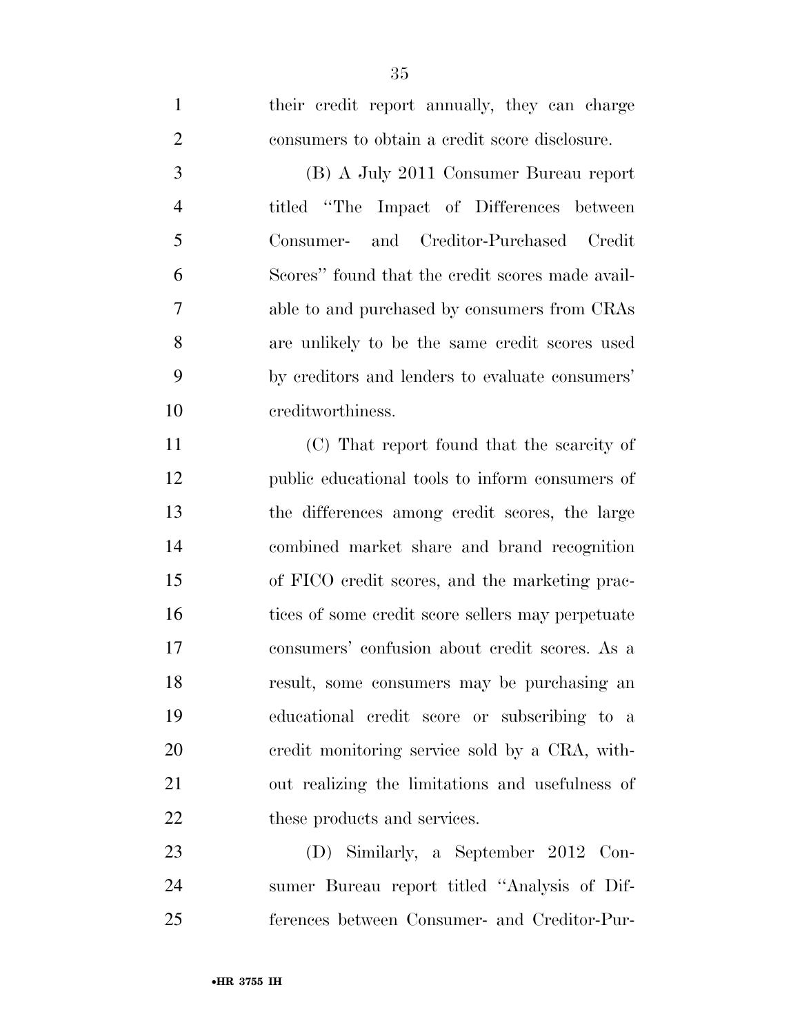their credit report annually, they can charge consumers to obtain a credit score disclosure.

(B) A July 2011 Consumer Bureau report titled "The Impact of Differences between Consumer- and Creditor-Purchased Credit Scores" found that the credit scores made available to and purchased by consumers from CRAs are unlikely to be the same credit scores used by creditors and lenders to evaluate consumers' creditworthiness.

(C) That report found that the scarcity of public educational tools to inform consumers of the differences among credit scores, the large combined market share and brand recognition of FICO credit scores, and the marketing practices of some credit score sellers may perpetuate consumers' confusion about credit scores. As a result, some consumers may be purchasing an educational credit score or subscribing to a credit monitoring service sold by a CRA, without realizing the limitations and usefulness of these products and services.

(D) Similarly, a September 2012 Consumer Bureau report titled "Analysis of Differences between Consumer- and Creditor-Pur-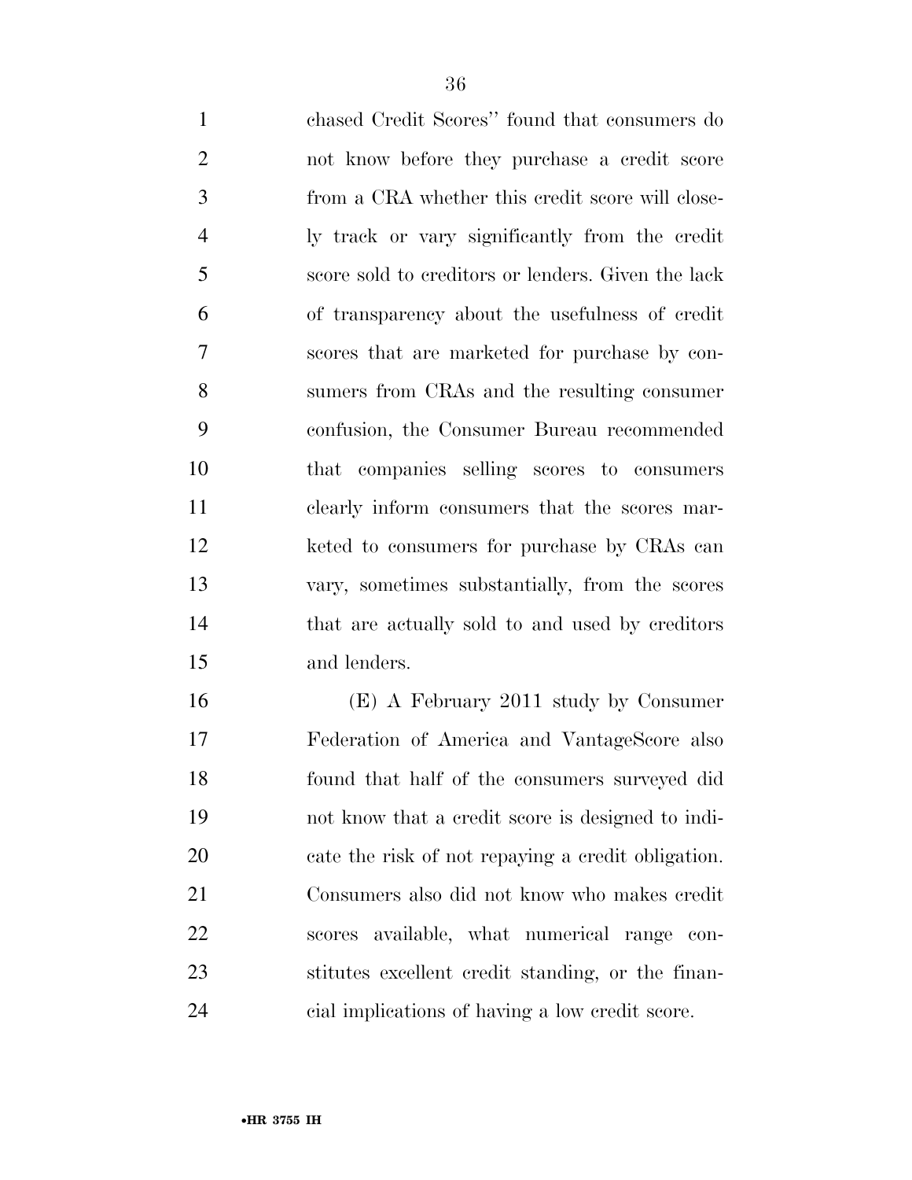chased Credit Scores'' found that consumers do not know before they purchase a credit score from a CRA whether this credit score will closely track or vary significantly from the credit score sold to creditors or lenders. Given the lack of transparency about the usefulness of credit scores that are marketed for purchase by consumers from CRAs and the resulting consumer confusion, the Consumer Bureau recommended that companies selling scores to consumers clearly inform consumers that the scores marketed to consumers for purchase by CRAs can vary, sometimes substantially, from the scores that are actually sold to and used by creditors and lenders.

(E) A February 2011 study by Consumer Federation of America and VantageScore also found that half of the consumers surveyed did not know that a credit score is designed to indicate the risk of not repaying a credit obligation. Consumers also did not know who makes credit scores available, what numerical range constitutes excellent credit standing, or the financial implications of having a low credit score.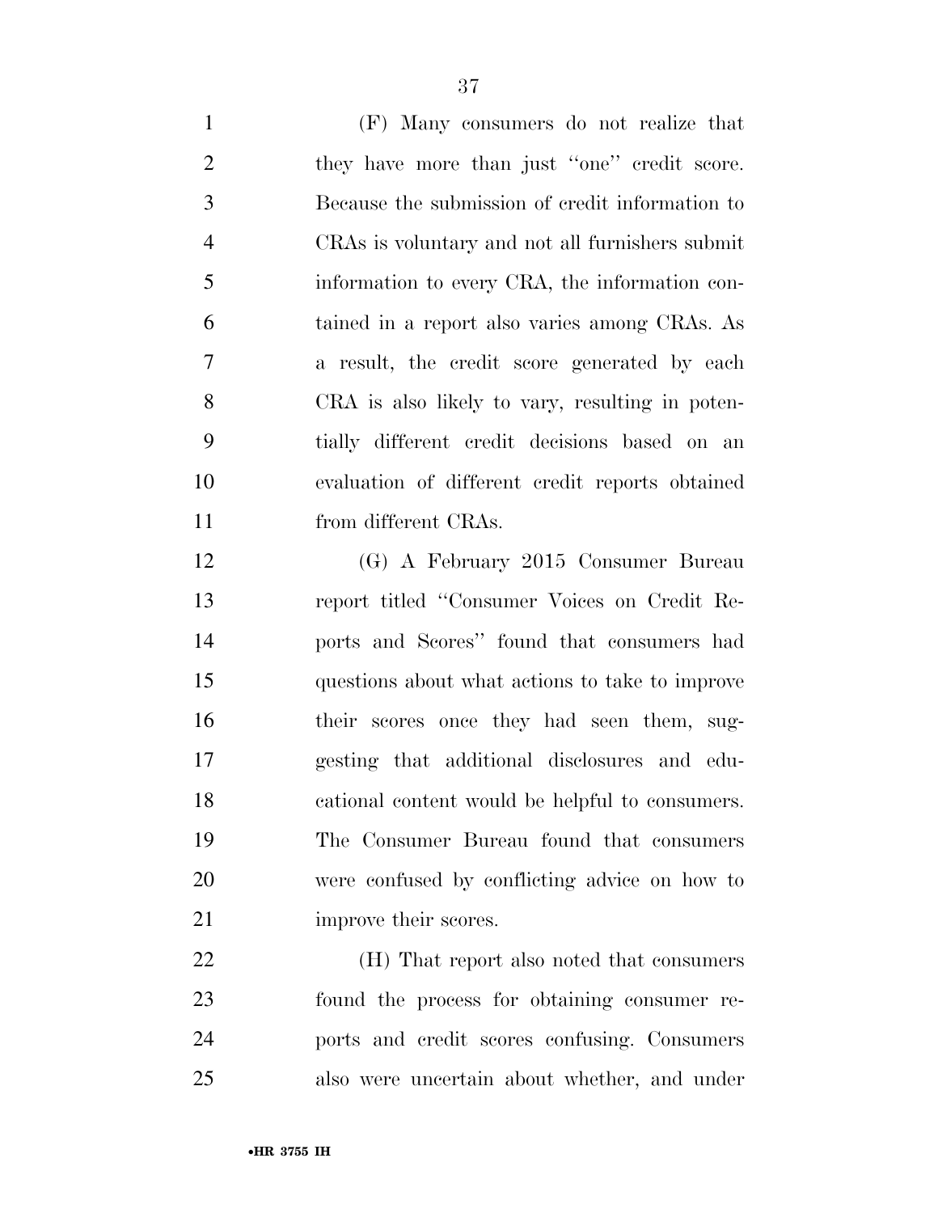(F) Many consumers do not realize that they have more than just "one" credit score. Because the submission of credit information to CRAs is voluntary and not all furnishers submit information to every CRA, the information contained in a report also varies among CRAs. As a result, the credit score generated by each CRA is also likely to vary, resulting in potentially different credit decisions based on an evaluation of different credit reports obtained from different CRAs.

(G) A February 2015 Consumer Bureau report titled "Consumer Voices on Credit Reports and Scores" found that consumers had questions about what actions to take to improve their scores once they had seen them, suggesting that additional disclosures and educational content would be helpful to consumers. The Consumer Bureau found that consumers were confused by conflicting advice on how to improve their scores.

(H) That report also noted that consumers found the process for obtaining consumer reports and credit scores confusing. Consumers also were uncertain about whether, and under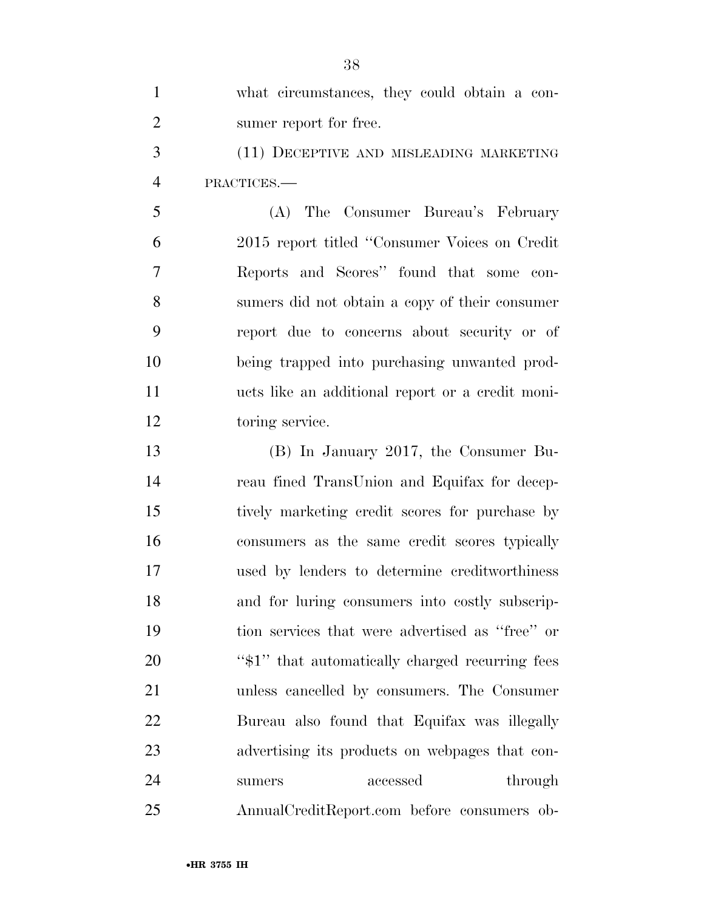what circumstances, they could obtain a consumer report for free.

(11) DECEPTIVE AND MISLEADING MARKETING PRACTICES.—

(A) The Consumer Bureau's February 2015 report titled "Consumer Voices on Credit Reports and Scores" found that some consumers did not obtain a copy of their consumer report due to concerns about security or of being trapped into purchasing unwanted products like an additional report or a credit monitoring service.

(B) In January 2017, the Consumer Bureau fined TransUnion and Equifax for deceptively marketing credit scores for purchase by consumers as the same credit scores typically used by lenders to determine creditworthiness and for luring consumers into costly subscription services that were advertised as "free" or "$1" that automatically charged recurring fees unless cancelled by consumers. The Consumer Bureau also found that Equifax was illegally advertising its products on webpages that consumers accessed through AnnualCreditReport.com before consumers ob-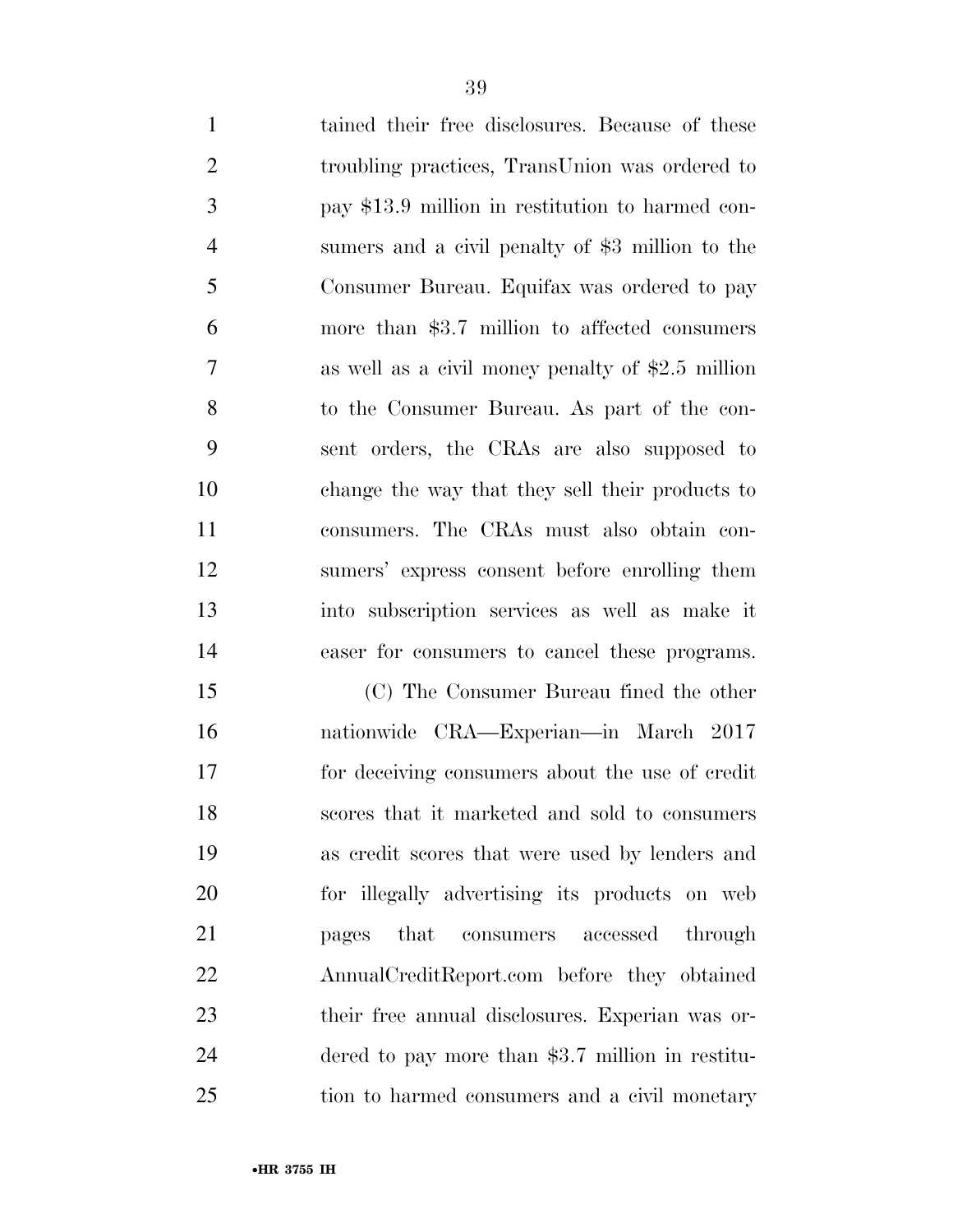tained their free disclosures. Because of these troubling practices, TransUnion was ordered to pay $13.9 million in restitution to harmed consumers and a civil penalty of $3 million to the Consumer Bureau. Equifax was ordered to pay more than $3.7 million to affected consumers as well as a civil money penalty of $2.5 million to the Consumer Bureau. As part of the consent orders, the CRAs are also supposed to change the way that they sell their products to consumers. The CRAs must also obtain consumers' express consent before enrolling them into subscription services as well as make it easer for consumers to cancel these programs.

(C) The Consumer Bureau fined the other nationwide CRA—Experian—in March 2017 for deceiving consumers about the use of credit scores that it marketed and sold to consumers as credit scores that were used by lenders and for illegally advertising its products on web pages that consumers accessed through AnnualCreditReport.com before they obtained their free annual disclosures. Experian was ordered to pay more than $3.7 million in restitution to harmed consumers and a civil monetary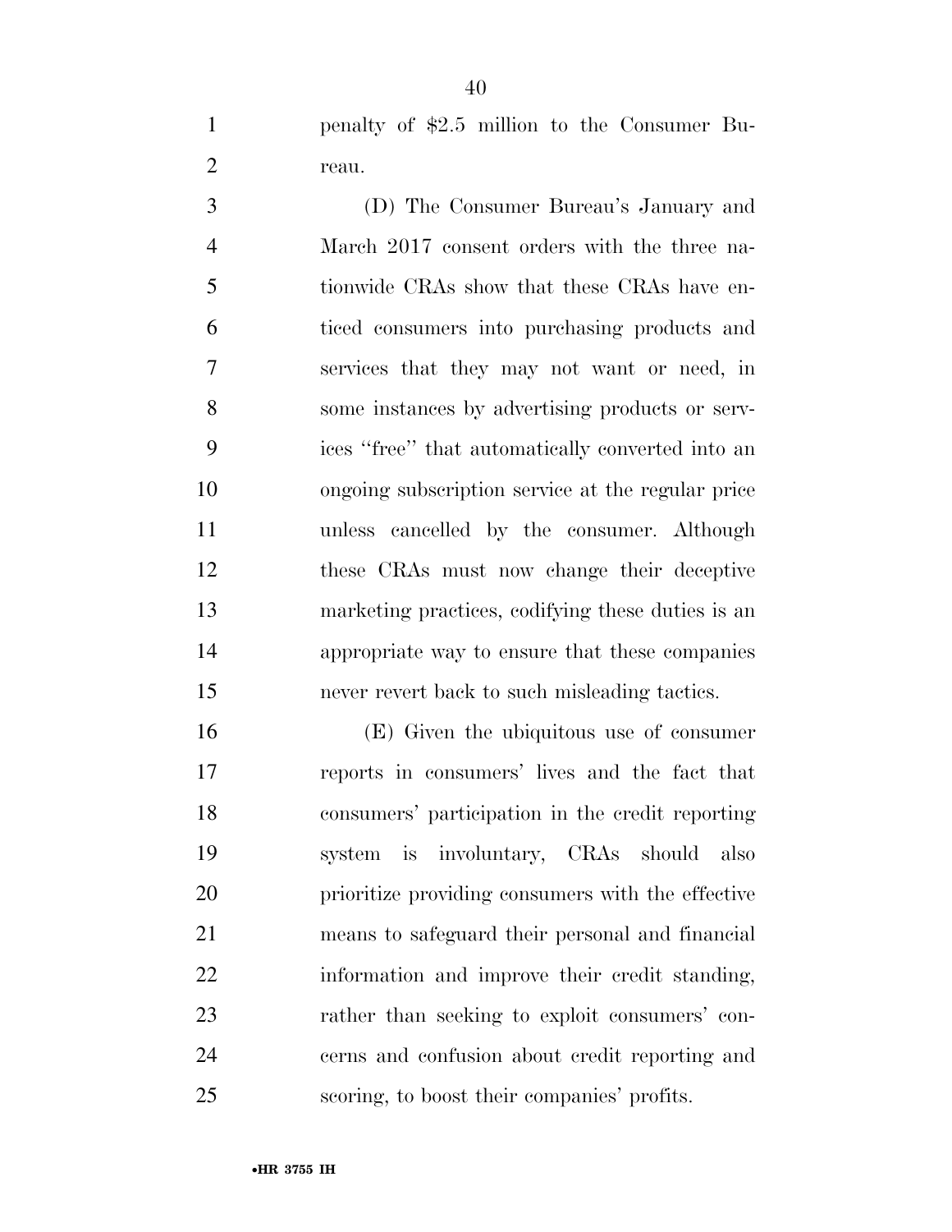penalty of $2.5 million to the Consumer Bureau.

(D) The Consumer Bureau's January and March 2017 consent orders with the three nationwide CRAs show that these CRAs have enticed consumers into purchasing products and services that they may not want or need, in some instances by advertising products or services "free" that automatically converted into an ongoing subscription service at the regular price unless cancelled by the consumer. Although these CRAs must now change their deceptive marketing practices, codifying these duties is an appropriate way to ensure that these companies never revert back to such misleading tactics.

(E) Given the ubiquitous use of consumer reports in consumers' lives and the fact that consumers' participation in the credit reporting system is involuntary, CRAs should also prioritize providing consumers with the effective means to safeguard their personal and financial information and improve their credit standing, rather than seeking to exploit consumers' concerns and confusion about credit reporting and scoring, to boost their companies' profits.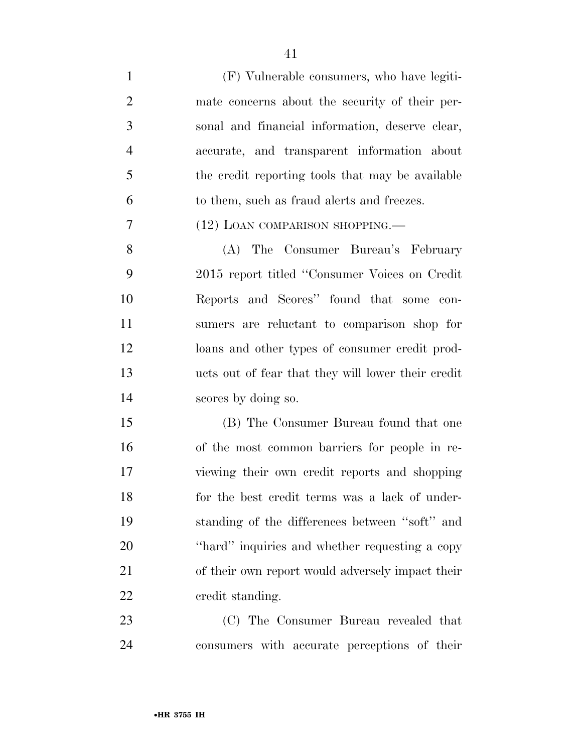(F) Vulnerable consumers, who have legitimate concerns about the security of their personal and financial information, deserve clear, accurate, and transparent information about the credit reporting tools that may be available to them, such as fraud alerts and freezes.

(12) LOAN COMPARISON SHOPPING.—

(A) The Consumer Bureau's February 2015 report titled "Consumer Voices on Credit Reports and Scores" found that some consumers are reluctant to comparison shop for loans and other types of consumer credit products out of fear that they will lower their credit scores by doing so.

(B) The Consumer Bureau found that one of the most common barriers for people in reviewing their own credit reports and shopping for the best credit terms was a lack of understanding of the differences between "soft" and "hard" inquiries and whether requesting a copy of their own report would adversely impact their credit standing.

(C) The Consumer Bureau revealed that consumers with accurate perceptions of their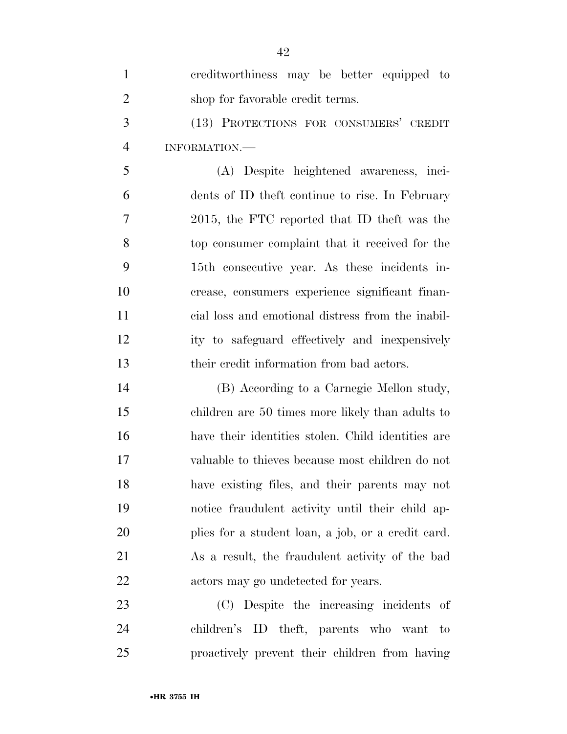creditworthiness may be better equipped to shop for favorable credit terms.

(13) PROTECTIONS FOR CONSUMERS' CREDIT INFORMATION.—

(A) Despite heightened awareness, incidents of ID theft continue to rise. In February 2015, the FTC reported that ID theft was the top consumer complaint that it received for the 15th consecutive year. As these incidents increase, consumers experience significant financial loss and emotional distress from the inability to safeguard effectively and inexpensively their credit information from bad actors.

(B) According to a Carnegie Mellon study, children are 50 times more likely than adults to have their identities stolen. Child identities are valuable to thieves because most children do not have existing files, and their parents may not notice fraudulent activity until their child applies for a student loan, a job, or a credit card. As a result, the fraudulent activity of the bad actors may go undetected for years.

(C) Despite the increasing incidents of children's ID theft, parents who want to proactively prevent their children from having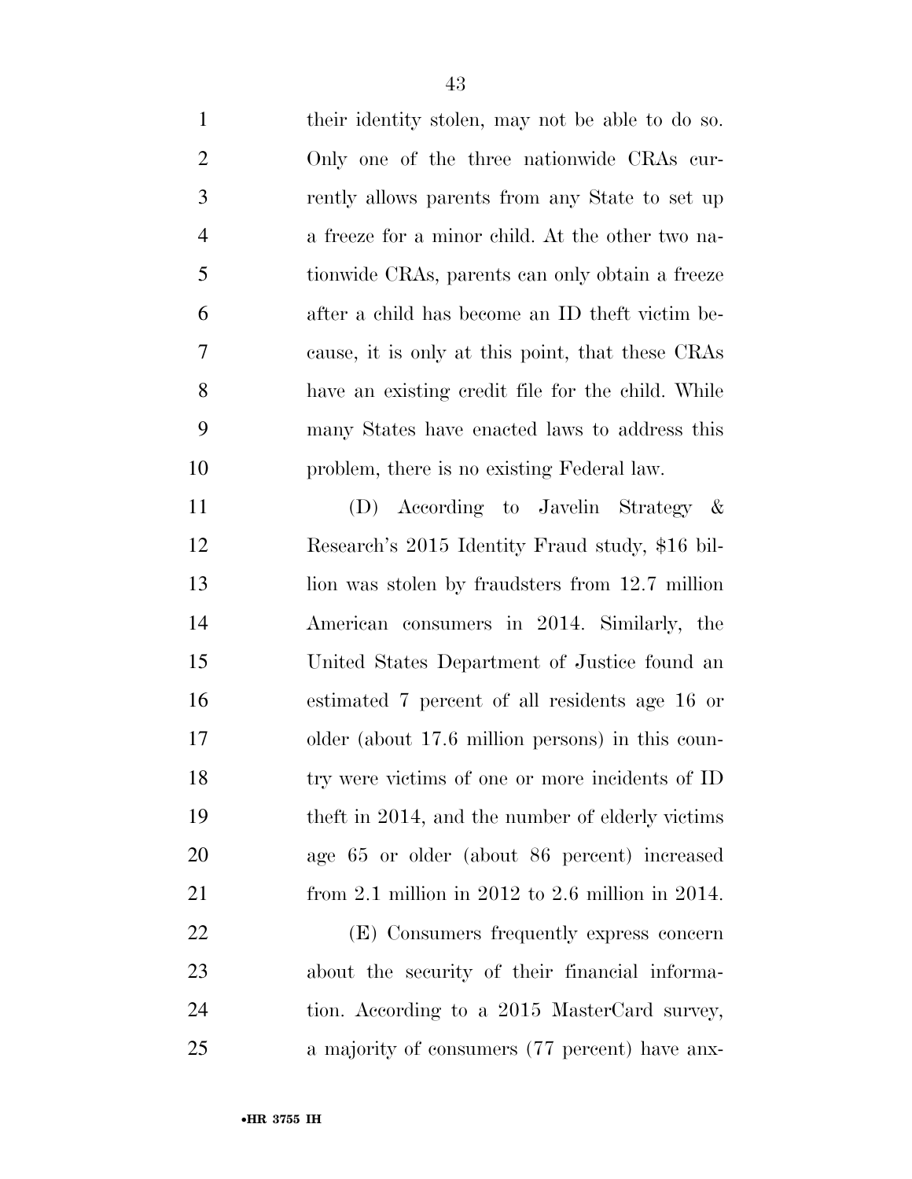their identity stolen, may not be able to do so. Only one of the three nationwide CRAs currently allows parents from any State to set up a freeze for a minor child. At the other two nationwide CRAs, parents can only obtain a freeze after a child has become an ID theft victim because, it is only at this point, that these CRAs have an existing credit file for the child. While many States have enacted laws to address this problem, there is no existing Federal law.

(D) According to Javelin Strategy & Research's 2015 Identity Fraud study, $16 billion was stolen by fraudsters from 12.7 million American consumers in 2014. Similarly, the United States Department of Justice found an estimated 7 percent of all residents age 16 or older (about 17.6 million persons) in this country were victims of one or more incidents of ID theft in 2014, and the number of elderly victims age 65 or older (about 86 percent) increased from 2.1 million in 2012 to 2.6 million in 2014.

(E) Consumers frequently express concern about the security of their financial information. According to a 2015 MasterCard survey, a majority of consumers (77 percent) have anx-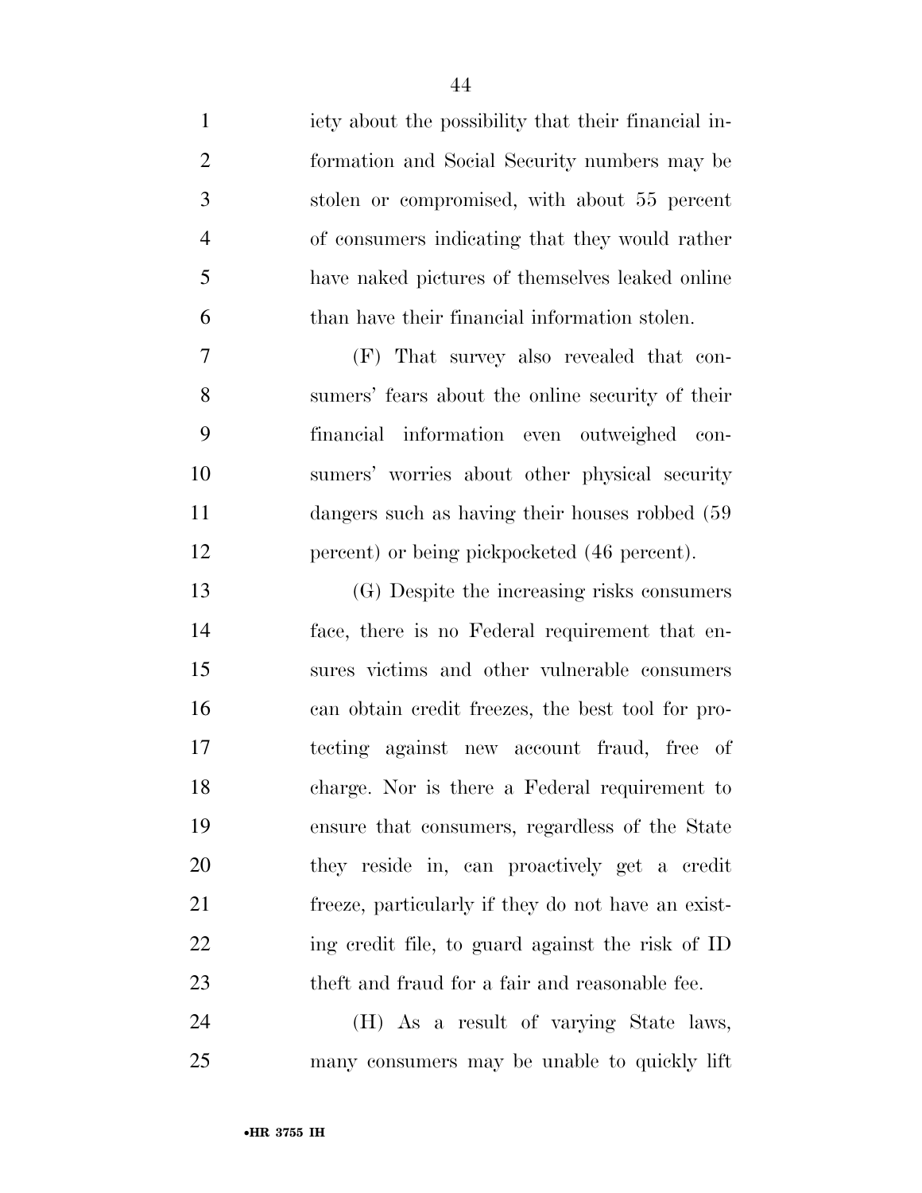iety about the possibility that their financial information and Social Security numbers may be stolen or compromised, with about 55 percent of consumers indicating that they would rather have naked pictures of themselves leaked online than have their financial information stolen.

(F) That survey also revealed that consumers' fears about the online security of their financial information even outweighed consumers' worries about other physical security dangers such as having their houses robbed (59 percent) or being pickpocketed (46 percent).

(G) Despite the increasing risks consumers face, there is no Federal requirement that ensures victims and other vulnerable consumers can obtain credit freezes, the best tool for protecting against new account fraud, free of charge. Nor is there a Federal requirement to ensure that consumers, regardless of the State they reside in, can proactively get a credit freeze, particularly if they do not have an existing credit file, to guard against the risk of ID theft and fraud for a fair and reasonable fee.

(H) As a result of varying State laws, many consumers may be unable to quickly lift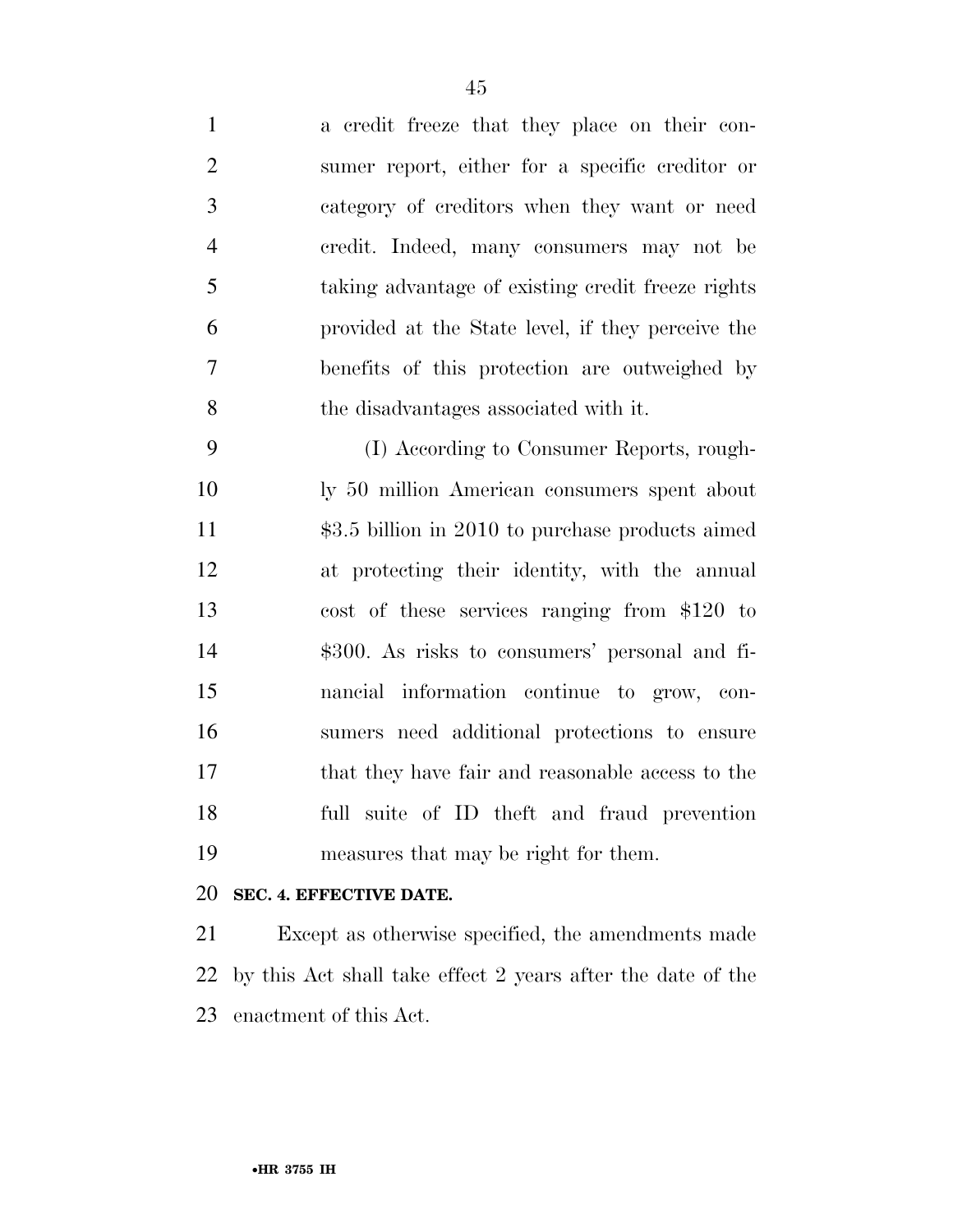a credit freeze that they place on their consumer report, either for a specific creditor or category of creditors when they want or need credit. Indeed, many consumers may not be taking advantage of existing credit freeze rights provided at the State level, if they perceive the benefits of this protection are outweighed by the disadvantages associated with it.

(I) According to Consumer Reports, roughly 50 million American consumers spent about $3.5 billion in 2010 to purchase products aimed at protecting their identity, with the annual cost of these services ranging from $120 to $300. As risks to consumers' personal and financial information continue to grow, consumers need additional protections to ensure that they have fair and reasonable access to the full suite of ID theft and fraud prevention measures that may be right for them.

**SEC. 4. EFFECTIVE DATE.**

Except as otherwise specified, the amendments made by this Act shall take effect 2 years after the date of the enactment of this Act.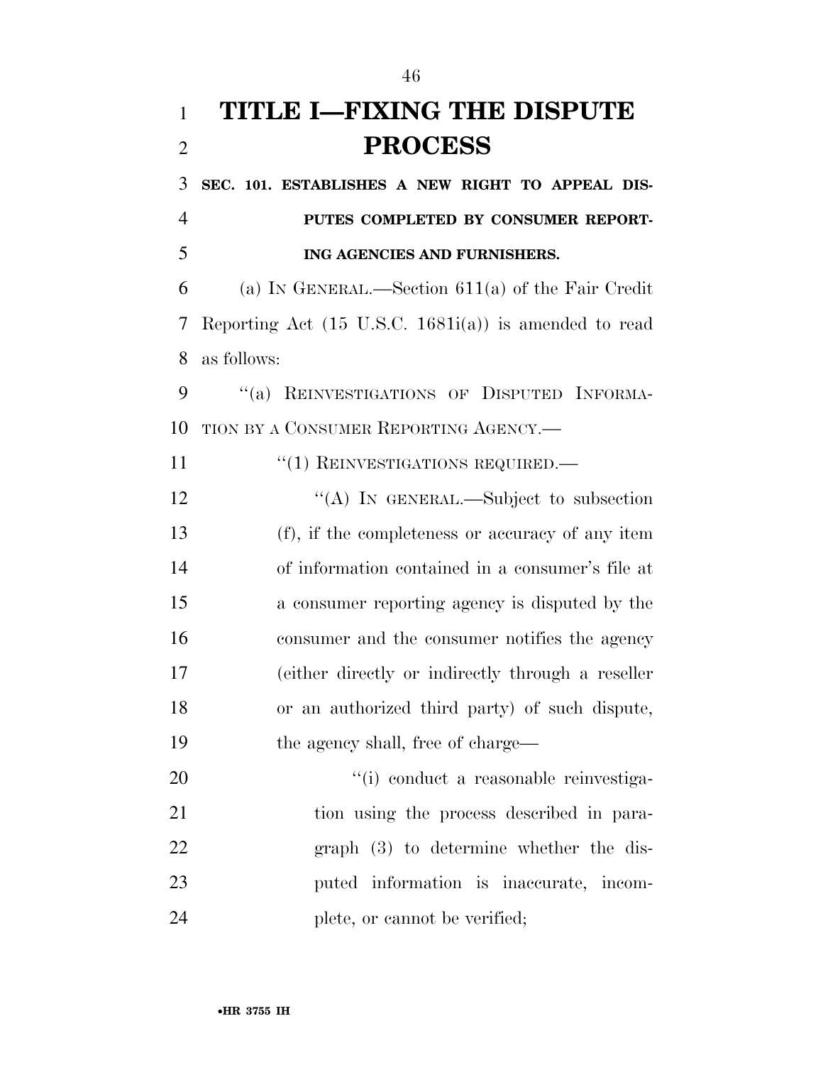# TITLE I—FIXING THE DISPUTE PROCESS

**SEC. 101. ESTABLISHES A NEW RIGHT TO APPEAL DISPUTES COMPLETED BY CONSUMER REPORTING AGENCIES AND FURNISHERS.**

(a) IN GENERAL.—Section 611(a) of the Fair Credit Reporting Act (15 U.S.C. 1681i(a)) is amended to read as follows:

"(a) REINVESTIGATIONS OF DISPUTED INFORMATION BY A CONSUMER REPORTING AGENCY.—

"(1) REINVESTIGATIONS REQUIRED.—

"(A) IN GENERAL.—Subject to subsection (f), if the completeness or accuracy of any item of information contained in a consumer's file at a consumer reporting agency is disputed by the consumer and the consumer notifies the agency (either directly or indirectly through a reseller or an authorized third party) of such dispute, the agency shall, free of charge—

"(i) conduct a reasonable reinvestigation using the process described in paragraph (3) to determine whether the disputed information is inaccurate, incomplete, or cannot be verified;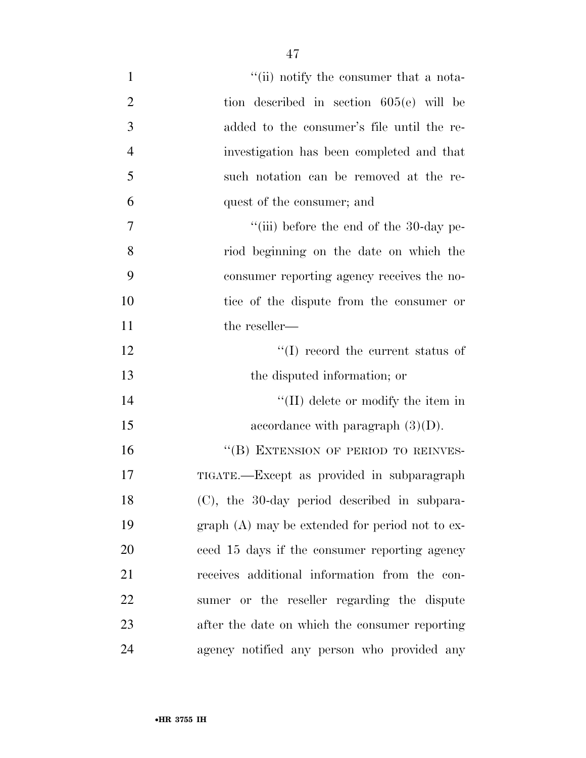''(ii) notify the consumer that a notation described in section 605(e) will be added to the consumer's file until the reinvestigation has been completed and that such notation can be removed at the request of the consumer; and

''(iii) before the end of the 30-day period beginning on the date on which the consumer reporting agency receives the notice of the dispute from the consumer or the reseller—

''(I) record the current status of the disputed information; or

''(II) delete or modify the item in accordance with paragraph (3)(D).

''(B) EXTENSION OF PERIOD TO REINVESTIGATE.—Except as provided in subparagraph (C), the 30-day period described in subparagraph (A) may be extended for period not to exceed 15 days if the consumer reporting agency receives additional information from the consumer or the reseller regarding the dispute after the date on which the consumer reporting agency notified any person who provided any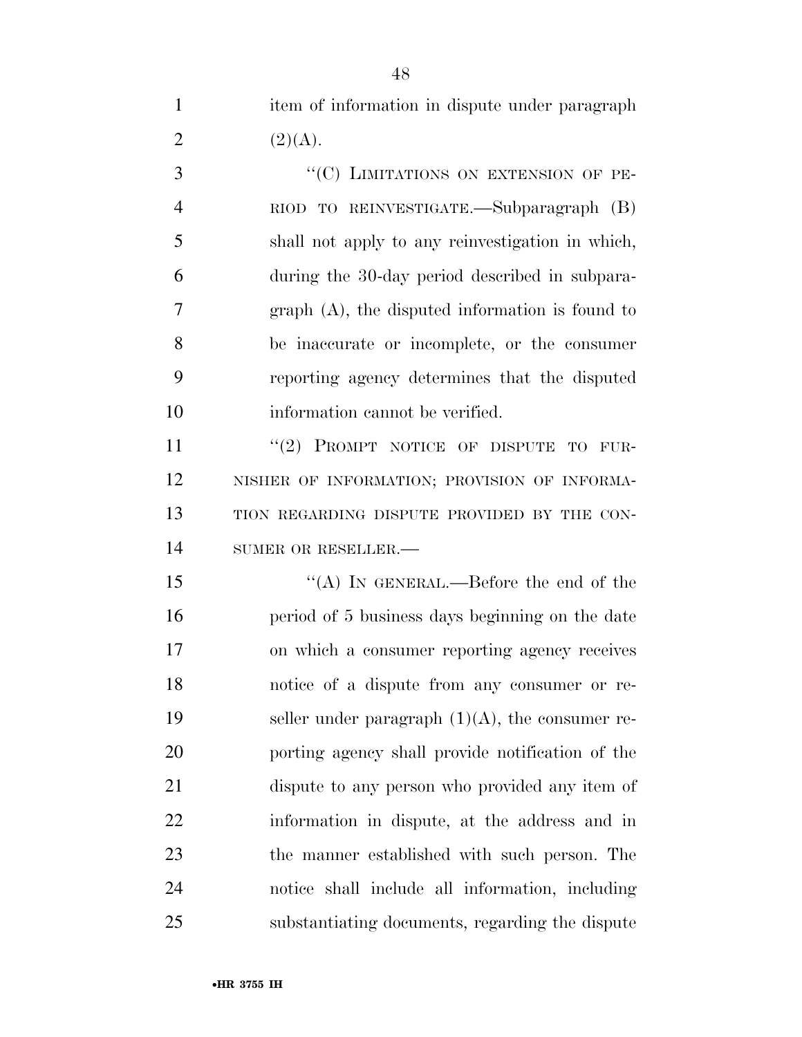item of information in dispute under paragraph (2)(A).

"(C) LIMITATIONS ON EXTENSION OF PERIOD TO REINVESTIGATE.—Subparagraph (B) shall not apply to any reinvestigation in which, during the 30-day period described in subparagraph (A), the disputed information is found to be inaccurate or incomplete, or the consumer reporting agency determines that the disputed information cannot be verified.

"(2) PROMPT NOTICE OF DISPUTE TO FURNISHER OF INFORMATION; PROVISION OF INFORMATION REGARDING DISPUTE PROVIDED BY THE CONSUMER OR RESELLER.—

"(A) IN GENERAL.—Before the end of the period of 5 business days beginning on the date on which a consumer reporting agency receives notice of a dispute from any consumer or reseller under paragraph (1)(A), the consumer reporting agency shall provide notification of the dispute to any person who provided any item of information in dispute, at the address and in the manner established with such person. The notice shall include all information, including substantiating documents, regarding the dispute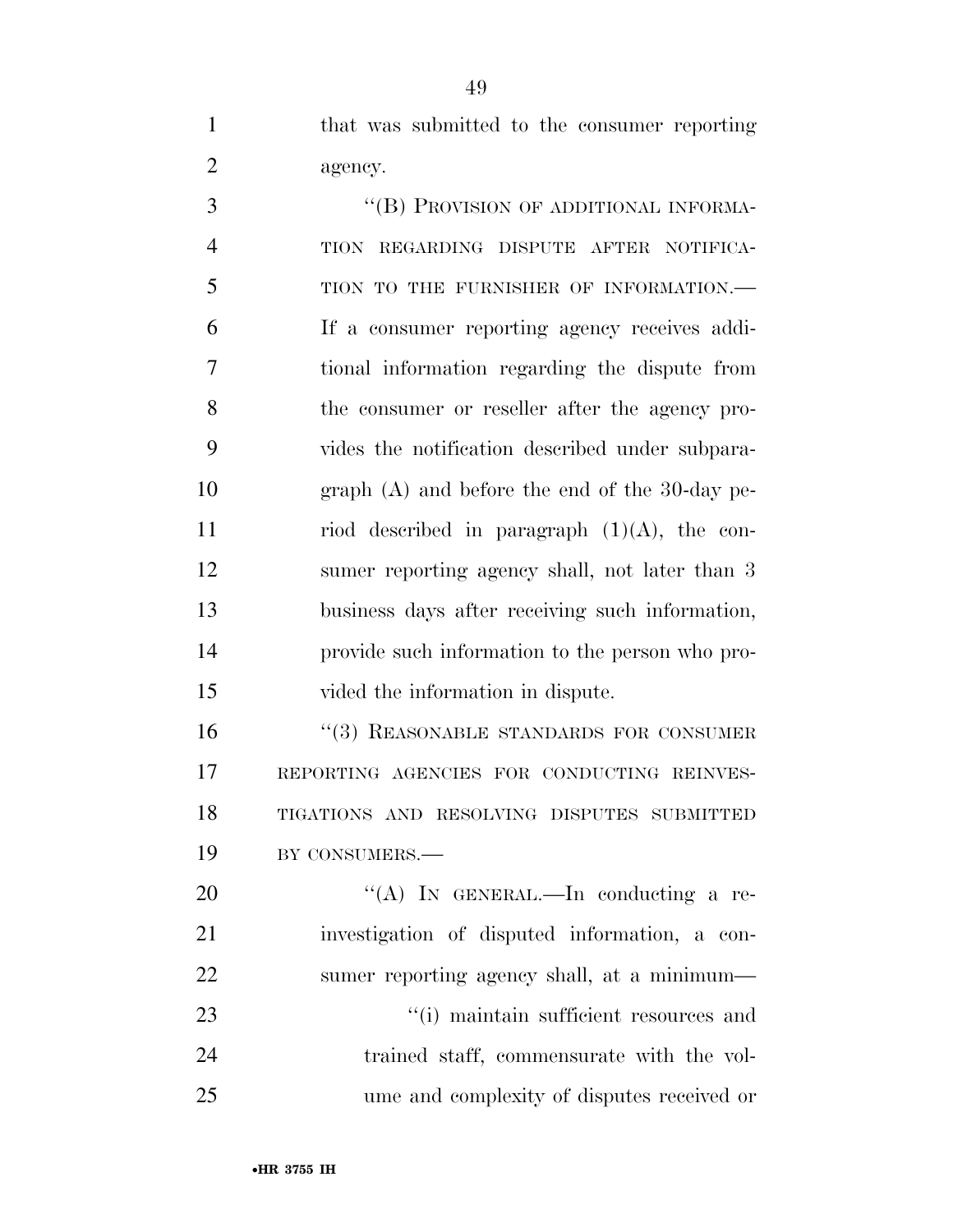that was submitted to the consumer reporting agency.

"(B) PROVISION OF ADDITIONAL INFORMATION REGARDING DISPUTE AFTER NOTIFICATION TO THE FURNISHER OF INFORMATION.—If a consumer reporting agency receives additional information regarding the dispute from the consumer or reseller after the agency provides the notification described under subparagraph (A) and before the end of the 30-day period described in paragraph (1)(A), the consumer reporting agency shall, not later than 3 business days after receiving such information, provide such information to the person who provided the information in dispute.

"(3) REASONABLE STANDARDS FOR CONSUMER REPORTING AGENCIES FOR CONDUCTING REINVESTIGATIONS AND RESOLVING DISPUTES SUBMITTED BY CONSUMERS.—

"(A) IN GENERAL.—In conducting a reinvestigation of disputed information, a consumer reporting agency shall, at a minimum—

"(i) maintain sufficient resources and trained staff, commensurate with the volume and complexity of disputes received or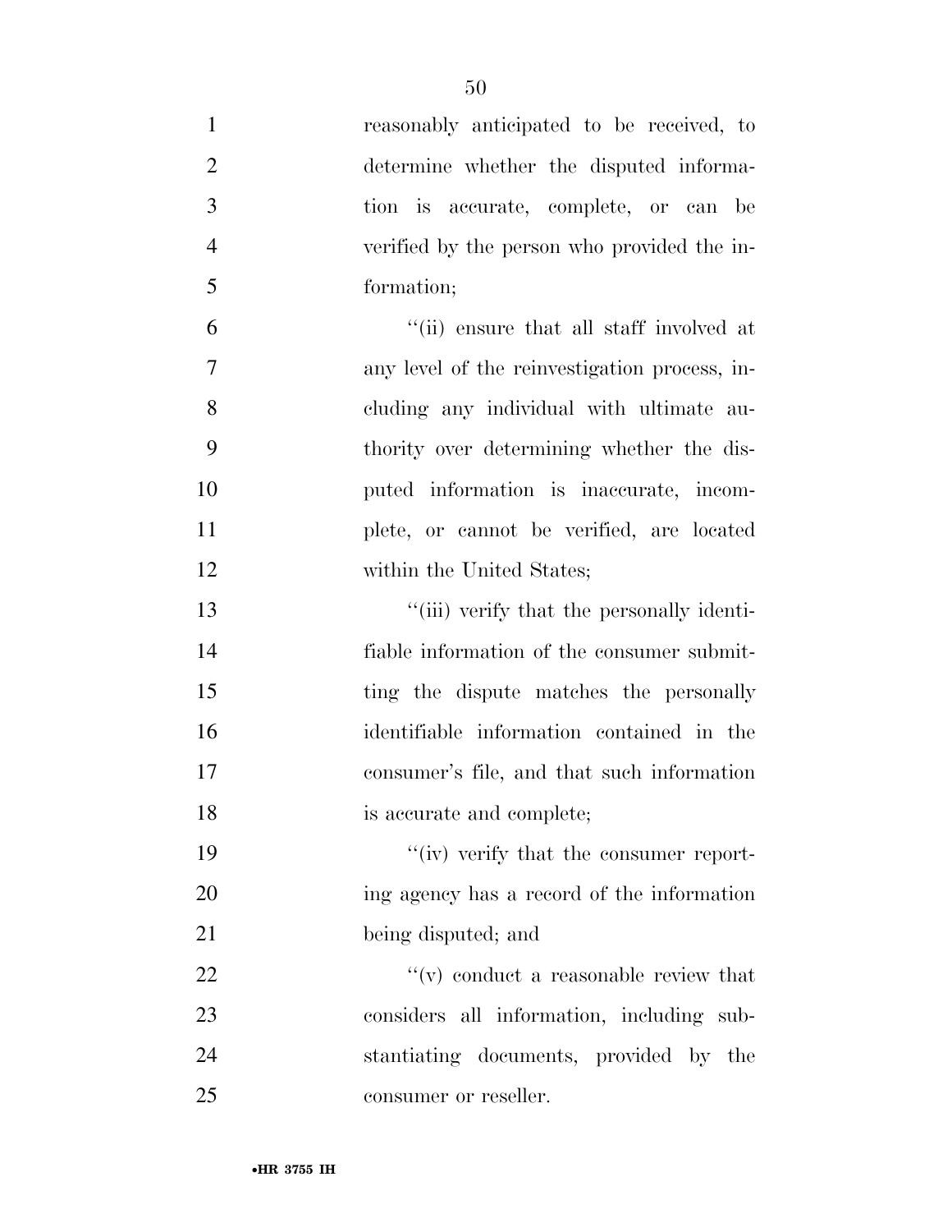reasonably anticipated to be received, to determine whether the disputed information is accurate, complete, or can be verified by the person who provided the information;

''(ii) ensure that all staff involved at any level of the reinvestigation process, including any individual with ultimate authority over determining whether the disputed information is inaccurate, incomplete, or cannot be verified, are located within the United States;

''(iii) verify that the personally identifiable information of the consumer submitting the dispute matches the personally identifiable information contained in the consumer's file, and that such information is accurate and complete;

''(iv) verify that the consumer reporting agency has a record of the information being disputed; and

''(v) conduct a reasonable review that considers all information, including substantiating documents, provided by the consumer or reseller.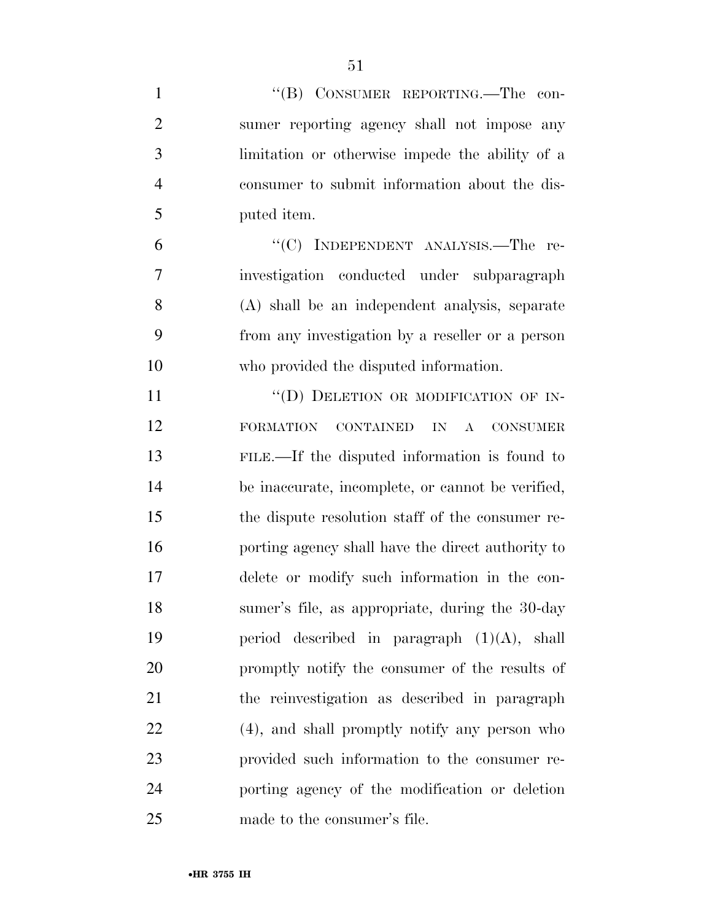"(B) CONSUMER REPORTING.—The consumer reporting agency shall not impose any limitation or otherwise impede the ability of a consumer to submit information about the disputed item.

"(C) INDEPENDENT ANALYSIS.—The reinvestigation conducted under subparagraph (A) shall be an independent analysis, separate from any investigation by a reseller or a person who provided the disputed information.

"(D) DELETION OR MODIFICATION OF INFORMATION CONTAINED IN A CONSUMER FILE.—If the disputed information is found to be inaccurate, incomplete, or cannot be verified, the dispute resolution staff of the consumer reporting agency shall have the direct authority to delete or modify such information in the consumer's file, as appropriate, during the 30-day period described in paragraph (1)(A), shall promptly notify the consumer of the results of the reinvestigation as described in paragraph (4), and shall promptly notify any person who provided such information to the consumer reporting agency of the modification or deletion made to the consumer's file.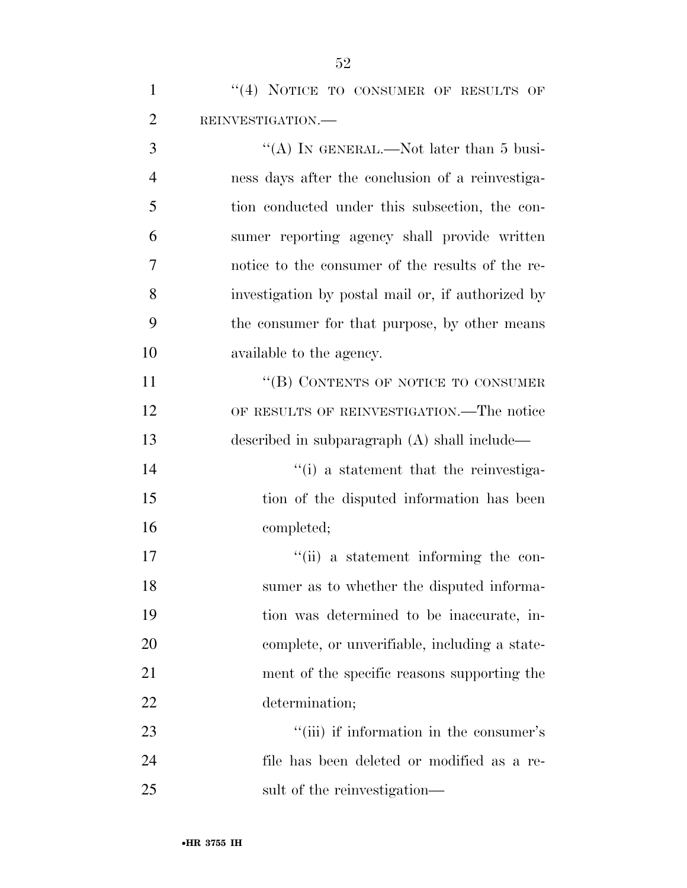"(4) NOTICE TO CONSUMER OF RESULTS OF REINVESTIGATION.—

"(A) IN GENERAL.—Not later than 5 business days after the conclusion of a reinvestigation conducted under this subsection, the consumer reporting agency shall provide written notice to the consumer of the results of the reinvestigation by postal mail or, if authorized by the consumer for that purpose, by other means available to the agency.

"(B) CONTENTS OF NOTICE TO CONSUMER OF RESULTS OF REINVESTIGATION.—The notice described in subparagraph (A) shall include—

"(i) a statement that the reinvestigation of the disputed information has been completed;

"(ii) a statement informing the consumer as to whether the disputed information was determined to be inaccurate, incomplete, or unverifiable, including a statement of the specific reasons supporting the determination;

"(iii) if information in the consumer's file has been deleted or modified as a result of the reinvestigation—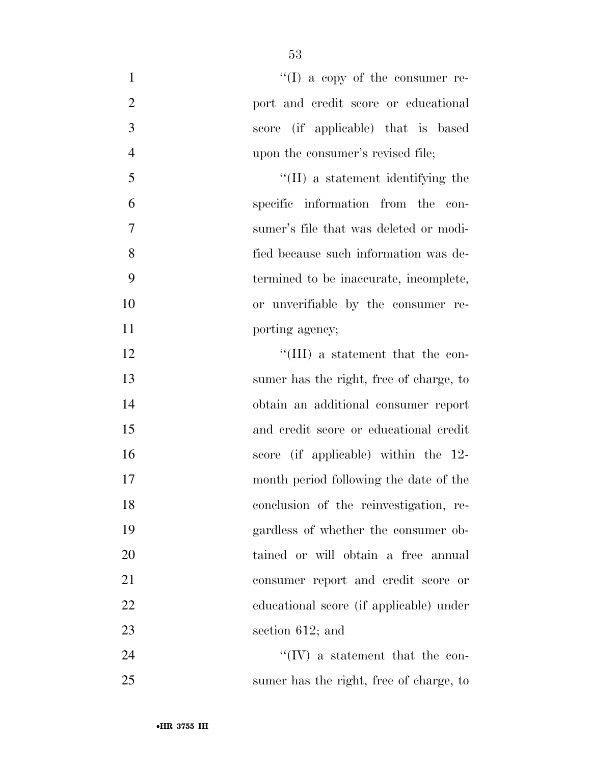''(I) a copy of the consumer report and credit score or educational score (if applicable) that is based upon the consumer's revised file;

''(II) a statement identifying the specific information from the consumer's file that was deleted or modified because such information was determined to be inaccurate, incomplete, or unverifiable by the consumer reporting agency;

''(III) a statement that the consumer has the right, free of charge, to obtain an additional consumer report and credit score or educational credit score (if applicable) within the 12-month period following the date of the conclusion of the reinvestigation, regardless of whether the consumer obtained or will obtain a free annual consumer report and credit score or educational score (if applicable) under section 612; and

''(IV) a statement that the consumer has the right, free of charge, to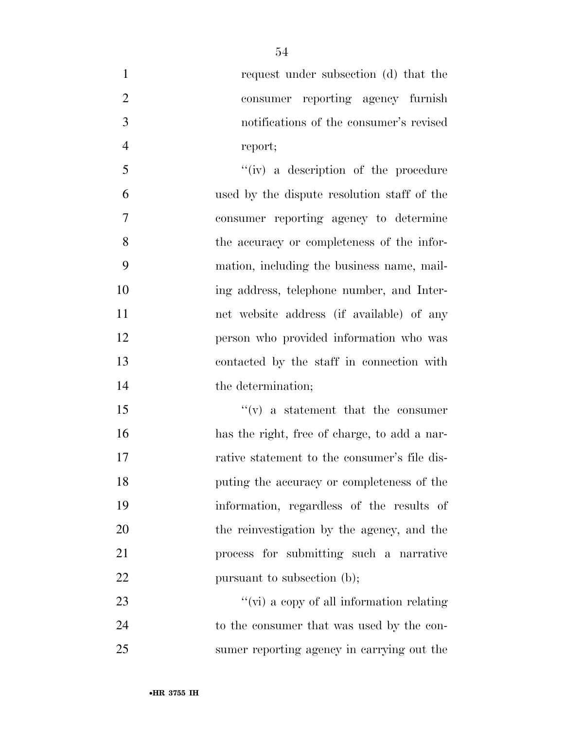request under subsection (d) that the consumer reporting agency furnish notifications of the consumer's revised report;

''(iv) a description of the procedure used by the dispute resolution staff of the consumer reporting agency to determine the accuracy or completeness of the information, including the business name, mailing address, telephone number, and Internet website address (if available) of any person who provided information who was contacted by the staff in connection with the determination;

''(v) a statement that the consumer has the right, free of charge, to add a narrative statement to the consumer's file disputing the accuracy or completeness of the information, regardless of the results of the reinvestigation by the agency, and the process for submitting such a narrative pursuant to subsection (b);

''(vi) a copy of all information relating to the consumer that was used by the consumer reporting agency in carrying out the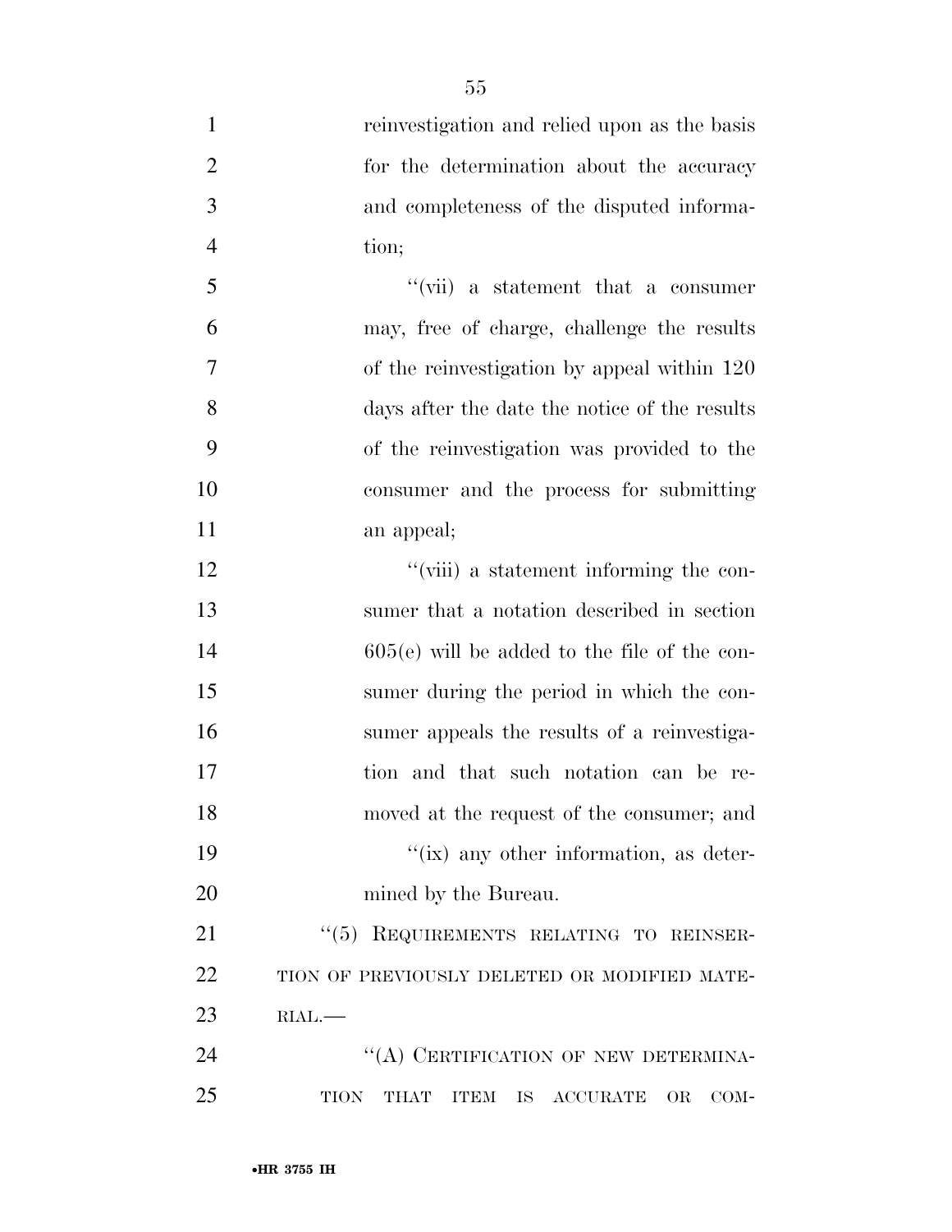reinvestigation and relied upon as the basis for the determination about the accuracy and completeness of the disputed information;

''(vii) a statement that a consumer may, free of charge, challenge the results of the reinvestigation by appeal within 120 days after the date the notice of the results of the reinvestigation was provided to the consumer and the process for submitting an appeal;

''(viii) a statement informing the consumer that a notation described in section 605(e) will be added to the file of the consumer during the period in which the consumer appeals the results of a reinvestigation and that such notation can be removed at the request of the consumer; and

''(ix) any other information, as determined by the Bureau.

''(5) REQUIREMENTS RELATING TO REINSERTION OF PREVIOUSLY DELETED OR MODIFIED MATERIAL.—

''(A) CERTIFICATION OF NEW DETERMINATION THAT ITEM IS ACCURATE OR COM-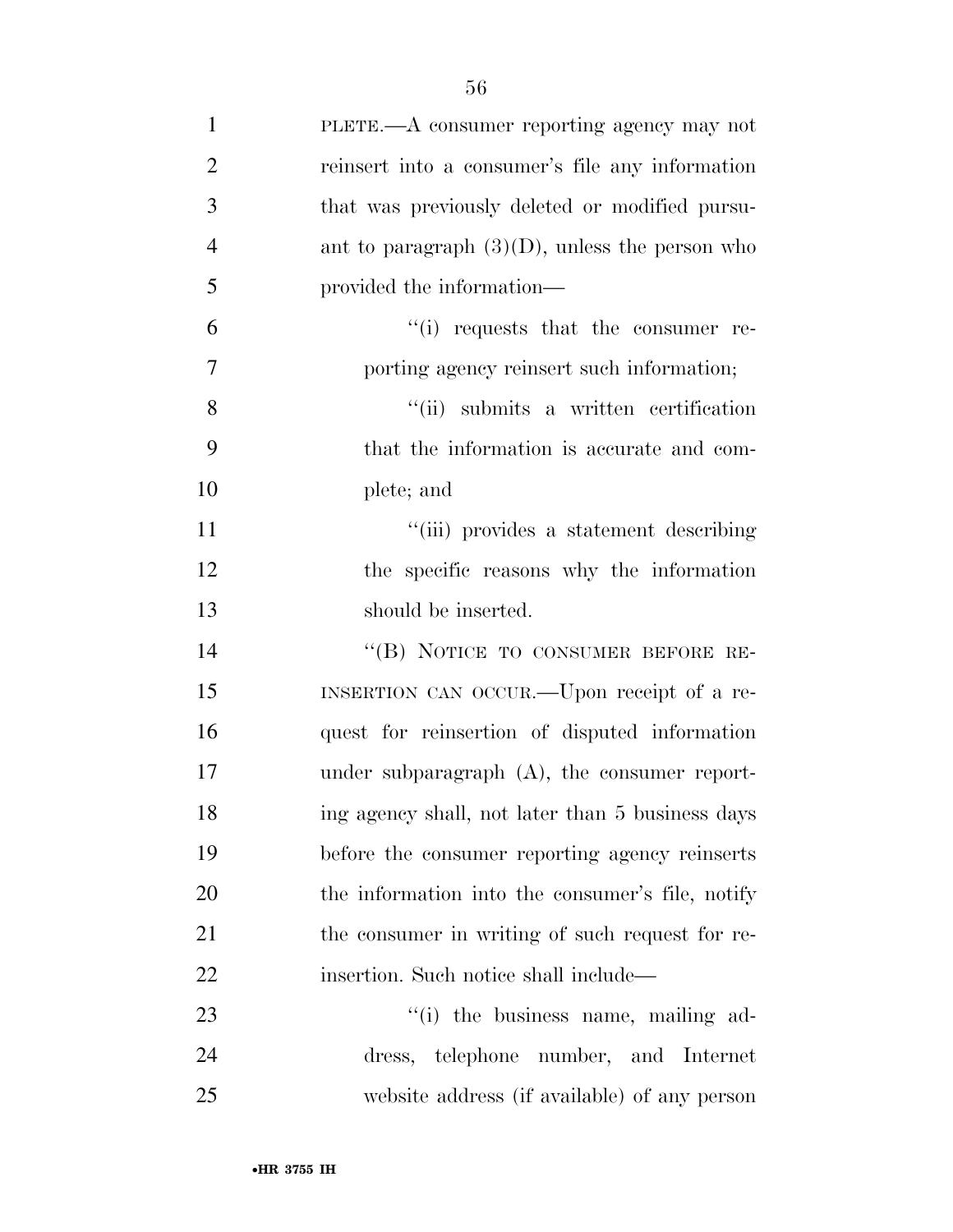PLETE.—A consumer reporting agency may not reinsert into a consumer's file any information that was previously deleted or modified pursuant to paragraph (3)(D), unless the person who provided the information—

"(i) requests that the consumer reporting agency reinsert such information;

"(ii) submits a written certification that the information is accurate and complete; and

"(iii) provides a statement describing the specific reasons why the information should be inserted.

"(B) NOTICE TO CONSUMER BEFORE REINSERTION CAN OCCUR.—Upon receipt of a request for reinsertion of disputed information under subparagraph (A), the consumer reporting agency shall, not later than 5 business days before the consumer reporting agency reinserts the information into the consumer's file, notify the consumer in writing of such request for reinsertion. Such notice shall include—

"(i) the business name, mailing address, telephone number, and Internet website address (if available) of any person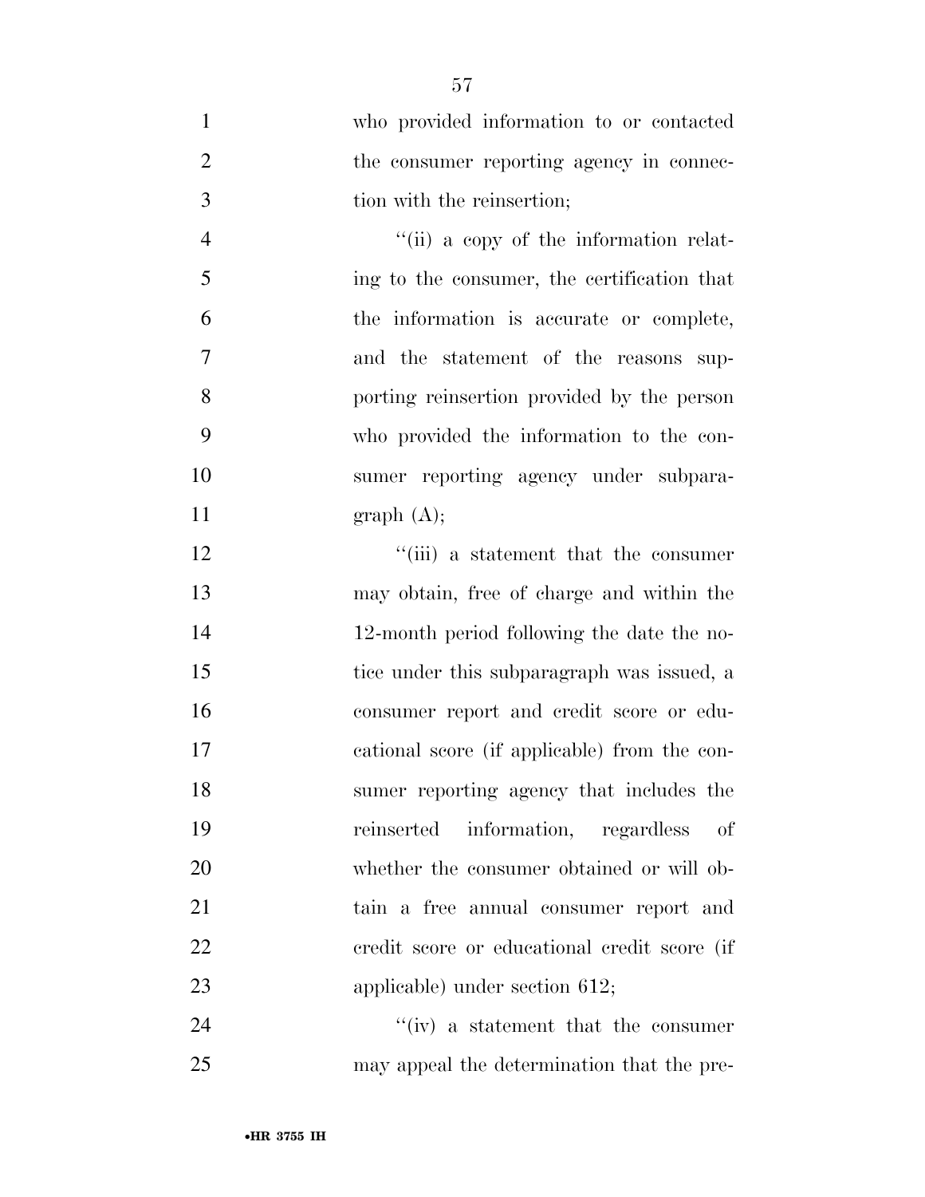who provided information to or contacted the consumer reporting agency in connection with the reinsertion;

''(ii) a copy of the information relating to the consumer, the certification that the information is accurate or complete, and the statement of the reasons supporting reinsertion provided by the person who provided the information to the consumer reporting agency under subparagraph (A);

''(iii) a statement that the consumer may obtain, free of charge and within the 12-month period following the date the notice under this subparagraph was issued, a consumer report and credit score or educational score (if applicable) from the consumer reporting agency that includes the reinserted information, regardless of whether the consumer obtained or will obtain a free annual consumer report and credit score or educational credit score (if applicable) under section 612;

''(iv) a statement that the consumer may appeal the determination that the pre-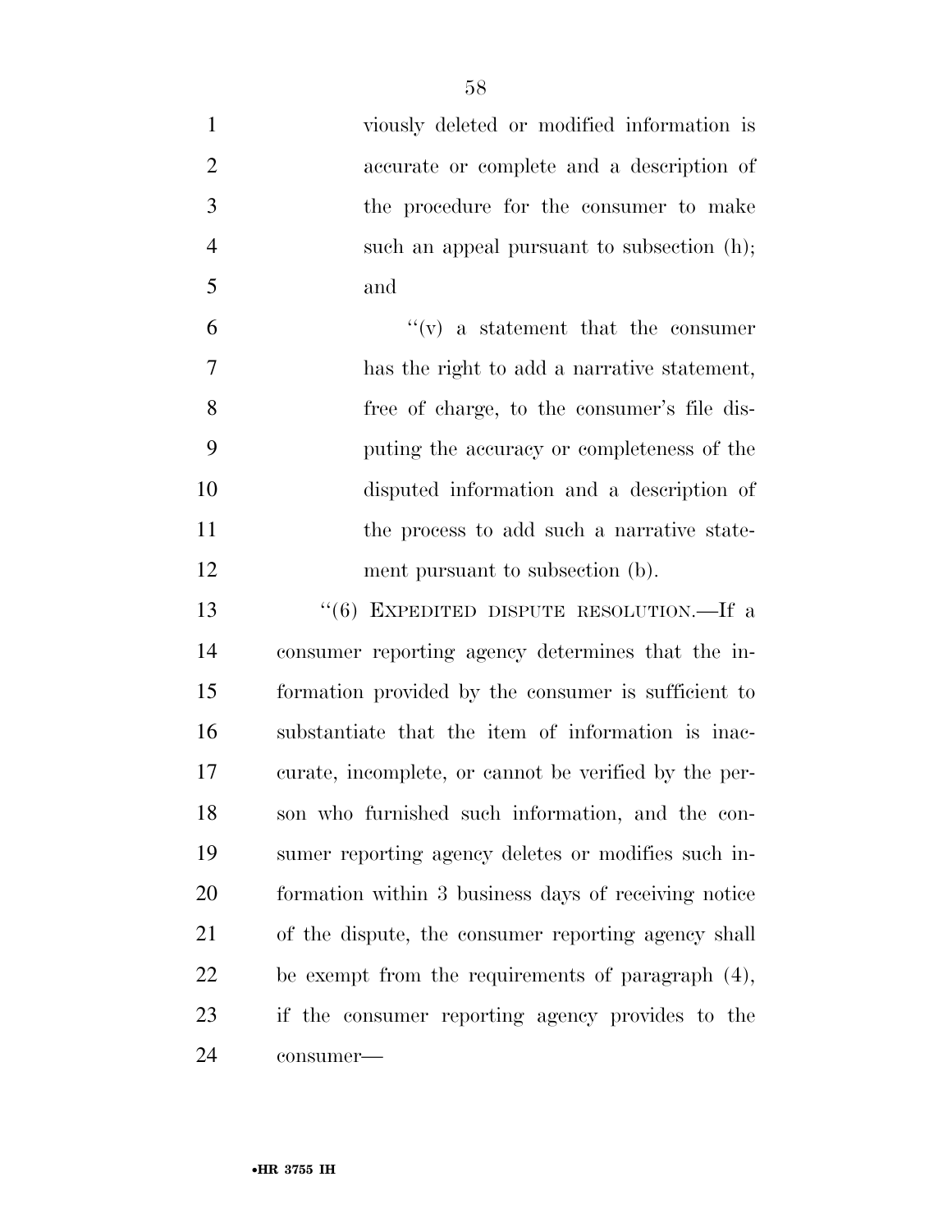viously deleted or modified information is accurate or complete and a description of the procedure for the consumer to make such an appeal pursuant to subsection (h); and

"(v) a statement that the consumer has the right to add a narrative statement, free of charge, to the consumer's file disputing the accuracy or completeness of the disputed information and a description of the process to add such a narrative statement pursuant to subsection (b).

"(6) EXPEDITED DISPUTE RESOLUTION.—If a consumer reporting agency determines that the information provided by the consumer is sufficient to substantiate that the item of information is inaccurate, incomplete, or cannot be verified by the person who furnished such information, and the consumer reporting agency deletes or modifies such information within 3 business days of receiving notice of the dispute, the consumer reporting agency shall be exempt from the requirements of paragraph (4), if the consumer reporting agency provides to the consumer—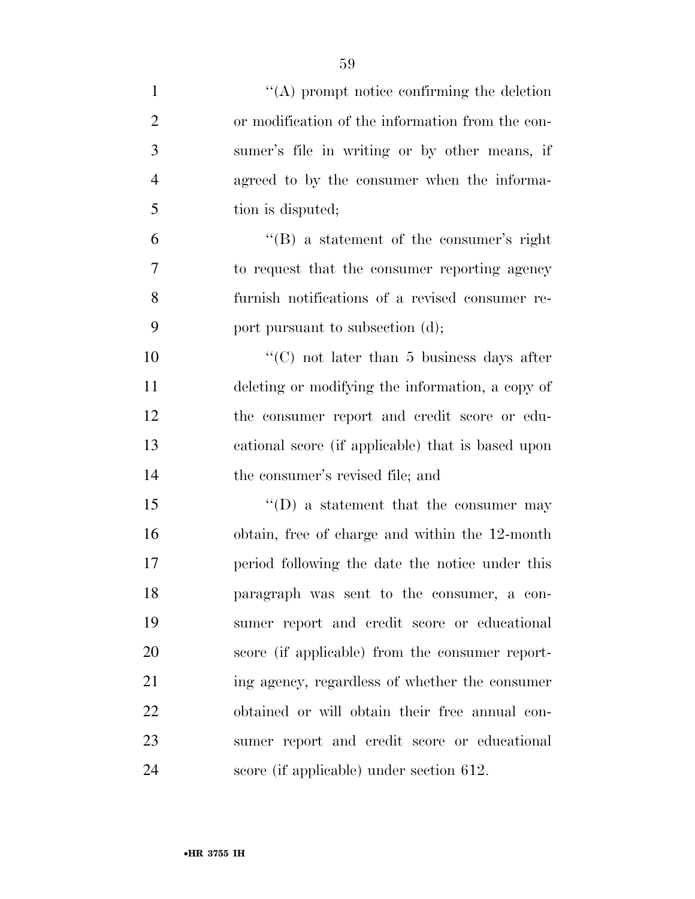''(A) prompt notice confirming the deletion or modification of the information from the consumer's file in writing or by other means, if agreed to by the consumer when the information is disputed;

''(B) a statement of the consumer's right to request that the consumer reporting agency furnish notifications of a revised consumer report pursuant to subsection (d);

''(C) not later than 5 business days after deleting or modifying the information, a copy of the consumer report and credit score or educational score (if applicable) that is based upon the consumer's revised file; and

''(D) a statement that the consumer may obtain, free of charge and within the 12-month period following the date the notice under this paragraph was sent to the consumer, a consumer report and credit score or educational score (if applicable) from the consumer reporting agency, regardless of whether the consumer obtained or will obtain their free annual consumer report and credit score or educational score (if applicable) under section 612.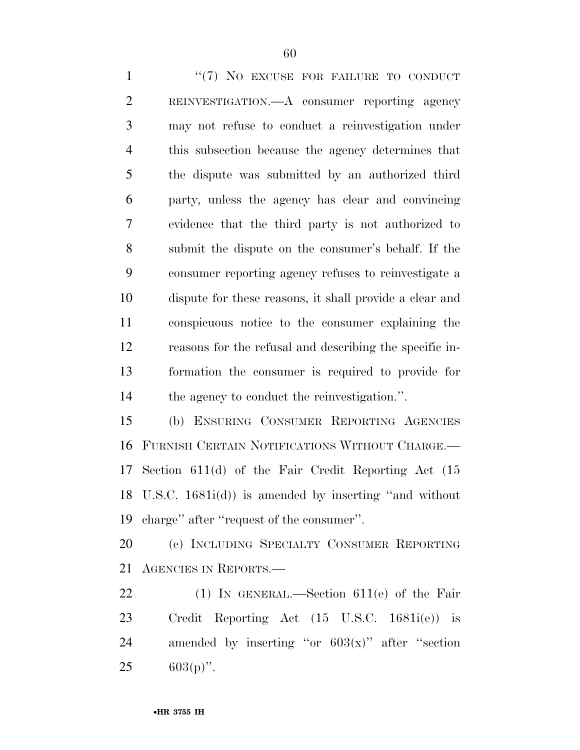"(7) NO EXCUSE FOR FAILURE TO CONDUCT REINVESTIGATION.—A consumer reporting agency may not refuse to conduct a reinvestigation under this subsection because the agency determines that the dispute was submitted by an authorized third party, unless the agency has clear and convincing evidence that the third party is not authorized to submit the dispute on the consumer's behalf. If the consumer reporting agency refuses to reinvestigate a dispute for these reasons, it shall provide a clear and conspicuous notice to the consumer explaining the reasons for the refusal and describing the specific information the consumer is required to provide for the agency to conduct the reinvestigation.".

(b) ENSURING CONSUMER REPORTING AGENCIES FURNISH CERTAIN NOTIFICATIONS WITHOUT CHARGE.— Section 611(d) of the Fair Credit Reporting Act (15 U.S.C. 1681i(d)) is amended by inserting "and without charge" after "request of the consumer".

(c) INCLUDING SPECIALTY CONSUMER REPORTING AGENCIES IN REPORTS.—

(1) IN GENERAL.—Section 611(e) of the Fair Credit Reporting Act (15 U.S.C. 1681i(e)) is amended by inserting "or 603(x)" after "section 603(p)".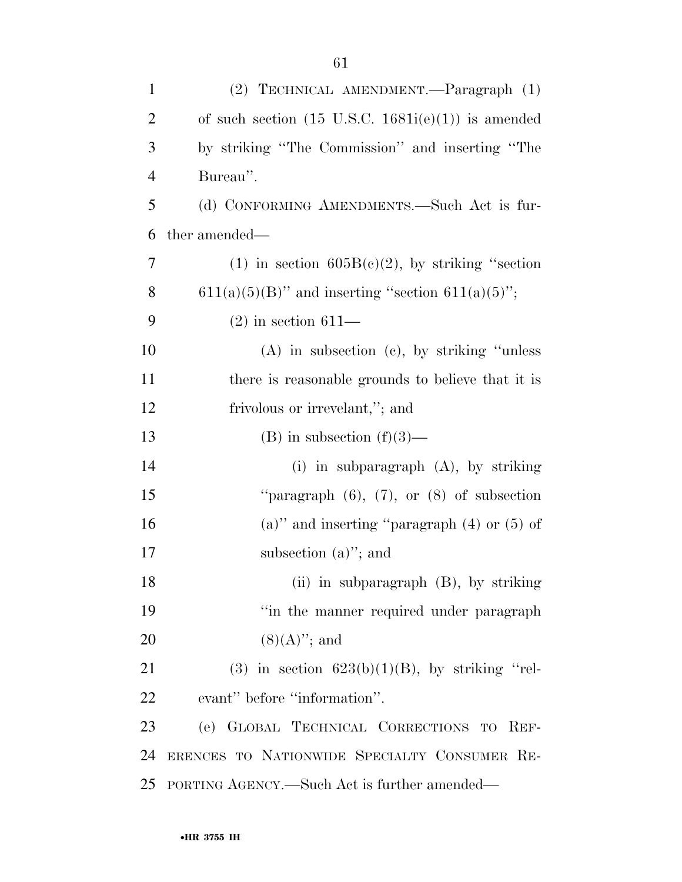(2) TECHNICAL AMENDMENT.—Paragraph (1) of such section (15 U.S.C. 1681i(e)(1)) is amended by striking "The Commission" and inserting "The Bureau".

(d) CONFORMING AMENDMENTS.—Such Act is further amended—

(1) in section 605B(c)(2), by striking "section 611(a)(5)(B)" and inserting "section 611(a)(5)";

(2) in section 611—

(A) in subsection (c), by striking "unless there is reasonable grounds to believe that it is frivolous or irrevelant,"; and

(B) in subsection (f)(3)—

(i) in subparagraph (A), by striking "paragraph (6), (7), or (8) of subsection (a)" and inserting "paragraph (4) or (5) of subsection (a)"; and

(ii) in subparagraph (B), by striking "in the manner required under paragraph (8)(A)"; and

(3) in section 623(b)(1)(B), by striking "relevant" before "information".

(e) GLOBAL TECHNICAL CORRECTIONS TO REFERENCES TO NATIONWIDE SPECIALTY CONSUMER REPORTING AGENCY.—Such Act is further amended—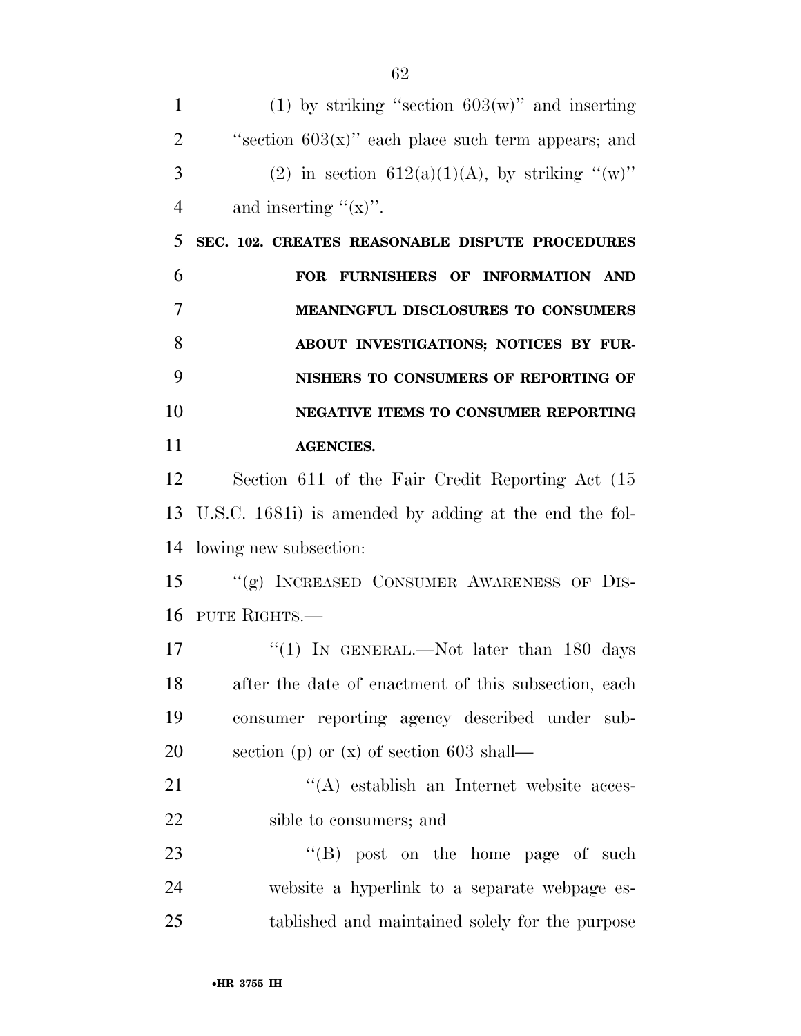(1) by striking "section 603(w)" and inserting "section 603(x)" each place such term appears; and

(2) in section 612(a)(1)(A), by striking "(w)" and inserting "(x)".

## SEC. 102. CREATES REASONABLE DISPUTE PROCEDURES FOR FURNISHERS OF INFORMATION AND MEANINGFUL DISCLOSURES TO CONSUMERS ABOUT INVESTIGATIONS; NOTICES BY FURNISHERS TO CONSUMERS OF REPORTING OF NEGATIVE ITEMS TO CONSUMER REPORTING AGENCIES.

Section 611 of the Fair Credit Reporting Act (15 U.S.C. 1681i) is amended by adding at the end the following new subsection:

"(g) INCREASED CONSUMER AWARENESS OF DISPUTE RIGHTS.—

"(1) IN GENERAL.—Not later than 180 days after the date of enactment of this subsection, each consumer reporting agency described under subsection (p) or (x) of section 603 shall—

"(A) establish an Internet website accessible to consumers; and

"(B) post on the home page of such website a hyperlink to a separate webpage established and maintained solely for the purpose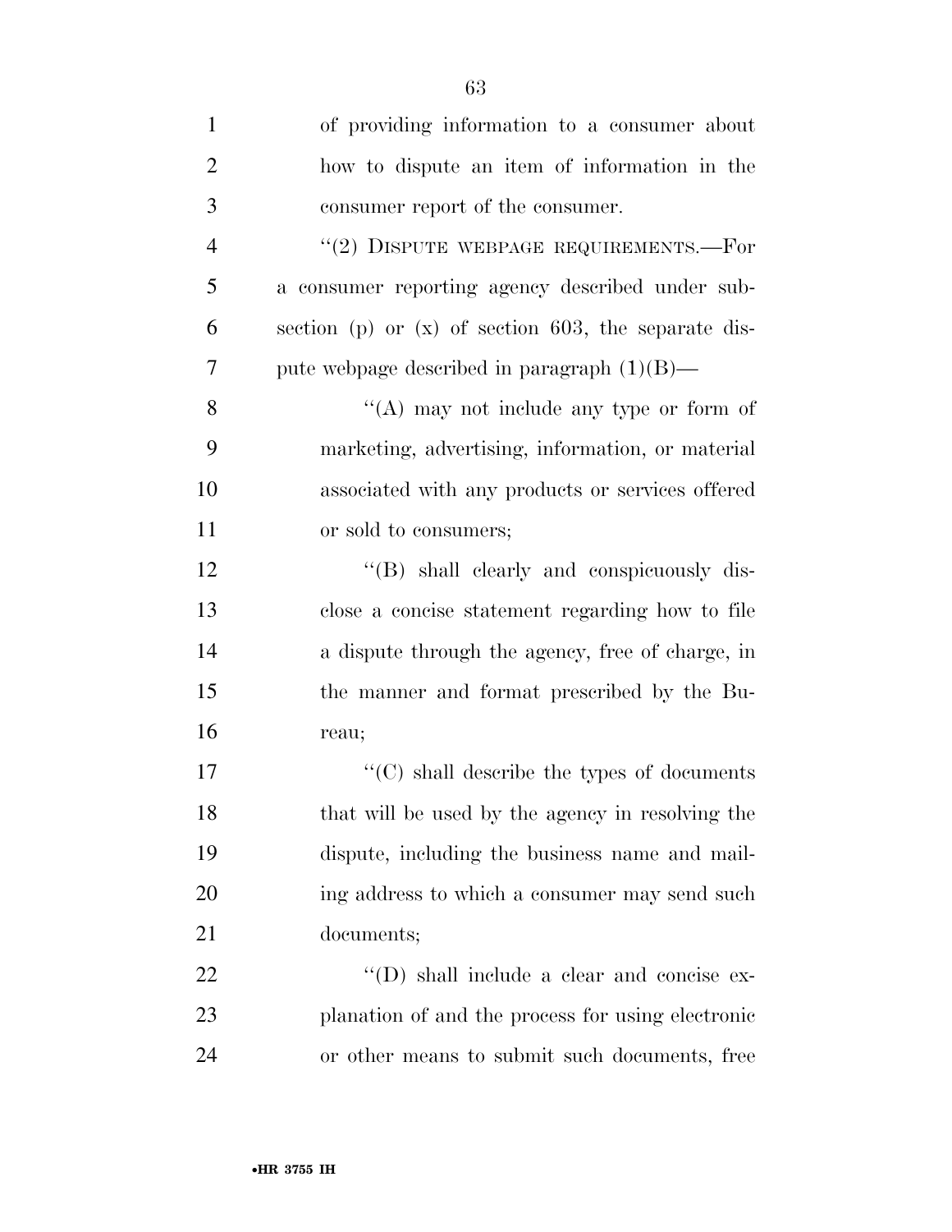of providing information to a consumer about how to dispute an item of information in the consumer report of the consumer.

"(2) DISPUTE WEBPAGE REQUIREMENTS.—For a consumer reporting agency described under subsection (p) or (x) of section 603, the separate dispute webpage described in paragraph (1)(B)—

"(A) may not include any type or form of marketing, advertising, information, or material associated with any products or services offered or sold to consumers;

"(B) shall clearly and conspicuously disclose a concise statement regarding how to file a dispute through the agency, free of charge, in the manner and format prescribed by the Bureau;

"(C) shall describe the types of documents that will be used by the agency in resolving the dispute, including the business name and mailing address to which a consumer may send such documents;

"(D) shall include a clear and concise explanation of and the process for using electronic or other means to submit such documents, free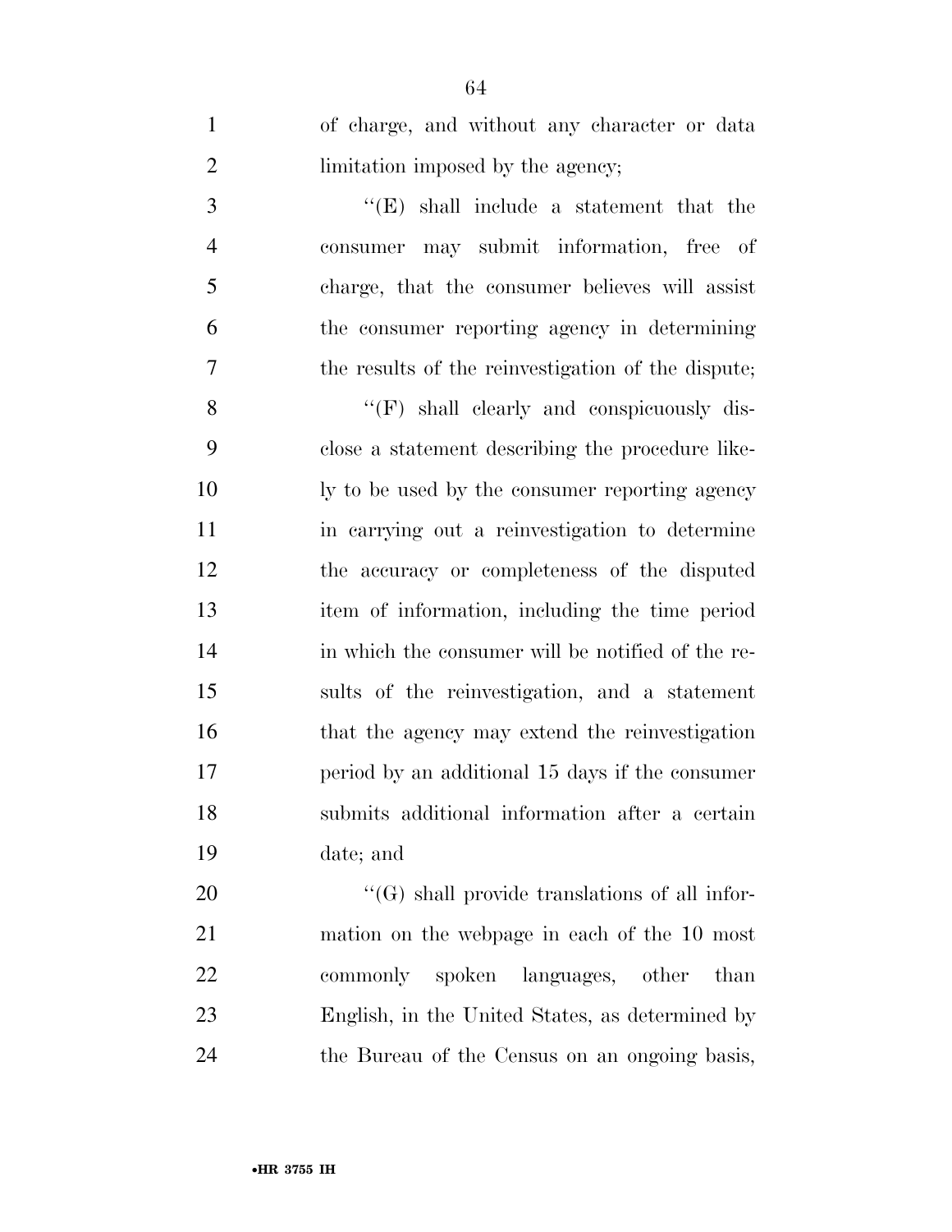of charge, and without any character or data limitation imposed by the agency;

''(E) shall include a statement that the consumer may submit information, free of charge, that the consumer believes will assist the consumer reporting agency in determining the results of the reinvestigation of the dispute;

''(F) shall clearly and conspicuously disclose a statement describing the procedure likely to be used by the consumer reporting agency in carrying out a reinvestigation to determine the accuracy or completeness of the disputed item of information, including the time period in which the consumer will be notified of the results of the reinvestigation, and a statement that the agency may extend the reinvestigation period by an additional 15 days if the consumer submits additional information after a certain date; and

''(G) shall provide translations of all information on the webpage in each of the 10 most commonly spoken languages, other than English, in the United States, as determined by the Bureau of the Census on an ongoing basis,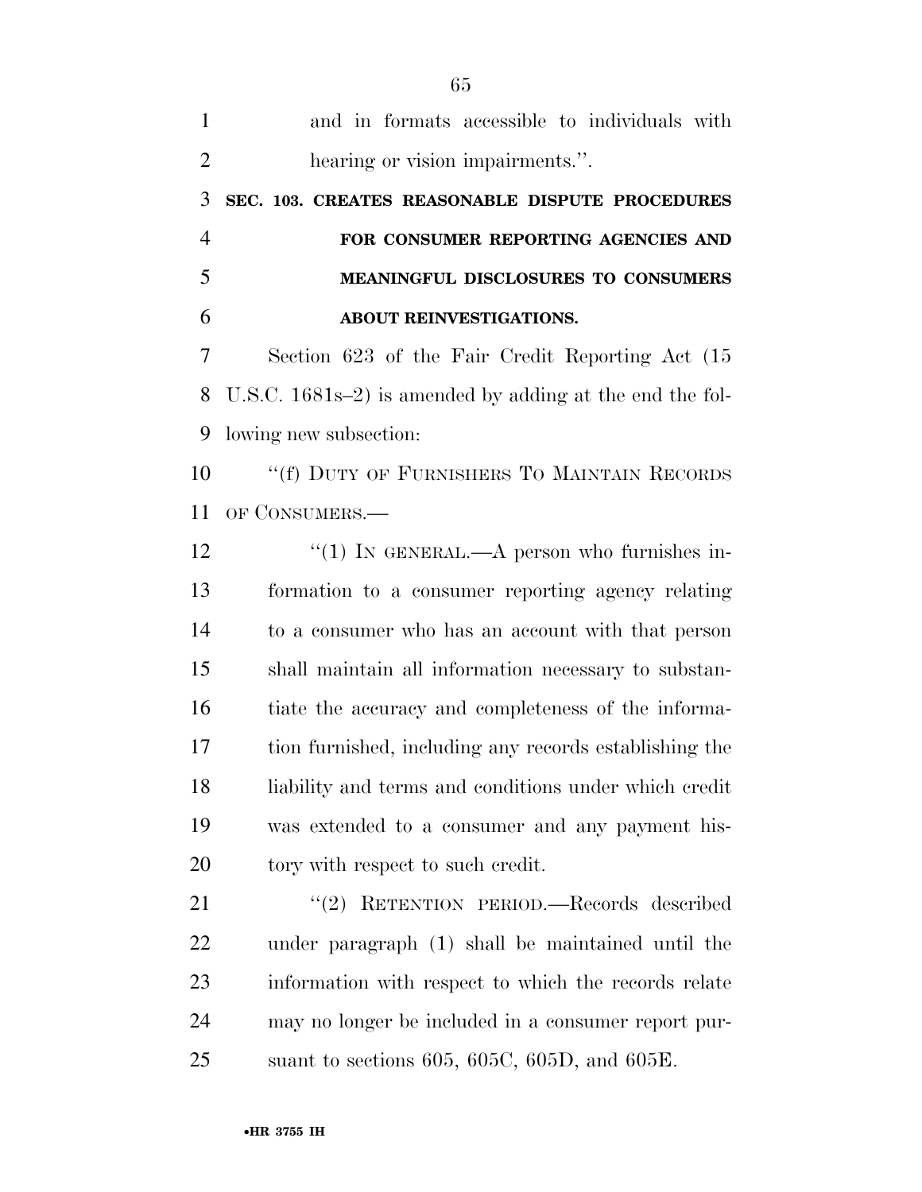and in formats accessible to individuals with hearing or vision impairments.''.

## SEC. 103. CREATES REASONABLE DISPUTE PROCEDURES FOR CONSUMER REPORTING AGENCIES AND MEANINGFUL DISCLOSURES TO CONSUMERS ABOUT REINVESTIGATIONS.

Section 623 of the Fair Credit Reporting Act (15 U.S.C. 1681s–2) is amended by adding at the end the following new subsection:

''(f) DUTY OF FURNISHERS TO MAINTAIN RECORDS OF CONSUMERS.—

''(1) IN GENERAL.—A person who furnishes information to a consumer reporting agency relating to a consumer who has an account with that person shall maintain all information necessary to substantiate the accuracy and completeness of the information furnished, including any records establishing the liability and terms and conditions under which credit was extended to a consumer and any payment history with respect to such credit.

''(2) RETENTION PERIOD.—Records described under paragraph (1) shall be maintained until the information with respect to which the records relate may no longer be included in a consumer report pursuant to sections 605, 605C, 605D, and 605E.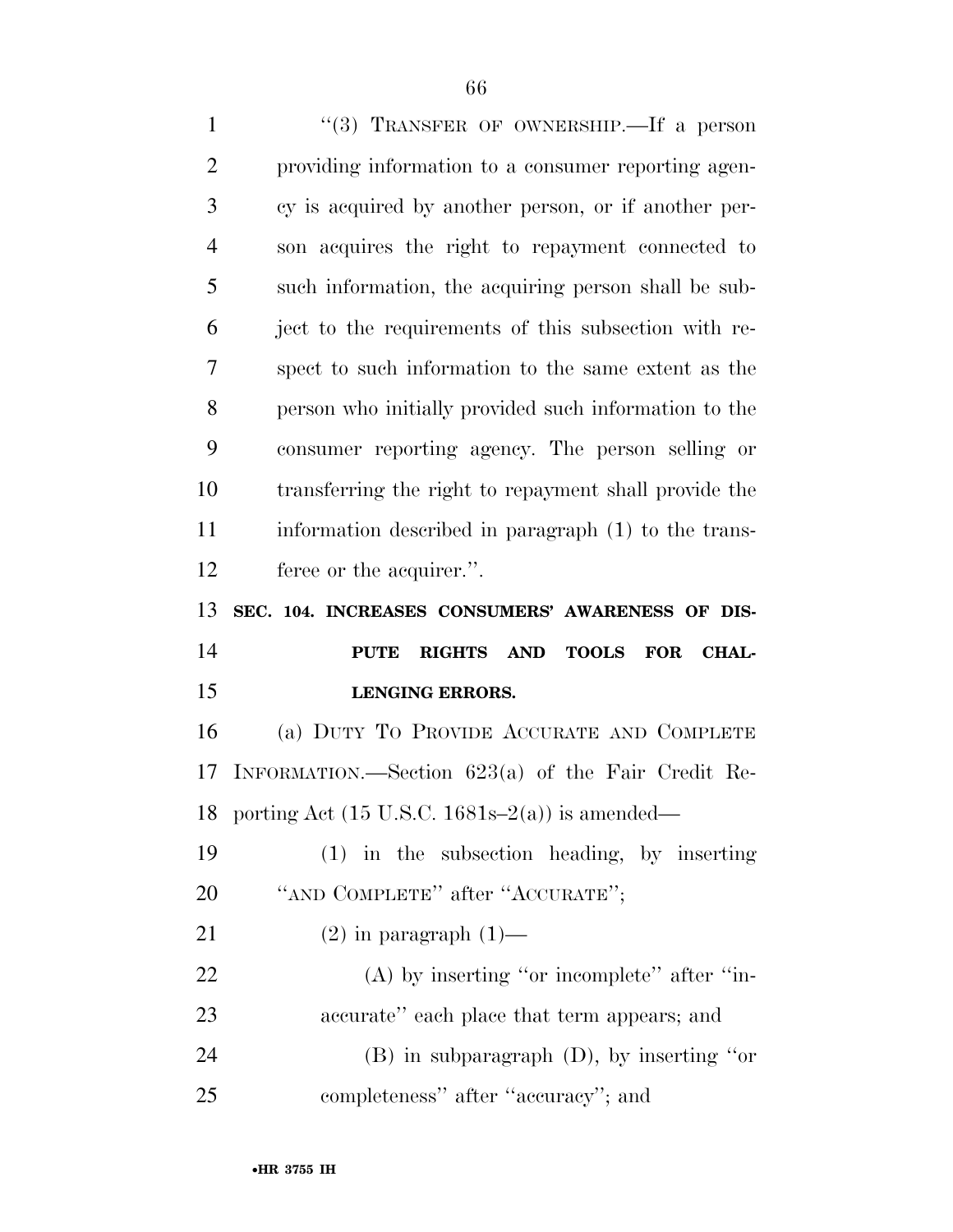"(3) TRANSFER OF OWNERSHIP.—If a person providing information to a consumer reporting agency is acquired by another person, or if another person acquires the right to repayment connected to such information, the acquiring person shall be subject to the requirements of this subsection with respect to such information to the same extent as the person who initially provided such information to the consumer reporting agency. The person selling or transferring the right to repayment shall provide the information described in paragraph (1) to the transferee or the acquirer.".

**SEC. 104. INCREASES CONSUMERS' AWARENESS OF DISPUTE RIGHTS AND TOOLS FOR CHALLENGING ERRORS.**

(a) DUTY TO PROVIDE ACCURATE AND COMPLETE INFORMATION.—Section 623(a) of the Fair Credit Reporting Act (15 U.S.C. 1681s–2(a)) is amended—

(1) in the subsection heading, by inserting "AND COMPLETE" after "ACCURATE";

(2) in paragraph (1)—

(A) by inserting "or incomplete" after "inaccurate" each place that term appears; and

(B) in subparagraph (D), by inserting "or completeness" after "accuracy"; and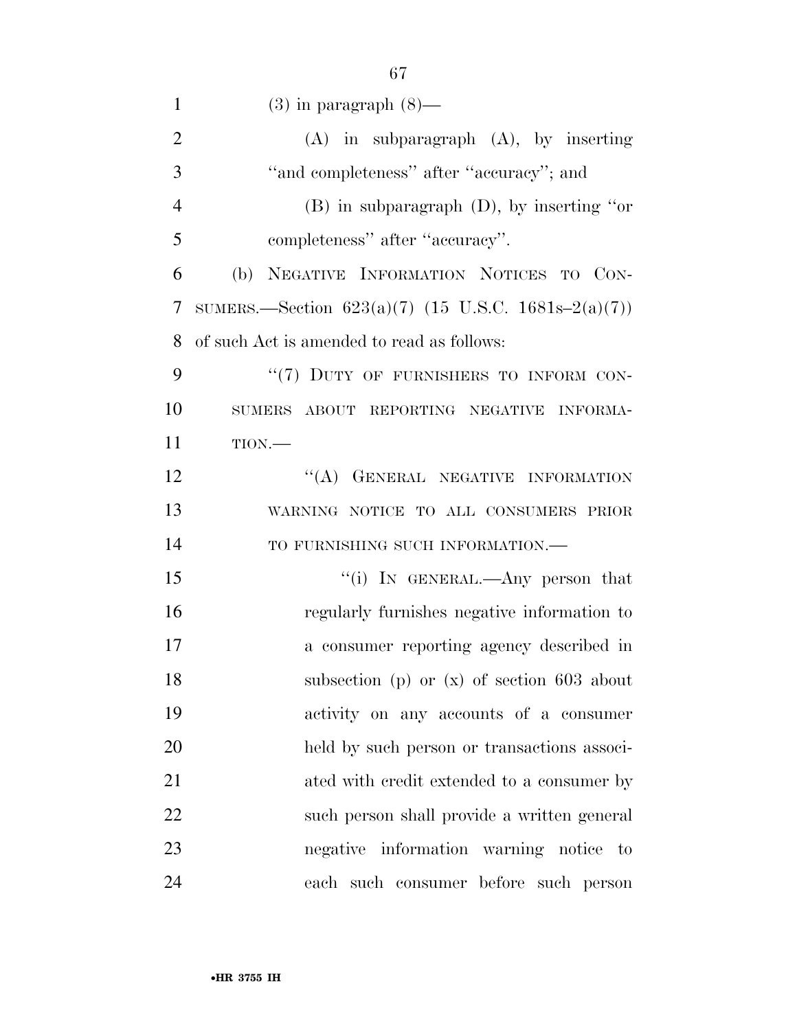(3) in paragraph (8)—

(A) in subparagraph (A), by inserting "and completeness" after "accuracy"; and

(B) in subparagraph (D), by inserting "or completeness" after "accuracy".

(b) NEGATIVE INFORMATION NOTICES TO CONSUMERS.—Section 623(a)(7) (15 U.S.C. 1681s–2(a)(7)) of such Act is amended to read as follows:

"(7) DUTY OF FURNISHERS TO INFORM CONSUMERS ABOUT REPORTING NEGATIVE INFORMATION.—

"(A) GENERAL NEGATIVE INFORMATION WARNING NOTICE TO ALL CONSUMERS PRIOR TO FURNISHING SUCH INFORMATION.—

"(i) IN GENERAL.—Any person that regularly furnishes negative information to a consumer reporting agency described in subsection (p) or (x) of section 603 about activity on any accounts of a consumer held by such person or transactions associated with credit extended to a consumer by such person shall provide a written general negative information warning notice to each such consumer before such person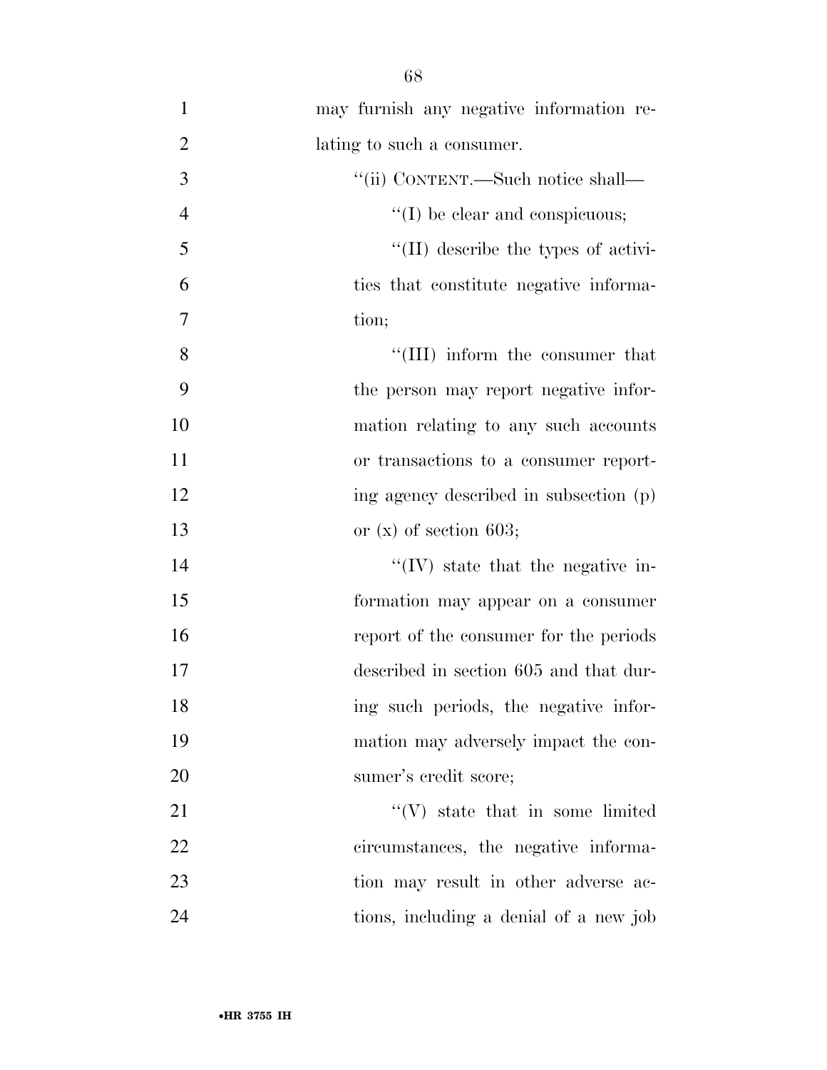may furnish any negative information relating to such a consumer.

"(ii) CONTENT.—Such notice shall—

"(I) be clear and conspicuous;

"(II) describe the types of activities that constitute negative information;

"(III) inform the consumer that the person may report negative information relating to any such accounts or transactions to a consumer reporting agency described in subsection (p) or (x) of section 603;

"(IV) state that the negative information may appear on a consumer report of the consumer for the periods described in section 605 and that during such periods, the negative information may adversely impact the consumer's credit score;

"(V) state that in some limited circumstances, the negative information may result in other adverse actions, including a denial of a new job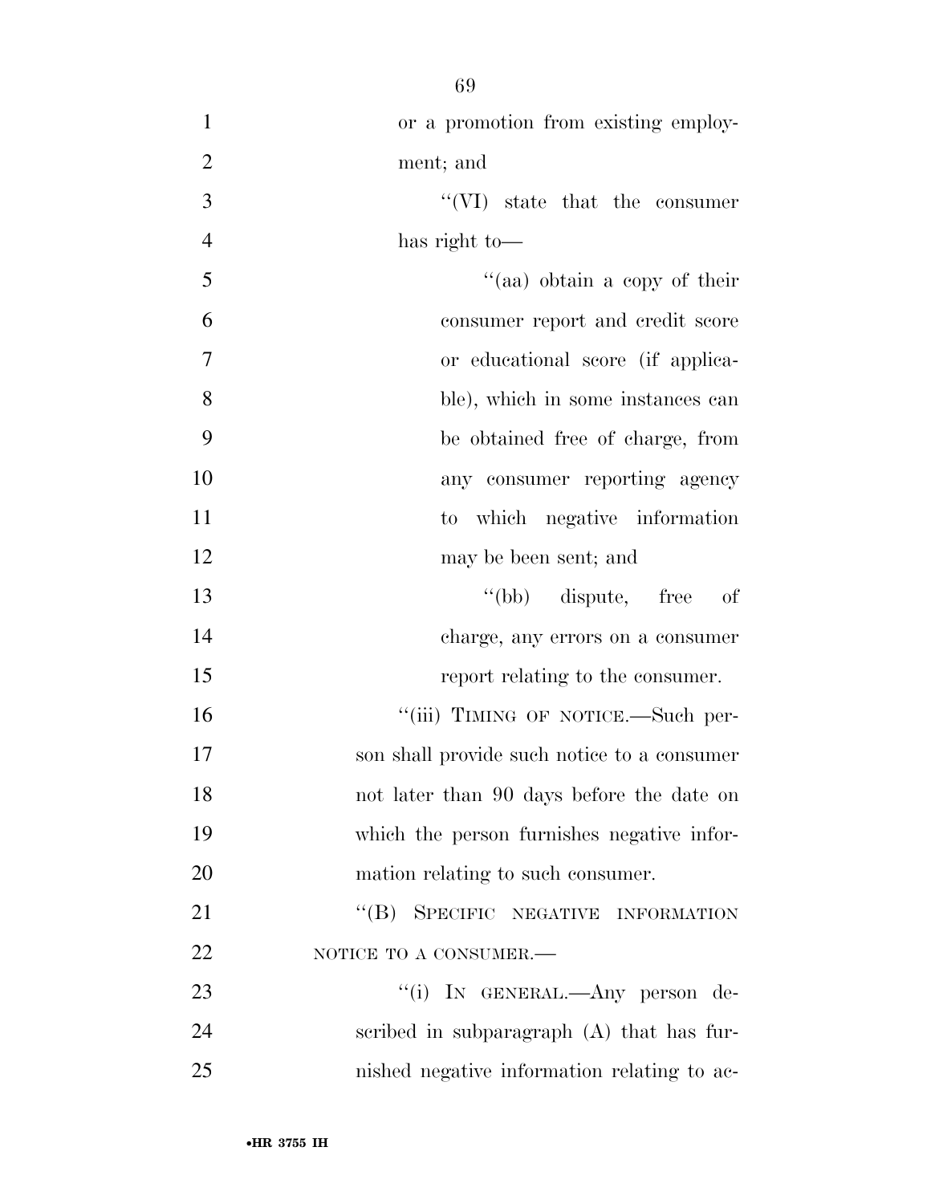or a promotion from existing employment; and

"(VI) state that the consumer has right to—

"(aa) obtain a copy of their consumer report and credit score or educational score (if applicable), which in some instances can be obtained free of charge, from any consumer reporting agency to which negative information may be been sent; and

"(bb) dispute, free of charge, any errors on a consumer report relating to the consumer.

"(iii) TIMING OF NOTICE.—Such person shall provide such notice to a consumer not later than 90 days before the date on which the person furnishes negative information relating to such consumer.

"(B) SPECIFIC NEGATIVE INFORMATION NOTICE TO A CONSUMER.—

"(i) IN GENERAL.—Any person described in subparagraph (A) that has furnished negative information relating to ac-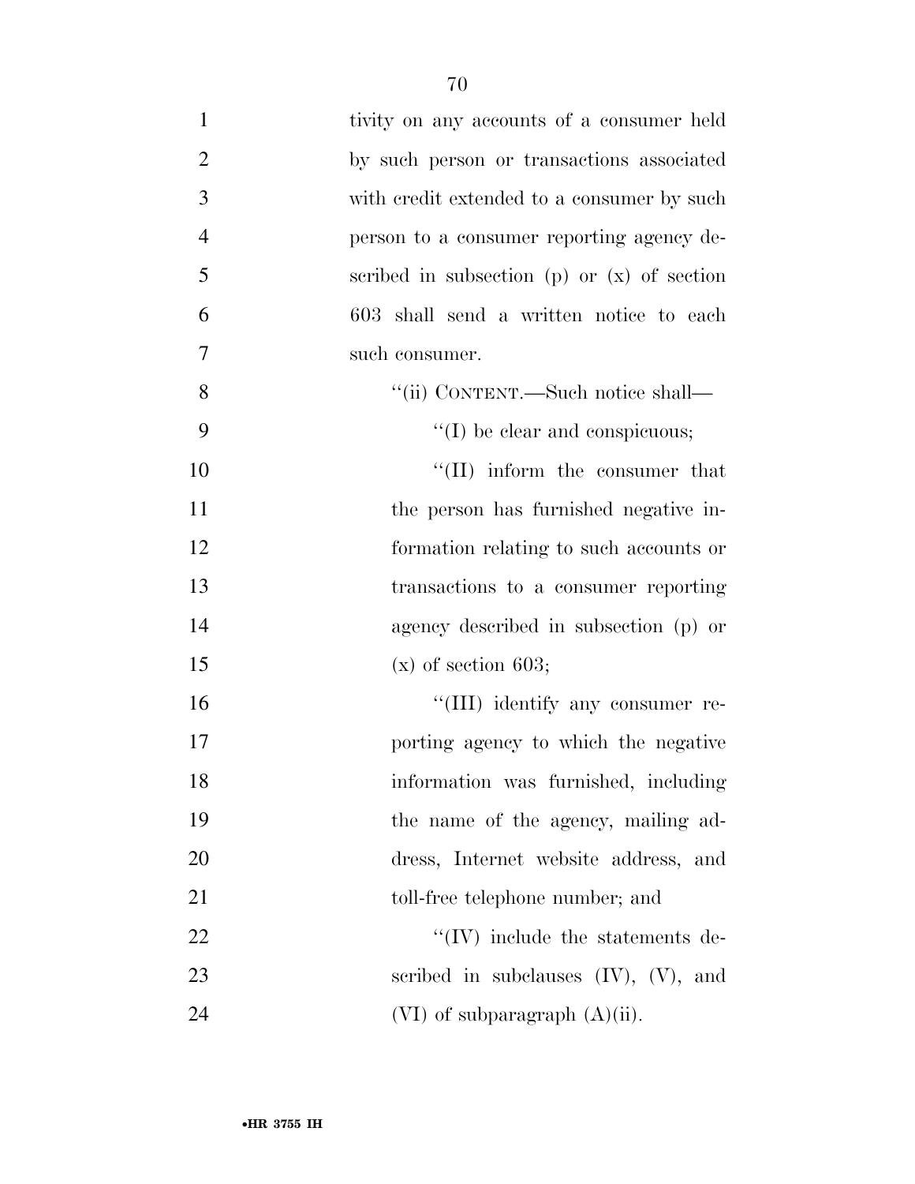tivity on any accounts of a consumer held by such person or transactions associated with credit extended to a consumer by such person to a consumer reporting agency described in subsection (p) or (x) of section 603 shall send a written notice to each such consumer.

''(ii) CONTENT.—Such notice shall—

''(I) be clear and conspicuous;

''(II) inform the consumer that the person has furnished negative information relating to such accounts or transactions to a consumer reporting agency described in subsection (p) or (x) of section 603;

''(III) identify any consumer reporting agency to which the negative information was furnished, including the name of the agency, mailing address, Internet website address, and toll-free telephone number; and

''(IV) include the statements described in subclauses (IV), (V), and (VI) of subparagraph (A)(ii).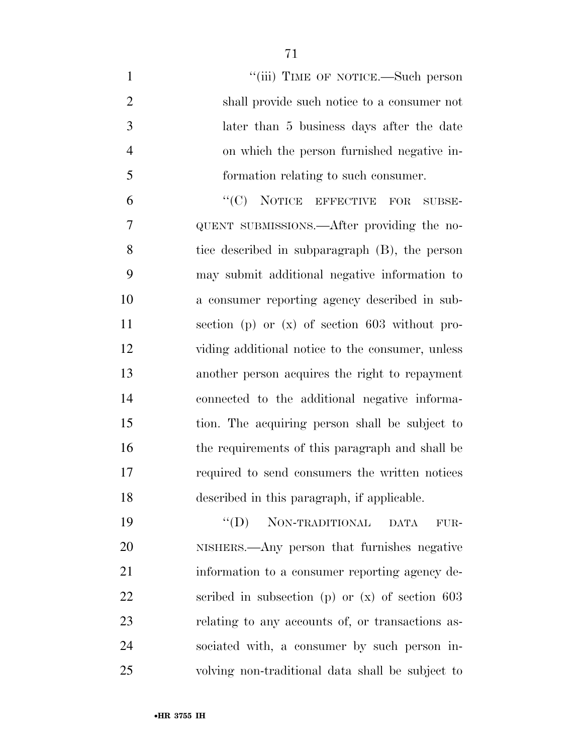"(iii) TIME OF NOTICE.—Such person shall provide such notice to a consumer not later than 5 business days after the date on which the person furnished negative information relating to such consumer.

"(C) NOTICE EFFECTIVE FOR SUBSEQUENT SUBMISSIONS.—After providing the notice described in subparagraph (B), the person may submit additional negative information to a consumer reporting agency described in subsection (p) or (x) of section 603 without providing additional notice to the consumer, unless another person acquires the right to repayment connected to the additional negative information. The acquiring person shall be subject to the requirements of this paragraph and shall be required to send consumers the written notices described in this paragraph, if applicable.

"(D) NON-TRADITIONAL DATA FURNISHERS.—Any person that furnishes negative information to a consumer reporting agency described in subsection (p) or (x) of section 603 relating to any accounts of, or transactions associated with, a consumer by such person involving non-traditional data shall be subject to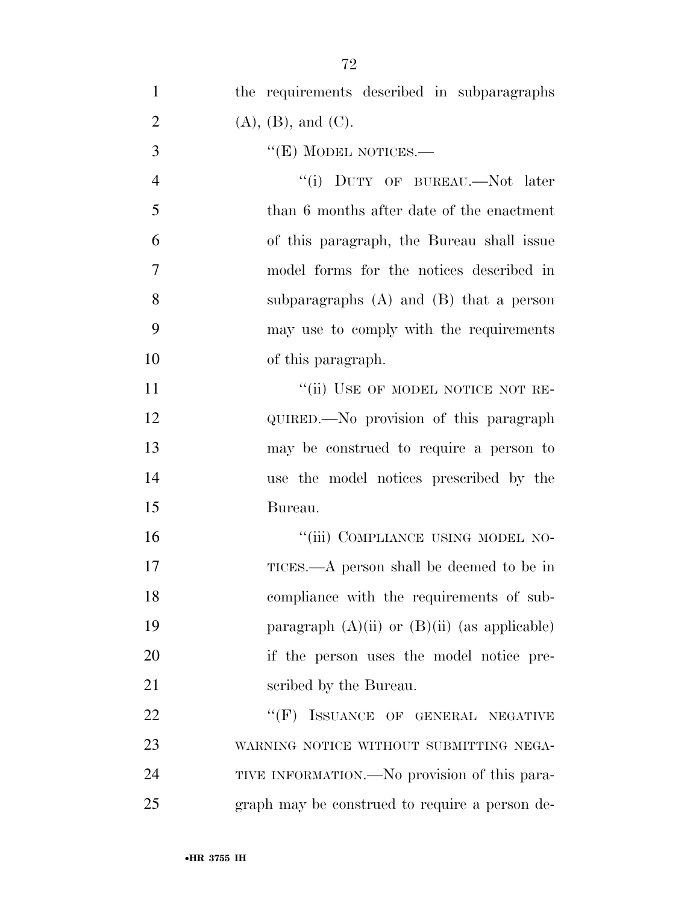the requirements described in subparagraphs (A), (B), and (C).

"(E) MODEL NOTICES.—

"(i) DUTY OF BUREAU.—Not later than 6 months after date of the enactment of this paragraph, the Bureau shall issue model forms for the notices described in subparagraphs (A) and (B) that a person may use to comply with the requirements of this paragraph.

"(ii) USE OF MODEL NOTICE NOT REQUIRED.—No provision of this paragraph may be construed to require a person to use the model notices prescribed by the Bureau.

"(iii) COMPLIANCE USING MODEL NOTICES.—A person shall be deemed to be in compliance with the requirements of subparagraph (A)(ii) or (B)(ii) (as applicable) if the person uses the model notice prescribed by the Bureau.

"(F) ISSUANCE OF GENERAL NEGATIVE WARNING NOTICE WITHOUT SUBMITTING NEGATIVE INFORMATION.—No provision of this paragraph may be construed to require a person de-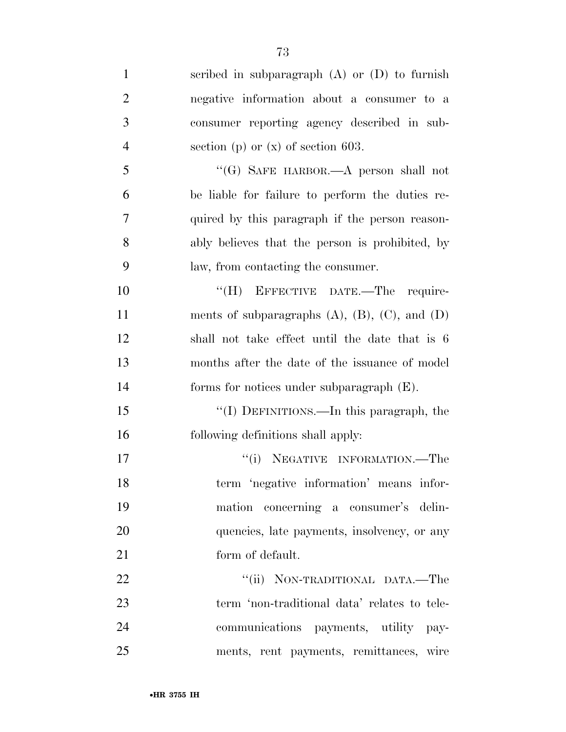scribed in subparagraph (A) or (D) to furnish negative information about a consumer to a consumer reporting agency described in subsection (p) or (x) of section 603.

"(G) SAFE HARBOR.—A person shall not be liable for failure to perform the duties required by this paragraph if the person reasonably believes that the person is prohibited, by law, from contacting the consumer.

"(H) EFFECTIVE DATE.—The requirements of subparagraphs (A), (B), (C), and (D) shall not take effect until the date that is 6 months after the date of the issuance of model forms for notices under subparagraph (E).

"(I) DEFINITIONS.—In this paragraph, the following definitions shall apply:

"(i) NEGATIVE INFORMATION.—The term 'negative information' means information concerning a consumer's delinquencies, late payments, insolvency, or any form of default.

"(ii) NON-TRADITIONAL DATA.—The term 'non-traditional data' relates to telecommunications payments, utility payments, rent payments, remittances, wire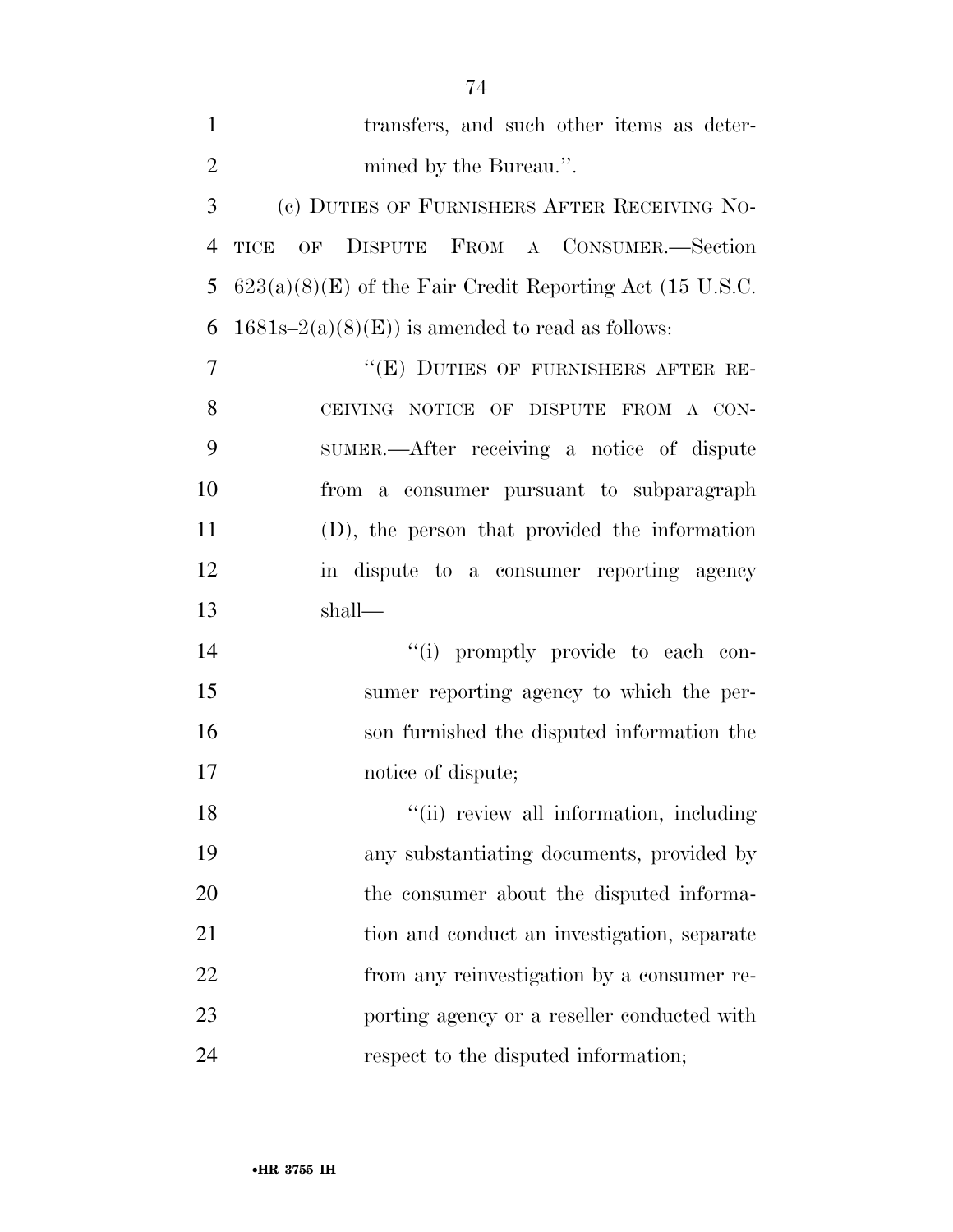transfers, and such other items as determined by the Bureau.''.

(c) DUTIES OF FURNISHERS AFTER RECEIVING NOTICE OF DISPUTE FROM A CONSUMER.—Section 623(a)(8)(E) of the Fair Credit Reporting Act (15 U.S.C. 1681s–2(a)(8)(E)) is amended to read as follows:

''(E) DUTIES OF FURNISHERS AFTER RECEIVING NOTICE OF DISPUTE FROM A CONSUMER.—After receiving a notice of dispute from a consumer pursuant to subparagraph (D), the person that provided the information in dispute to a consumer reporting agency shall—

''(i) promptly provide to each consumer reporting agency to which the person furnished the disputed information the notice of dispute;

''(ii) review all information, including any substantiating documents, provided by the consumer about the disputed information and conduct an investigation, separate from any reinvestigation by a consumer reporting agency or a reseller conducted with respect to the disputed information;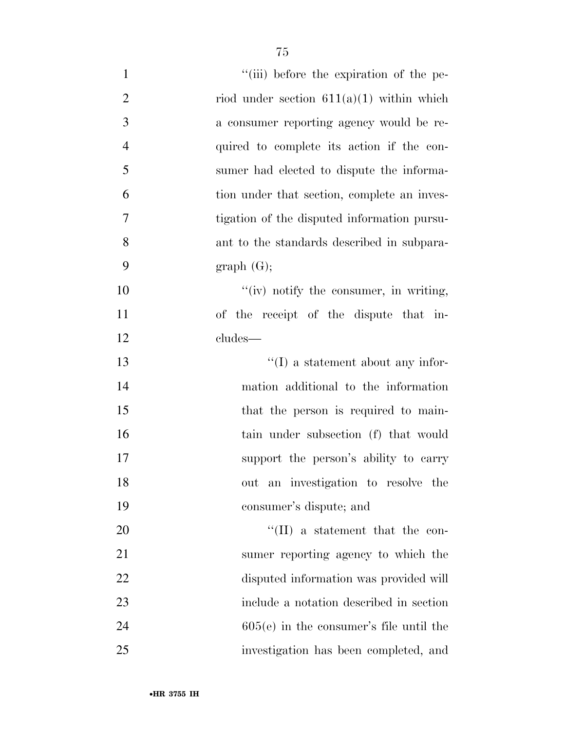"(iii) before the expiration of the period under section 611(a)(1) within which a consumer reporting agency would be required to complete its action if the consumer had elected to dispute the information under that section, complete an investigation of the disputed information pursuant to the standards described in subparagraph (G);

"(iv) notify the consumer, in writing, of the receipt of the dispute that includes—

"(I) a statement about any information additional to the information that the person is required to maintain under subsection (f) that would support the person's ability to carry out an investigation to resolve the consumer's dispute; and

"(II) a statement that the consumer reporting agency to which the disputed information was provided will include a notation described in section 605(e) in the consumer's file until the investigation has been completed, and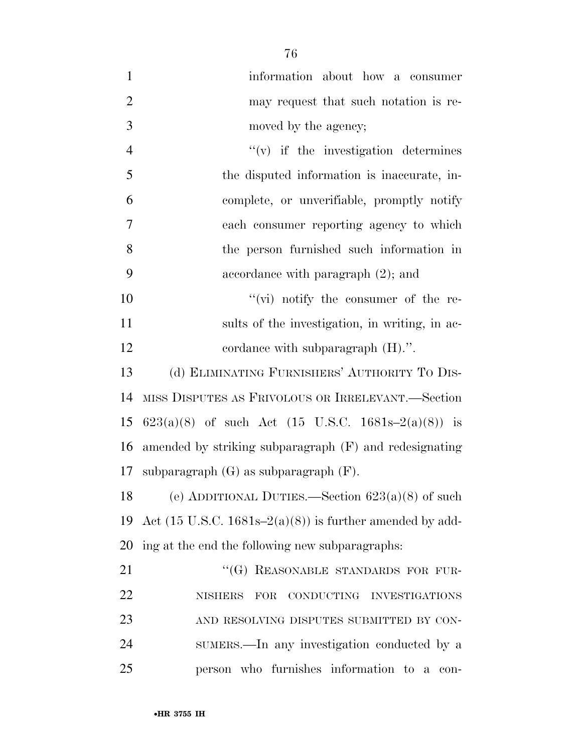information about how a consumer may request that such notation is removed by the agency;

"(v) if the investigation determines the disputed information is inaccurate, incomplete, or unverifiable, promptly notify each consumer reporting agency to which the person furnished such information in accordance with paragraph (2); and

"(vi) notify the consumer of the results of the investigation, in writing, in accordance with subparagraph (H).".

(d) ELIMINATING FURNISHERS' AUTHORITY TO DISMISS DISPUTES AS FRIVOLOUS OR IRRELEVANT.—Section 623(a)(8) of such Act (15 U.S.C. 1681s–2(a)(8)) is amended by striking subparagraph (F) and redesignating subparagraph (G) as subparagraph (F).

(e) ADDITIONAL DUTIES.—Section 623(a)(8) of such Act (15 U.S.C. 1681s–2(a)(8)) is further amended by adding at the end the following new subparagraphs:

"(G) REASONABLE STANDARDS FOR FURNISHERS FOR CONDUCTING INVESTIGATIONS AND RESOLVING DISPUTES SUBMITTED BY CONSUMERS.—In any investigation conducted by a person who furnishes information to a con-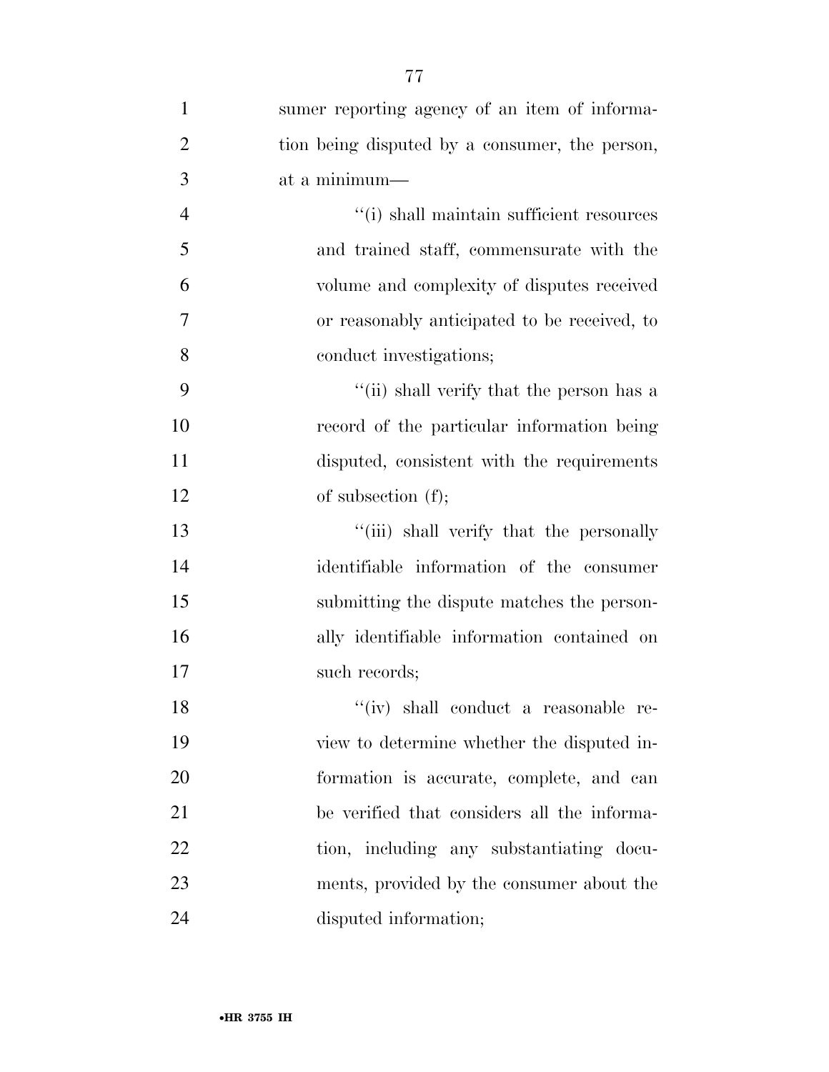sumer reporting agency of an item of information being disputed by a consumer, the person, at a minimum—

''(i) shall maintain sufficient resources and trained staff, commensurate with the volume and complexity of disputes received or reasonably anticipated to be received, to conduct investigations;

''(ii) shall verify that the person has a record of the particular information being disputed, consistent with the requirements of subsection (f);

''(iii) shall verify that the personally identifiable information of the consumer submitting the dispute matches the personally identifiable information contained on such records;

''(iv) shall conduct a reasonable review to determine whether the disputed information is accurate, complete, and can be verified that considers all the information, including any substantiating documents, provided by the consumer about the disputed information;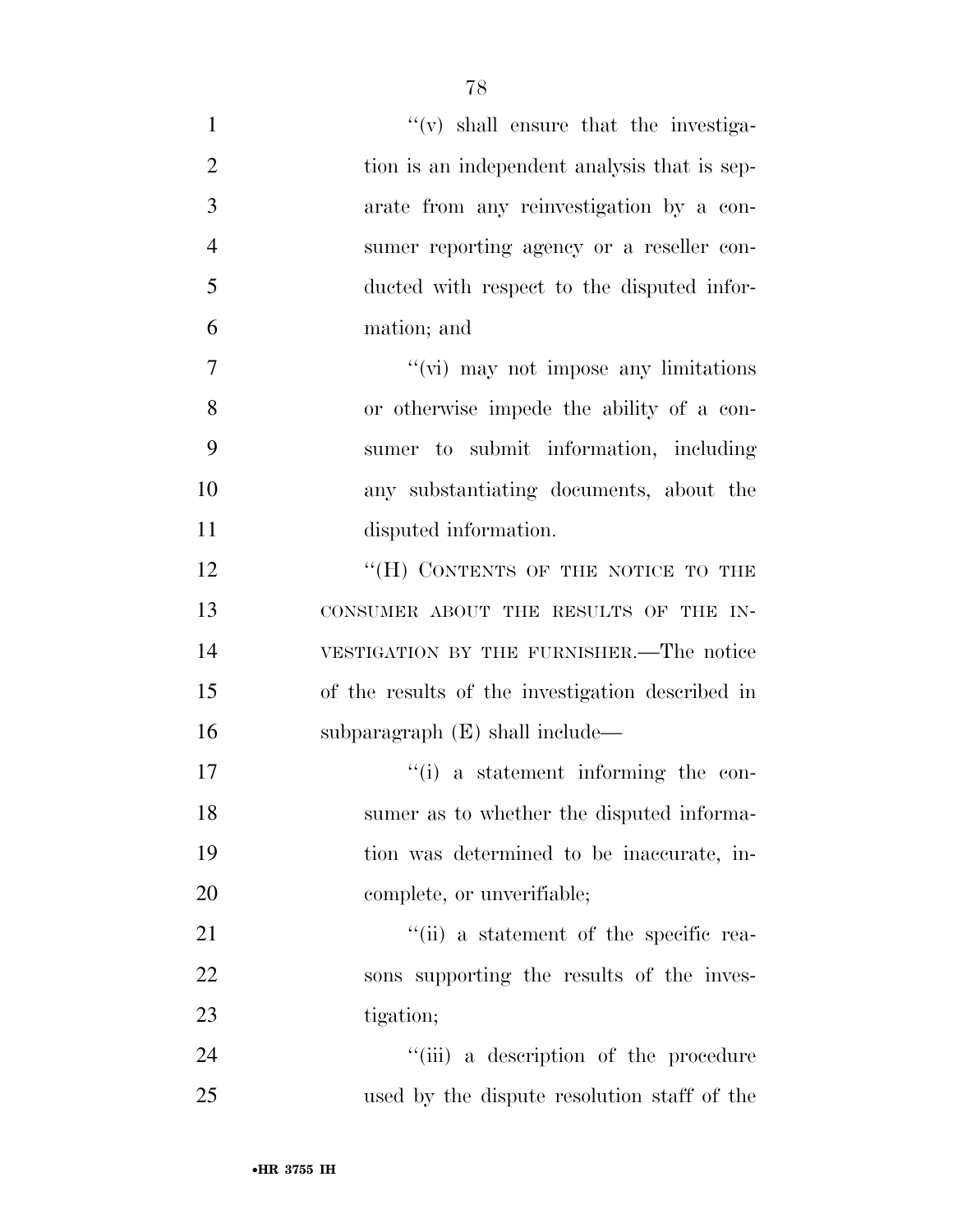"(v) shall ensure that the investigation is an independent analysis that is separate from any reinvestigation by a consumer reporting agency or a reseller conducted with respect to the disputed information; and

"(vi) may not impose any limitations or otherwise impede the ability of a consumer to submit information, including any substantiating documents, about the disputed information.

"(H) CONTENTS OF THE NOTICE TO THE CONSUMER ABOUT THE RESULTS OF THE INVESTIGATION BY THE FURNISHER.—The notice of the results of the investigation described in subparagraph (E) shall include—

"(i) a statement informing the consumer as to whether the disputed information was determined to be inaccurate, incomplete, or unverifiable;

"(ii) a statement of the specific reasons supporting the results of the investigation;

"(iii) a description of the procedure used by the dispute resolution staff of the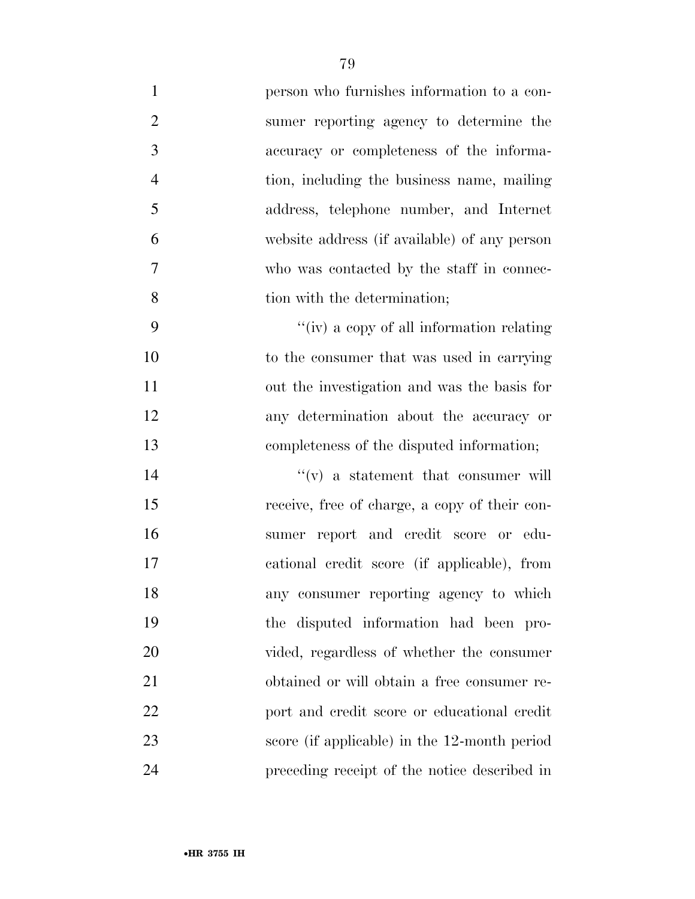person who furnishes information to a consumer reporting agency to determine the accuracy or completeness of the information, including the business name, mailing address, telephone number, and Internet website address (if available) of any person who was contacted by the staff in connection with the determination;

''(iv) a copy of all information relating to the consumer that was used in carrying out the investigation and was the basis for any determination about the accuracy or completeness of the disputed information;

''(v) a statement that consumer will receive, free of charge, a copy of their consumer report and credit score or educational credit score (if applicable), from any consumer reporting agency to which the disputed information had been provided, regardless of whether the consumer obtained or will obtain a free consumer report and credit score or educational credit score (if applicable) in the 12-month period preceding receipt of the notice described in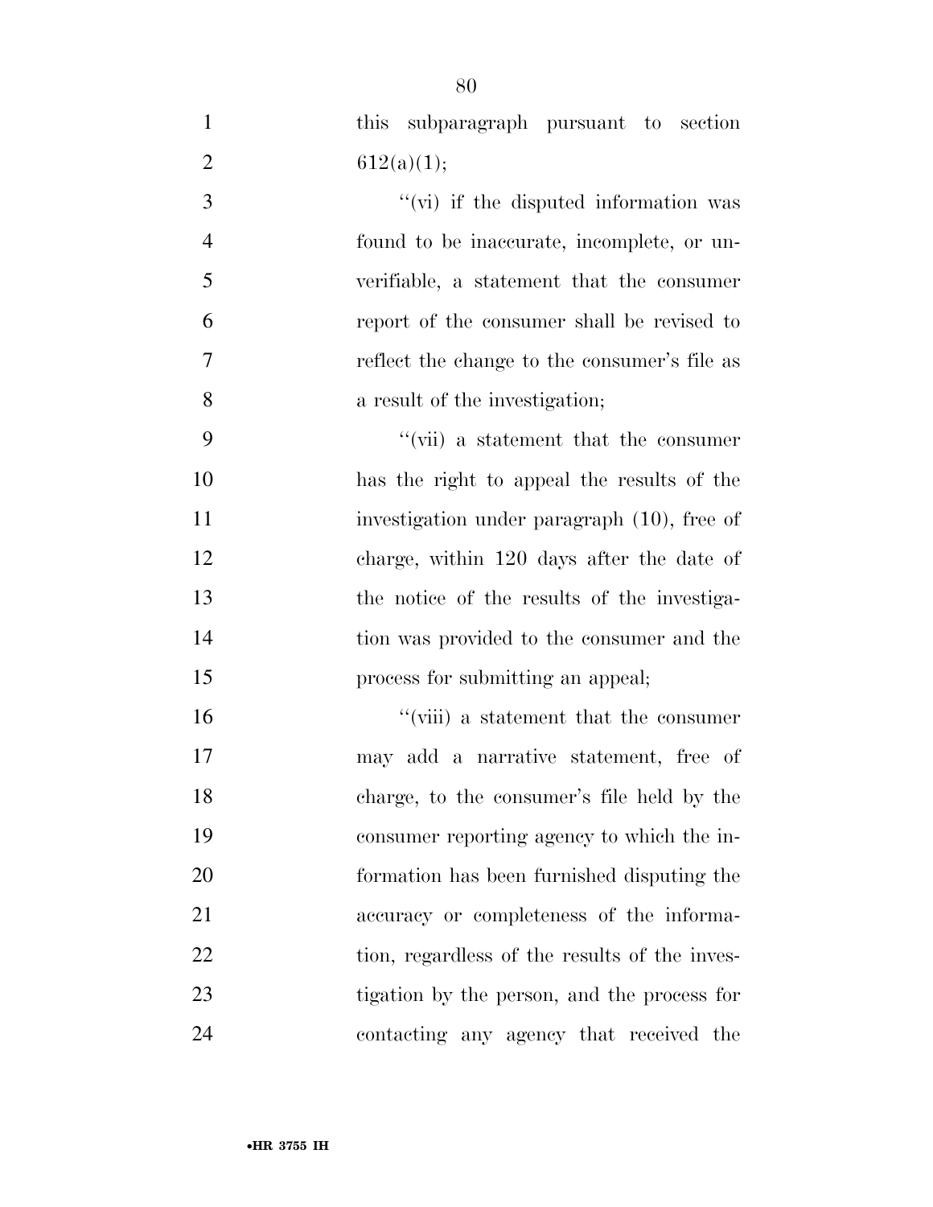this subparagraph pursuant to section 612(a)(1);

''(vi) if the disputed information was found to be inaccurate, incomplete, or unverifiable, a statement that the consumer report of the consumer shall be revised to reflect the change to the consumer's file as a result of the investigation;

''(vii) a statement that the consumer has the right to appeal the results of the investigation under paragraph (10), free of charge, within 120 days after the date of the notice of the results of the investigation was provided to the consumer and the process for submitting an appeal;

''(viii) a statement that the consumer may add a narrative statement, free of charge, to the consumer's file held by the consumer reporting agency to which the information has been furnished disputing the accuracy or completeness of the information, regardless of the results of the investigation by the person, and the process for contacting any agency that received the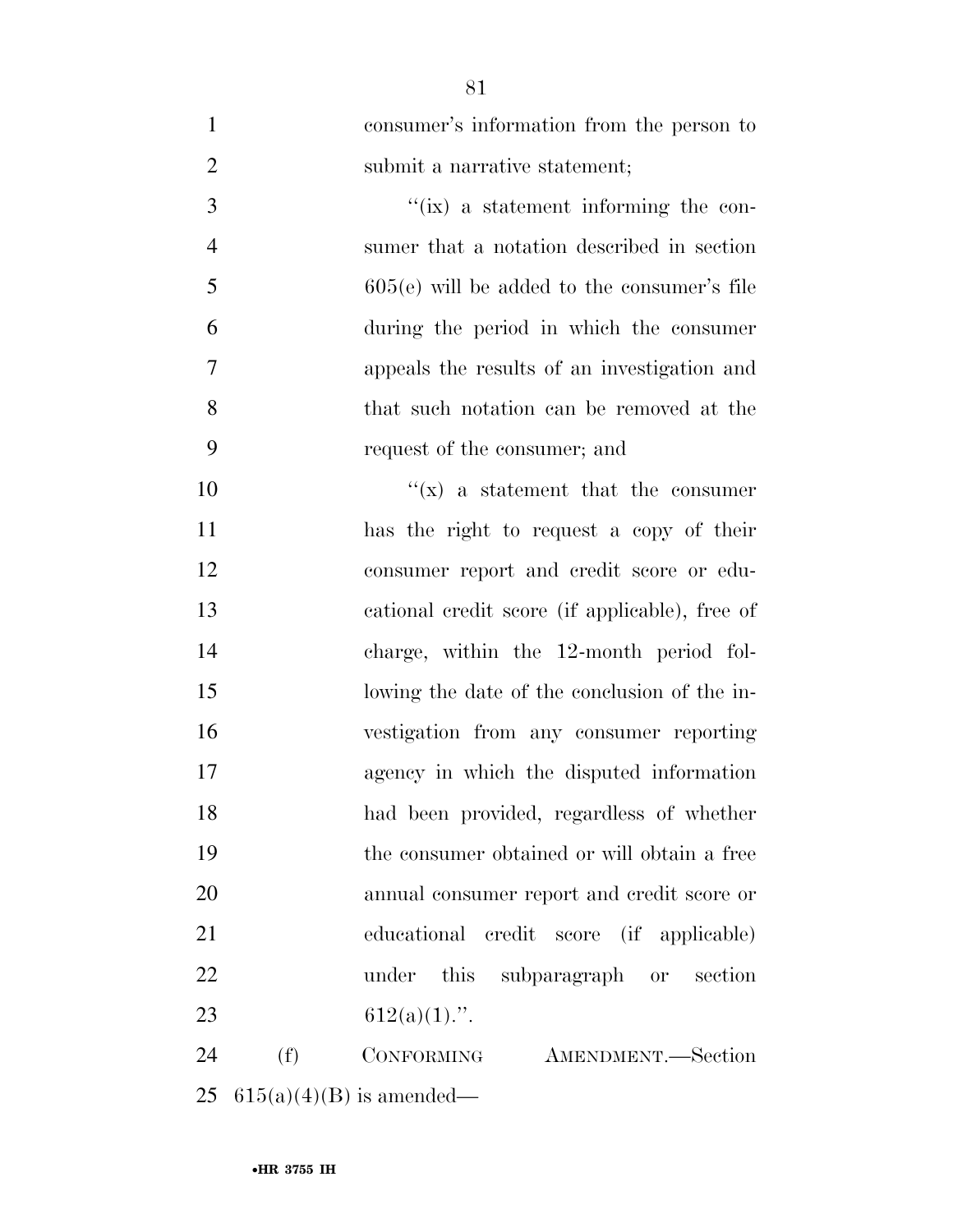consumer's information from the person to submit a narrative statement;

"(ix) a statement informing the consumer that a notation described in section 605(e) will be added to the consumer's file during the period in which the consumer appeals the results of an investigation and that such notation can be removed at the request of the consumer; and

"(x) a statement that the consumer has the right to request a copy of their consumer report and credit score or educational credit score (if applicable), free of charge, within the 12-month period following the date of the conclusion of the investigation from any consumer reporting agency in which the disputed information had been provided, regardless of whether the consumer obtained or will obtain a free annual consumer report and credit score or educational credit score (if applicable) under this subparagraph or section 612(a)(1).".

(f) CONFORMING AMENDMENT.—Section 615(a)(4)(B) is amended—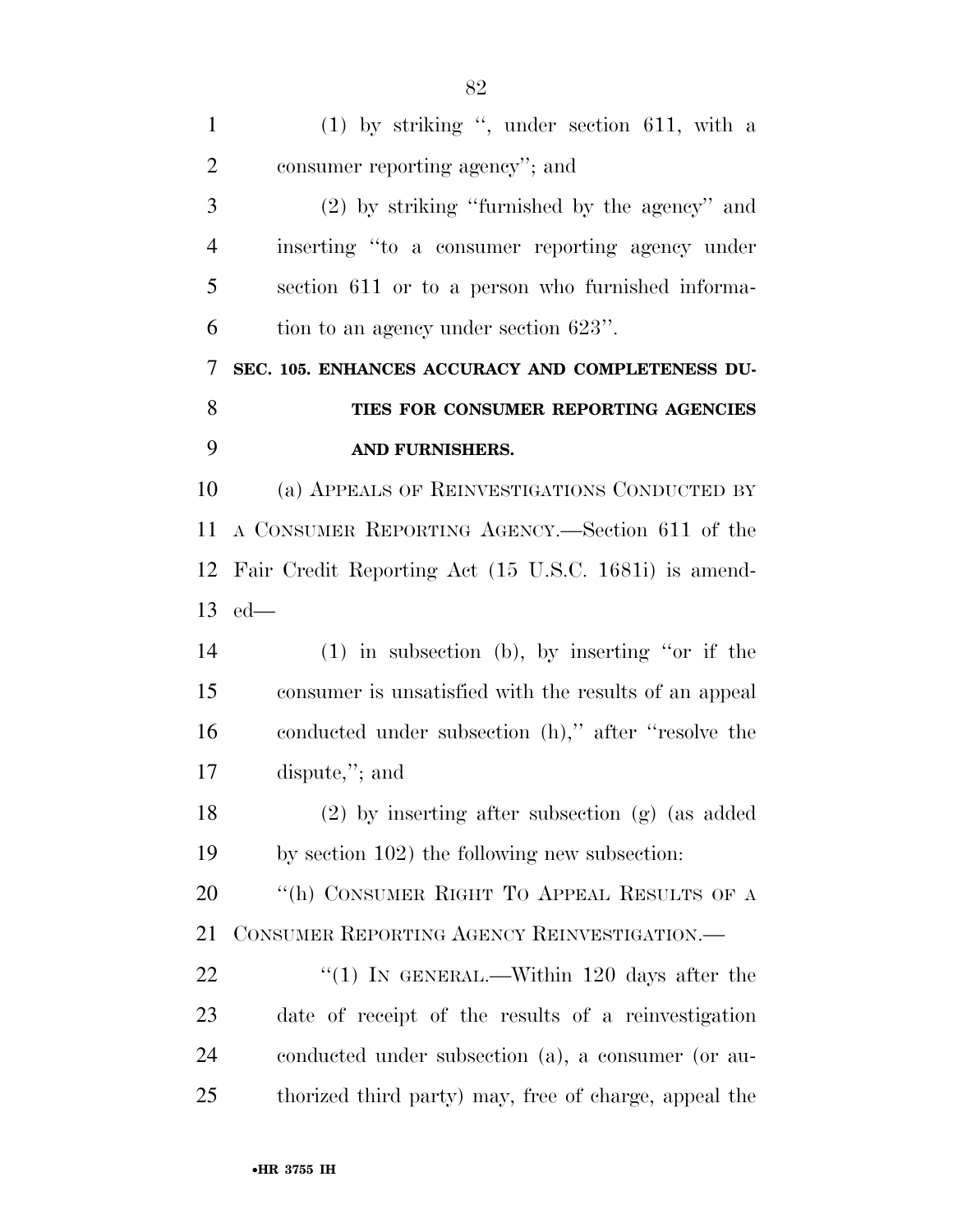(1) by striking ", under section 611, with a consumer reporting agency"; and

(2) by striking "furnished by the agency" and inserting "to a consumer reporting agency under section 611 or to a person who furnished information to an agency under section 623".

**SEC. 105. ENHANCES ACCURACY AND COMPLETENESS DUTIES FOR CONSUMER REPORTING AGENCIES AND FURNISHERS.**

(a) APPEALS OF REINVESTIGATIONS CONDUCTED BY A CONSUMER REPORTING AGENCY.—Section 611 of the Fair Credit Reporting Act (15 U.S.C. 1681i) is amended—

(1) in subsection (b), by inserting "or if the consumer is unsatisfied with the results of an appeal conducted under subsection (h)," after "resolve the dispute,"; and

(2) by inserting after subsection (g) (as added by section 102) the following new subsection:

"(h) CONSUMER RIGHT TO APPEAL RESULTS OF A CONSUMER REPORTING AGENCY REINVESTIGATION.—

"(1) IN GENERAL.—Within 120 days after the date of receipt of the results of a reinvestigation conducted under subsection (a), a consumer (or authorized third party) may, free of charge, appeal the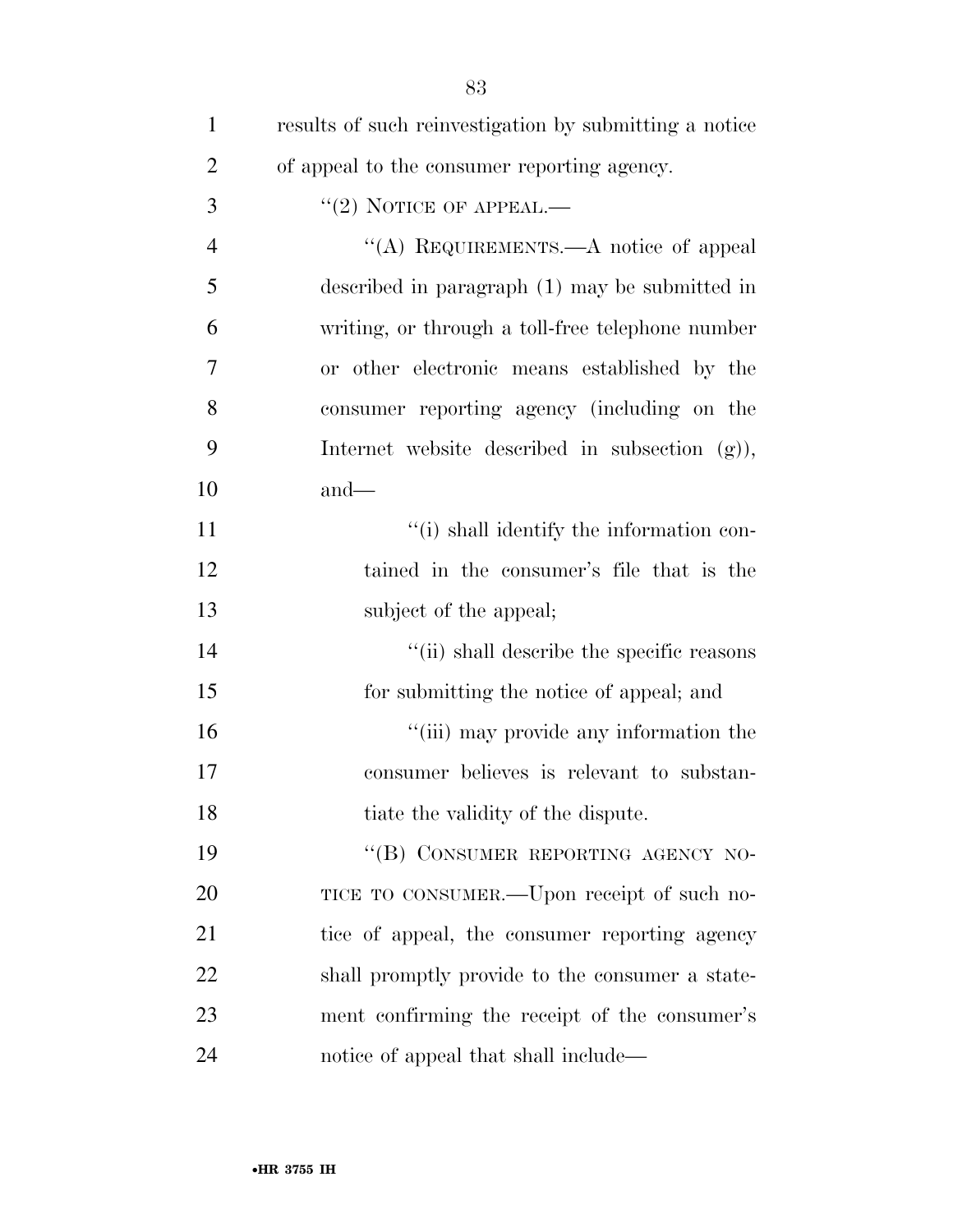results of such reinvestigation by submitting a notice of appeal to the consumer reporting agency.

"(2) NOTICE OF APPEAL.—

"(A) REQUIREMENTS.—A notice of appeal described in paragraph (1) may be submitted in writing, or through a toll-free telephone number or other electronic means established by the consumer reporting agency (including on the Internet website described in subsection (g)), and—

"(i) shall identify the information contained in the consumer's file that is the subject of the appeal;

"(ii) shall describe the specific reasons for submitting the notice of appeal; and

"(iii) may provide any information the consumer believes is relevant to substantiate the validity of the dispute.

"(B) CONSUMER REPORTING AGENCY NOTICE TO CONSUMER.—Upon receipt of such notice of appeal, the consumer reporting agency shall promptly provide to the consumer a statement confirming the receipt of the consumer's notice of appeal that shall include—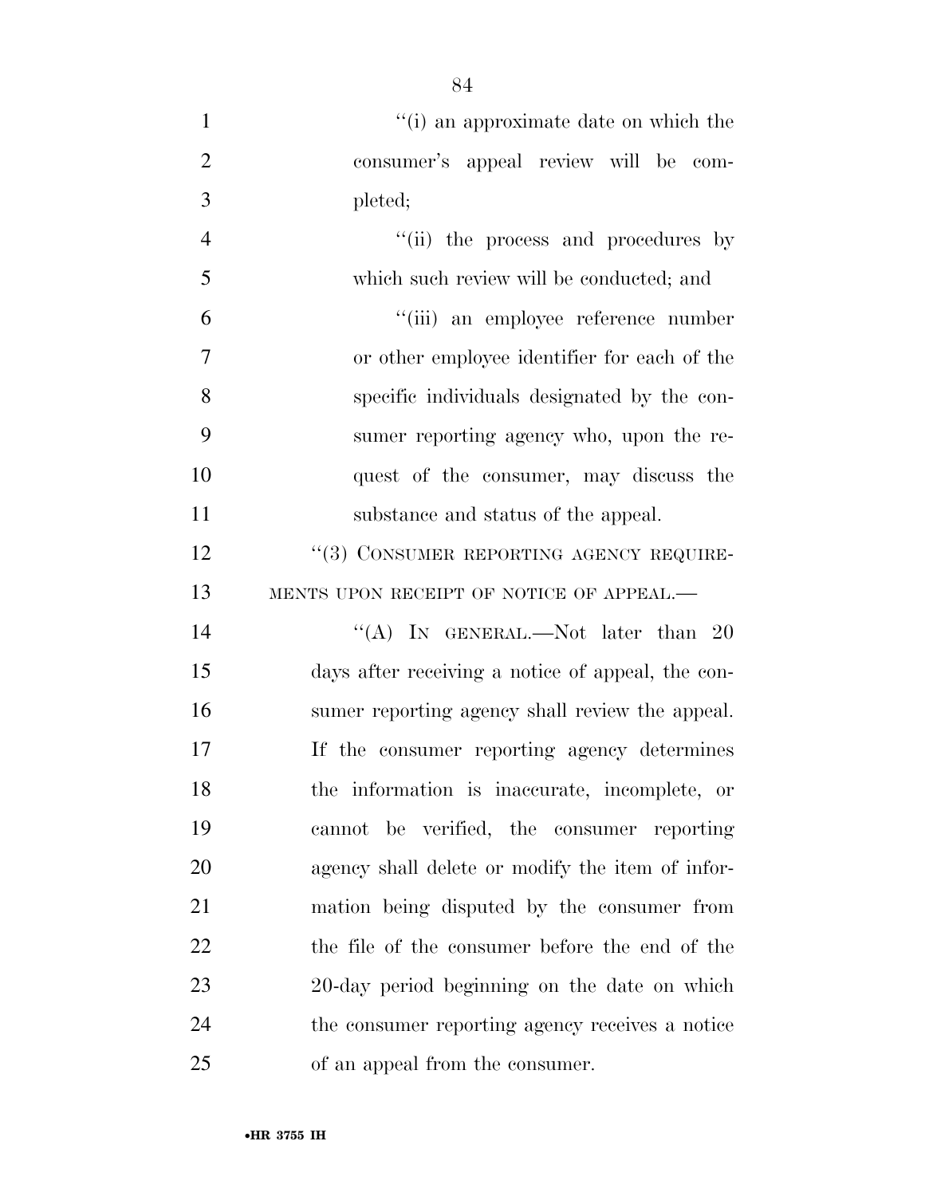"(i) an approximate date on which the consumer's appeal review will be completed;

"(ii) the process and procedures by which such review will be conducted; and

"(iii) an employee reference number or other employee identifier for each of the specific individuals designated by the consumer reporting agency who, upon the request of the consumer, may discuss the substance and status of the appeal.

"(3) CONSUMER REPORTING AGENCY REQUIREMENTS UPON RECEIPT OF NOTICE OF APPEAL.—

"(A) IN GENERAL.—Not later than 20 days after receiving a notice of appeal, the consumer reporting agency shall review the appeal. If the consumer reporting agency determines the information is inaccurate, incomplete, or cannot be verified, the consumer reporting agency shall delete or modify the item of information being disputed by the consumer from the file of the consumer before the end of the 20-day period beginning on the date on which the consumer reporting agency receives a notice of an appeal from the consumer.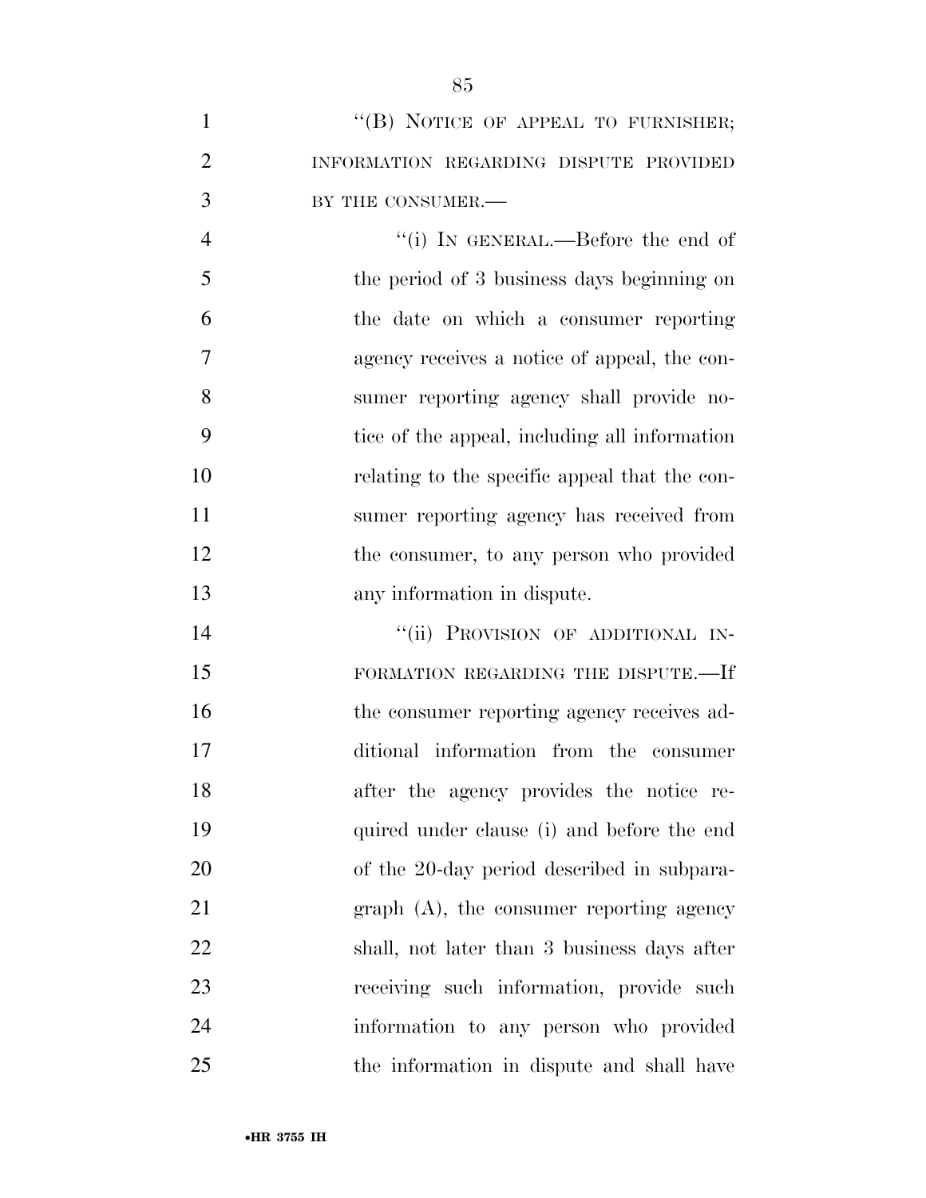"(B) NOTICE OF APPEAL TO FURNISHER; INFORMATION REGARDING DISPUTE PROVIDED BY THE CONSUMER.—

"(i) IN GENERAL.—Before the end of the period of 3 business days beginning on the date on which a consumer reporting agency receives a notice of appeal, the consumer reporting agency shall provide notice of the appeal, including all information relating to the specific appeal that the consumer reporting agency has received from the consumer, to any person who provided any information in dispute.

"(ii) PROVISION OF ADDITIONAL INFORMATION REGARDING THE DISPUTE.—If the consumer reporting agency receives additional information from the consumer after the agency provides the notice required under clause (i) and before the end of the 20-day period described in subparagraph (A), the consumer reporting agency shall, not later than 3 business days after receiving such information, provide such information to any person who provided the information in dispute and shall have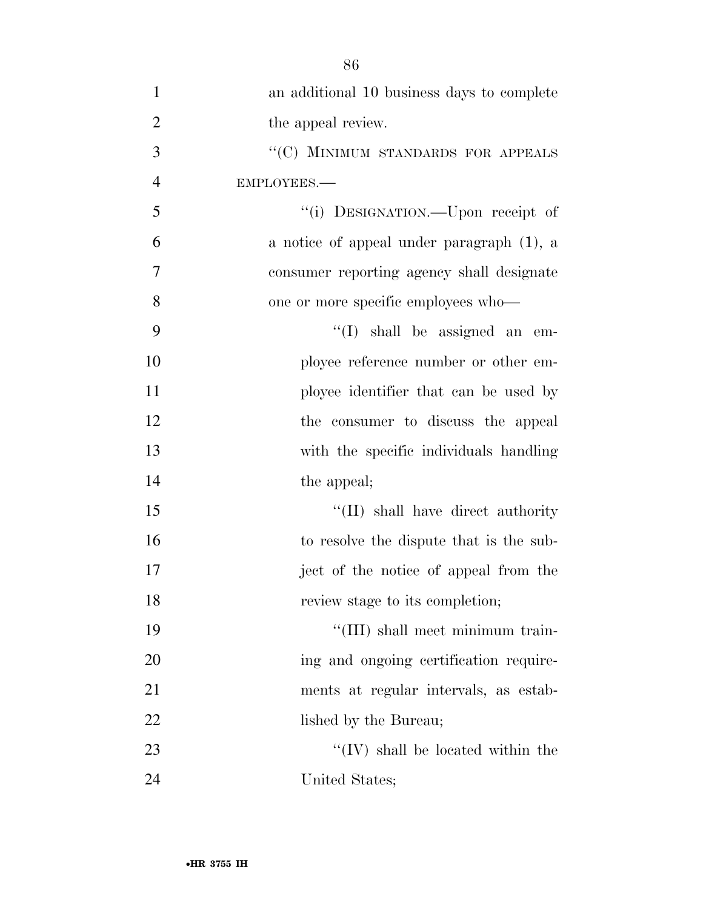an additional 10 business days to complete the appeal review.

"(C) MINIMUM STANDARDS FOR APPEALS EMPLOYEES.—

"(i) DESIGNATION.—Upon receipt of a notice of appeal under paragraph (1), a consumer reporting agency shall designate one or more specific employees who—

"(I) shall be assigned an employee reference number or other employee identifier that can be used by the consumer to discuss the appeal with the specific individuals handling the appeal;

"(II) shall have direct authority to resolve the dispute that is the subject of the notice of appeal from the review stage to its completion;

"(III) shall meet minimum training and ongoing certification requirements at regular intervals, as established by the Bureau;

"(IV) shall be located within the United States;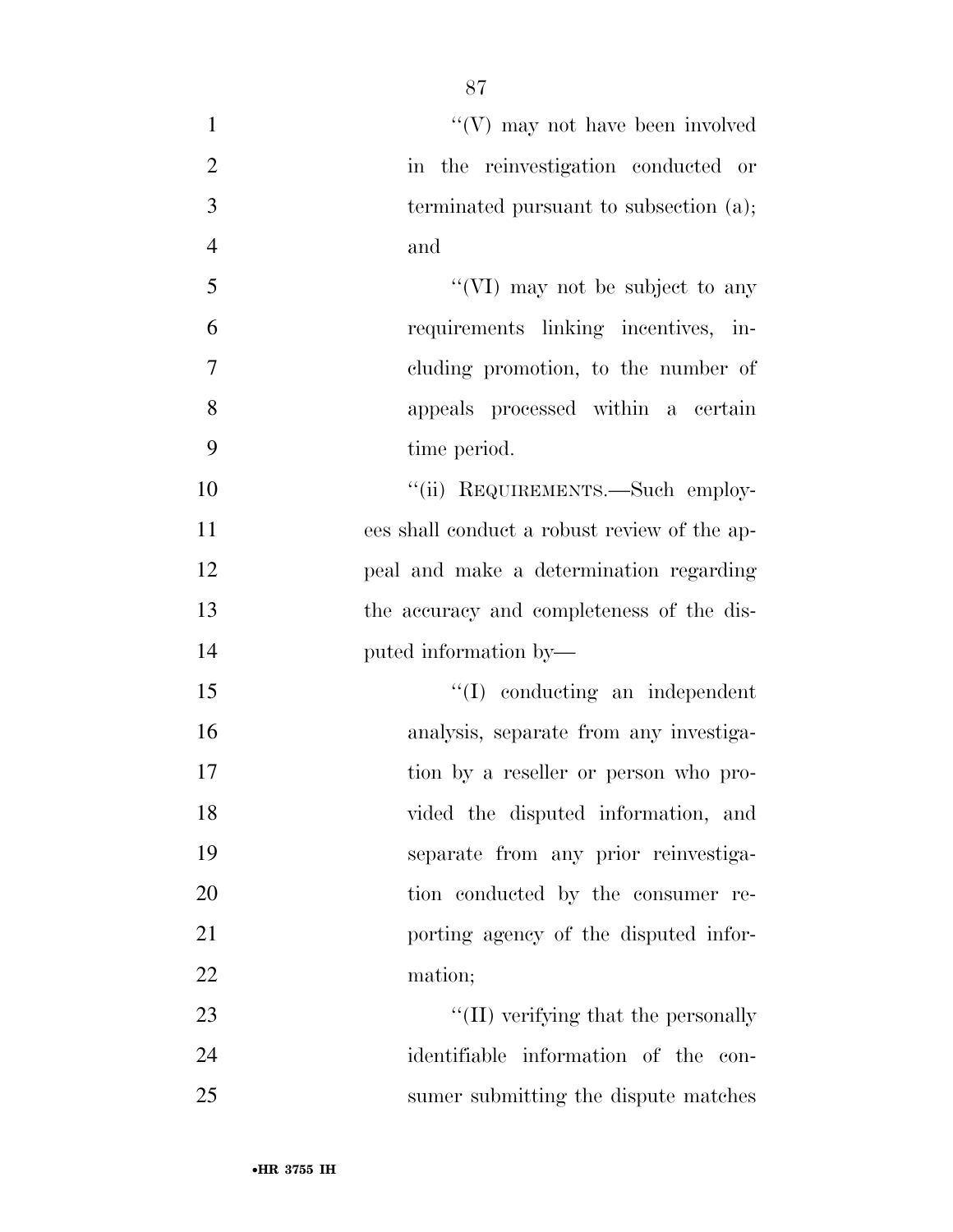"(V) may not have been involved in the reinvestigation conducted or terminated pursuant to subsection (a); and

"(VI) may not be subject to any requirements linking incentives, including promotion, to the number of appeals processed within a certain time period.

"(ii) REQUIREMENTS.—Such employees shall conduct a robust review of the appeal and make a determination regarding the accuracy and completeness of the disputed information by—

"(I) conducting an independent analysis, separate from any investigation by a reseller or person who provided the disputed information, and separate from any prior reinvestigation conducted by the consumer reporting agency of the disputed information;

"(II) verifying that the personally identifiable information of the consumer submitting the dispute matches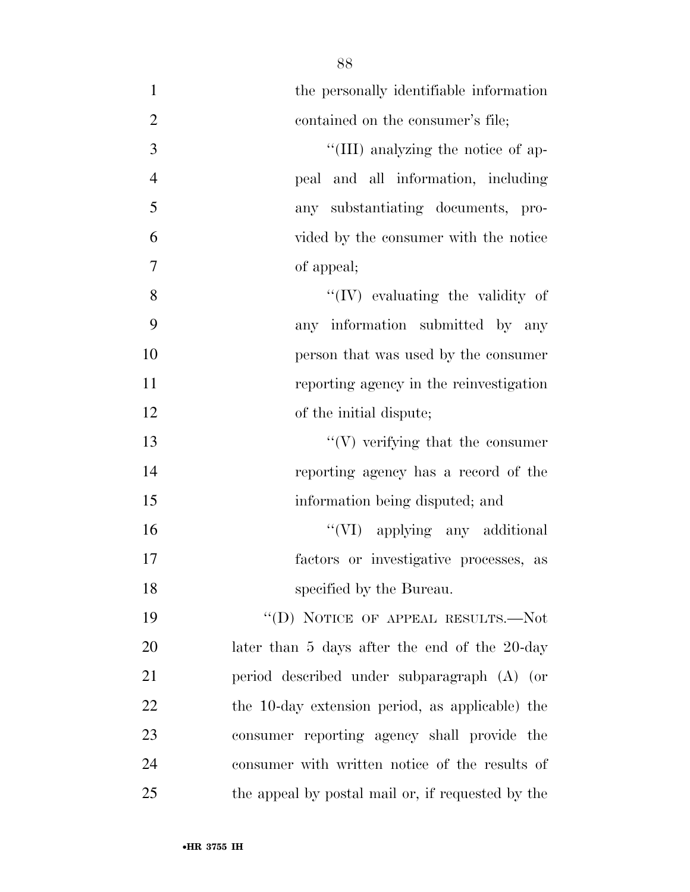the personally identifiable information contained on the consumer's file;

"(III) analyzing the notice of appeal and all information, including any substantiating documents, provided by the consumer with the notice of appeal;

"(IV) evaluating the validity of any information submitted by any person that was used by the consumer reporting agency in the reinvestigation of the initial dispute;

"(V) verifying that the consumer reporting agency has a record of the information being disputed; and

"(VI) applying any additional factors or investigative processes, as specified by the Bureau.

"(D) NOTICE OF APPEAL RESULTS.—Not later than 5 days after the end of the 20-day period described under subparagraph (A) (or the 10-day extension period, as applicable) the consumer reporting agency shall provide the consumer with written notice of the results of the appeal by postal mail or, if requested by the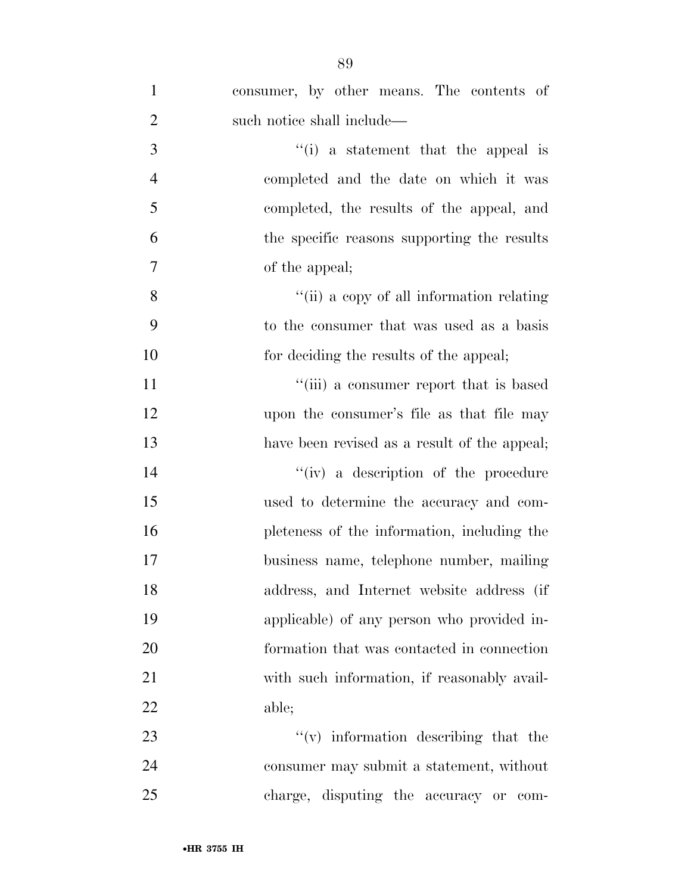consumer, by other means. The contents of such notice shall include—

''(i) a statement that the appeal is completed and the date on which it was completed, the results of the appeal, and the specific reasons supporting the results of the appeal;

''(ii) a copy of all information relating to the consumer that was used as a basis for deciding the results of the appeal;

''(iii) a consumer report that is based upon the consumer's file as that file may have been revised as a result of the appeal;

''(iv) a description of the procedure used to determine the accuracy and completeness of the information, including the business name, telephone number, mailing address, and Internet website address (if applicable) of any person who provided information that was contacted in connection with such information, if reasonably available;

''(v) information describing that the consumer may submit a statement, without charge, disputing the accuracy or com-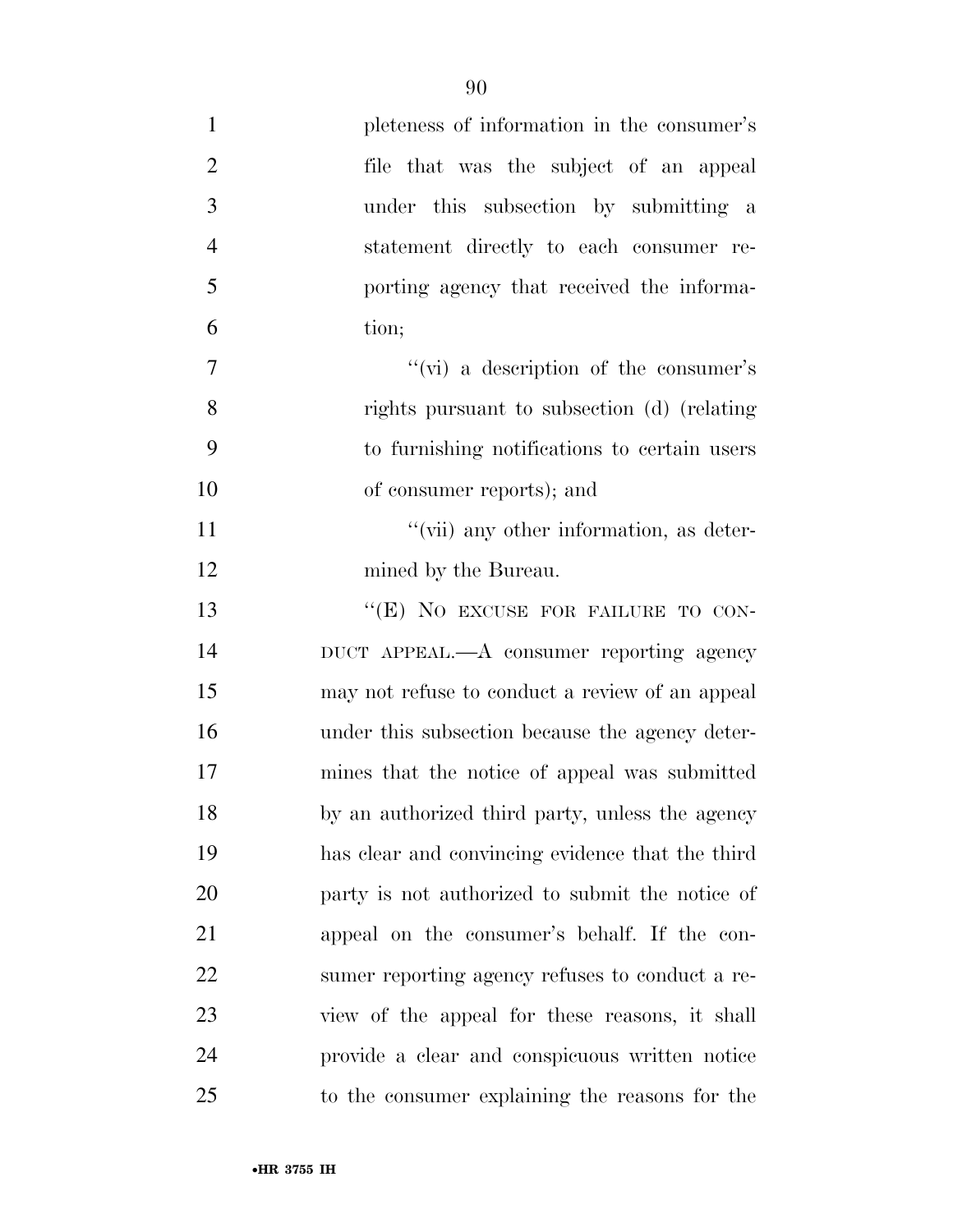pleteness of information in the consumer's file that was the subject of an appeal under this subsection by submitting a statement directly to each consumer reporting agency that received the information;

"(vi) a description of the consumer's rights pursuant to subsection (d) (relating to furnishing notifications to certain users of consumer reports); and

"(vii) any other information, as determined by the Bureau.

"(E) NO EXCUSE FOR FAILURE TO CONDUCT APPEAL.—A consumer reporting agency may not refuse to conduct a review of an appeal under this subsection because the agency determines that the notice of appeal was submitted by an authorized third party, unless the agency has clear and convincing evidence that the third party is not authorized to submit the notice of appeal on the consumer's behalf. If the consumer reporting agency refuses to conduct a review of the appeal for these reasons, it shall provide a clear and conspicuous written notice to the consumer explaining the reasons for the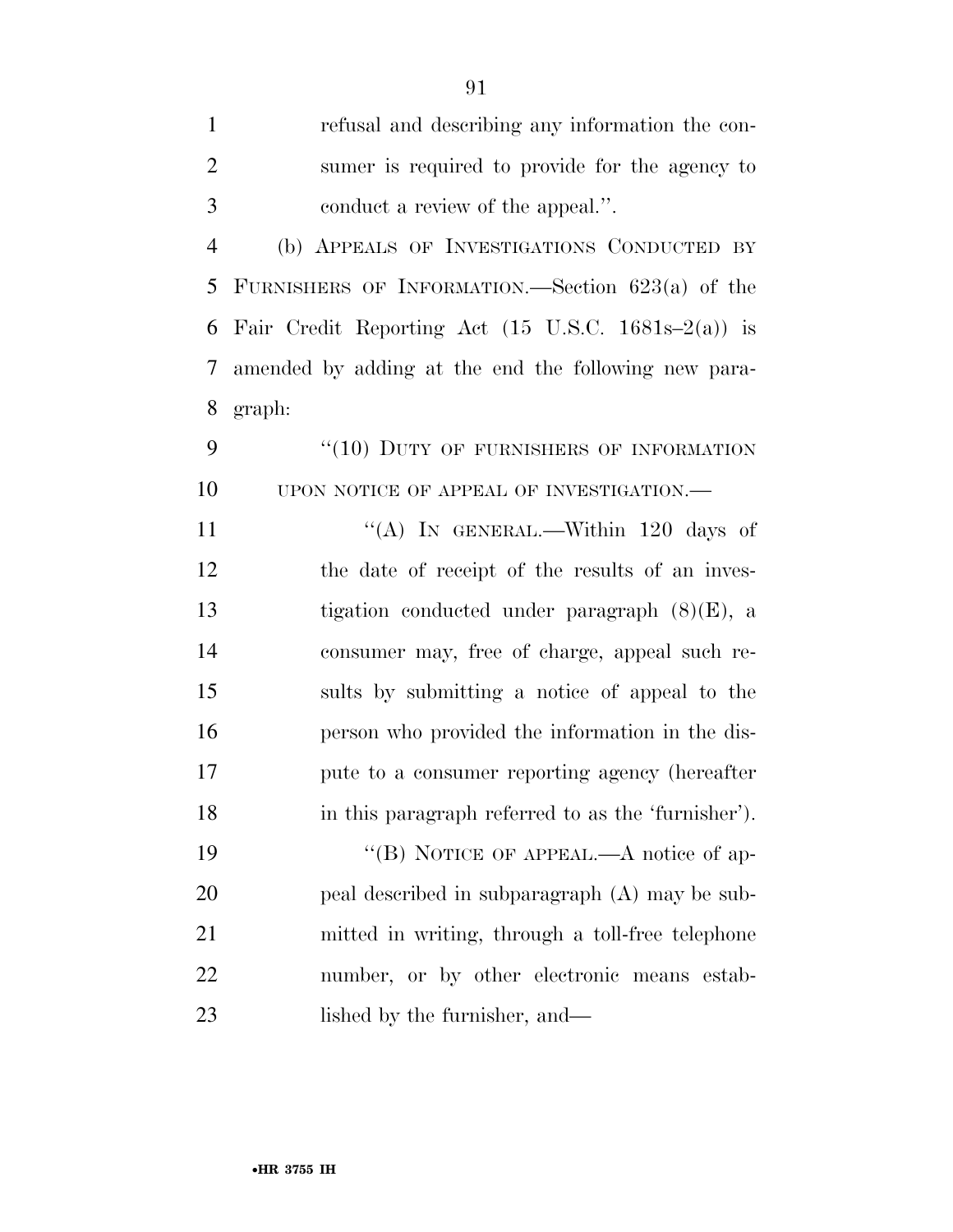refusal and describing any information the consumer is required to provide for the agency to conduct a review of the appeal.''.

(b) APPEALS OF INVESTIGATIONS CONDUCTED BY FURNISHERS OF INFORMATION.—Section 623(a) of the Fair Credit Reporting Act (15 U.S.C. 1681s–2(a)) is amended by adding at the end the following new paragraph:

''(10) DUTY OF FURNISHERS OF INFORMATION UPON NOTICE OF APPEAL OF INVESTIGATION.—

''(A) IN GENERAL.—Within 120 days of the date of receipt of the results of an investigation conducted under paragraph (8)(E), a consumer may, free of charge, appeal such results by submitting a notice of appeal to the person who provided the information in the dispute to a consumer reporting agency (hereafter in this paragraph referred to as the 'furnisher').

''(B) NOTICE OF APPEAL.—A notice of appeal described in subparagraph (A) may be submitted in writing, through a toll-free telephone number, or by other electronic means established by the furnisher, and—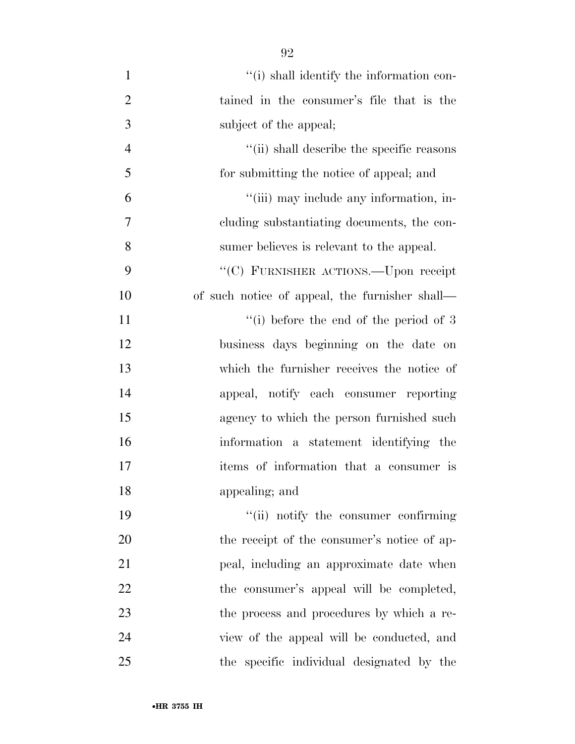''(i) shall identify the information contained in the consumer's file that is the subject of the appeal;

''(ii) shall describe the specific reasons for submitting the notice of appeal; and

''(iii) may include any information, including substantiating documents, the consumer believes is relevant to the appeal.

''(C) FURNISHER ACTIONS.—Upon receipt of such notice of appeal, the furnisher shall—

''(i) before the end of the period of 3 business days beginning on the date on which the furnisher receives the notice of appeal, notify each consumer reporting agency to which the person furnished such information a statement identifying the items of information that a consumer is appealing; and

''(ii) notify the consumer confirming the receipt of the consumer's notice of appeal, including an approximate date when the consumer's appeal will be completed, the process and procedures by which a review of the appeal will be conducted, and the specific individual designated by the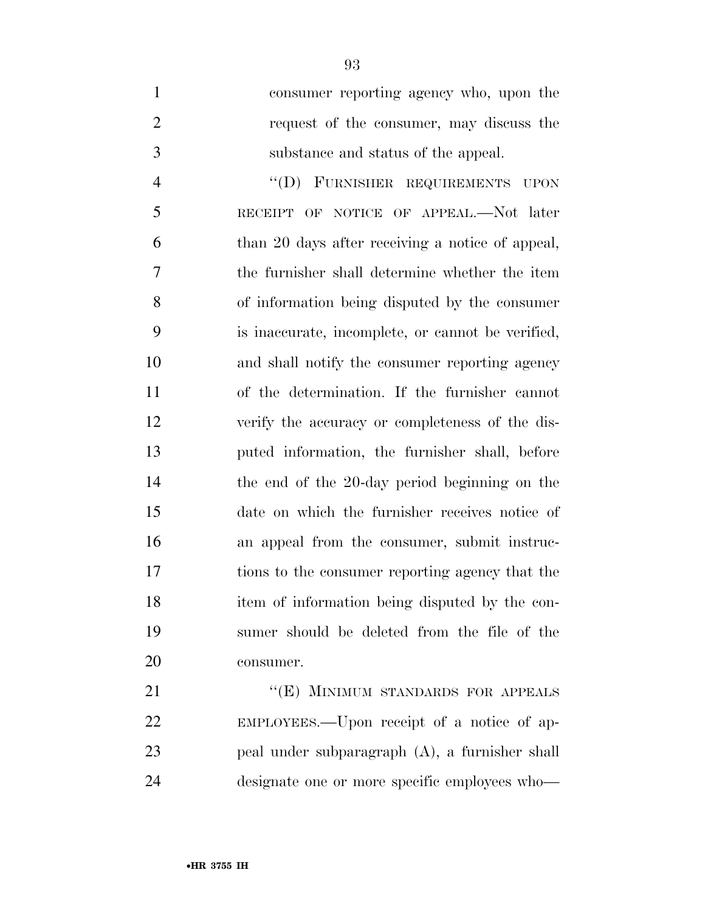consumer reporting agency who, upon the request of the consumer, may discuss the substance and status of the appeal.

"(D) FURNISHER REQUIREMENTS UPON RECEIPT OF NOTICE OF APPEAL.—Not later than 20 days after receiving a notice of appeal, the furnisher shall determine whether the item of information being disputed by the consumer is inaccurate, incomplete, or cannot be verified, and shall notify the consumer reporting agency of the determination. If the furnisher cannot verify the accuracy or completeness of the disputed information, the furnisher shall, before the end of the 20-day period beginning on the date on which the furnisher receives notice of an appeal from the consumer, submit instructions to the consumer reporting agency that the item of information being disputed by the consumer should be deleted from the file of the consumer.

"(E) MINIMUM STANDARDS FOR APPEALS EMPLOYEES.—Upon receipt of a notice of appeal under subparagraph (A), a furnisher shall designate one or more specific employees who—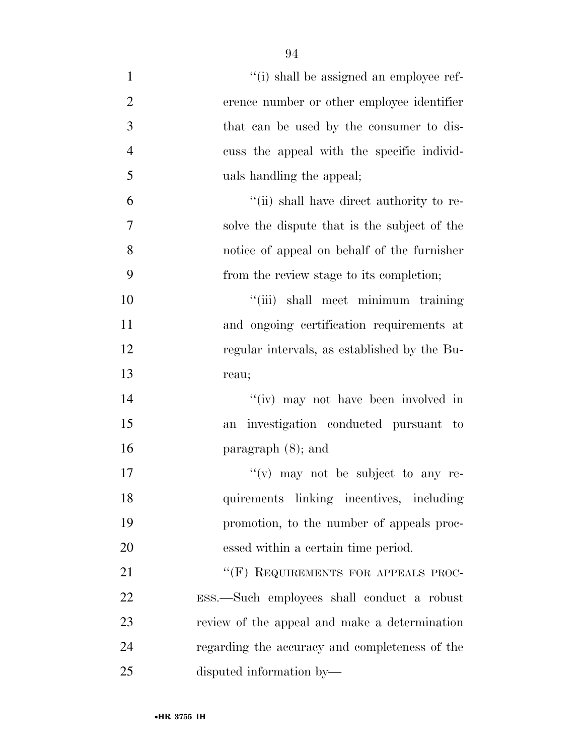''(i) shall be assigned an employee reference number or other employee identifier that can be used by the consumer to discuss the appeal with the specific individuals handling the appeal;

''(ii) shall have direct authority to resolve the dispute that is the subject of the notice of appeal on behalf of the furnisher from the review stage to its completion;

''(iii) shall meet minimum training and ongoing certification requirements at regular intervals, as established by the Bureau;

''(iv) may not have been involved in an investigation conducted pursuant to paragraph (8); and

''(v) may not be subject to any requirements linking incentives, including promotion, to the number of appeals processed within a certain time period.

''(F) REQUIREMENTS FOR APPEALS PROCESS.—Such employees shall conduct a robust review of the appeal and make a determination regarding the accuracy and completeness of the disputed information by—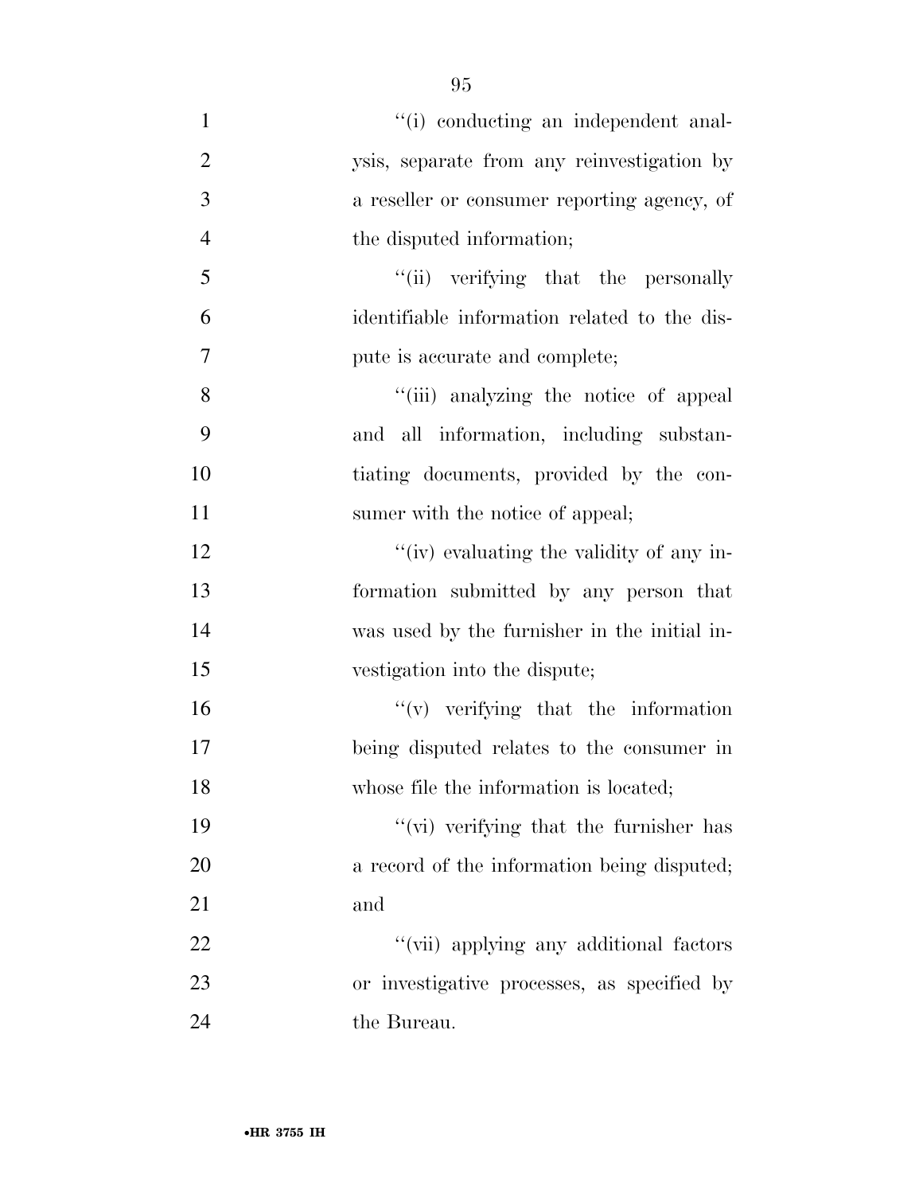''(i) conducting an independent analysis, separate from any reinvestigation by a reseller or consumer reporting agency, of the disputed information;

''(ii) verifying that the personally identifiable information related to the dispute is accurate and complete;

''(iii) analyzing the notice of appeal and all information, including substantiating documents, provided by the consumer with the notice of appeal;

''(iv) evaluating the validity of any information submitted by any person that was used by the furnisher in the initial investigation into the dispute;

''(v) verifying that the information being disputed relates to the consumer in whose file the information is located;

''(vi) verifying that the furnisher has a record of the information being disputed; and

''(vii) applying any additional factors or investigative processes, as specified by the Bureau.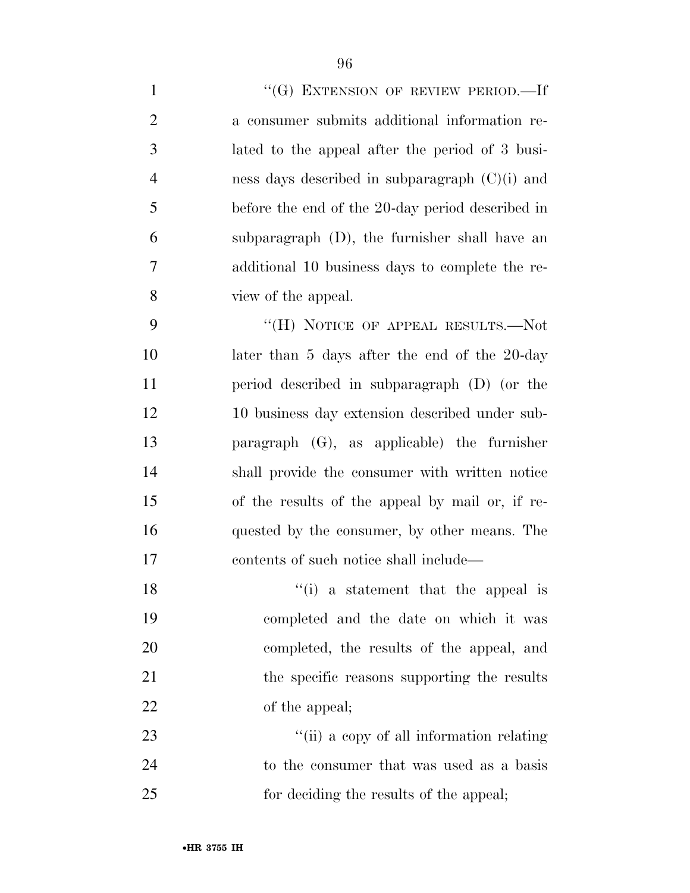"(G) EXTENSION OF REVIEW PERIOD.—If a consumer submits additional information related to the appeal after the period of 3 business days described in subparagraph (C)(i) and before the end of the 20-day period described in subparagraph (D), the furnisher shall have an additional 10 business days to complete the review of the appeal.

"(H) NOTICE OF APPEAL RESULTS.—Not later than 5 days after the end of the 20-day period described in subparagraph (D) (or the 10 business day extension described under subparagraph (G), as applicable) the furnisher shall provide the consumer with written notice of the results of the appeal by mail or, if requested by the consumer, by other means. The contents of such notice shall include—

"(i) a statement that the appeal is completed and the date on which it was completed, the results of the appeal, and the specific reasons supporting the results of the appeal;

"(ii) a copy of all information relating to the consumer that was used as a basis for deciding the results of the appeal;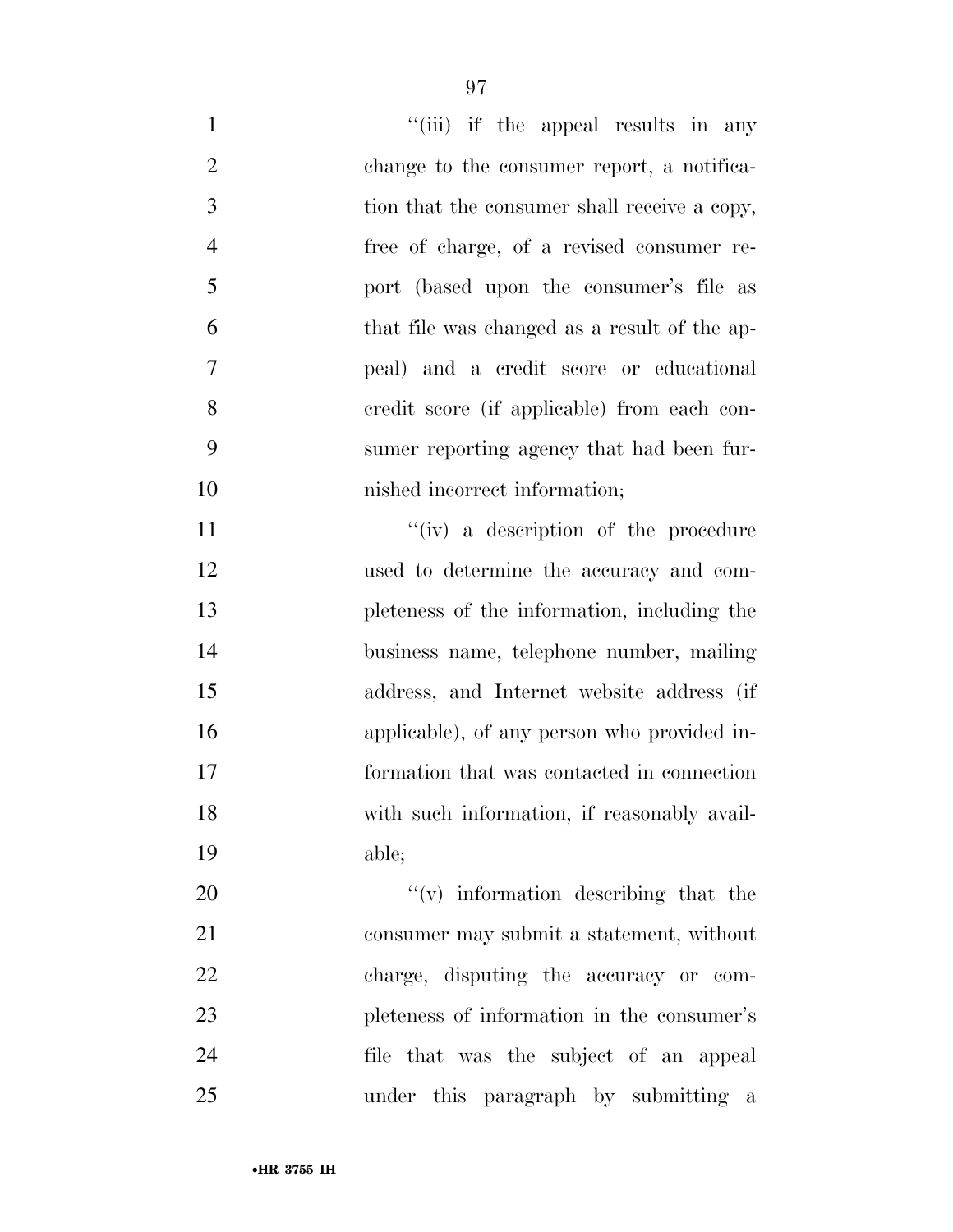"(iii) if the appeal results in any change to the consumer report, a notification that the consumer shall receive a copy, free of charge, of a revised consumer report (based upon the consumer's file as that file was changed as a result of the appeal) and a credit score or educational credit score (if applicable) from each consumer reporting agency that had been furnished incorrect information;

"(iv) a description of the procedure used to determine the accuracy and completeness of the information, including the business name, telephone number, mailing address, and Internet website address (if applicable), of any person who provided information that was contacted in connection with such information, if reasonably available;

"(v) information describing that the consumer may submit a statement, without charge, disputing the accuracy or completeness of information in the consumer's file that was the subject of an appeal under this paragraph by submitting a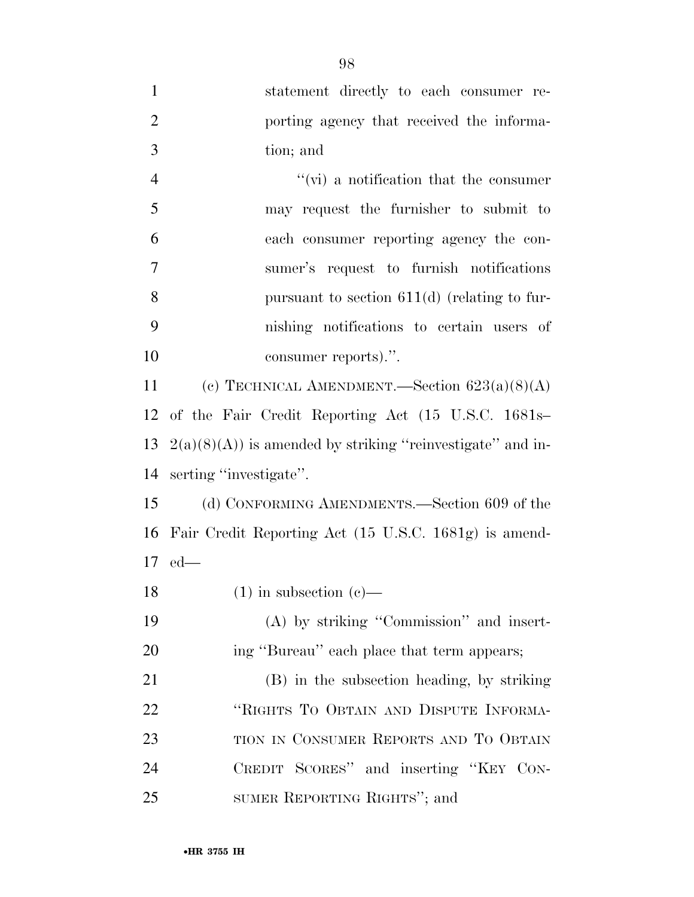statement directly to each consumer reporting agency that received the information; and

"(vi) a notification that the consumer may request the furnisher to submit to each consumer reporting agency the consumer's request to furnish notifications pursuant to section 611(d) (relating to furnishing notifications to certain users of consumer reports).".

(c) TECHNICAL AMENDMENT.—Section 623(a)(8)(A) of the Fair Credit Reporting Act (15 U.S.C. 1681s–2(a)(8)(A)) is amended by striking "reinvestigate" and inserting "investigate".

(d) CONFORMING AMENDMENTS.—Section 609 of the Fair Credit Reporting Act (15 U.S.C. 1681g) is amended—

(1) in subsection (c)—

(A) by striking "Commission" and inserting "Bureau" each place that term appears;

(B) in the subsection heading, by striking "RIGHTS TO OBTAIN AND DISPUTE INFORMATION IN CONSUMER REPORTS AND TO OBTAIN CREDIT SCORES" and inserting "KEY CONSUMER REPORTING RIGHTS"; and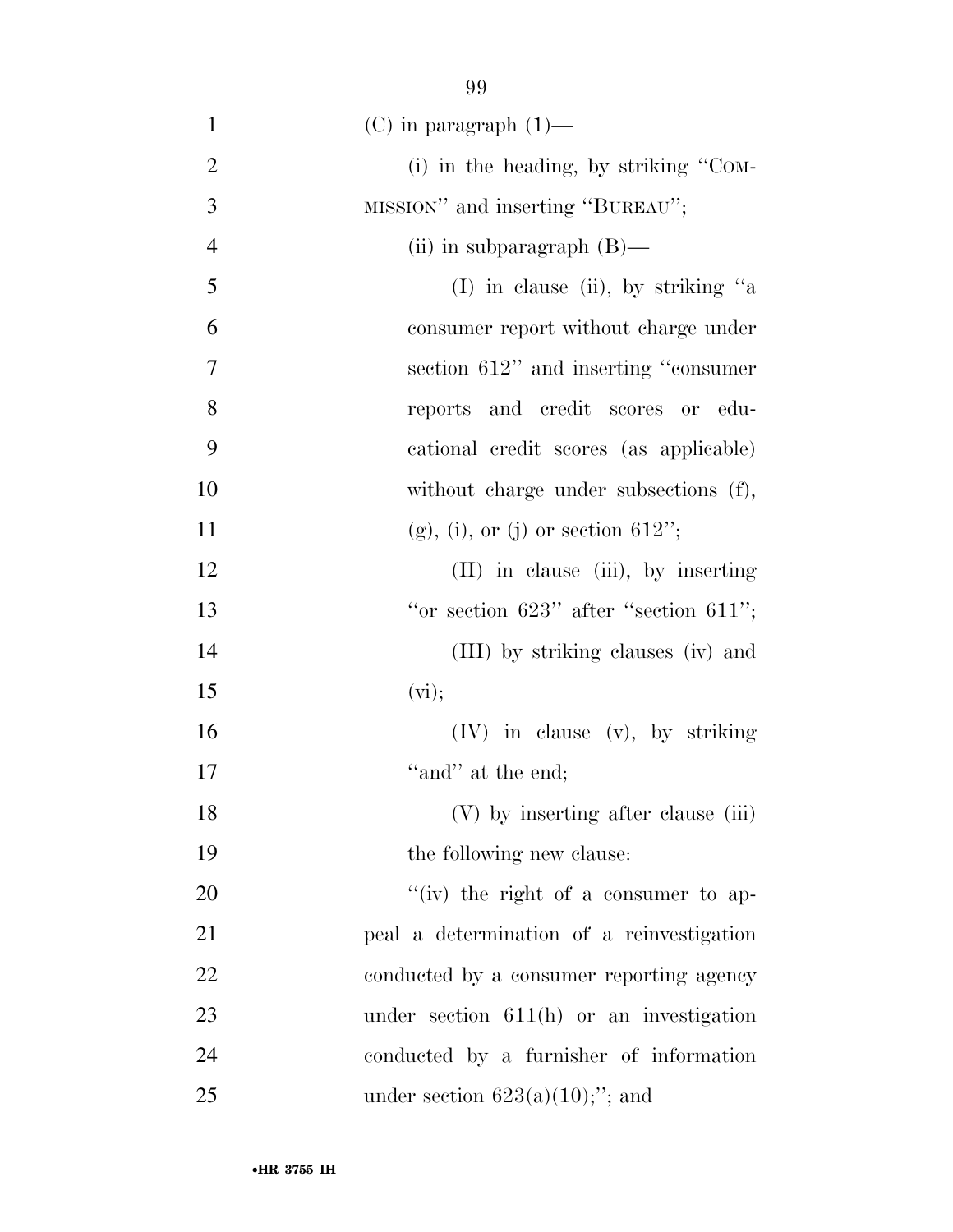(C) in paragraph (1)—

(i) in the heading, by striking "COMMISSION" and inserting "BUREAU";

(ii) in subparagraph (B)—

(I) in clause (ii), by striking "a consumer report without charge under section 612" and inserting "consumer reports and credit scores or educational credit scores (as applicable) without charge under subsections (f), (g), (i), or (j) or section 612";

(II) in clause (iii), by inserting "or section 623" after "section 611";

(III) by striking clauses (iv) and (vi);

(IV) in clause (v), by striking "and" at the end;

(V) by inserting after clause (iii) the following new clause:

"(iv) the right of a consumer to appeal a determination of a reinvestigation conducted by a consumer reporting agency under section 611(h) or an investigation conducted by a furnisher of information under section 623(a)(10);"; and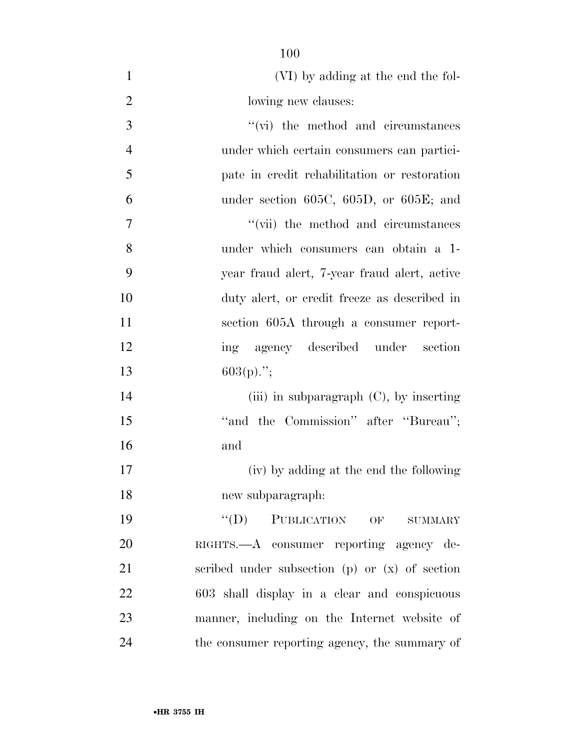(VI) by adding at the end the following new clauses:

"(vi) the method and circumstances under which certain consumers can participate in credit rehabilitation or restoration under section 605C, 605D, or 605E; and

"(vii) the method and circumstances under which consumers can obtain a 1-year fraud alert, 7-year fraud alert, active duty alert, or credit freeze as described in section 605A through a consumer reporting agency described under section 603(p).";

(iii) in subparagraph (C), by inserting "and the Commission" after "Bureau"; and

(iv) by adding at the end the following new subparagraph:

"(D) PUBLICATION OF SUMMARY RIGHTS.—A consumer reporting agency described under subsection (p) or (x) of section 603 shall display in a clear and conspicuous manner, including on the Internet website of the consumer reporting agency, the summary of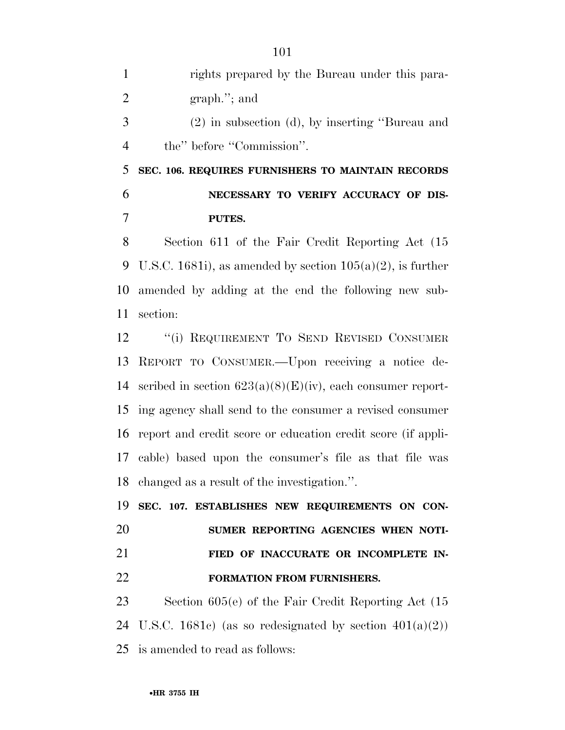rights prepared by the Bureau under this paragraph.''; and

(2) in subsection (d), by inserting ''Bureau and the'' before ''Commission''.

**SEC. 106. REQUIRES FURNISHERS TO MAINTAIN RECORDS NECESSARY TO VERIFY ACCURACY OF DISPUTES.**

Section 611 of the Fair Credit Reporting Act (15 U.S.C. 1681i), as amended by section 105(a)(2), is further amended by adding at the end the following new subsection:

''(i) REQUIREMENT TO SEND REVISED CONSUMER REPORT TO CONSUMER.—Upon receiving a notice described in section 623(a)(8)(E)(iv), each consumer reporting agency shall send to the consumer a revised consumer report and credit score or education credit score (if applicable) based upon the consumer's file as that file was changed as a result of the investigation.''.

**SEC. 107. ESTABLISHES NEW REQUIREMENTS ON CONSUMER REPORTING AGENCIES WHEN NOTIFIED OF INACCURATE OR INCOMPLETE INFORMATION FROM FURNISHERS.**

Section 605(e) of the Fair Credit Reporting Act (15 U.S.C. 1681c) (as so redesignated by section 401(a)(2)) is amended to read as follows: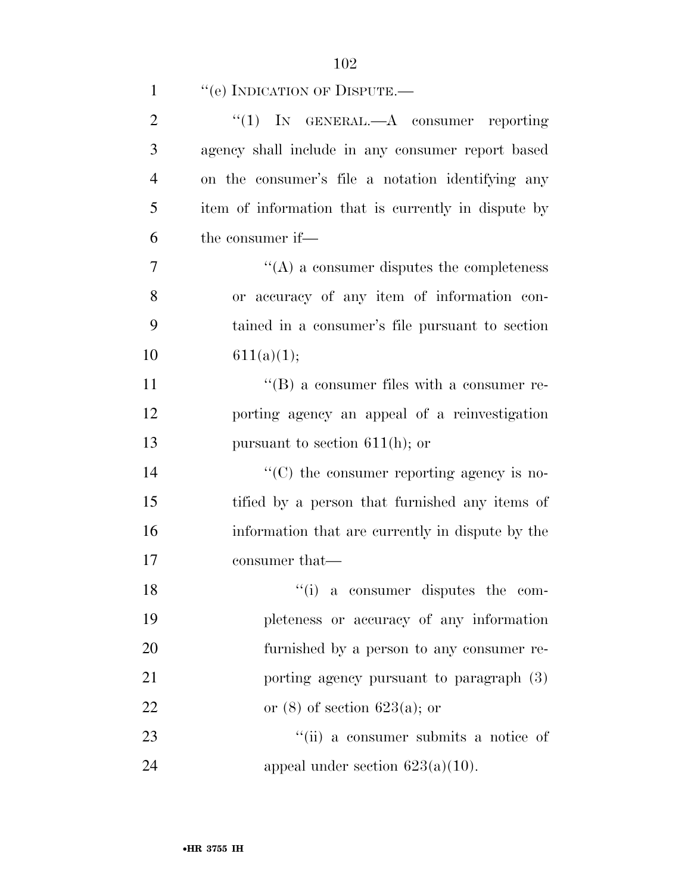"(e) INDICATION OF DISPUTE.—

"(1) IN GENERAL.—A consumer reporting agency shall include in any consumer report based on the consumer's file a notation identifying any item of information that is currently in dispute by the consumer if—

"(A) a consumer disputes the completeness or accuracy of any item of information contained in a consumer's file pursuant to section 611(a)(1);

"(B) a consumer files with a consumer reporting agency an appeal of a reinvestigation pursuant to section 611(h); or

"(C) the consumer reporting agency is notified by a person that furnished any items of information that are currently in dispute by the consumer that—

"(i) a consumer disputes the completeness or accuracy of any information furnished by a person to any consumer reporting agency pursuant to paragraph (3) or (8) of section 623(a); or

"(ii) a consumer submits a notice of appeal under section 623(a)(10).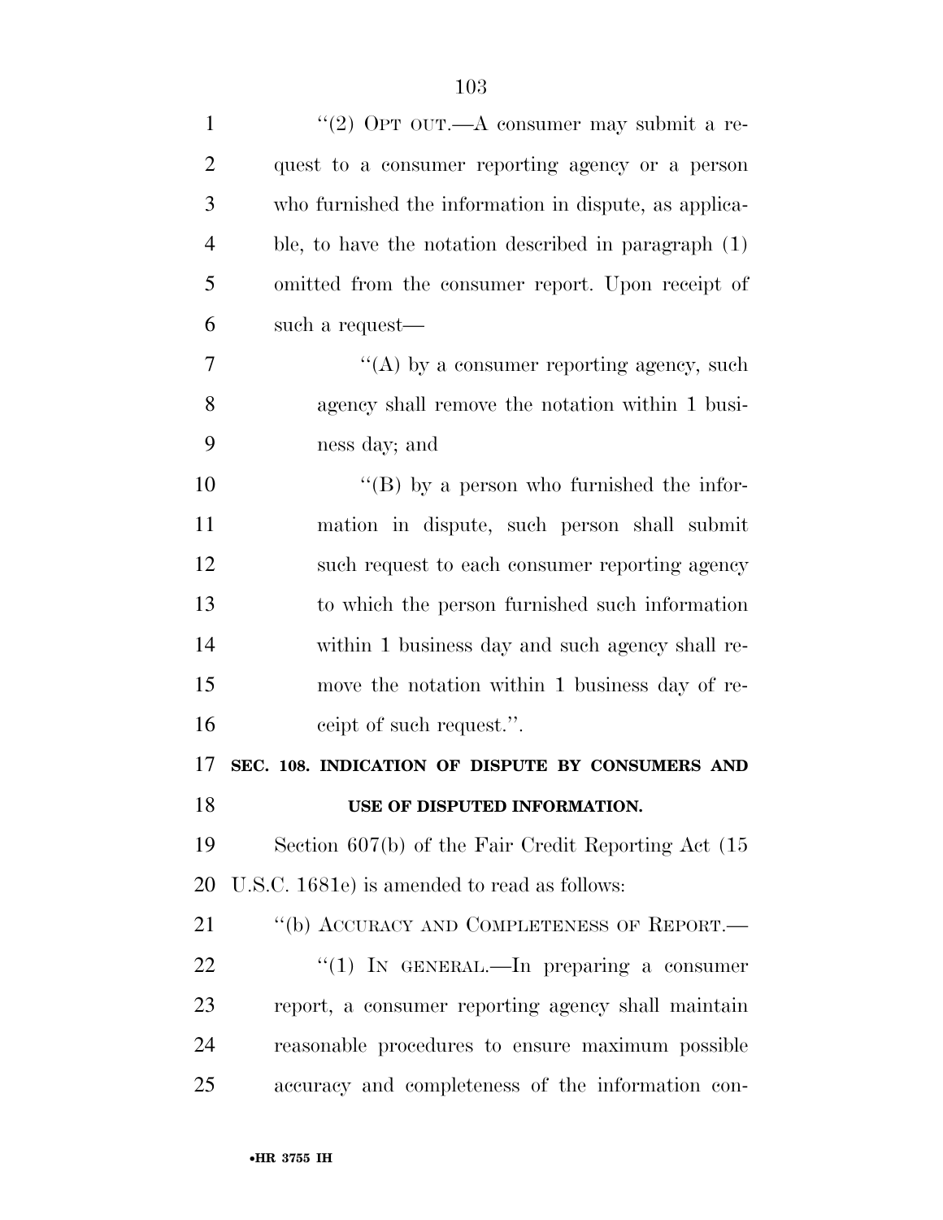"(2) OPT OUT.—A consumer may submit a request to a consumer reporting agency or a person who furnished the information in dispute, as applicable, to have the notation described in paragraph (1) omitted from the consumer report. Upon receipt of such a request—

"(A) by a consumer reporting agency, such agency shall remove the notation within 1 business day; and

"(B) by a person who furnished the information in dispute, such person shall submit such request to each consumer reporting agency to which the person furnished such information within 1 business day and such agency shall remove the notation within 1 business day of receipt of such request.".

**SEC. 108. INDICATION OF DISPUTE BY CONSUMERS AND USE OF DISPUTED INFORMATION.**

Section 607(b) of the Fair Credit Reporting Act (15 U.S.C. 1681e) is amended to read as follows:

"(b) ACCURACY AND COMPLETENESS OF REPORT.—

"(1) IN GENERAL.—In preparing a consumer report, a consumer reporting agency shall maintain reasonable procedures to ensure maximum possible accuracy and completeness of the information con-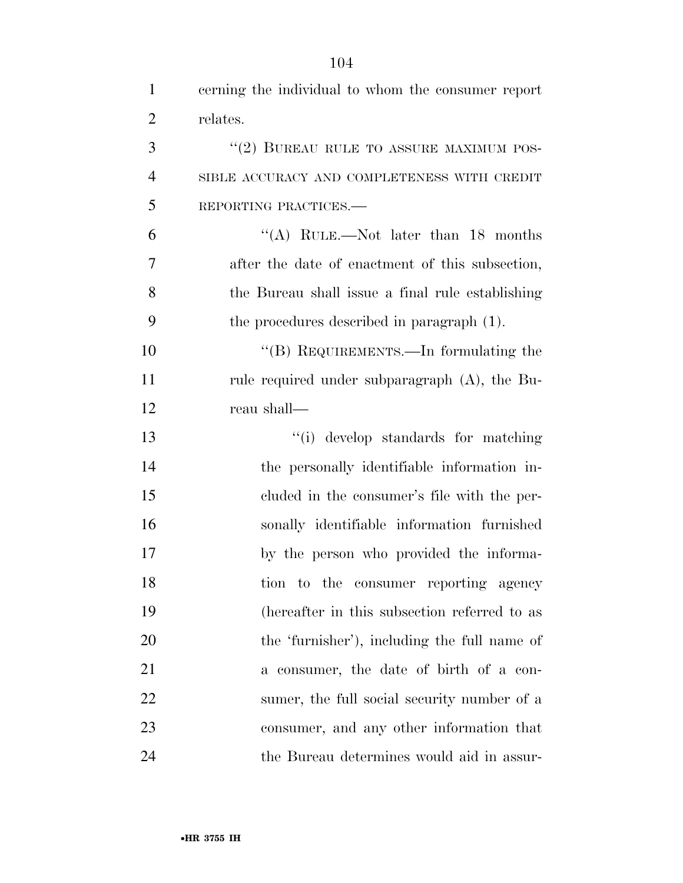cerning the individual to whom the consumer report relates.

"(2) BUREAU RULE TO ASSURE MAXIMUM POSSIBLE ACCURACY AND COMPLETENESS WITH CREDIT REPORTING PRACTICES.—

"(A) RULE.—Not later than 18 months after the date of enactment of this subsection, the Bureau shall issue a final rule establishing the procedures described in paragraph (1).

"(B) REQUIREMENTS.—In formulating the rule required under subparagraph (A), the Bureau shall—

"(i) develop standards for matching the personally identifiable information included in the consumer's file with the personally identifiable information furnished by the person who provided the information to the consumer reporting agency (hereafter in this subsection referred to as the 'furnisher'), including the full name of a consumer, the date of birth of a consumer, the full social security number of a consumer, and any other information that the Bureau determines would aid in assur-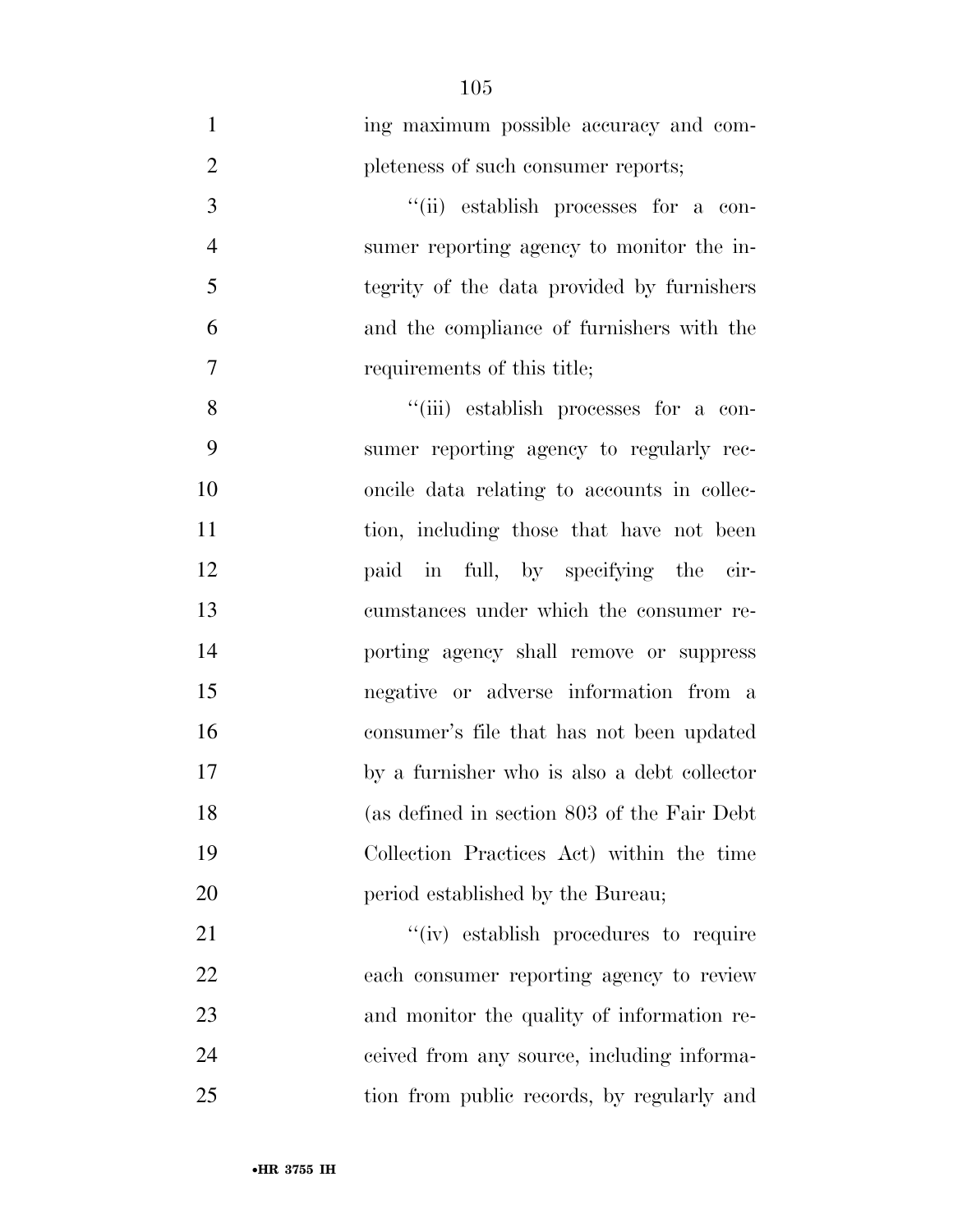ing maximum possible accuracy and completeness of such consumer reports;

"(ii) establish processes for a consumer reporting agency to monitor the integrity of the data provided by furnishers and the compliance of furnishers with the requirements of this title;

"(iii) establish processes for a consumer reporting agency to regularly reconcile data relating to accounts in collection, including those that have not been paid in full, by specifying the circumstances under which the consumer reporting agency shall remove or suppress negative or adverse information from a consumer's file that has not been updated by a furnisher who is also a debt collector (as defined in section 803 of the Fair Debt Collection Practices Act) within the time period established by the Bureau;

"(iv) establish procedures to require each consumer reporting agency to review and monitor the quality of information received from any source, including information from public records, by regularly and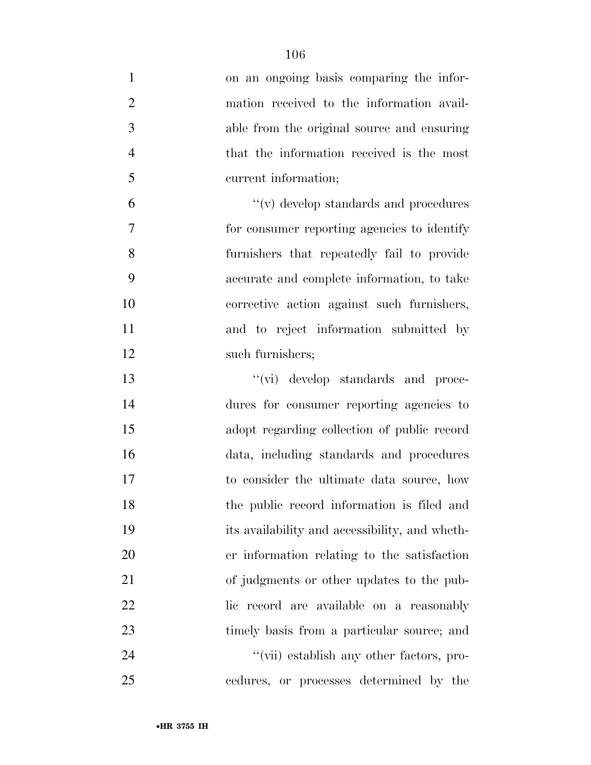on an ongoing basis comparing the information received to the information available from the original source and ensuring that the information received is the most current information;

"(v) develop standards and procedures for consumer reporting agencies to identify furnishers that repeatedly fail to provide accurate and complete information, to take corrective action against such furnishers, and to reject information submitted by such furnishers;

"(vi) develop standards and procedures for consumer reporting agencies to adopt regarding collection of public record data, including standards and procedures to consider the ultimate data source, how the public record information is filed and its availability and accessibility, and whether information relating to the satisfaction of judgments or other updates to the public record are available on a reasonably timely basis from a particular source; and

"(vii) establish any other factors, procedures, or processes determined by the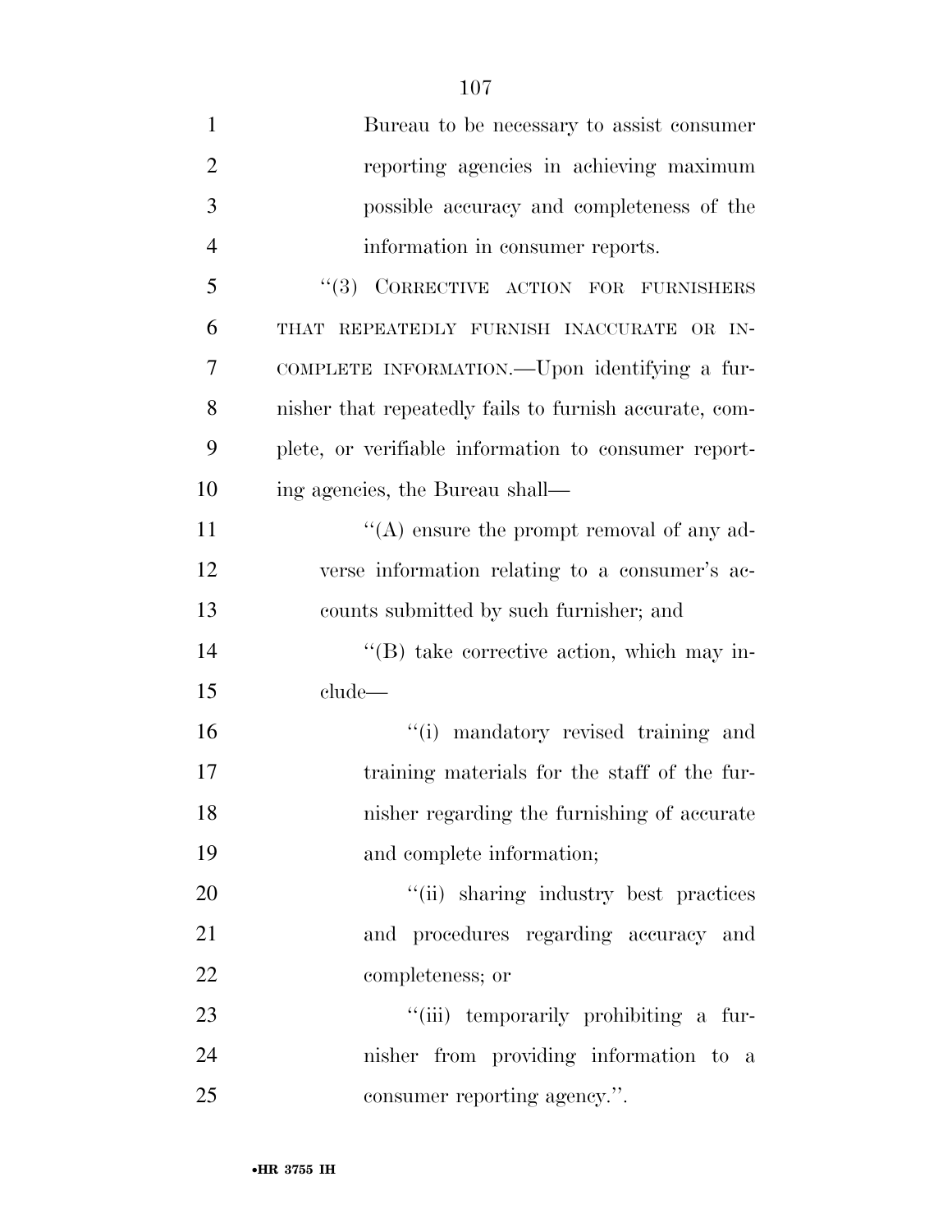Bureau to be necessary to assist consumer reporting agencies in achieving maximum possible accuracy and completeness of the information in consumer reports.

"(3) CORRECTIVE ACTION FOR FURNISHERS THAT REPEATEDLY FURNISH INACCURATE OR INCOMPLETE INFORMATION.—Upon identifying a furnisher that repeatedly fails to furnish accurate, complete, or verifiable information to consumer reporting agencies, the Bureau shall—

"(A) ensure the prompt removal of any adverse information relating to a consumer's accounts submitted by such furnisher; and

"(B) take corrective action, which may include—

"(i) mandatory revised training and training materials for the staff of the furnisher regarding the furnishing of accurate and complete information;

"(ii) sharing industry best practices and procedures regarding accuracy and completeness; or

"(iii) temporarily prohibiting a furnisher from providing information to a consumer reporting agency.".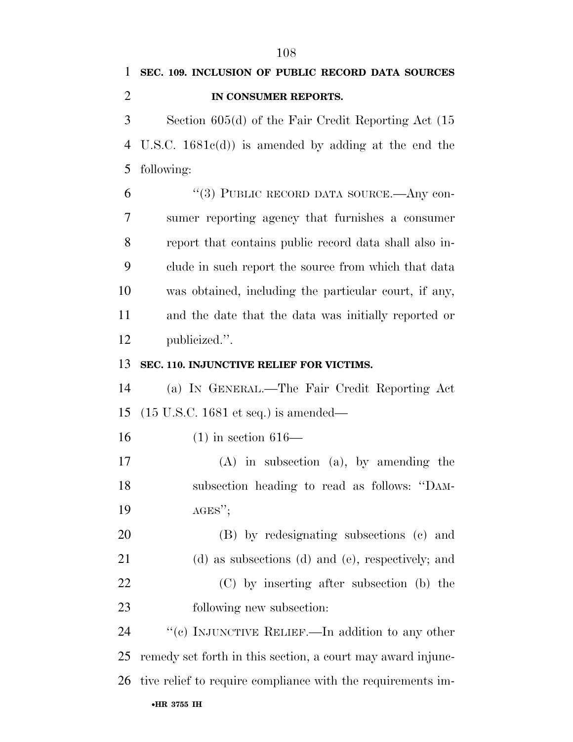**SEC. 109. INCLUSION OF PUBLIC RECORD DATA SOURCES IN CONSUMER REPORTS.**

Section 605(d) of the Fair Credit Reporting Act (15 U.S.C. 1681c(d)) is amended by adding at the end the following:

> ''(3) PUBLIC RECORD DATA SOURCE.—Any consumer reporting agency that furnishes a consumer report that contains public record data shall also include in such report the source from which that data was obtained, including the particular court, if any, and the date that the data was initially reported or publicized.''.

**SEC. 110. INJUNCTIVE RELIEF FOR VICTIMS.**

(a) IN GENERAL.—The Fair Credit Reporting Act (15 U.S.C. 1681 et seq.) is amended—

(1) in section 616—

(A) in subsection (a), by amending the subsection heading to read as follows: ''DAMAGES'';

(B) by redesignating subsections (c) and (d) as subsections (d) and (e), respectively; and

(C) by inserting after subsection (b) the following new subsection:

''(c) INJUNCTIVE RELIEF.—In addition to any other remedy set forth in this section, a court may award injunctive relief to require compliance with the requirements im-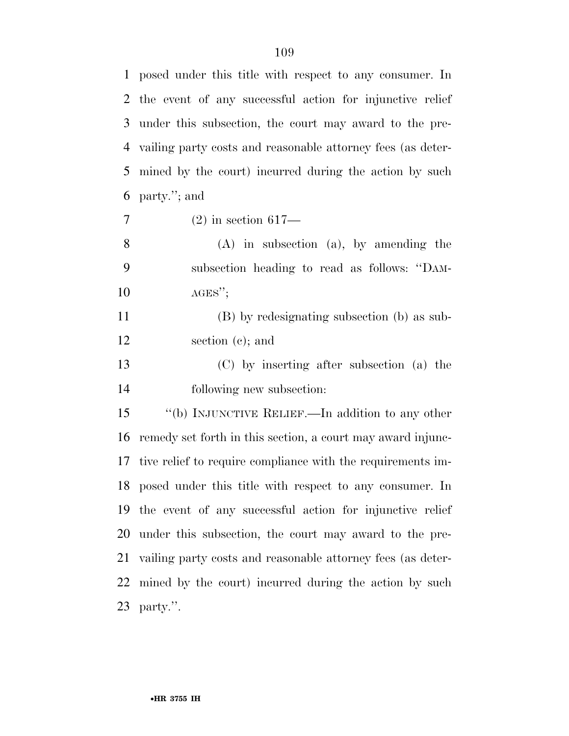posed under this title with respect to any consumer. In the event of any successful action for injunctive relief under this subsection, the court may award to the prevailing party costs and reasonable attorney fees (as determined by the court) incurred during the action by such party.''; and

(2) in section 617—

(A) in subsection (a), by amending the subsection heading to read as follows: ''DAMAGES'';

(B) by redesignating subsection (b) as subsection (c); and

(C) by inserting after subsection (a) the following new subsection:

''(b) INJUNCTIVE RELIEF.—In addition to any other remedy set forth in this section, a court may award injunctive relief to require compliance with the requirements imposed under this title with respect to any consumer. In the event of any successful action for injunctive relief under this subsection, the court may award to the prevailing party costs and reasonable attorney fees (as determined by the court) incurred during the action by such party.''.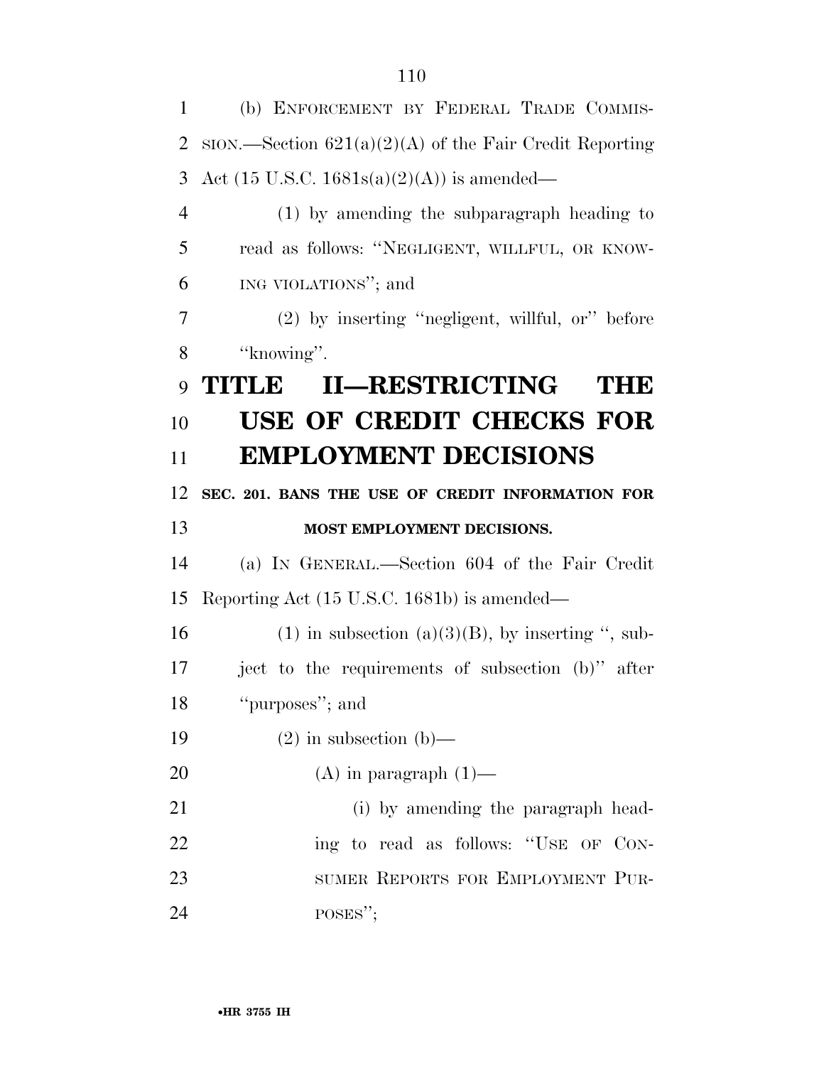(b) ENFORCEMENT BY FEDERAL TRADE COMMISSION.—Section 621(a)(2)(A) of the Fair Credit Reporting Act (15 U.S.C. 1681s(a)(2)(A)) is amended—

(1) by amending the subparagraph heading to read as follows: "NEGLIGENT, WILLFUL, OR KNOWING VIOLATIONS"; and

(2) by inserting "negligent, willful, or" before "knowing".

# TITLE II—RESTRICTING THE USE OF CREDIT CHECKS FOR EMPLOYMENT DECISIONS

## SEC. 201. BANS THE USE OF CREDIT INFORMATION FOR MOST EMPLOYMENT DECISIONS.

(a) IN GENERAL.—Section 604 of the Fair Credit Reporting Act (15 U.S.C. 1681b) is amended—

(1) in subsection (a)(3)(B), by inserting ", subject to the requirements of subsection (b)" after "purposes"; and

(2) in subsection (b)—

(A) in paragraph (1)—

(i) by amending the paragraph heading to read as follows: "USE OF CONSUMER REPORTS FOR EMPLOYMENT PURPOSES";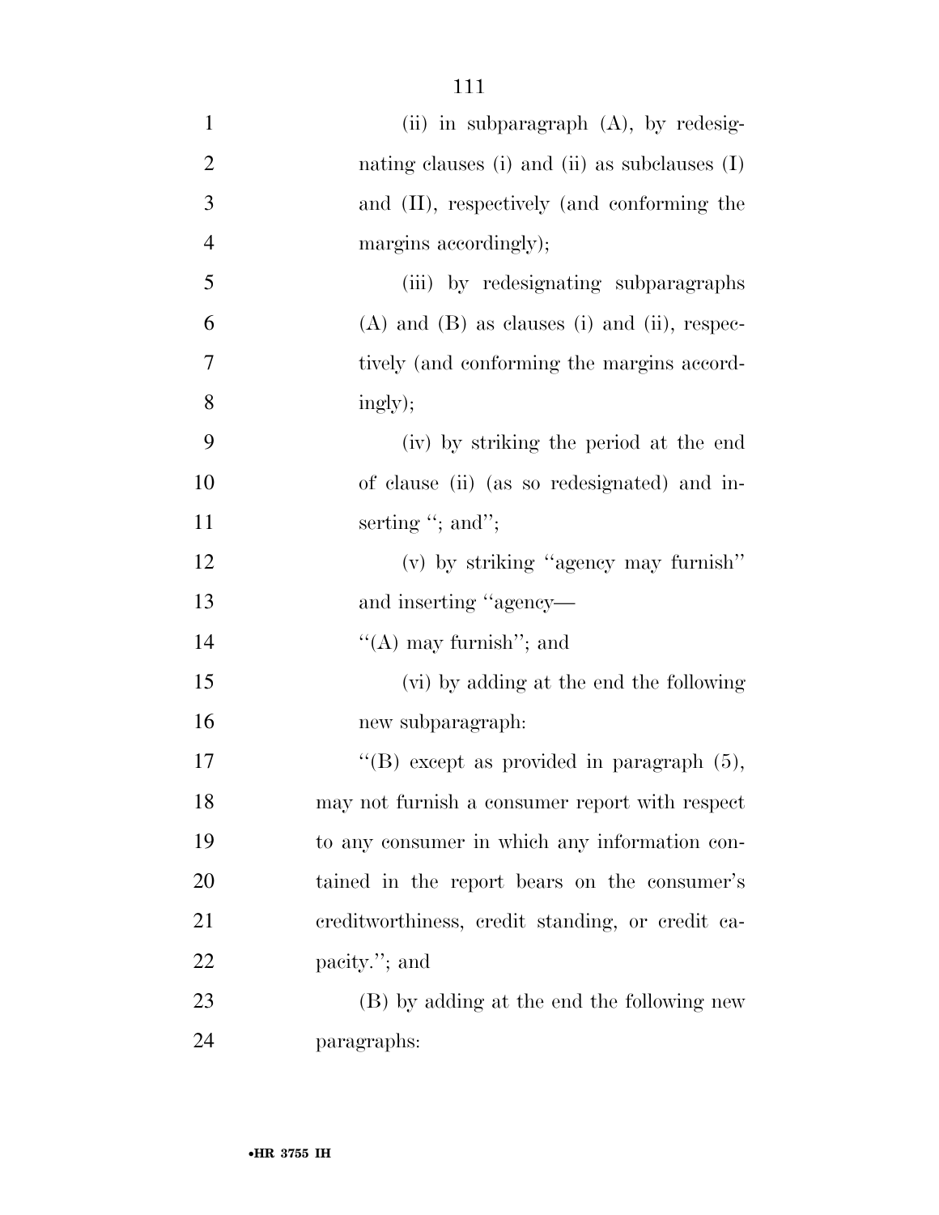(ii) in subparagraph (A), by redesignating clauses (i) and (ii) as subclauses (I) and (II), respectively (and conforming the margins accordingly);

(iii) by redesignating subparagraphs (A) and (B) as clauses (i) and (ii), respectively (and conforming the margins accordingly);

(iv) by striking the period at the end of clause (ii) (as so redesignated) and inserting "; and";

(v) by striking "agency may furnish" and inserting "agency—

"(A) may furnish"; and

(vi) by adding at the end the following new subparagraph:

"(B) except as provided in paragraph (5), may not furnish a consumer report with respect to any consumer in which any information contained in the report bears on the consumer's creditworthiness, credit standing, or credit capacity."; and

(B) by adding at the end the following new paragraphs: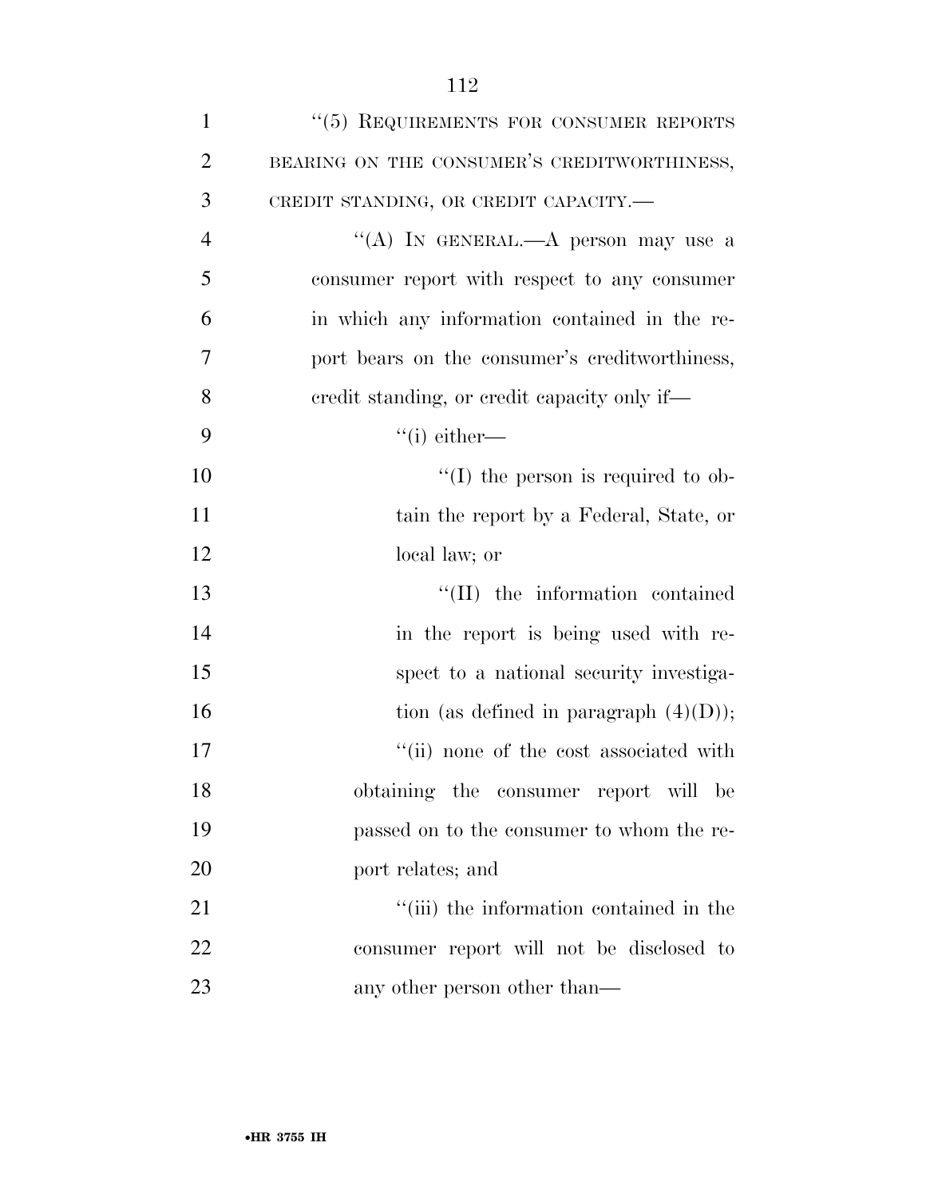"(5) REQUIREMENTS FOR CONSUMER REPORTS BEARING ON THE CONSUMER'S CREDITWORTHINESS, CREDIT STANDING, OR CREDIT CAPACITY.—

"(A) IN GENERAL.—A person may use a consumer report with respect to any consumer in which any information contained in the report bears on the consumer's creditworthiness, credit standing, or credit capacity only if—

"(i) either—

"(I) the person is required to obtain the report by a Federal, State, or local law; or

"(II) the information contained in the report is being used with respect to a national security investigation (as defined in paragraph (4)(D));

"(ii) none of the cost associated with obtaining the consumer report will be passed on to the consumer to whom the report relates; and

"(iii) the information contained in the consumer report will not be disclosed to any other person other than—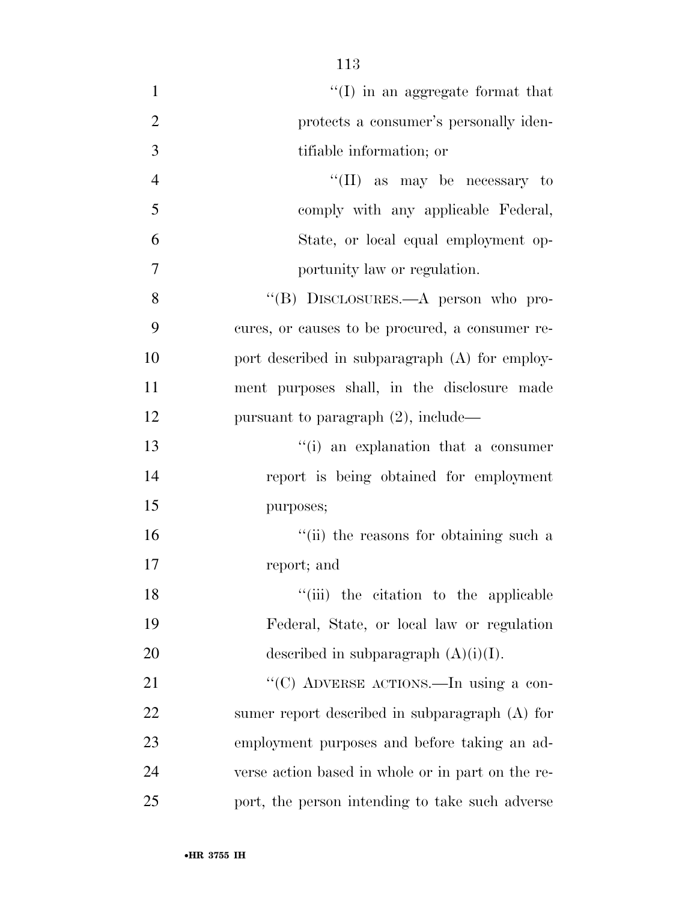''(I) in an aggregate format that protects a consumer's personally identifiable information; or

''(II) as may be necessary to comply with any applicable Federal, State, or local equal employment opportunity law or regulation.

''(B) DISCLOSURES.—A person who procures, or causes to be procured, a consumer report described in subparagraph (A) for employment purposes shall, in the disclosure made pursuant to paragraph (2), include—

''(i) an explanation that a consumer report is being obtained for employment purposes;

''(ii) the reasons for obtaining such a report; and

''(iii) the citation to the applicable Federal, State, or local law or regulation described in subparagraph (A)(i)(I).

''(C) ADVERSE ACTIONS.—In using a consumer report described in subparagraph (A) for employment purposes and before taking an adverse action based in whole or in part on the report, the person intending to take such adverse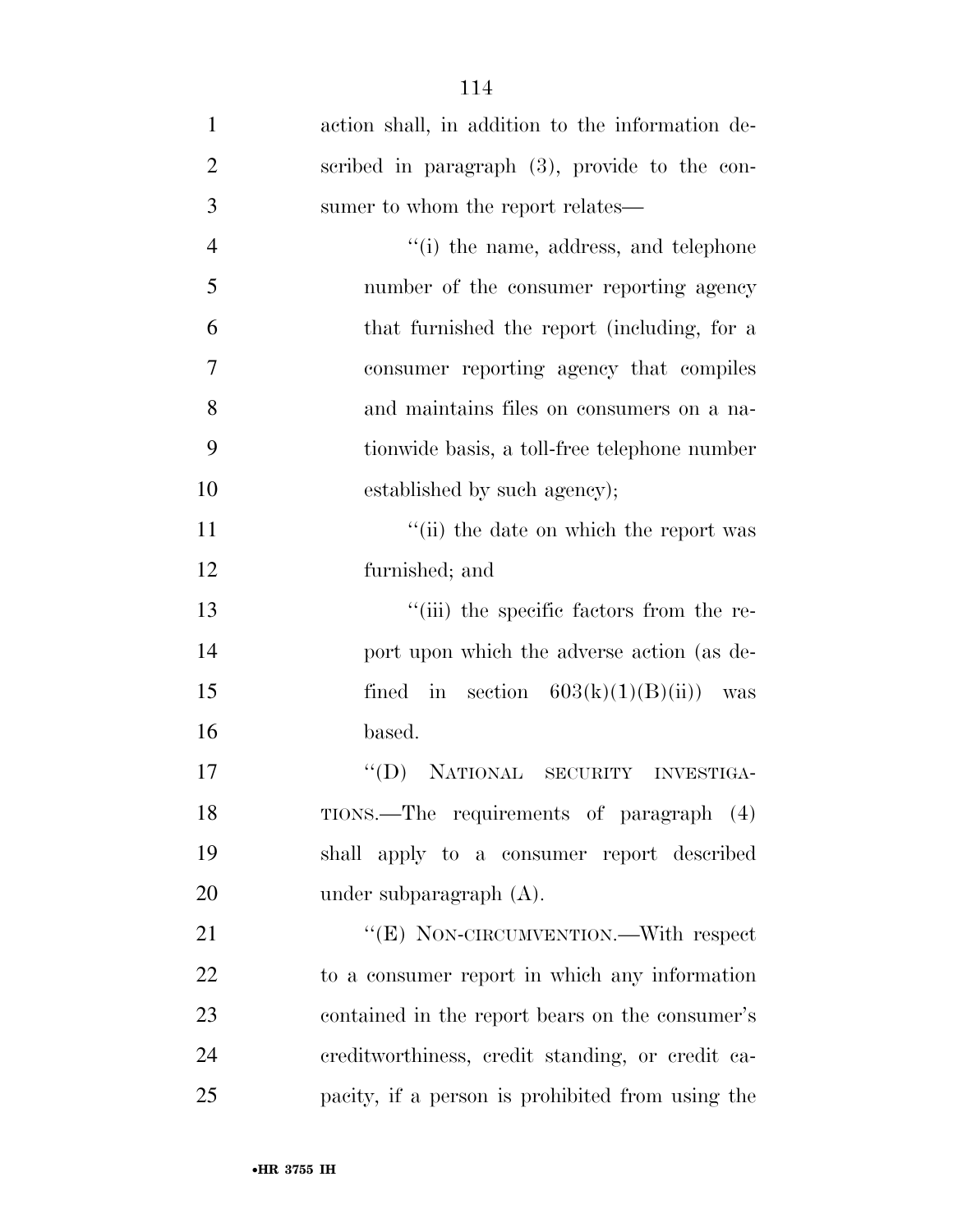action shall, in addition to the information described in paragraph (3), provide to the consumer to whom the report relates—

"(i) the name, address, and telephone number of the consumer reporting agency that furnished the report (including, for a consumer reporting agency that compiles and maintains files on consumers on a nationwide basis, a toll-free telephone number established by such agency);

"(ii) the date on which the report was furnished; and

"(iii) the specific factors from the report upon which the adverse action (as defined in section 603(k)(1)(B)(ii)) was based.

"(D) NATIONAL SECURITY INVESTIGATIONS.—The requirements of paragraph (4) shall apply to a consumer report described under subparagraph (A).

"(E) NON-CIRCUMVENTION.—With respect to a consumer report in which any information contained in the report bears on the consumer's creditworthiness, credit standing, or credit capacity, if a person is prohibited from using the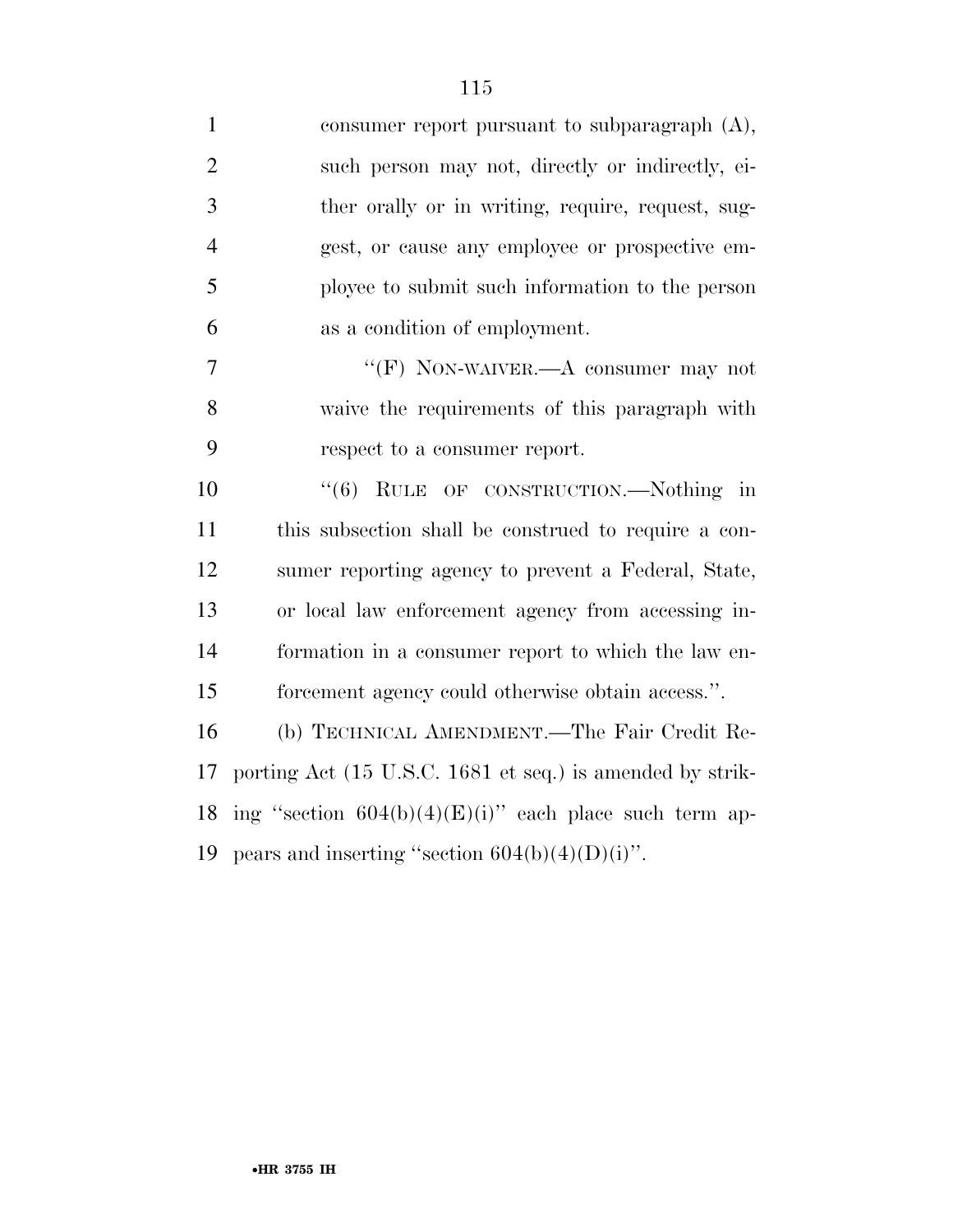consumer report pursuant to subparagraph (A), such person may not, directly or indirectly, either orally or in writing, require, request, suggest, or cause any employee or prospective employee to submit such information to the person as a condition of employment.

"(F) NON-WAIVER.—A consumer may not waive the requirements of this paragraph with respect to a consumer report.

"(6) RULE OF CONSTRUCTION.—Nothing in this subsection shall be construed to require a consumer reporting agency to prevent a Federal, State, or local law enforcement agency from accessing information in a consumer report to which the law enforcement agency could otherwise obtain access.".

(b) TECHNICAL AMENDMENT.—The Fair Credit Reporting Act (15 U.S.C. 1681 et seq.) is amended by striking "section 604(b)(4)(E)(i)" each place such term appears and inserting "section 604(b)(4)(D)(i)".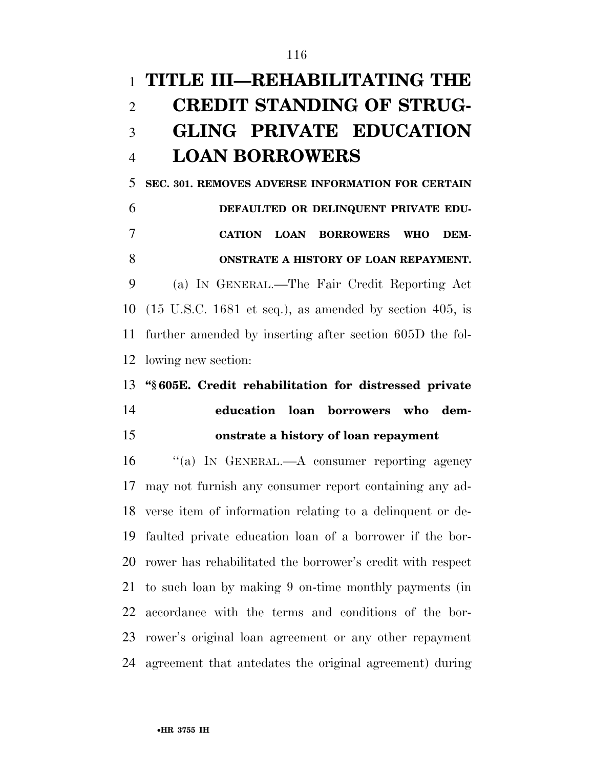# TITLE III—REHABILITATING THE CREDIT STANDING OF STRUGGLING PRIVATE EDUCATION LOAN BORROWERS

**SEC. 301. REMOVES ADVERSE INFORMATION FOR CERTAIN DEFAULTED OR DELINQUENT PRIVATE EDUCATION LOAN BORROWERS WHO DEMONSTRATE A HISTORY OF LOAN REPAYMENT.**

(a) IN GENERAL.—The Fair Credit Reporting Act (15 U.S.C. 1681 et seq.), as amended by section 405, is further amended by inserting after section 605D the following new section:

**"§ 605E. Credit rehabilitation for distressed private education loan borrowers who demonstrate a history of loan repayment**

"(a) IN GENERAL.—A consumer reporting agency may not furnish any consumer report containing any adverse item of information relating to a delinquent or defaulted private education loan of a borrower if the borrower has rehabilitated the borrower's credit with respect to such loan by making 9 on-time monthly payments (in accordance with the terms and conditions of the borrower's original loan agreement or any other repayment agreement that antedates the original agreement) during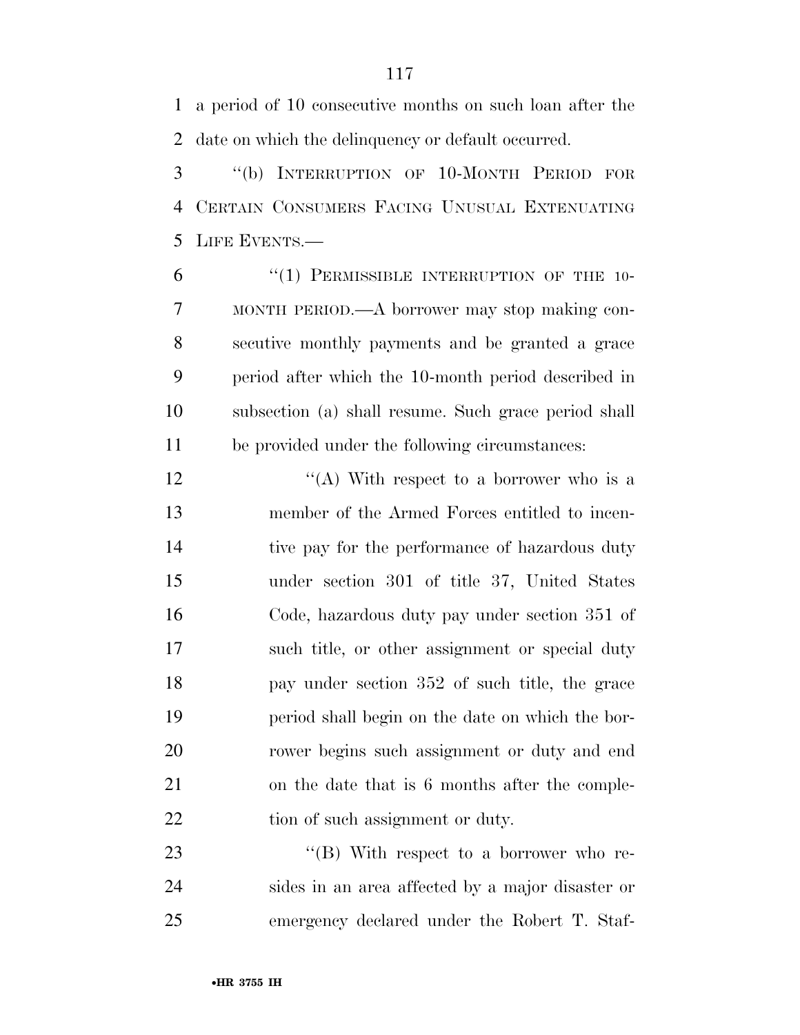a period of 10 consecutive months on such loan after the date on which the delinquency or default occurred.

"(b) INTERRUPTION OF 10-MONTH PERIOD FOR CERTAIN CONSUMERS FACING UNUSUAL EXTENUATING LIFE EVENTS.—

"(1) PERMISSIBLE INTERRUPTION OF THE 10-MONTH PERIOD.—A borrower may stop making consecutive monthly payments and be granted a grace period after which the 10-month period described in subsection (a) shall resume. Such grace period shall be provided under the following circumstances:

"(A) With respect to a borrower who is a member of the Armed Forces entitled to incentive pay for the performance of hazardous duty under section 301 of title 37, United States Code, hazardous duty pay under section 351 of such title, or other assignment or special duty pay under section 352 of such title, the grace period shall begin on the date on which the borrower begins such assignment or duty and end on the date that is 6 months after the completion of such assignment or duty.

"(B) With respect to a borrower who resides in an area affected by a major disaster or emergency declared under the Robert T. Staf-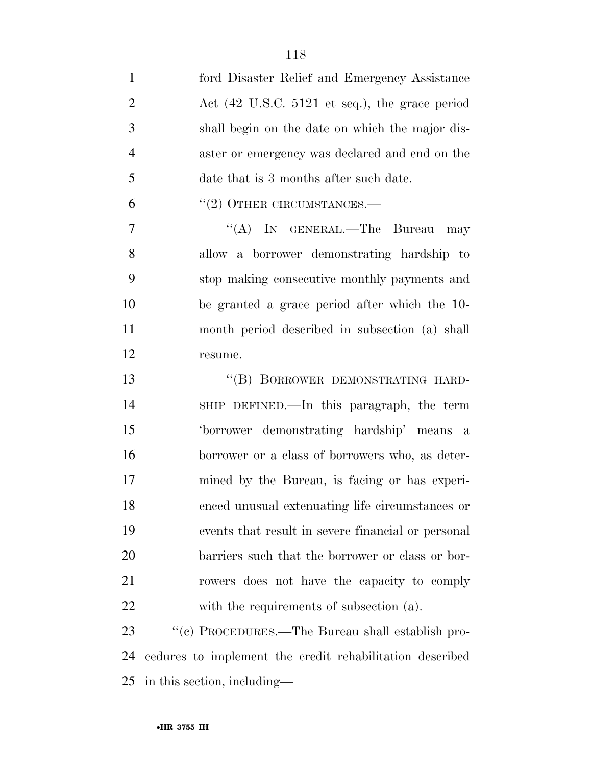ford Disaster Relief and Emergency Assistance Act (42 U.S.C. 5121 et seq.), the grace period shall begin on the date on which the major disaster or emergency was declared and end on the date that is 3 months after such date.

"(2) OTHER CIRCUMSTANCES.—

"(A) IN GENERAL.—The Bureau may allow a borrower demonstrating hardship to stop making consecutive monthly payments and be granted a grace period after which the 10-month period described in subsection (a) shall resume.

"(B) BORROWER DEMONSTRATING HARDSHIP DEFINED.—In this paragraph, the term 'borrower demonstrating hardship' means a borrower or a class of borrowers who, as determined by the Bureau, is facing or has experienced unusual extenuating life circumstances or events that result in severe financial or personal barriers such that the borrower or class or borrowers does not have the capacity to comply with the requirements of subsection (a).

"(c) PROCEDURES.—The Bureau shall establish procedures to implement the credit rehabilitation described in this section, including—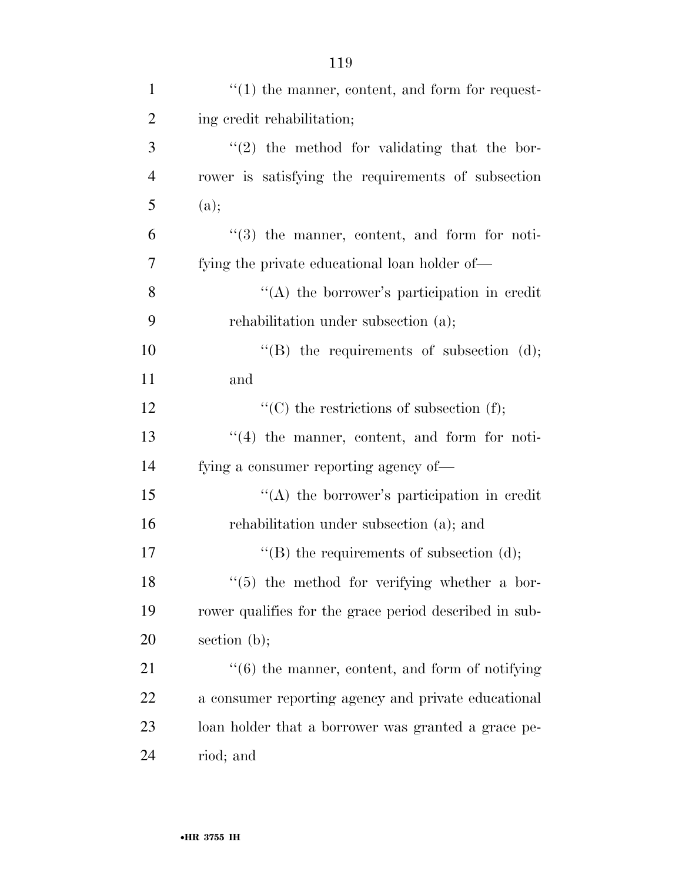"(1) the manner, content, and form for requesting credit rehabilitation;

"(2) the method for validating that the borrower is satisfying the requirements of subsection (a);

"(3) the manner, content, and form for notifying the private educational loan holder of—

"(A) the borrower's participation in credit rehabilitation under subsection (a);

"(B) the requirements of subsection (d); and

"(C) the restrictions of subsection (f);

"(4) the manner, content, and form for notifying a consumer reporting agency of—

"(A) the borrower's participation in credit rehabilitation under subsection (a); and

"(B) the requirements of subsection (d);

"(5) the method for verifying whether a borrower qualifies for the grace period described in subsection (b);

"(6) the manner, content, and form of notifying a consumer reporting agency and private educational loan holder that a borrower was granted a grace period; and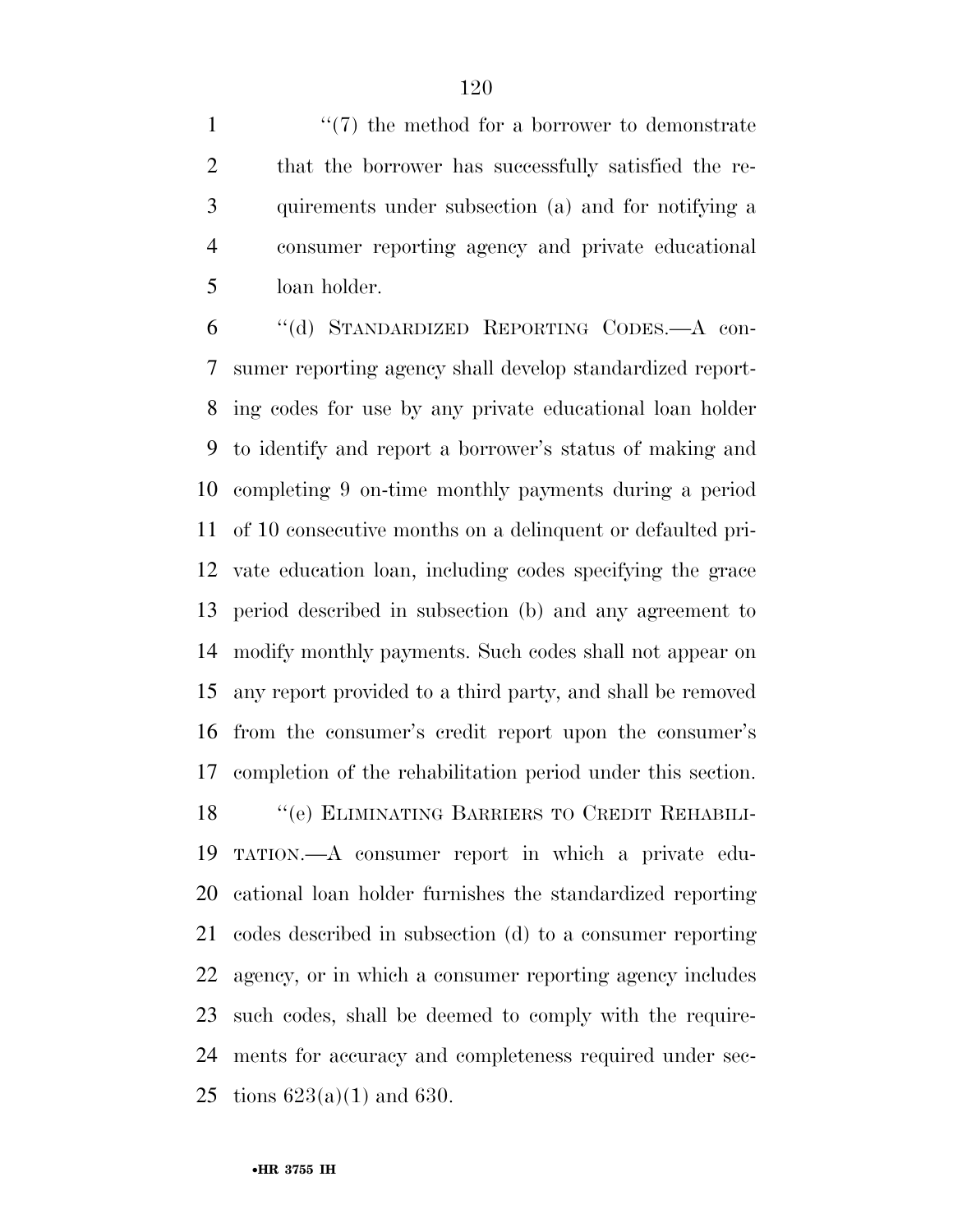''(7) the method for a borrower to demonstrate that the borrower has successfully satisfied the requirements under subsection (a) and for notifying a consumer reporting agency and private educational loan holder.

''(d) STANDARDIZED REPORTING CODES.—A consumer reporting agency shall develop standardized reporting codes for use by any private educational loan holder to identify and report a borrower's status of making and completing 9 on-time monthly payments during a period of 10 consecutive months on a delinquent or defaulted private education loan, including codes specifying the grace period described in subsection (b) and any agreement to modify monthly payments. Such codes shall not appear on any report provided to a third party, and shall be removed from the consumer's credit report upon the consumer's completion of the rehabilitation period under this section.

''(e) ELIMINATING BARRIERS TO CREDIT REHABILITATION.—A consumer report in which a private educational loan holder furnishes the standardized reporting codes described in subsection (d) to a consumer reporting agency, or in which a consumer reporting agency includes such codes, shall be deemed to comply with the requirements for accuracy and completeness required under sections 623(a)(1) and 630.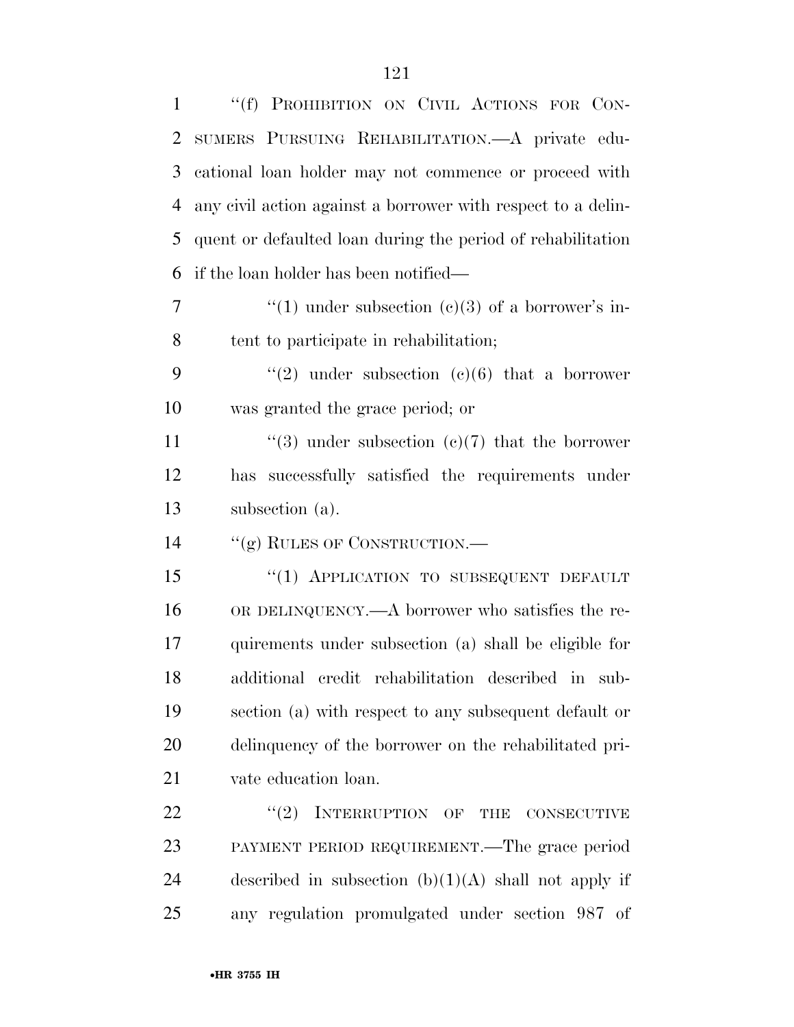"(f) PROHIBITION ON CIVIL ACTIONS FOR CONSUMERS PURSUING REHABILITATION.—A private educational loan holder may not commence or proceed with any civil action against a borrower with respect to a delinquent or defaulted loan during the period of rehabilitation if the loan holder has been notified—

"(1) under subsection (c)(3) of a borrower's intent to participate in rehabilitation;

"(2) under subsection (c)(6) that a borrower was granted the grace period; or

"(3) under subsection (c)(7) that the borrower has successfully satisfied the requirements under subsection (a).

"(g) RULES OF CONSTRUCTION.—

"(1) APPLICATION TO SUBSEQUENT DEFAULT OR DELINQUENCY.—A borrower who satisfies the requirements under subsection (a) shall be eligible for additional credit rehabilitation described in subsection (a) with respect to any subsequent default or delinquency of the borrower on the rehabilitated private education loan.

"(2) INTERRUPTION OF THE CONSECUTIVE PAYMENT PERIOD REQUIREMENT.—The grace period described in subsection (b)(1)(A) shall not apply if any regulation promulgated under section 987 of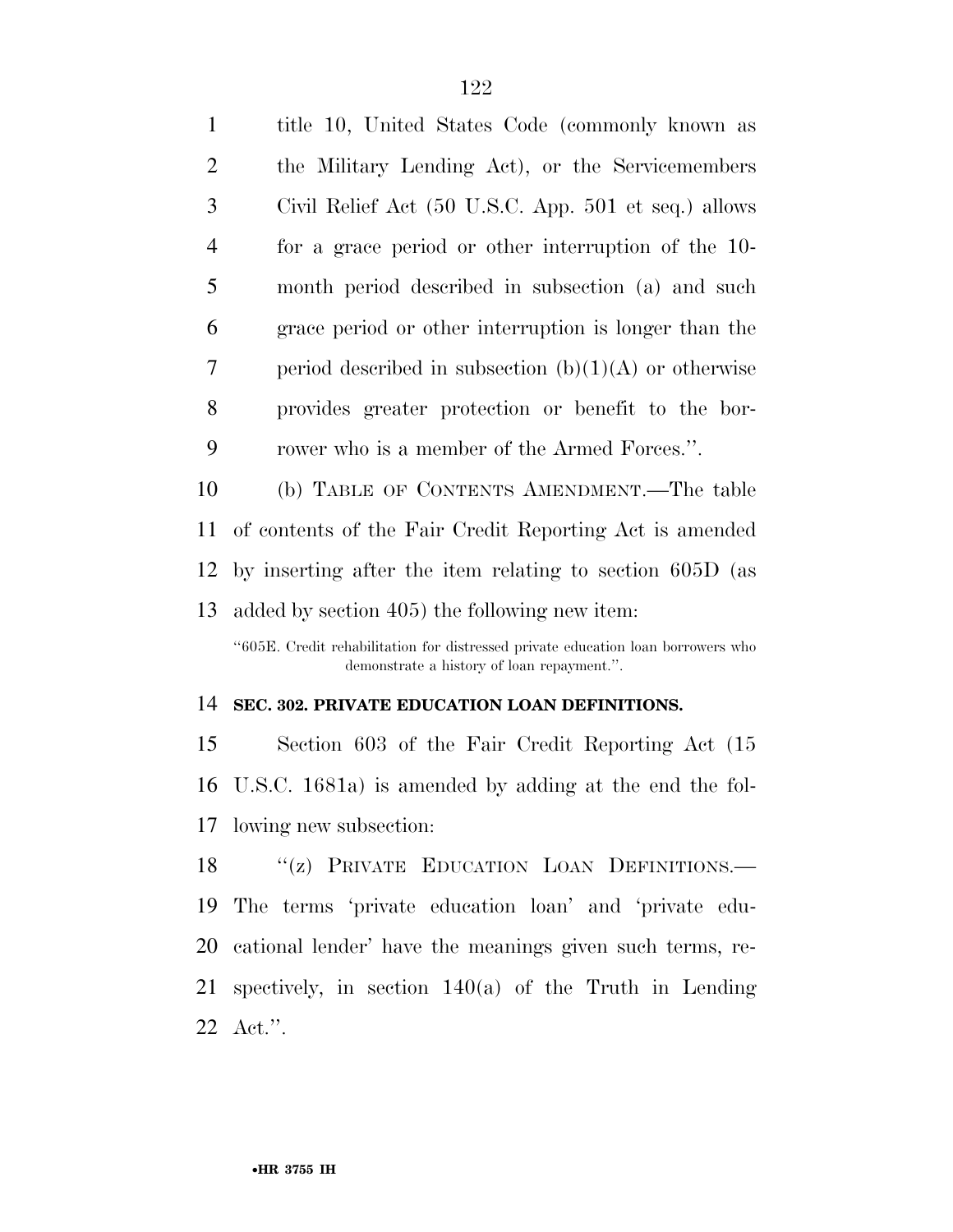title 10, United States Code (commonly known as the Military Lending Act), or the Servicemembers Civil Relief Act (50 U.S.C. App. 501 et seq.) allows for a grace period or other interruption of the 10-month period described in subsection (a) and such grace period or other interruption is longer than the period described in subsection (b)(1)(A) or otherwise provides greater protection or benefit to the borrower who is a member of the Armed Forces.''.

(b) TABLE OF CONTENTS AMENDMENT.—The table of contents of the Fair Credit Reporting Act is amended by inserting after the item relating to section 605D (as added by section 405) the following new item:

''605E. Credit rehabilitation for distressed private education loan borrowers who demonstrate a history of loan repayment.''.

**SEC. 302. PRIVATE EDUCATION LOAN DEFINITIONS.**

Section 603 of the Fair Credit Reporting Act (15 U.S.C. 1681a) is amended by adding at the end the following new subsection:

''(z) PRIVATE EDUCATION LOAN DEFINITIONS.—The terms 'private education loan' and 'private educational lender' have the meanings given such terms, respectively, in section 140(a) of the Truth in Lending Act.''.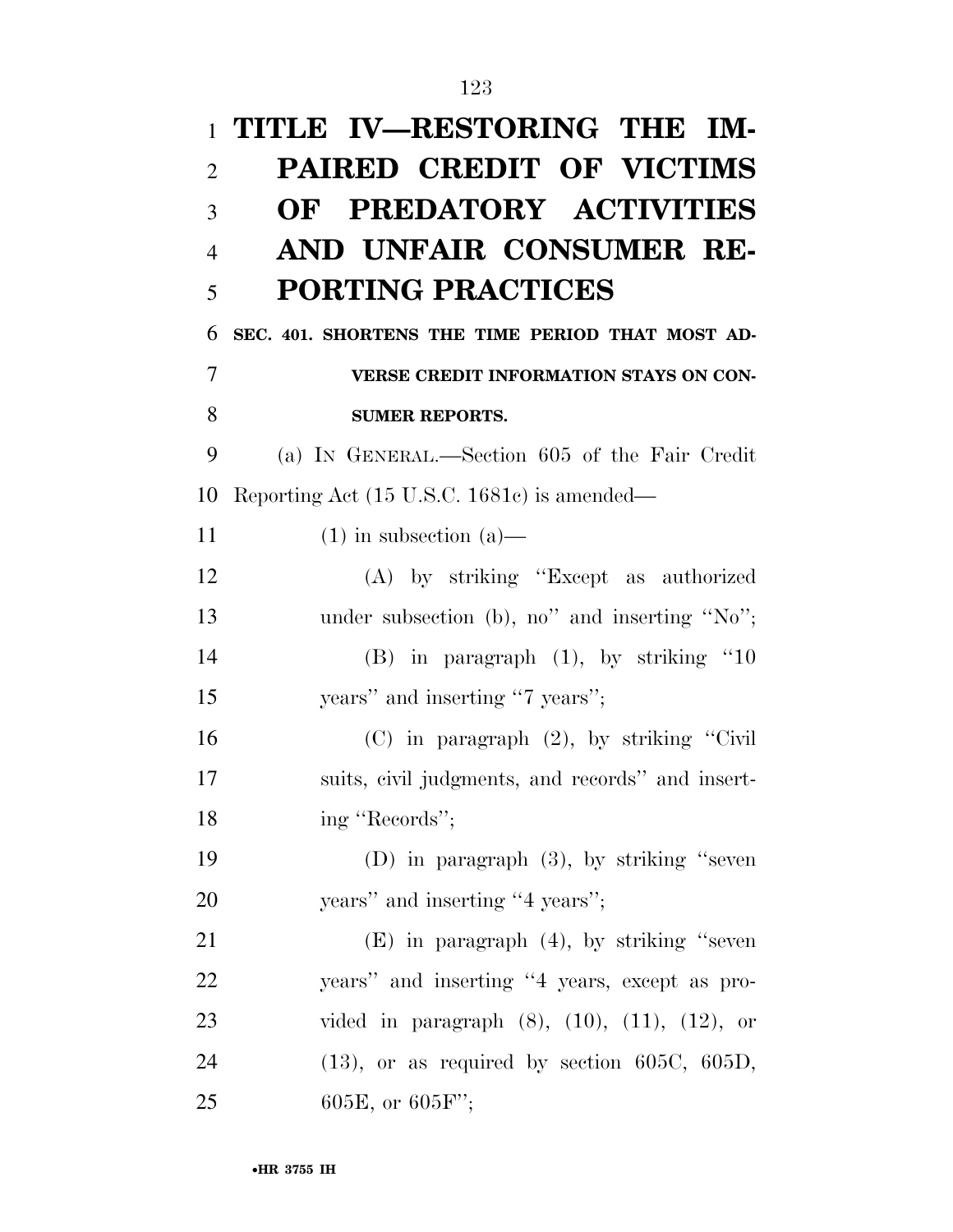# TITLE IV—RESTORING THE IMPAIRED CREDIT OF VICTIMS OF PREDATORY ACTIVITIES AND UNFAIR CONSUMER REPORTING PRACTICES

### SEC. 401. SHORTENS THE TIME PERIOD THAT MOST ADVERSE CREDIT INFORMATION STAYS ON CONSUMER REPORTS.

(a) IN GENERAL.—Section 605 of the Fair Credit Reporting Act (15 U.S.C. 1681c) is amended—

(1) in subsection (a)—

(A) by striking ''Except as authorized under subsection (b), no'' and inserting ''No'';

(B) in paragraph (1), by striking ''10 years'' and inserting ''7 years'';

(C) in paragraph (2), by striking ''Civil suits, civil judgments, and records'' and inserting ''Records'';

(D) in paragraph (3), by striking ''seven years'' and inserting ''4 years'';

(E) in paragraph (4), by striking ''seven years'' and inserting ''4 years, except as provided in paragraph (8), (10), (11), (12), or (13), or as required by section 605C, 605D, 605E, or 605F'';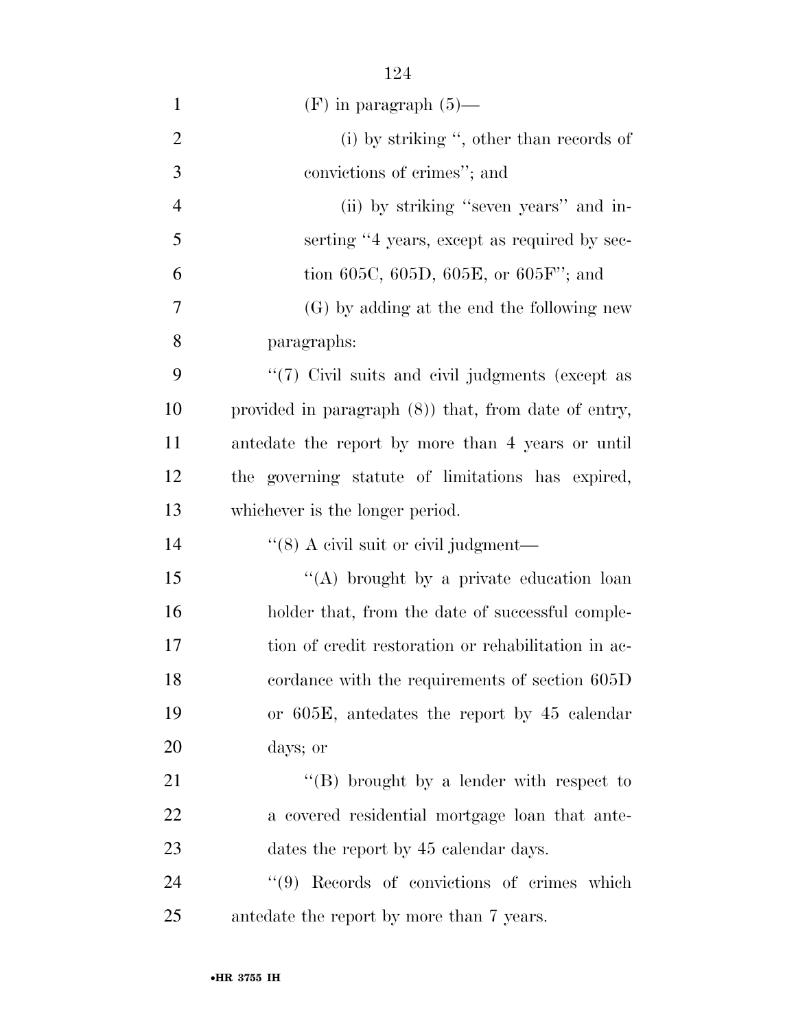(F) in paragraph (5)—

(i) by striking ", other than records of convictions of crimes"; and

(ii) by striking "seven years" and inserting "4 years, except as required by section 605C, 605D, 605E, or 605F"; and

(G) by adding at the end the following new paragraphs:

"(7) Civil suits and civil judgments (except as provided in paragraph (8)) that, from date of entry, antedate the report by more than 4 years or until the governing statute of limitations has expired, whichever is the longer period.

"(8) A civil suit or civil judgment—

"(A) brought by a private education loan holder that, from the date of successful completion of credit restoration or rehabilitation in accordance with the requirements of section 605D or 605E, antedates the report by 45 calendar days; or

"(B) brought by a lender with respect to a covered residential mortgage loan that antedates the report by 45 calendar days.

"(9) Records of convictions of crimes which antedate the report by more than 7 years.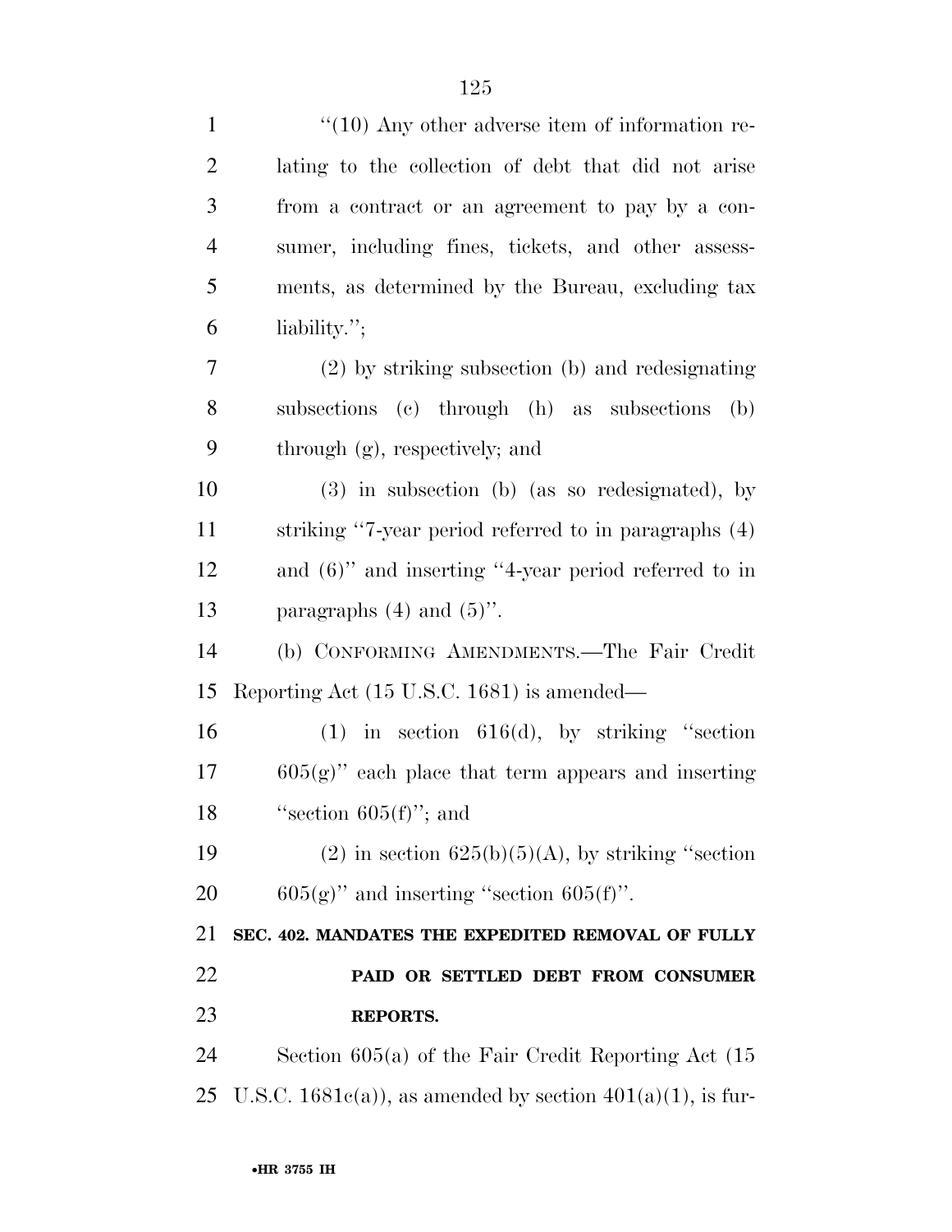"(10) Any other adverse item of information relating to the collection of debt that did not arise from a contract or an agreement to pay by a consumer, including fines, tickets, and other assessments, as determined by the Bureau, excluding tax liability.";

(2) by striking subsection (b) and redesignating subsections (c) through (h) as subsections (b) through (g), respectively; and

(3) in subsection (b) (as so redesignated), by striking "7-year period referred to in paragraphs (4) and (6)" and inserting "4-year period referred to in paragraphs (4) and (5)".

(b) CONFORMING AMENDMENTS.—The Fair Credit Reporting Act (15 U.S.C. 1681) is amended—

(1) in section 616(d), by striking "section 605(g)" each place that term appears and inserting "section 605(f)"; and

(2) in section 625(b)(5)(A), by striking "section 605(g)" and inserting "section 605(f)".

**SEC. 402. MANDATES THE EXPEDITED REMOVAL OF FULLY PAID OR SETTLED DEBT FROM CONSUMER REPORTS.**

Section 605(a) of the Fair Credit Reporting Act (15 U.S.C. 1681c(a)), as amended by section 401(a)(1), is fur-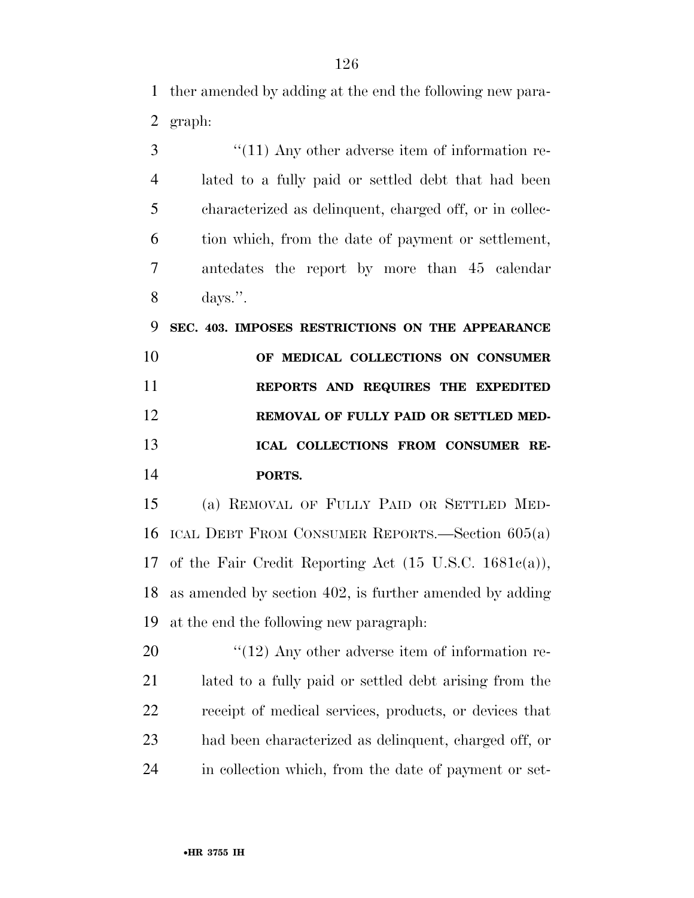ther amended by adding at the end the following new paragraph:

"(11) Any other adverse item of information related to a fully paid or settled debt that had been characterized as delinquent, charged off, or in collection which, from the date of payment or settlement, antedates the report by more than 45 calendar days.".

**SEC. 403. IMPOSES RESTRICTIONS ON THE APPEARANCE OF MEDICAL COLLECTIONS ON CONSUMER REPORTS AND REQUIRES THE EXPEDITED REMOVAL OF FULLY PAID OR SETTLED MEDICAL COLLECTIONS FROM CONSUMER REPORTS.**

(a) REMOVAL OF FULLY PAID OR SETTLED MEDICAL DEBT FROM CONSUMER REPORTS.—Section 605(a) of the Fair Credit Reporting Act (15 U.S.C. 1681c(a)), as amended by section 402, is further amended by adding at the end the following new paragraph:

"(12) Any other adverse item of information related to a fully paid or settled debt arising from the receipt of medical services, products, or devices that had been characterized as delinquent, charged off, or in collection which, from the date of payment or set-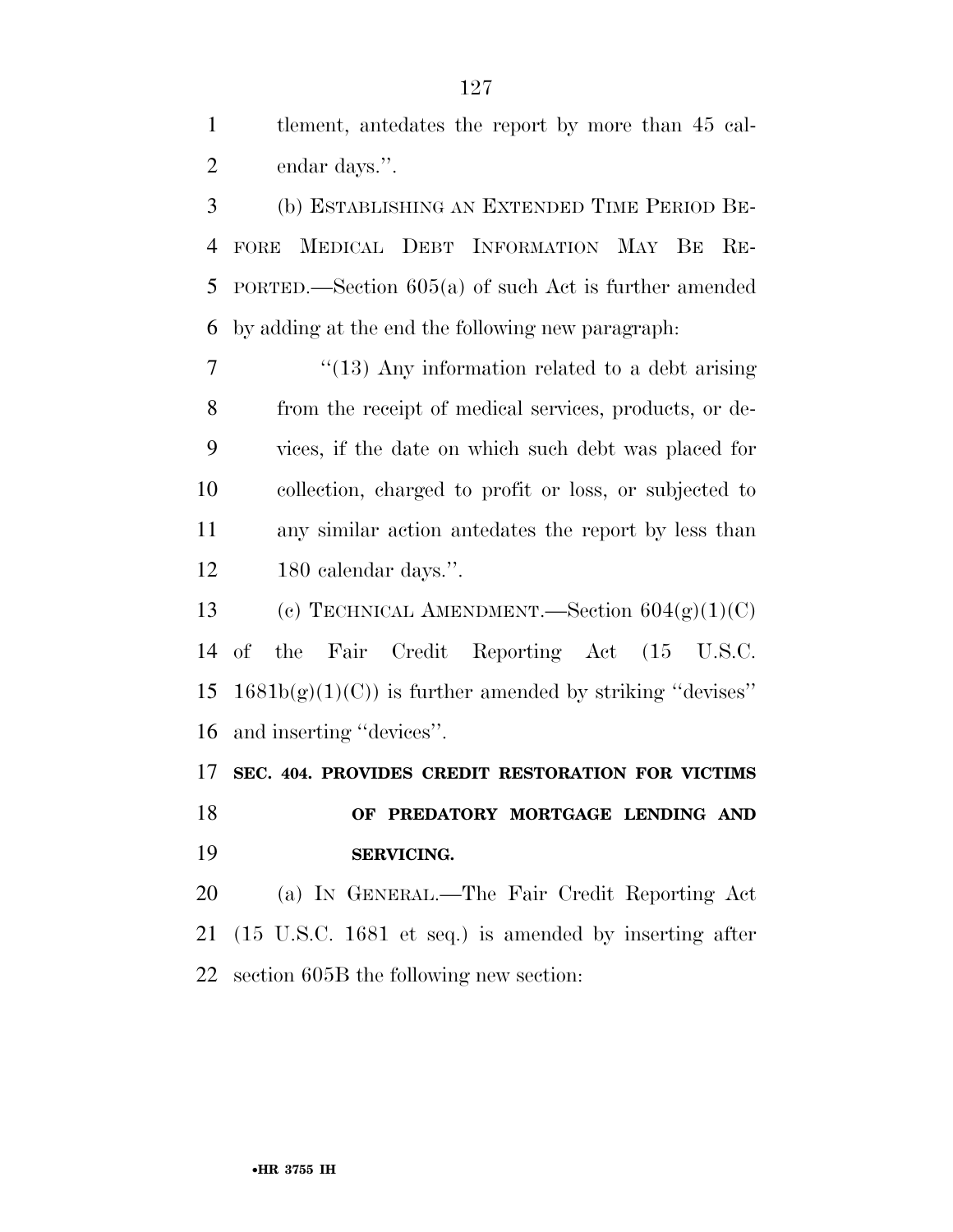tlement, antedates the report by more than 45 calendar days.''.

(b) ESTABLISHING AN EXTENDED TIME PERIOD BEFORE MEDICAL DEBT INFORMATION MAY BE REPORTED.—Section 605(a) of such Act is further amended by adding at the end the following new paragraph:

''(13) Any information related to a debt arising from the receipt of medical services, products, or devices, if the date on which such debt was placed for collection, charged to profit or loss, or subjected to any similar action antedates the report by less than 180 calendar days.''.

(c) TECHNICAL AMENDMENT.—Section 604(g)(1)(C) of the Fair Credit Reporting Act (15 U.S.C. 1681b(g)(1)(C)) is further amended by striking ''devises'' and inserting ''devices''.

**SEC. 404. PROVIDES CREDIT RESTORATION FOR VICTIMS OF PREDATORY MORTGAGE LENDING AND SERVICING.**

(a) IN GENERAL.—The Fair Credit Reporting Act (15 U.S.C. 1681 et seq.) is amended by inserting after section 605B the following new section: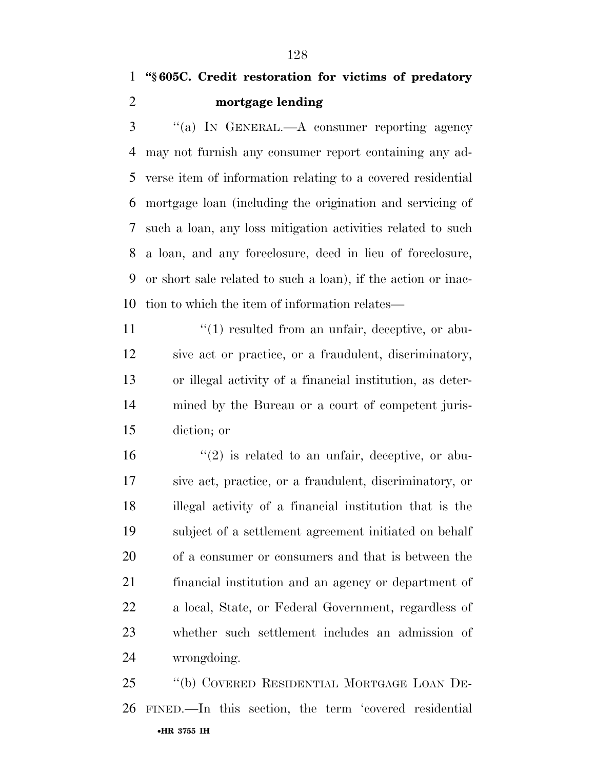**"§ 605C. Credit restoration for victims of predatory mortgage lending**

"(a) IN GENERAL.—A consumer reporting agency may not furnish any consumer report containing any adverse item of information relating to a covered residential mortgage loan (including the origination and servicing of such a loan, any loss mitigation activities related to such a loan, and any foreclosure, deed in lieu of foreclosure, or short sale related to such a loan), if the action or inaction to which the item of information relates—

"(1) resulted from an unfair, deceptive, or abusive act or practice, or a fraudulent, discriminatory, or illegal activity of a financial institution, as determined by the Bureau or a court of competent jurisdiction; or

"(2) is related to an unfair, deceptive, or abusive act, practice, or a fraudulent, discriminatory, or illegal activity of a financial institution that is the subject of a settlement agreement initiated on behalf of a consumer or consumers and that is between the financial institution and an agency or department of a local, State, or Federal Government, regardless of whether such settlement includes an admission of wrongdoing.

"(b) COVERED RESIDENTIAL MORTGAGE LOAN DEFINED.—In this section, the term 'covered residential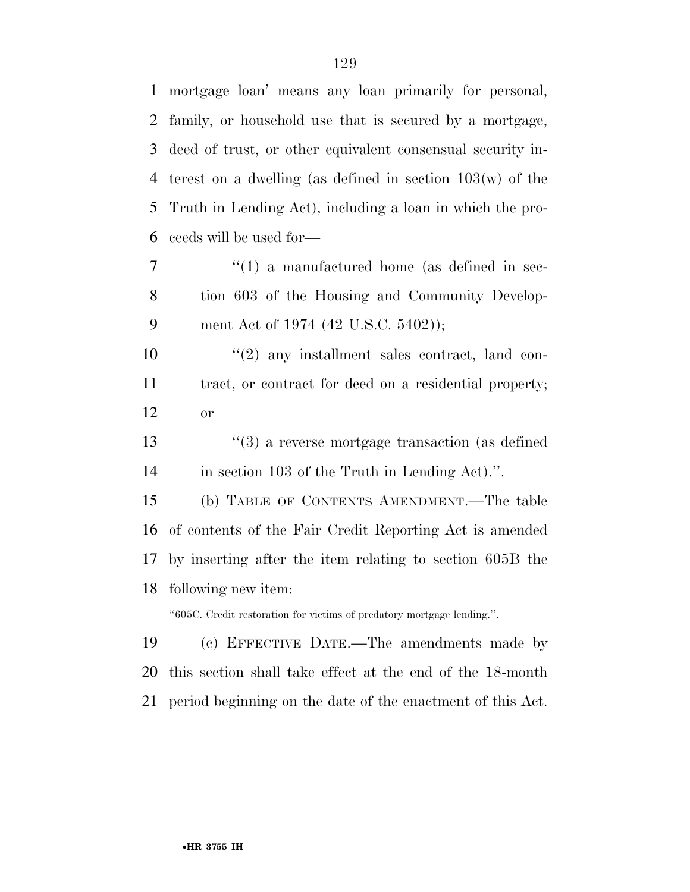mortgage loan' means any loan primarily for personal, family, or household use that is secured by a mortgage, deed of trust, or other equivalent consensual security interest on a dwelling (as defined in section 103(w) of the Truth in Lending Act), including a loan in which the proceeds will be used for—

"(1) a manufactured home (as defined in section 603 of the Housing and Community Development Act of 1974 (42 U.S.C. 5402));

"(2) any installment sales contract, land contract, or contract for deed on a residential property; or

"(3) a reverse mortgage transaction (as defined in section 103 of the Truth in Lending Act).".

(b) TABLE OF CONTENTS AMENDMENT.—The table of contents of the Fair Credit Reporting Act is amended by inserting after the item relating to section 605B the following new item:

"605C. Credit restoration for victims of predatory mortgage lending.".

(c) EFFECTIVE DATE.—The amendments made by this section shall take effect at the end of the 18-month period beginning on the date of the enactment of this Act.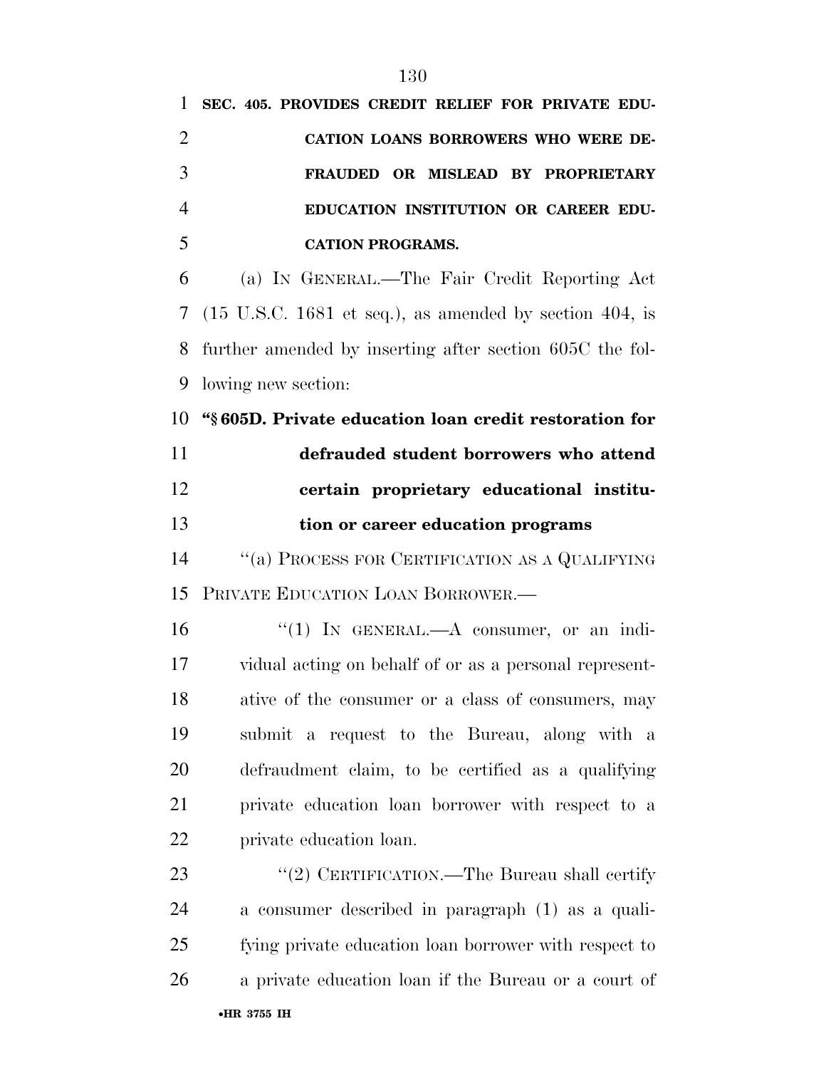**SEC. 405. PROVIDES CREDIT RELIEF FOR PRIVATE EDUCATION LOANS BORROWERS WHO WERE DEFRAUDED OR MISLEAD BY PROPRIETARY EDUCATION INSTITUTION OR CAREER EDUCATION PROGRAMS.**

(a) IN GENERAL.—The Fair Credit Reporting Act (15 U.S.C. 1681 et seq.), as amended by section 404, is further amended by inserting after section 605C the following new section:

**"§ 605D. Private education loan credit restoration for defrauded student borrowers who attend certain proprietary educational institution or career education programs**

"(a) PROCESS FOR CERTIFICATION AS A QUALIFYING PRIVATE EDUCATION LOAN BORROWER.—

"(1) IN GENERAL.—A consumer, or an individual acting on behalf of or as a personal representative of the consumer or a class of consumers, may submit a request to the Bureau, along with a defraudment claim, to be certified as a qualifying private education loan borrower with respect to a private education loan.

"(2) CERTIFICATION.—The Bureau shall certify a consumer described in paragraph (1) as a qualifying private education loan borrower with respect to a private education loan if the Bureau or a court of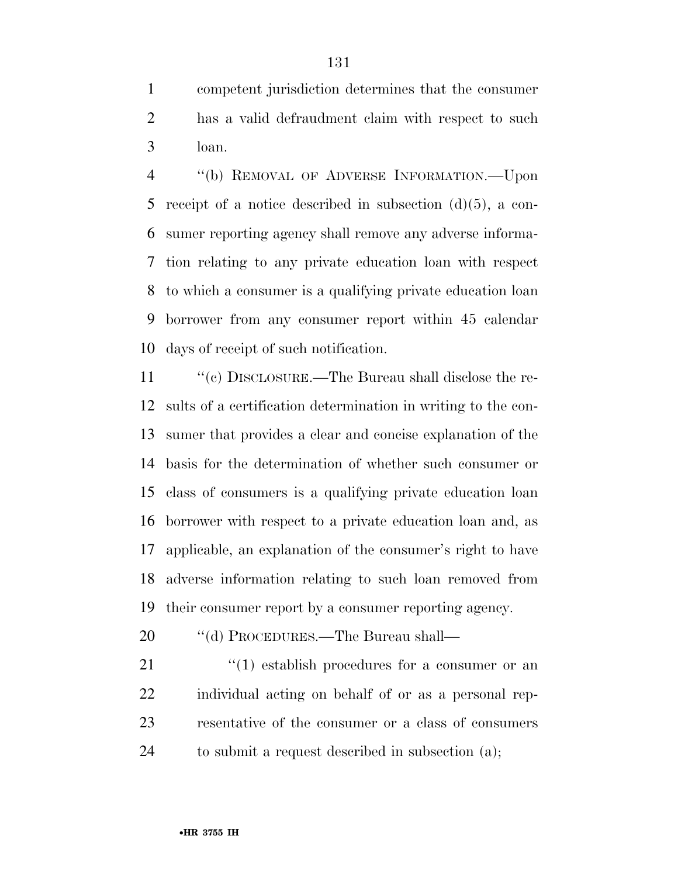competent jurisdiction determines that the consumer has a valid defraudment claim with respect to such loan.

"(b) REMOVAL OF ADVERSE INFORMATION.—Upon receipt of a notice described in subsection (d)(5), a consumer reporting agency shall remove any adverse information relating to any private education loan with respect to which a consumer is a qualifying private education loan borrower from any consumer report within 45 calendar days of receipt of such notification.

"(c) DISCLOSURE.—The Bureau shall disclose the results of a certification determination in writing to the consumer that provides a clear and concise explanation of the basis for the determination of whether such consumer or class of consumers is a qualifying private education loan borrower with respect to a private education loan and, as applicable, an explanation of the consumer's right to have adverse information relating to such loan removed from their consumer report by a consumer reporting agency.

"(d) PROCEDURES.—The Bureau shall—

"(1) establish procedures for a consumer or an individual acting on behalf of or as a personal representative of the consumer or a class of consumers to submit a request described in subsection (a);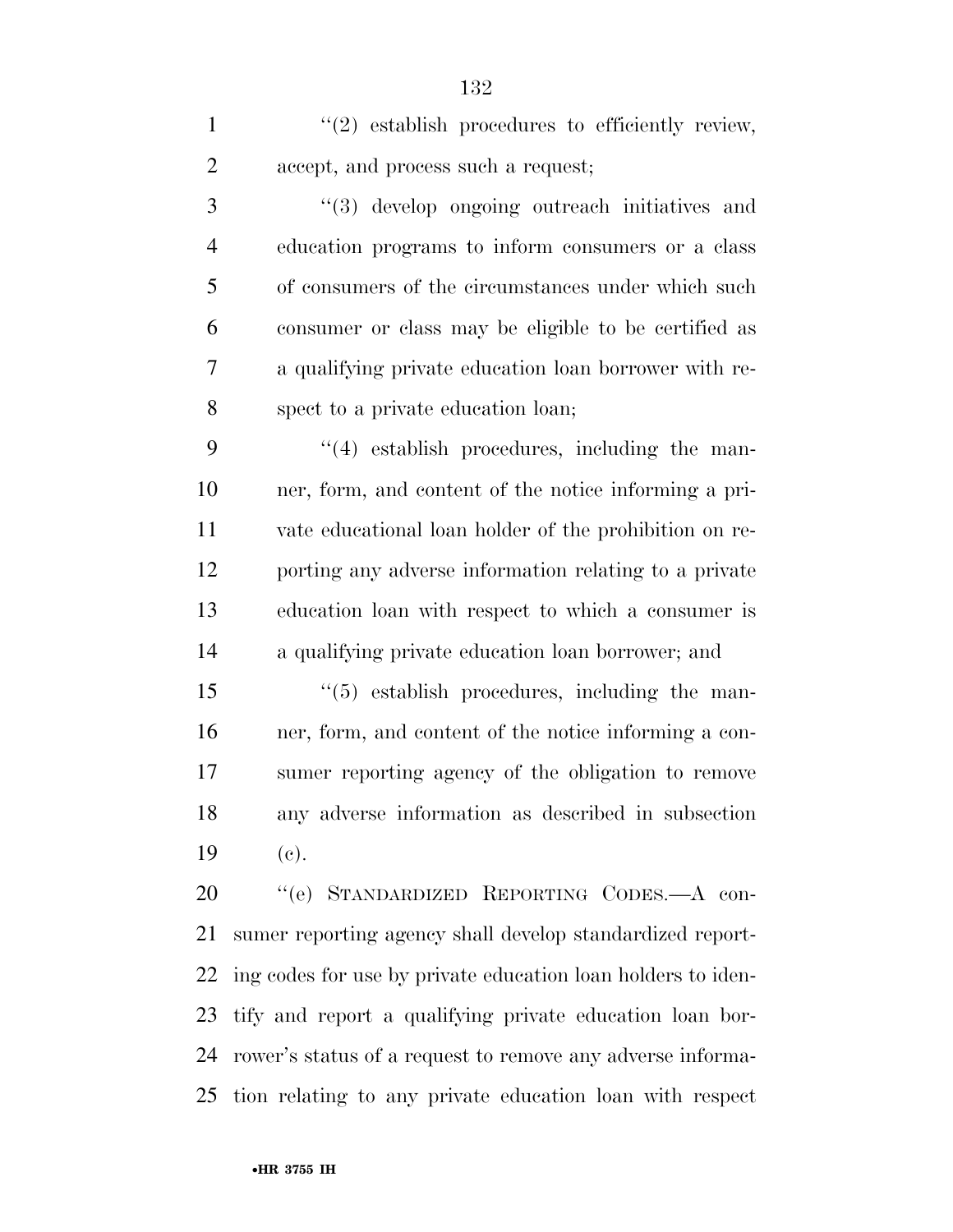''(2) establish procedures to efficiently review, accept, and process such a request;

''(3) develop ongoing outreach initiatives and education programs to inform consumers or a class of consumers of the circumstances under which such consumer or class may be eligible to be certified as a qualifying private education loan borrower with respect to a private education loan;

''(4) establish procedures, including the manner, form, and content of the notice informing a private educational loan holder of the prohibition on reporting any adverse information relating to a private education loan with respect to which a consumer is a qualifying private education loan borrower; and

''(5) establish procedures, including the manner, form, and content of the notice informing a consumer reporting agency of the obligation to remove any adverse information as described in subsection (c).

''(e) STANDARDIZED REPORTING CODES.—A consumer reporting agency shall develop standardized reporting codes for use by private education loan holders to identify and report a qualifying private education loan borrower's status of a request to remove any adverse information relating to any private education loan with respect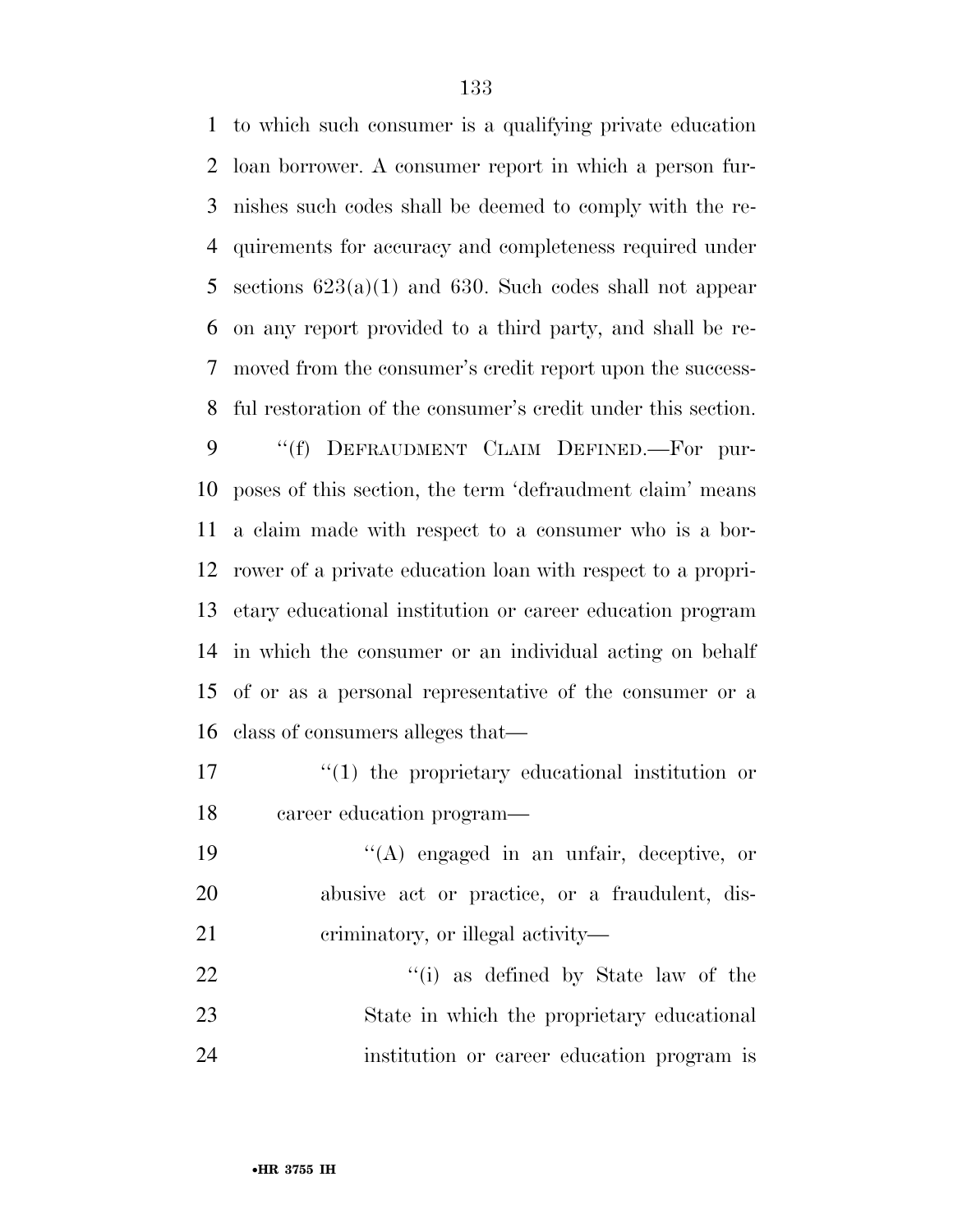to which such consumer is a qualifying private education loan borrower. A consumer report in which a person furnishes such codes shall be deemed to comply with the requirements for accuracy and completeness required under sections 623(a)(1) and 630. Such codes shall not appear on any report provided to a third party, and shall be removed from the consumer's credit report upon the successful restoration of the consumer's credit under this section.

"(f) DEFRAUDMENT CLAIM DEFINED.—For purposes of this section, the term 'defraudment claim' means a claim made with respect to a consumer who is a borrower of a private education loan with respect to a proprietary educational institution or career education program in which the consumer or an individual acting on behalf of or as a personal representative of the consumer or a class of consumers alleges that—

"(1) the proprietary educational institution or career education program—

"(A) engaged in an unfair, deceptive, or abusive act or practice, or a fraudulent, discriminatory, or illegal activity—

"(i) as defined by State law of the State in which the proprietary educational institution or career education program is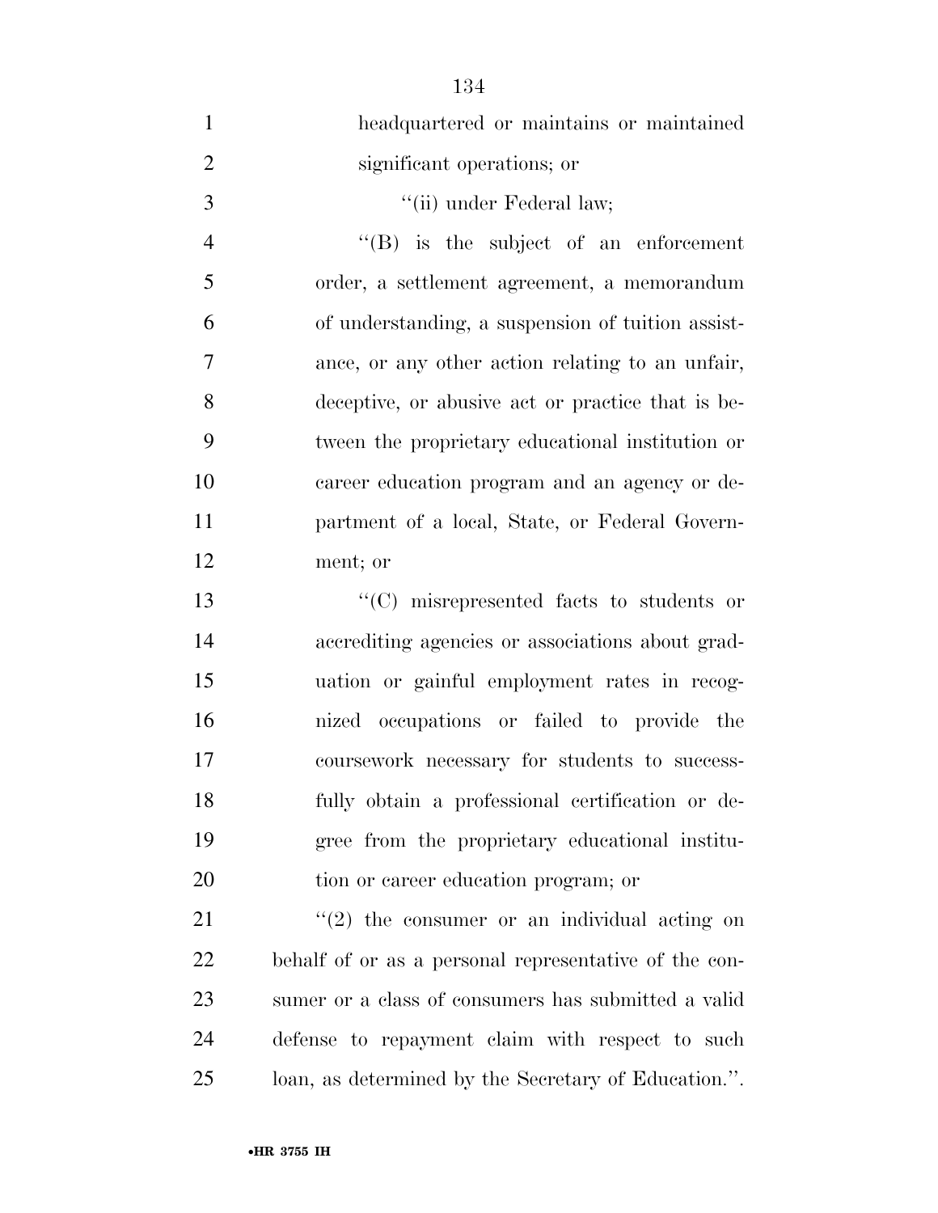headquartered or maintains or maintained significant operations; or

''(ii) under Federal law;

''(B) is the subject of an enforcement order, a settlement agreement, a memorandum of understanding, a suspension of tuition assistance, or any other action relating to an unfair, deceptive, or abusive act or practice that is between the proprietary educational institution or career education program and an agency or department of a local, State, or Federal Government; or

''(C) misrepresented facts to students or accrediting agencies or associations about graduation or gainful employment rates in recognized occupations or failed to provide the coursework necessary for students to successfully obtain a professional certification or degree from the proprietary educational institution or career education program; or

''(2) the consumer or an individual acting on behalf of or as a personal representative of the consumer or a class of consumers has submitted a valid defense to repayment claim with respect to such loan, as determined by the Secretary of Education.''.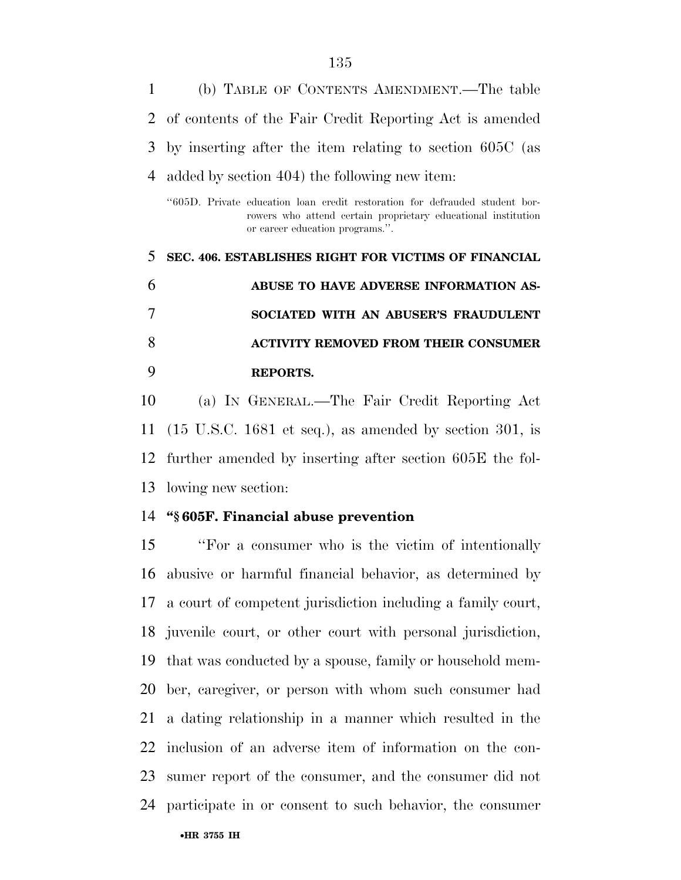(b) TABLE OF CONTENTS AMENDMENT.—The table of contents of the Fair Credit Reporting Act is amended by inserting after the item relating to section 605C (as added by section 404) the following new item:

"605D. Private education loan credit restoration for defrauded student borrowers who attend certain proprietary educational institution or career education programs.".

**SEC. 406. ESTABLISHES RIGHT FOR VICTIMS OF FINANCIAL ABUSE TO HAVE ADVERSE INFORMATION ASSOCIATED WITH AN ABUSER'S FRAUDULENT ACTIVITY REMOVED FROM THEIR CONSUMER REPORTS.**

(a) IN GENERAL.—The Fair Credit Reporting Act (15 U.S.C. 1681 et seq.), as amended by section 301, is further amended by inserting after section 605E the following new section:

**"§ 605F. Financial abuse prevention**

"For a consumer who is the victim of intentionally abusive or harmful financial behavior, as determined by a court of competent jurisdiction including a family court, juvenile court, or other court with personal jurisdiction, that was conducted by a spouse, family or household member, caregiver, or person with whom such consumer had a dating relationship in a manner which resulted in the inclusion of an adverse item of information on the consumer report of the consumer, and the consumer did not participate in or consent to such behavior, the consumer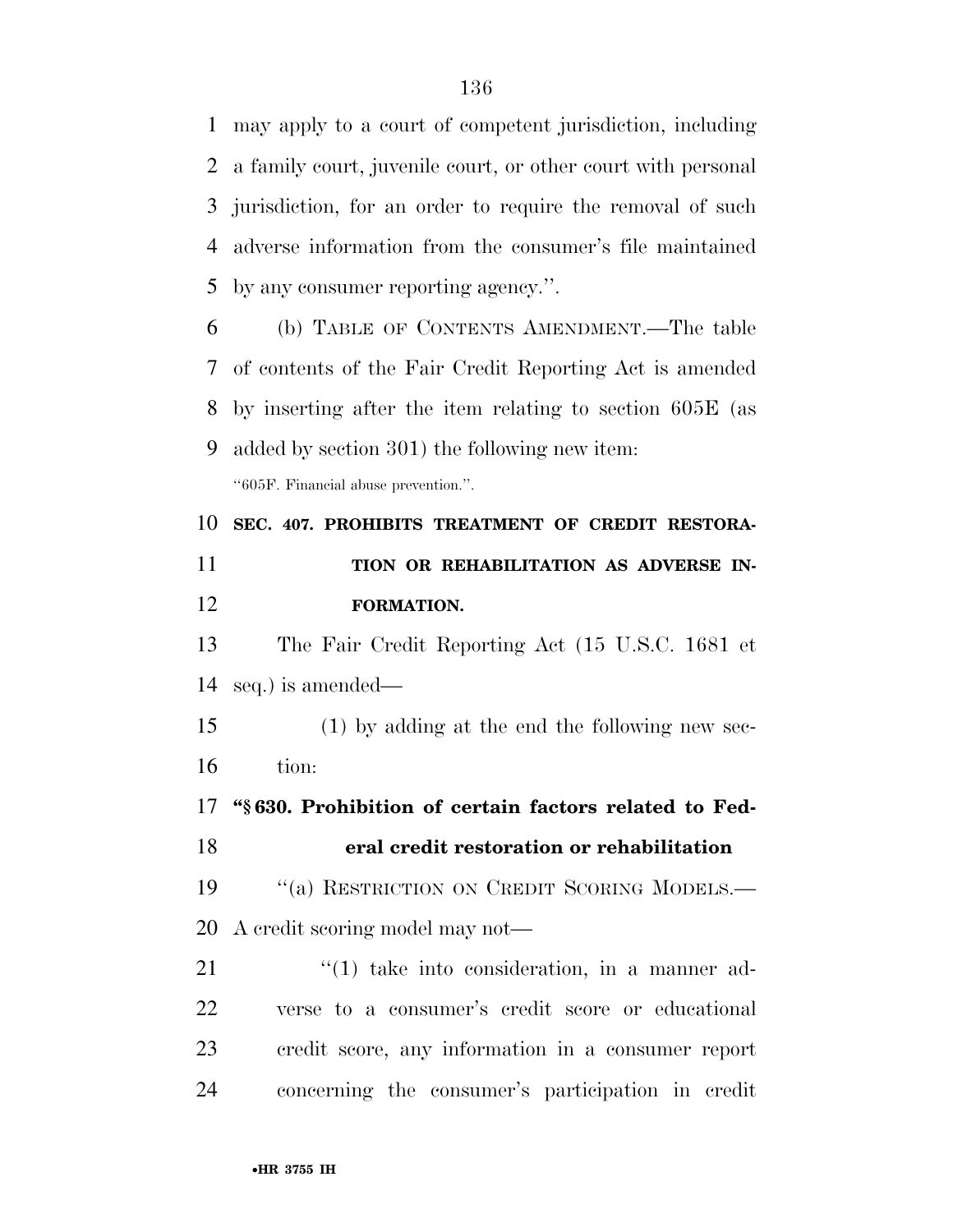may apply to a court of competent jurisdiction, including a family court, juvenile court, or other court with personal jurisdiction, for an order to require the removal of such adverse information from the consumer's file maintained by any consumer reporting agency.''.

(b) TABLE OF CONTENTS AMENDMENT.—The table of contents of the Fair Credit Reporting Act is amended by inserting after the item relating to section 605E (as added by section 301) the following new item:

''605F. Financial abuse prevention.''.

**SEC. 407. PROHIBITS TREATMENT OF CREDIT RESTORATION OR REHABILITATION AS ADVERSE INFORMATION.**

The Fair Credit Reporting Act (15 U.S.C. 1681 et seq.) is amended—

(1) by adding at the end the following new section:

**''§ 630. Prohibition of certain factors related to Federal credit restoration or rehabilitation**

''(a) RESTRICTION ON CREDIT SCORING MODELS.—A credit scoring model may not—

''(1) take into consideration, in a manner adverse to a consumer's credit score or educational credit score, any information in a consumer report concerning the consumer's participation in credit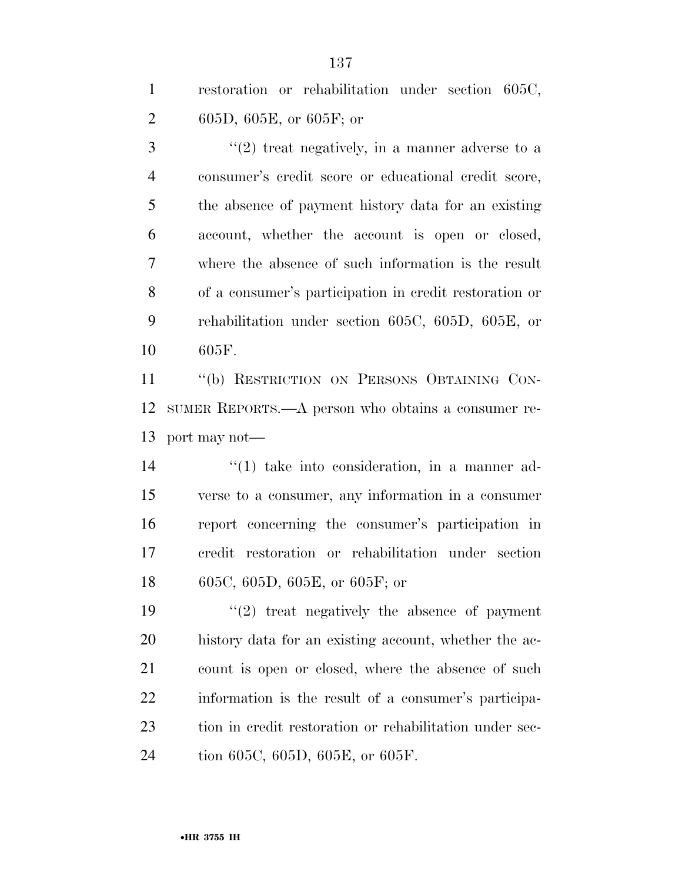restoration or rehabilitation under section 605C, 605D, 605E, or 605F; or

"(2) treat negatively, in a manner adverse to a consumer's credit score or educational credit score, the absence of payment history data for an existing account, whether the account is open or closed, where the absence of such information is the result of a consumer's participation in credit restoration or rehabilitation under section 605C, 605D, 605E, or 605F.

"(b) RESTRICTION ON PERSONS OBTAINING CONSUMER REPORTS.—A person who obtains a consumer report may not—

"(1) take into consideration, in a manner adverse to a consumer, any information in a consumer report concerning the consumer's participation in credit restoration or rehabilitation under section 605C, 605D, 605E, or 605F; or

"(2) treat negatively the absence of payment history data for an existing account, whether the account is open or closed, where the absence of such information is the result of a consumer's participation in credit restoration or rehabilitation under section 605C, 605D, 605E, or 605F.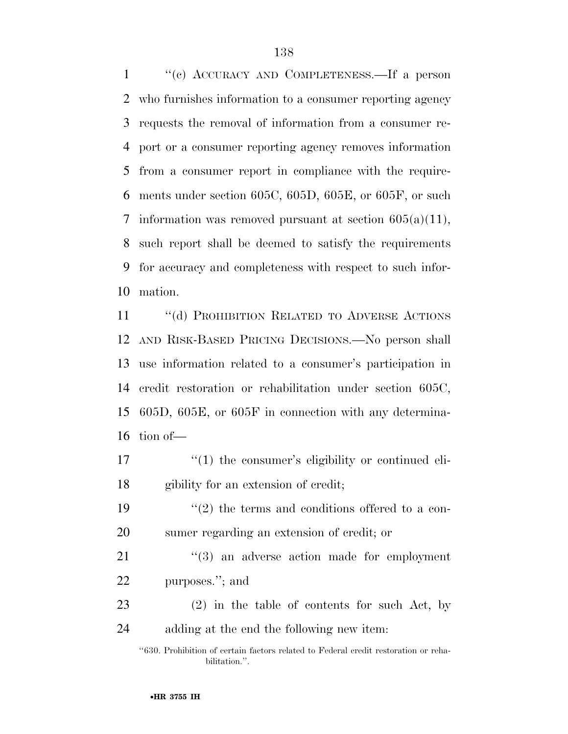"(c) ACCURACY AND COMPLETENESS.—If a person who furnishes information to a consumer reporting agency requests the removal of information from a consumer report or a consumer reporting agency removes information from a consumer report in compliance with the requirements under section 605C, 605D, 605E, or 605F, or such information was removed pursuant at section 605(a)(11), such report shall be deemed to satisfy the requirements for accuracy and completeness with respect to such information.

"(d) PROHIBITION RELATED TO ADVERSE ACTIONS AND RISK-BASED PRICING DECISIONS.—No person shall use information related to a consumer's participation in credit restoration or rehabilitation under section 605C, 605D, 605E, or 605F in connection with any determination of—

"(1) the consumer's eligibility or continued eligibility for an extension of credit;

"(2) the terms and conditions offered to a consumer regarding an extension of credit; or

"(3) an adverse action made for employment purposes."; and

(2) in the table of contents for such Act, by adding at the end the following new item:

"630. Prohibition of certain factors related to Federal credit restoration or rehabilitation.".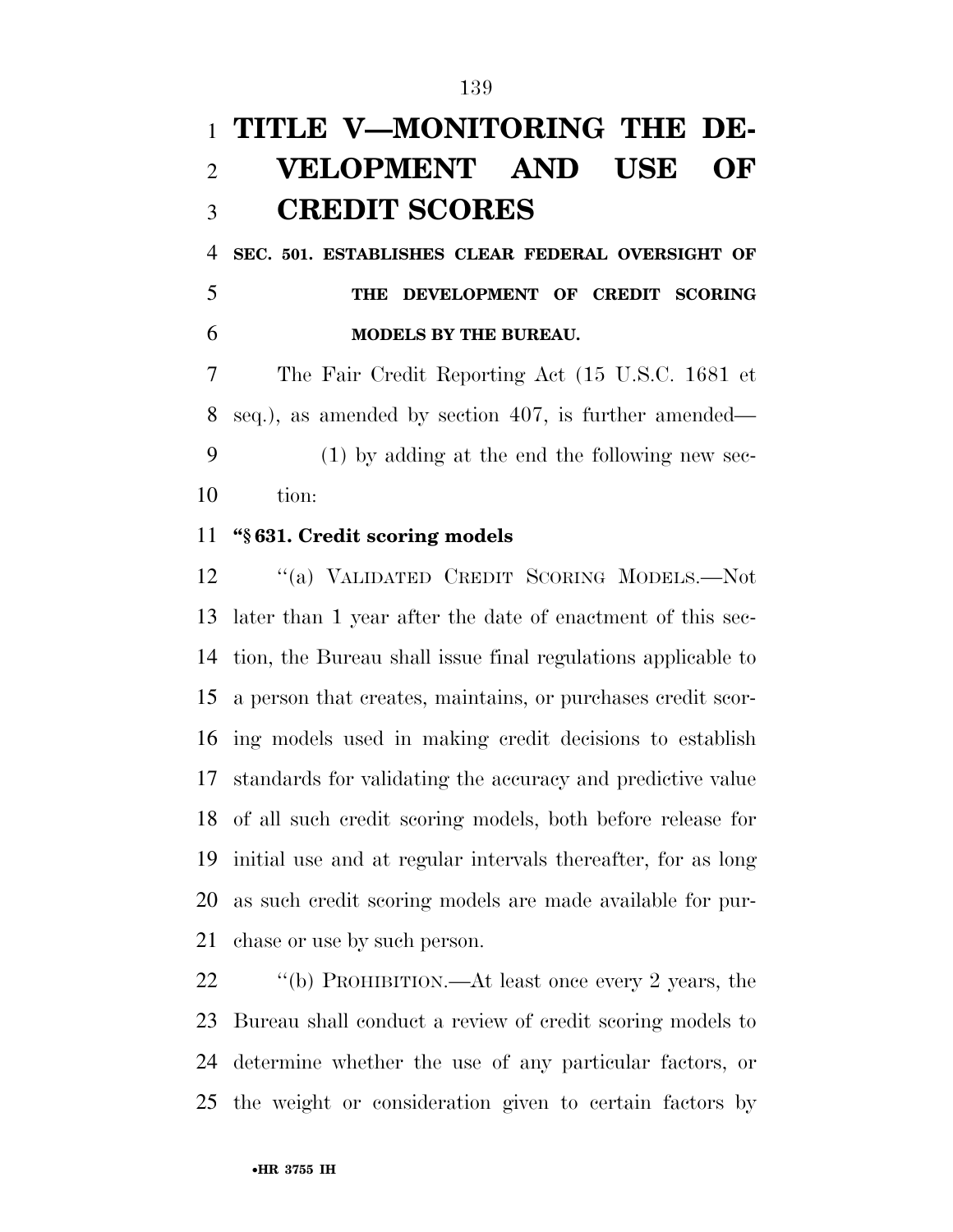# TITLE V—MONITORING THE DEVELOPMENT AND USE OF CREDIT SCORES

## SEC. 501. ESTABLISHES CLEAR FEDERAL OVERSIGHT OF THE DEVELOPMENT OF CREDIT SCORING MODELS BY THE BUREAU.

The Fair Credit Reporting Act (15 U.S.C. 1681 et seq.), as amended by section 407, is further amended—

(1) by adding at the end the following new section:

**"§ 631. Credit scoring models**

"(a) VALIDATED CREDIT SCORING MODELS.—Not later than 1 year after the date of enactment of this section, the Bureau shall issue final regulations applicable to a person that creates, maintains, or purchases credit scoring models used in making credit decisions to establish standards for validating the accuracy and predictive value of all such credit scoring models, both before release for initial use and at regular intervals thereafter, for as long as such credit scoring models are made available for purchase or use by such person.

"(b) PROHIBITION.—At least once every 2 years, the Bureau shall conduct a review of credit scoring models to determine whether the use of any particular factors, or the weight or consideration given to certain factors by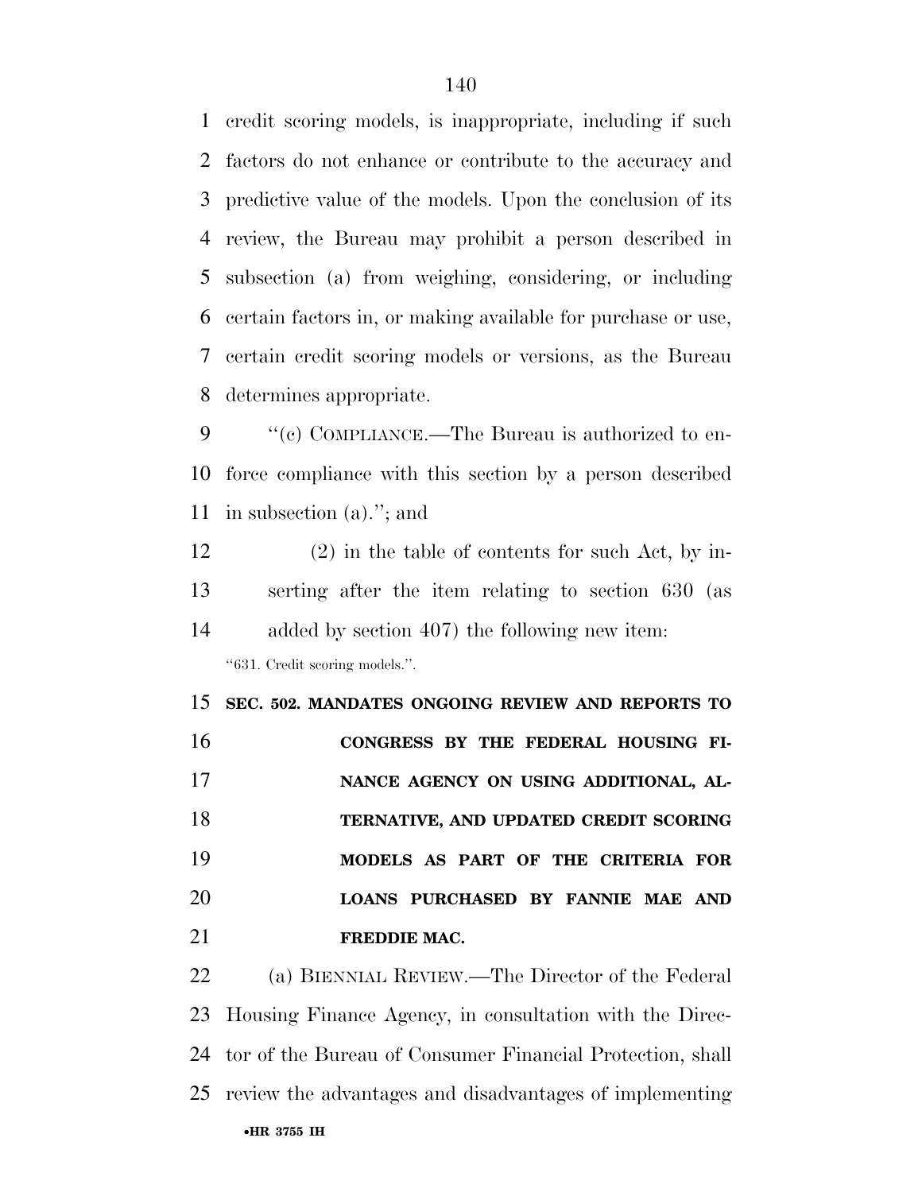credit scoring models, is inappropriate, including if such factors do not enhance or contribute to the accuracy and predictive value of the models. Upon the conclusion of its review, the Bureau may prohibit a person described in subsection (a) from weighing, considering, or including certain factors in, or making available for purchase or use, certain credit scoring models or versions, as the Bureau determines appropriate.

"(c) COMPLIANCE.—The Bureau is authorized to enforce compliance with this section by a person described in subsection (a)."; and

(2) in the table of contents for such Act, by inserting after the item relating to section 630 (as added by section 407) the following new item:

"631. Credit scoring models.".

**SEC. 502. MANDATES ONGOING REVIEW AND REPORTS TO CONGRESS BY THE FEDERAL HOUSING FINANCE AGENCY ON USING ADDITIONAL, ALTERNATIVE, AND UPDATED CREDIT SCORING MODELS AS PART OF THE CRITERIA FOR LOANS PURCHASED BY FANNIE MAE AND FREDDIE MAC.**

(a) BIENNIAL REVIEW.—The Director of the Federal Housing Finance Agency, in consultation with the Director of the Bureau of Consumer Financial Protection, shall review the advantages and disadvantages of implementing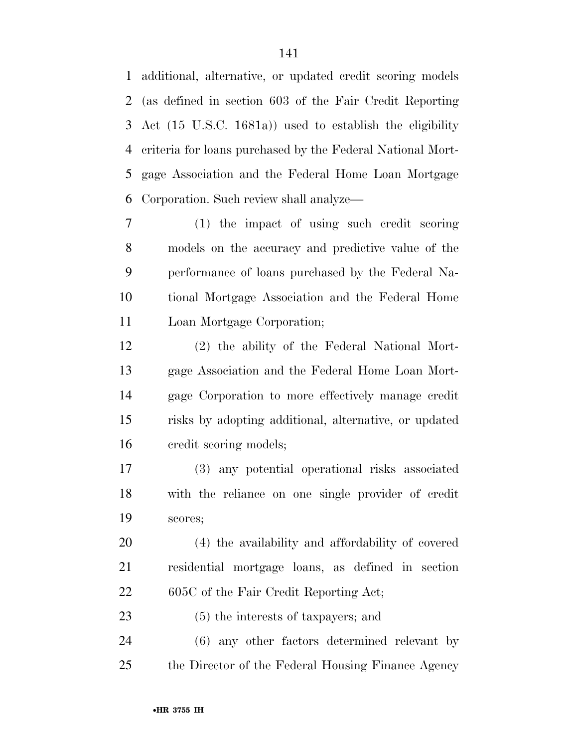additional, alternative, or updated credit scoring models (as defined in section 603 of the Fair Credit Reporting Act (15 U.S.C. 1681a)) used to establish the eligibility criteria for loans purchased by the Federal National Mortgage Association and the Federal Home Loan Mortgage Corporation. Such review shall analyze—

(1) the impact of using such credit scoring models on the accuracy and predictive value of the performance of loans purchased by the Federal National Mortgage Association and the Federal Home Loan Mortgage Corporation;

(2) the ability of the Federal National Mortgage Association and the Federal Home Loan Mortgage Corporation to more effectively manage credit risks by adopting additional, alternative, or updated credit scoring models;

(3) any potential operational risks associated with the reliance on one single provider of credit scores;

(4) the availability and affordability of covered residential mortgage loans, as defined in section 605C of the Fair Credit Reporting Act;

(5) the interests of taxpayers; and

(6) any other factors determined relevant by the Director of the Federal Housing Finance Agency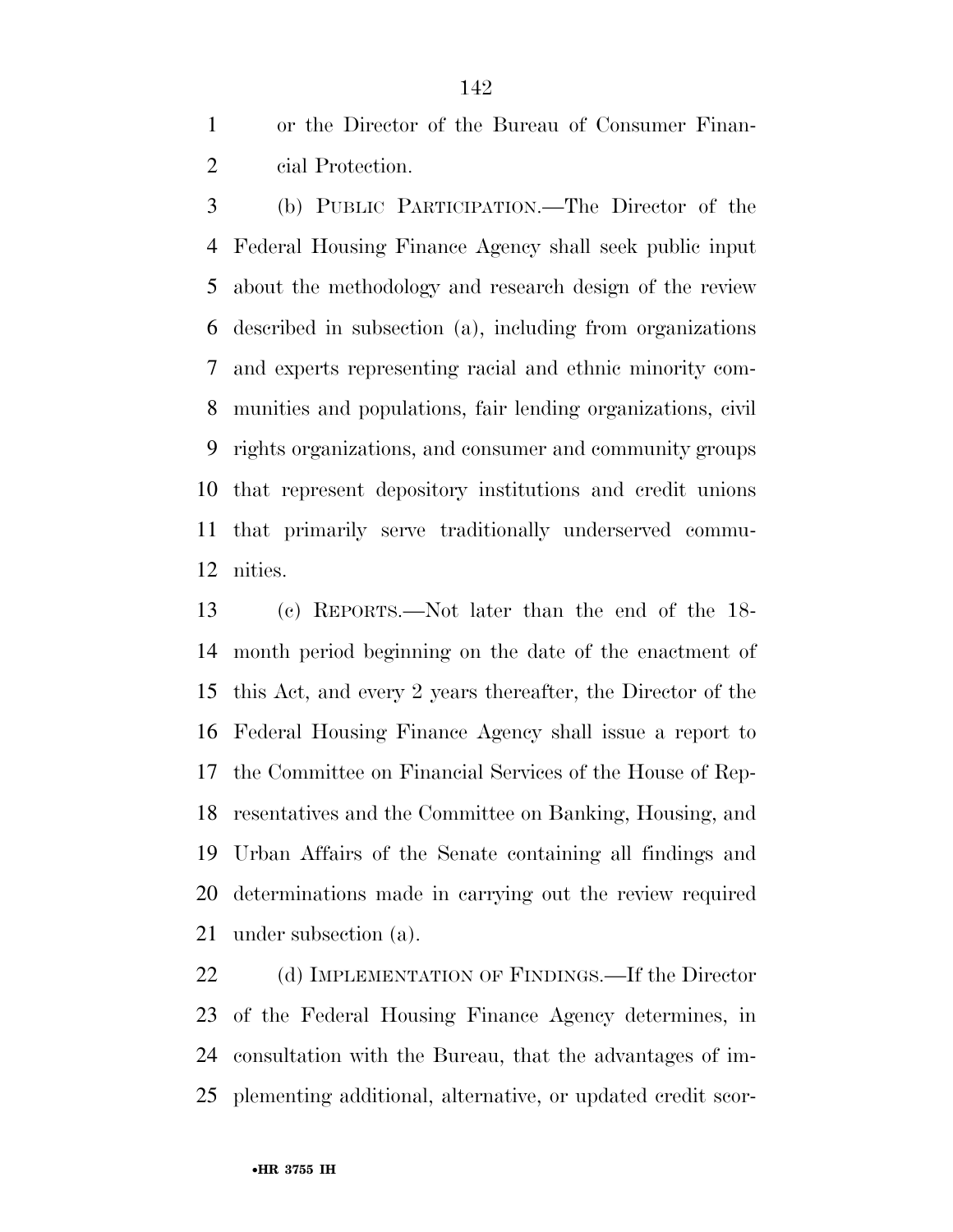or the Director of the Bureau of Consumer Financial Protection.

(b) PUBLIC PARTICIPATION.—The Director of the Federal Housing Finance Agency shall seek public input about the methodology and research design of the review described in subsection (a), including from organizations and experts representing racial and ethnic minority communities and populations, fair lending organizations, civil rights organizations, and consumer and community groups that represent depository institutions and credit unions that primarily serve traditionally underserved communities.

(c) REPORTS.—Not later than the end of the 18-month period beginning on the date of the enactment of this Act, and every 2 years thereafter, the Director of the Federal Housing Finance Agency shall issue a report to the Committee on Financial Services of the House of Representatives and the Committee on Banking, Housing, and Urban Affairs of the Senate containing all findings and determinations made in carrying out the review required under subsection (a).

(d) IMPLEMENTATION OF FINDINGS.—If the Director of the Federal Housing Finance Agency determines, in consultation with the Bureau, that the advantages of implementing additional, alternative, or updated credit scor-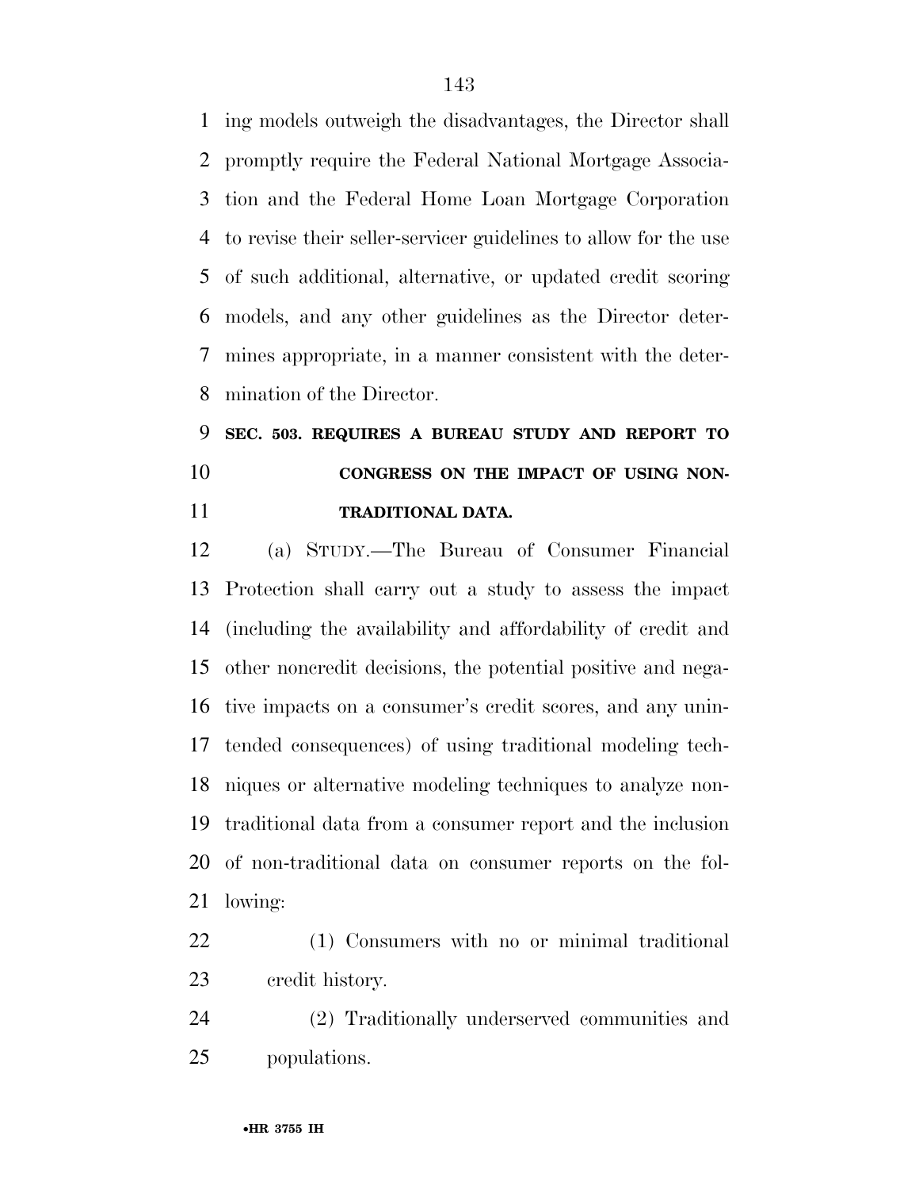ing models outweigh the disadvantages, the Director shall promptly require the Federal National Mortgage Association and the Federal Home Loan Mortgage Corporation to revise their seller-servicer guidelines to allow for the use of such additional, alternative, or updated credit scoring models, and any other guidelines as the Director determines appropriate, in a manner consistent with the determination of the Director.

**SEC. 503. REQUIRES A BUREAU STUDY AND REPORT TO CONGRESS ON THE IMPACT OF USING NON-TRADITIONAL DATA.**

(a) STUDY.—The Bureau of Consumer Financial Protection shall carry out a study to assess the impact (including the availability and affordability of credit and other noncredit decisions, the potential positive and negative impacts on a consumer's credit scores, and any unintended consequences) of using traditional modeling techniques or alternative modeling techniques to analyze non-traditional data from a consumer report and the inclusion of non-traditional data on consumer reports on the following:

(1) Consumers with no or minimal traditional credit history.

(2) Traditionally underserved communities and populations.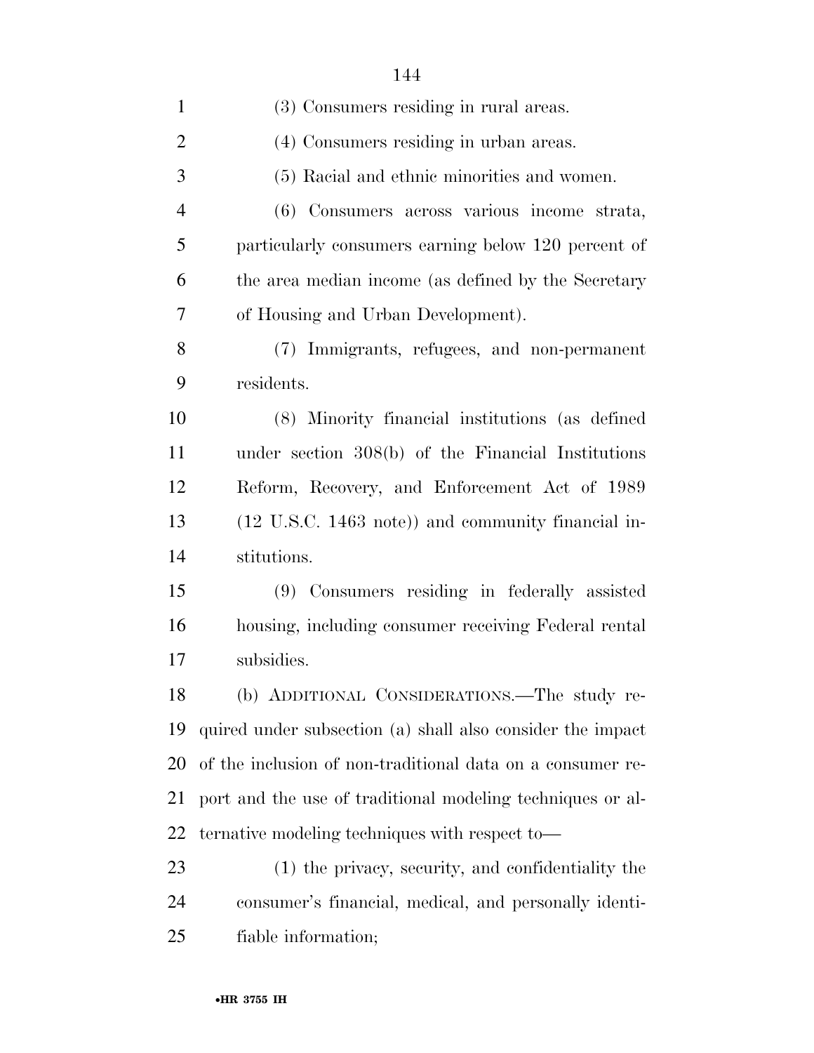(3) Consumers residing in rural areas.

(4) Consumers residing in urban areas.

(5) Racial and ethnic minorities and women.

(6) Consumers across various income strata, particularly consumers earning below 120 percent of the area median income (as defined by the Secretary of Housing and Urban Development).

(7) Immigrants, refugees, and non-permanent residents.

(8) Minority financial institutions (as defined under section 308(b) of the Financial Institutions Reform, Recovery, and Enforcement Act of 1989 (12 U.S.C. 1463 note)) and community financial institutions.

(9) Consumers residing in federally assisted housing, including consumer receiving Federal rental subsidies.

(b) ADDITIONAL CONSIDERATIONS.—The study required under subsection (a) shall also consider the impact of the inclusion of non-traditional data on a consumer report and the use of traditional modeling techniques or alternative modeling techniques with respect to—

(1) the privacy, security, and confidentiality the consumer's financial, medical, and personally identifiable information;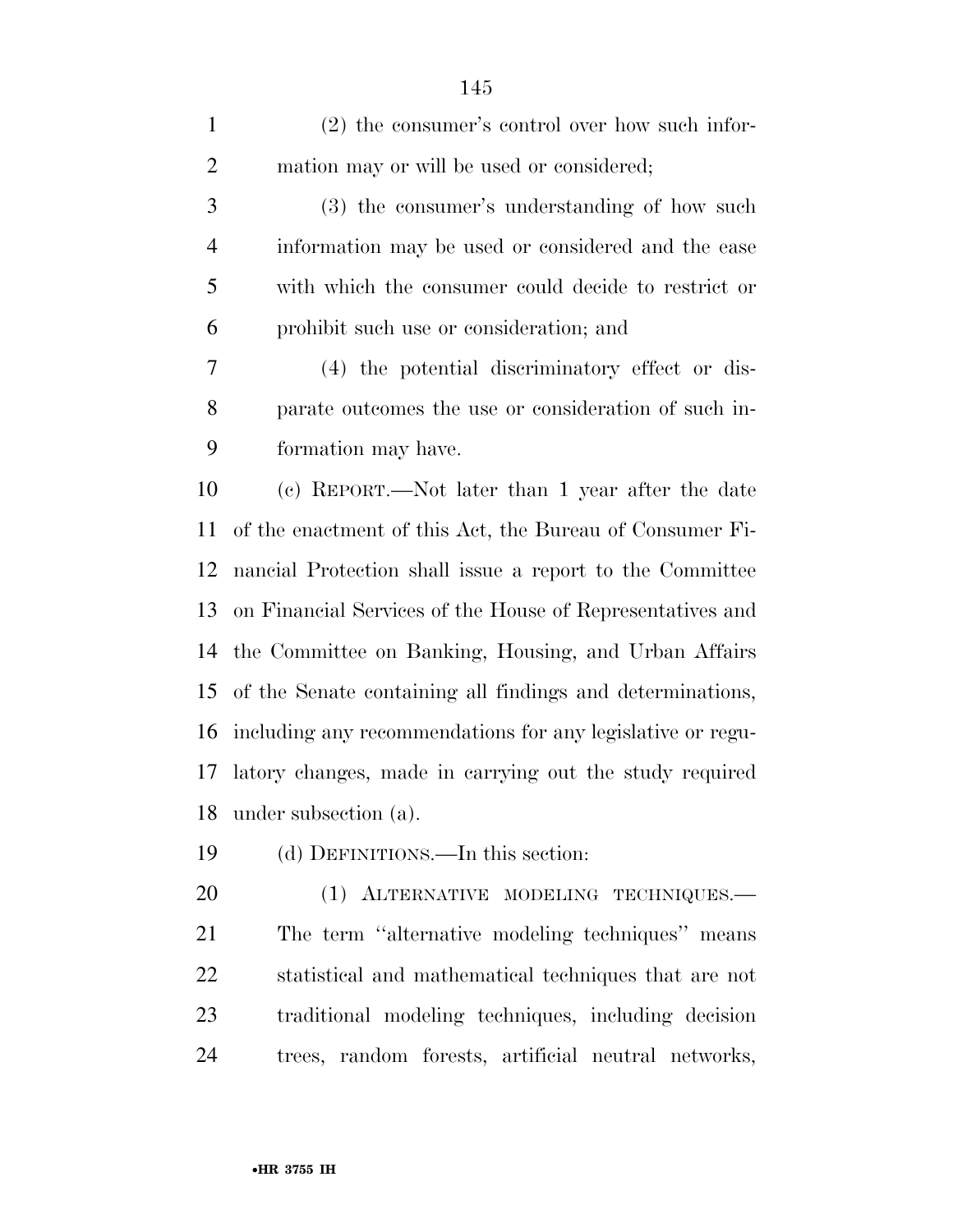(2) the consumer's control over how such information may or will be used or considered;

(3) the consumer's understanding of how such information may be used or considered and the ease with which the consumer could decide to restrict or prohibit such use or consideration; and

(4) the potential discriminatory effect or disparate outcomes the use or consideration of such information may have.

(c) REPORT.—Not later than 1 year after the date of the enactment of this Act, the Bureau of Consumer Financial Protection shall issue a report to the Committee on Financial Services of the House of Representatives and the Committee on Banking, Housing, and Urban Affairs of the Senate containing all findings and determinations, including any recommendations for any legislative or regulatory changes, made in carrying out the study required under subsection (a).

(d) DEFINITIONS.—In this section:

(1) ALTERNATIVE MODELING TECHNIQUES.—The term ''alternative modeling techniques'' means statistical and mathematical techniques that are not traditional modeling techniques, including decision trees, random forests, artificial neutral networks,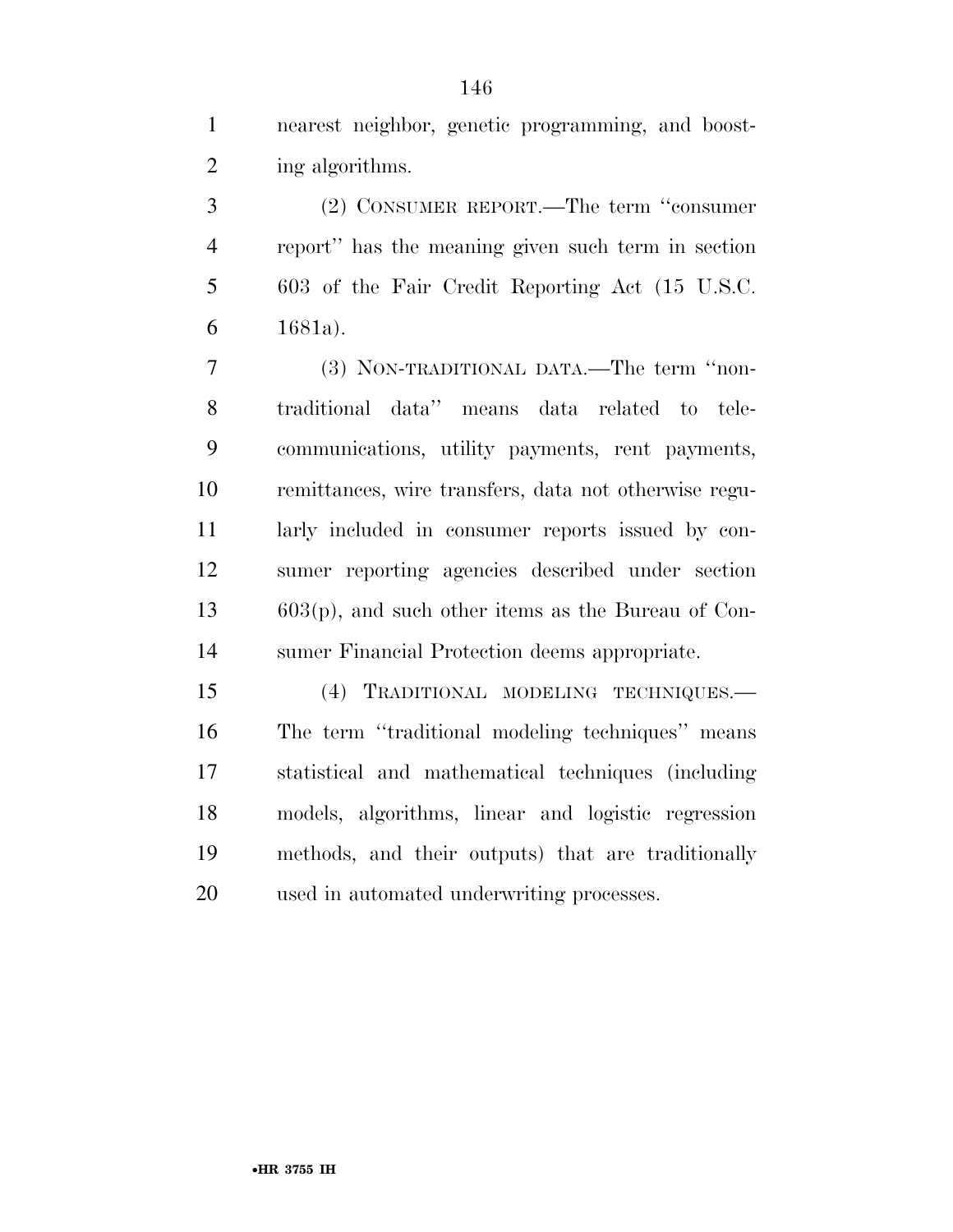nearest neighbor, genetic programming, and boosting algorithms.

(2) CONSUMER REPORT.—The term ''consumer report'' has the meaning given such term in section 603 of the Fair Credit Reporting Act (15 U.S.C. 1681a).

(3) NON-TRADITIONAL DATA.—The term ''non-traditional data'' means data related to telecommunications, utility payments, rent payments, remittances, wire transfers, data not otherwise regularly included in consumer reports issued by consumer reporting agencies described under section 603(p), and such other items as the Bureau of Consumer Financial Protection deems appropriate.

(4) TRADITIONAL MODELING TECHNIQUES.—The term ''traditional modeling techniques'' means statistical and mathematical techniques (including models, algorithms, linear and logistic regression methods, and their outputs) that are traditionally used in automated underwriting processes.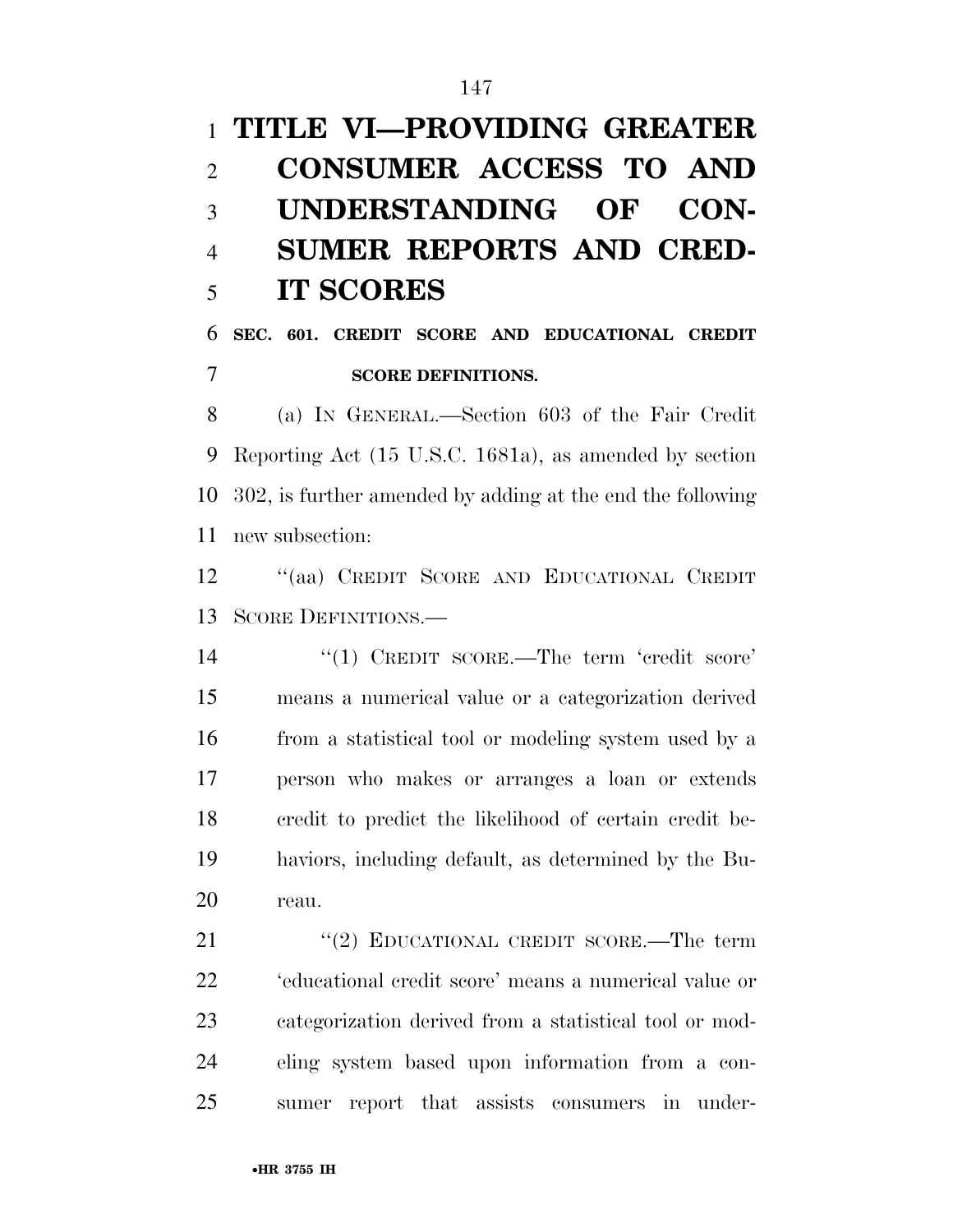# TITLE VI—PROVIDING GREATER CONSUMER ACCESS TO AND UNDERSTANDING OF CONSUMER REPORTS AND CREDIT SCORES

## SEC. 601. CREDIT SCORE AND EDUCATIONAL CREDIT SCORE DEFINITIONS.

(a) IN GENERAL.—Section 603 of the Fair Credit Reporting Act (15 U.S.C. 1681a), as amended by section 302, is further amended by adding at the end the following new subsection:

"(aa) CREDIT SCORE AND EDUCATIONAL CREDIT SCORE DEFINITIONS.—

"(1) CREDIT SCORE.—The term 'credit score' means a numerical value or a categorization derived from a statistical tool or modeling system used by a person who makes or arranges a loan or extends credit to predict the likelihood of certain credit behaviors, including default, as determined by the Bureau.

"(2) EDUCATIONAL CREDIT SCORE.—The term 'educational credit score' means a numerical value or categorization derived from a statistical tool or modeling system based upon information from a consumer report that assists consumers in under-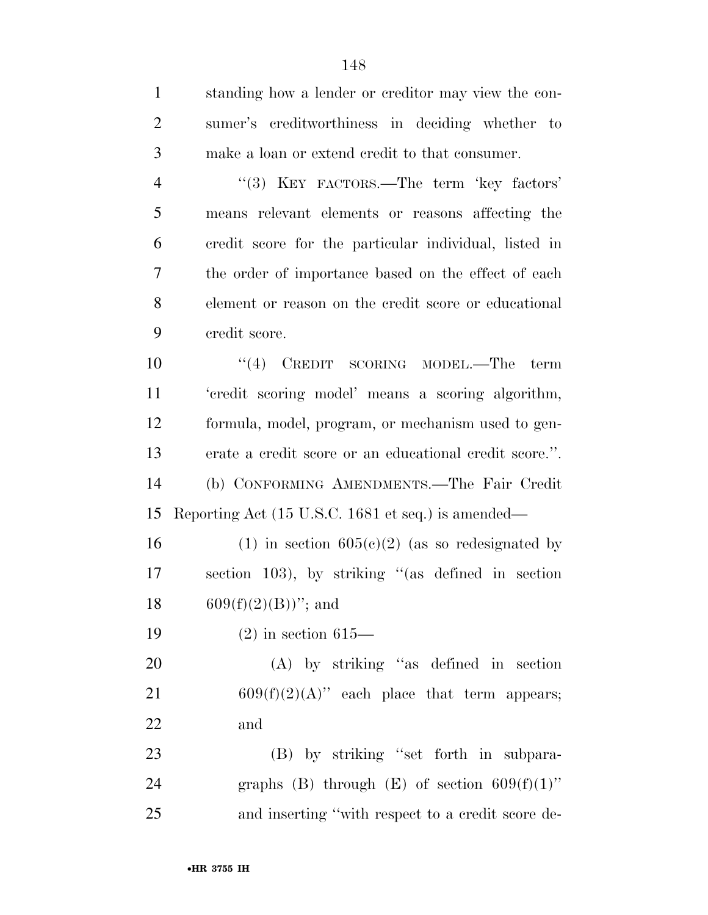standing how a lender or creditor may view the consumer's creditworthiness in deciding whether to make a loan or extend credit to that consumer.

''(3) KEY FACTORS.—The term 'key factors' means relevant elements or reasons affecting the credit score for the particular individual, listed in the order of importance based on the effect of each element or reason on the credit score or educational credit score.

''(4) CREDIT SCORING MODEL.—The term 'credit scoring model' means a scoring algorithm, formula, model, program, or mechanism used to generate a credit score or an educational credit score.''.

(b) CONFORMING AMENDMENTS.—The Fair Credit Reporting Act (15 U.S.C. 1681 et seq.) is amended—

(1) in section 605(c)(2) (as so redesignated by section 103), by striking ''(as defined in section 609(f)(2)(B))''; and

(2) in section 615—

(A) by striking ''as defined in section 609(f)(2)(A)'' each place that term appears; and

(B) by striking ''set forth in subparagraphs (B) through (E) of section 609(f)(1)'' and inserting ''with respect to a credit score de-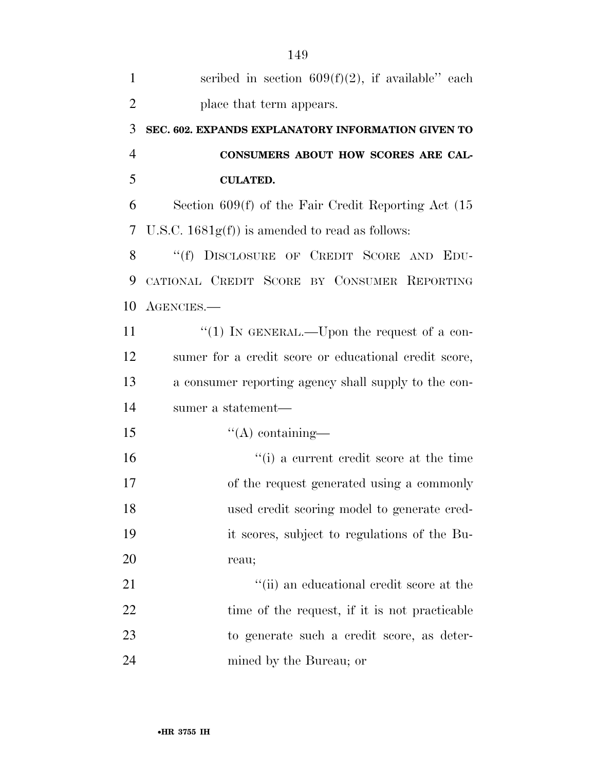scribed in section 609(f)(2), if available'' each place that term appears.

## SEC. 602. EXPANDS EXPLANATORY INFORMATION GIVEN TO CONSUMERS ABOUT HOW SCORES ARE CALCULATED.

Section 609(f) of the Fair Credit Reporting Act (15 U.S.C. 1681g(f)) is amended to read as follows:

''(f) DISCLOSURE OF CREDIT SCORE AND EDUCATIONAL CREDIT SCORE BY CONSUMER REPORTING AGENCIES.—

''(1) IN GENERAL.—Upon the request of a consumer for a credit score or educational credit score, a consumer reporting agency shall supply to the consumer a statement—

''(A) containing—

''(i) a current credit score at the time of the request generated using a commonly used credit scoring model to generate credit scores, subject to regulations of the Bureau;

''(ii) an educational credit score at the time of the request, if it is not practicable to generate such a credit score, as determined by the Bureau; or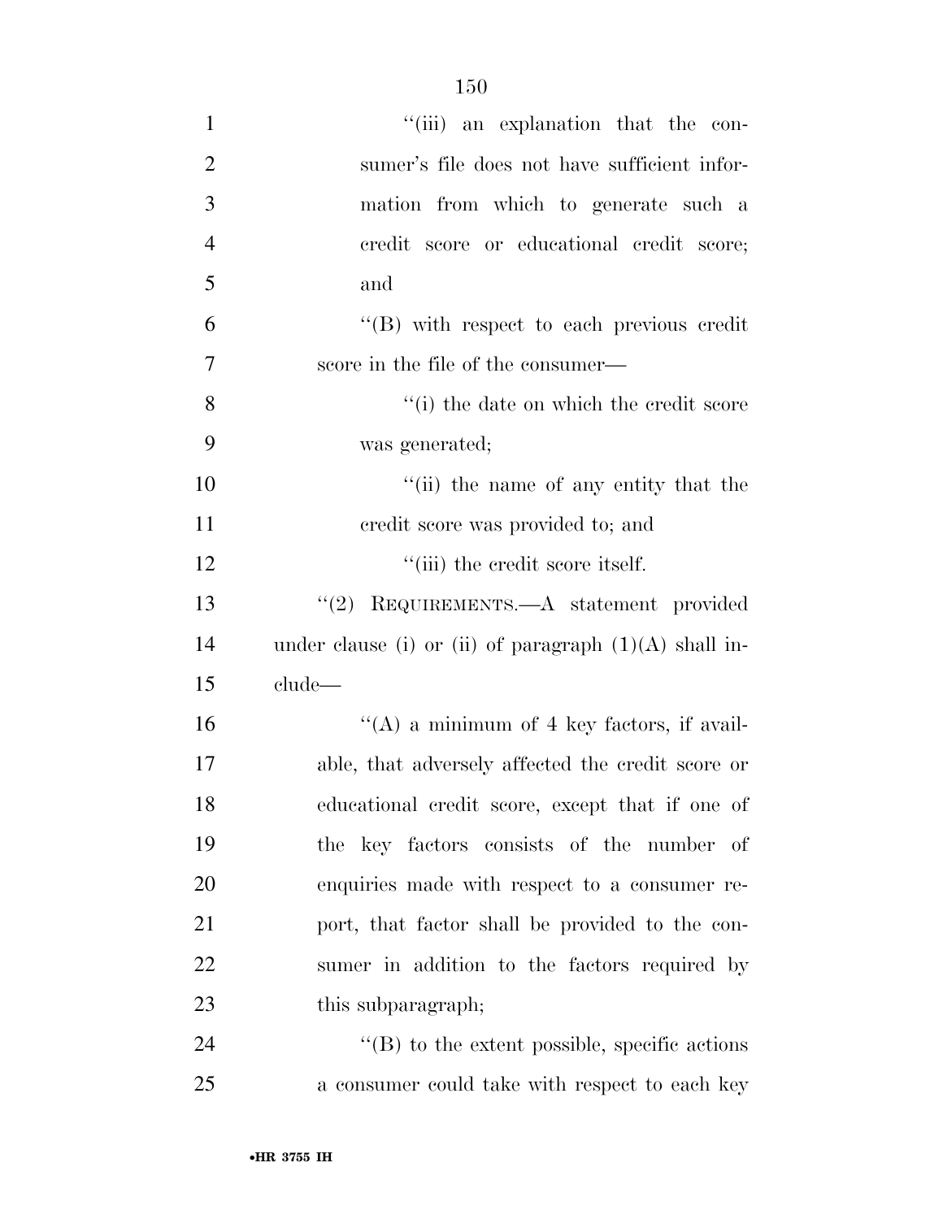"(iii) an explanation that the consumer's file does not have sufficient information from which to generate such a credit score or educational credit score; and

"(B) with respect to each previous credit score in the file of the consumer—

"(i) the date on which the credit score was generated;

"(ii) the name of any entity that the credit score was provided to; and

"(iii) the credit score itself.

"(2) REQUIREMENTS.—A statement provided under clause (i) or (ii) of paragraph (1)(A) shall include—

"(A) a minimum of 4 key factors, if available, that adversely affected the credit score or educational credit score, except that if one of the key factors consists of the number of enquiries made with respect to a consumer report, that factor shall be provided to the consumer in addition to the factors required by this subparagraph;

"(B) to the extent possible, specific actions a consumer could take with respect to each key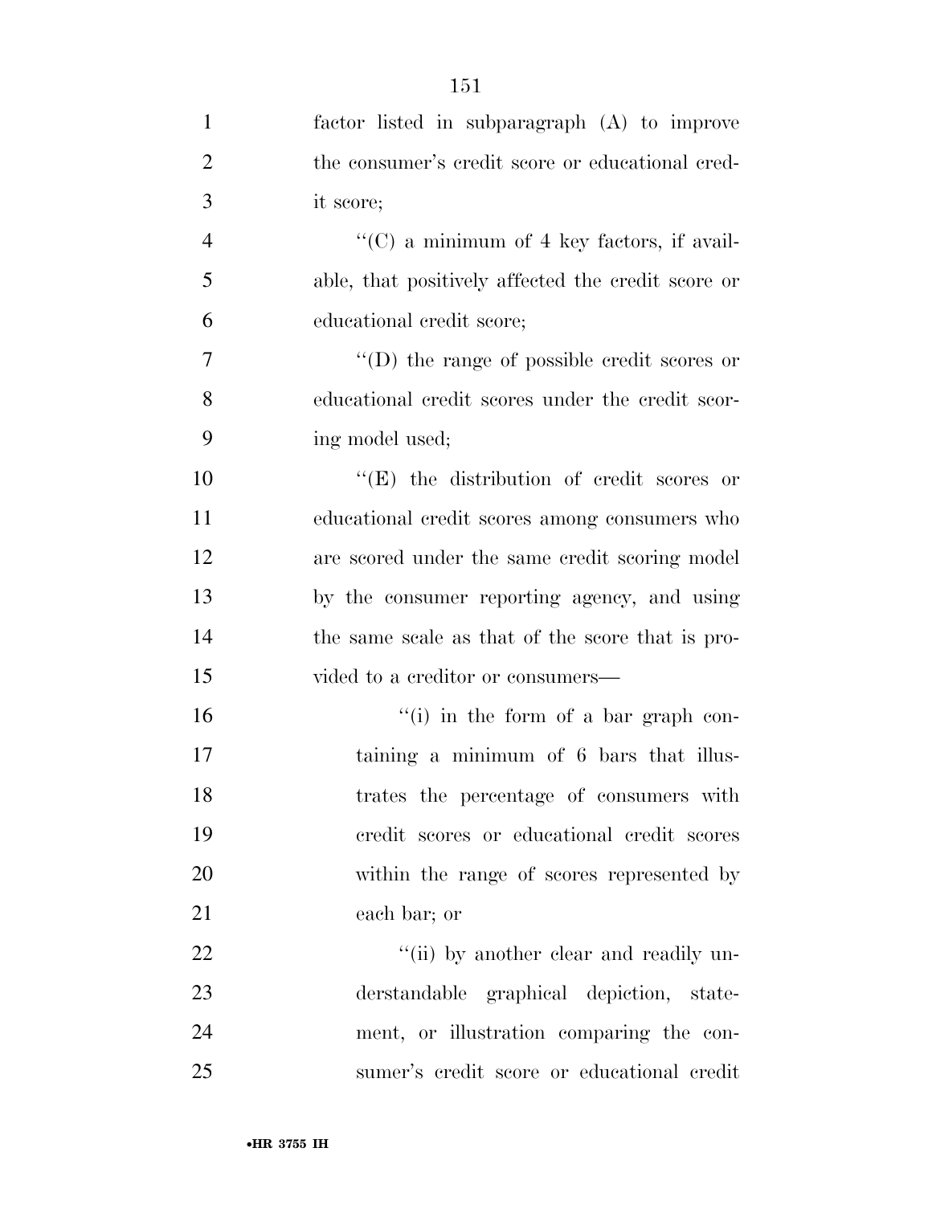factor listed in subparagraph (A) to improve the consumer's credit score or educational credit score;

''(C) a minimum of 4 key factors, if available, that positively affected the credit score or educational credit score;

''(D) the range of possible credit scores or educational credit scores under the credit scoring model used;

''(E) the distribution of credit scores or educational credit scores among consumers who are scored under the same credit scoring model by the consumer reporting agency, and using the same scale as that of the score that is provided to a creditor or consumers—

''(i) in the form of a bar graph containing a minimum of 6 bars that illustrates the percentage of consumers with credit scores or educational credit scores within the range of scores represented by each bar; or

''(ii) by another clear and readily understandable graphical depiction, statement, or illustration comparing the consumer's credit score or educational credit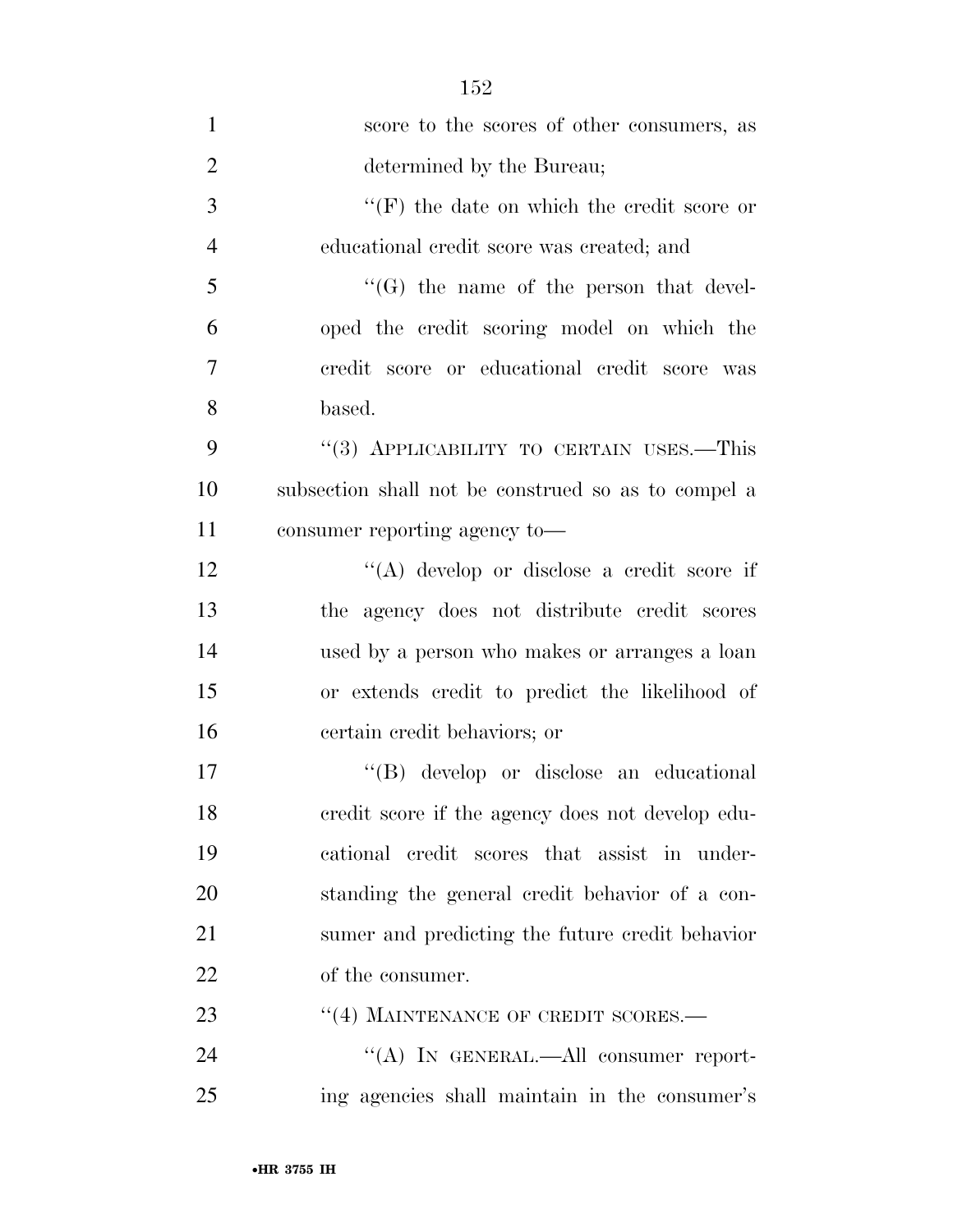score to the scores of other consumers, as determined by the Bureau;

''(F) the date on which the credit score or educational credit score was created; and

''(G) the name of the person that developed the credit scoring model on which the credit score or educational credit score was based.

''(3) APPLICABILITY TO CERTAIN USES.—This subsection shall not be construed so as to compel a consumer reporting agency to—

''(A) develop or disclose a credit score if the agency does not distribute credit scores used by a person who makes or arranges a loan or extends credit to predict the likelihood of certain credit behaviors; or

''(B) develop or disclose an educational credit score if the agency does not develop educational credit scores that assist in understanding the general credit behavior of a consumer and predicting the future credit behavior of the consumer.

''(4) MAINTENANCE OF CREDIT SCORES.—

''(A) IN GENERAL.—All consumer reporting agencies shall maintain in the consumer's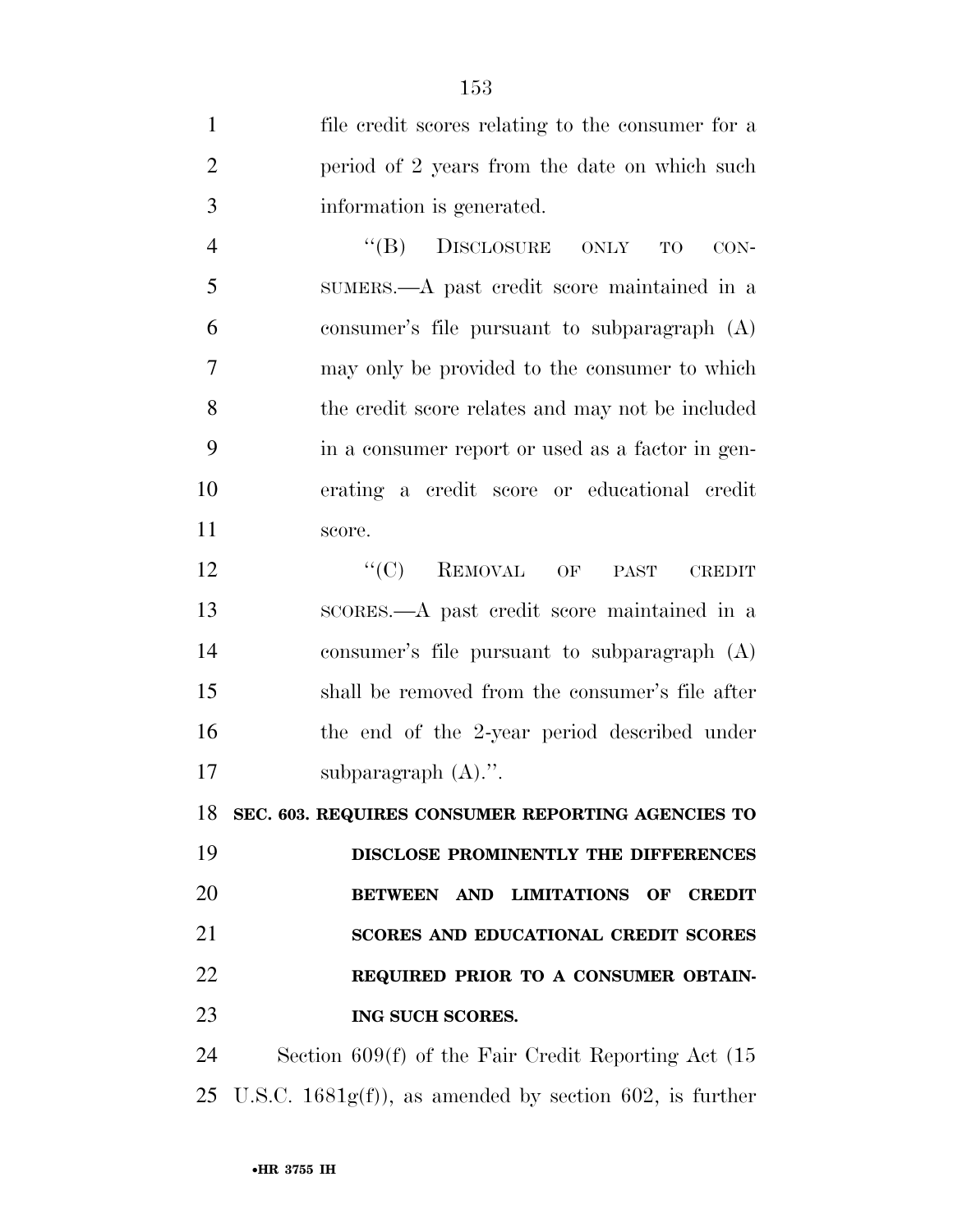file credit scores relating to the consumer for a period of 2 years from the date on which such information is generated.

"(B) DISCLOSURE ONLY TO CONSUMERS.—A past credit score maintained in a consumer's file pursuant to subparagraph (A) may only be provided to the consumer to which the credit score relates and may not be included in a consumer report or used as a factor in generating a credit score or educational credit score.

"(C) REMOVAL OF PAST CREDIT SCORES.—A past credit score maintained in a consumer's file pursuant to subparagraph (A) shall be removed from the consumer's file after the end of the 2-year period described under subparagraph (A).".

**SEC. 603. REQUIRES CONSUMER REPORTING AGENCIES TO DISCLOSE PROMINENTLY THE DIFFERENCES BETWEEN AND LIMITATIONS OF CREDIT SCORES AND EDUCATIONAL CREDIT SCORES REQUIRED PRIOR TO A CONSUMER OBTAINING SUCH SCORES.**

Section 609(f) of the Fair Credit Reporting Act (15 U.S.C. 1681g(f)), as amended by section 602, is further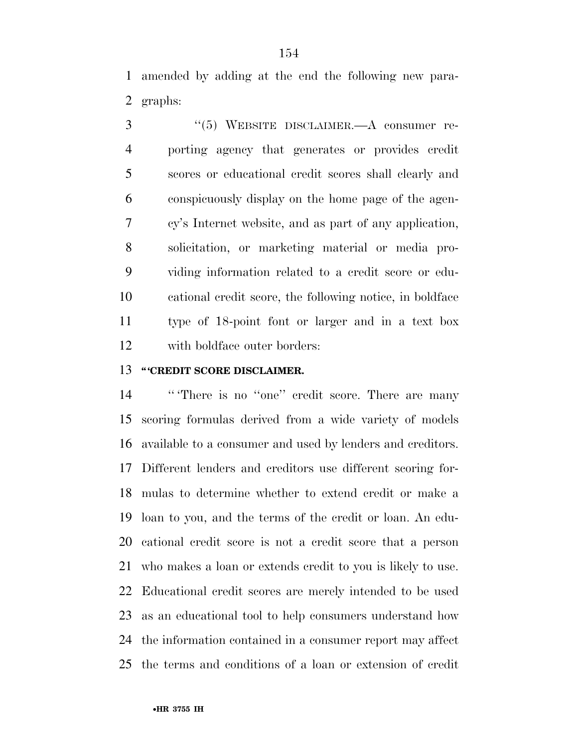amended by adding at the end the following new paragraphs:

"(5) WEBSITE DISCLAIMER.—A consumer reporting agency that generates or provides credit scores or educational credit scores shall clearly and conspicuously display on the home page of the agency's Internet website, and as part of any application, solicitation, or marketing material or media providing information related to a credit score or educational credit score, the following notice, in boldface type of 18-point font or larger and in a text box with boldface outer borders:

**"'CREDIT SCORE DISCLAIMER.**

"'There is no "one" credit score. There are many scoring formulas derived from a wide variety of models available to a consumer and used by lenders and creditors. Different lenders and creditors use different scoring formulas to determine whether to extend credit or make a loan to you, and the terms of the credit or loan. An educational credit score is not a credit score that a person who makes a loan or extends credit to you is likely to use. Educational credit scores are merely intended to be used as an educational tool to help consumers understand how the information contained in a consumer report may affect the terms and conditions of a loan or extension of credit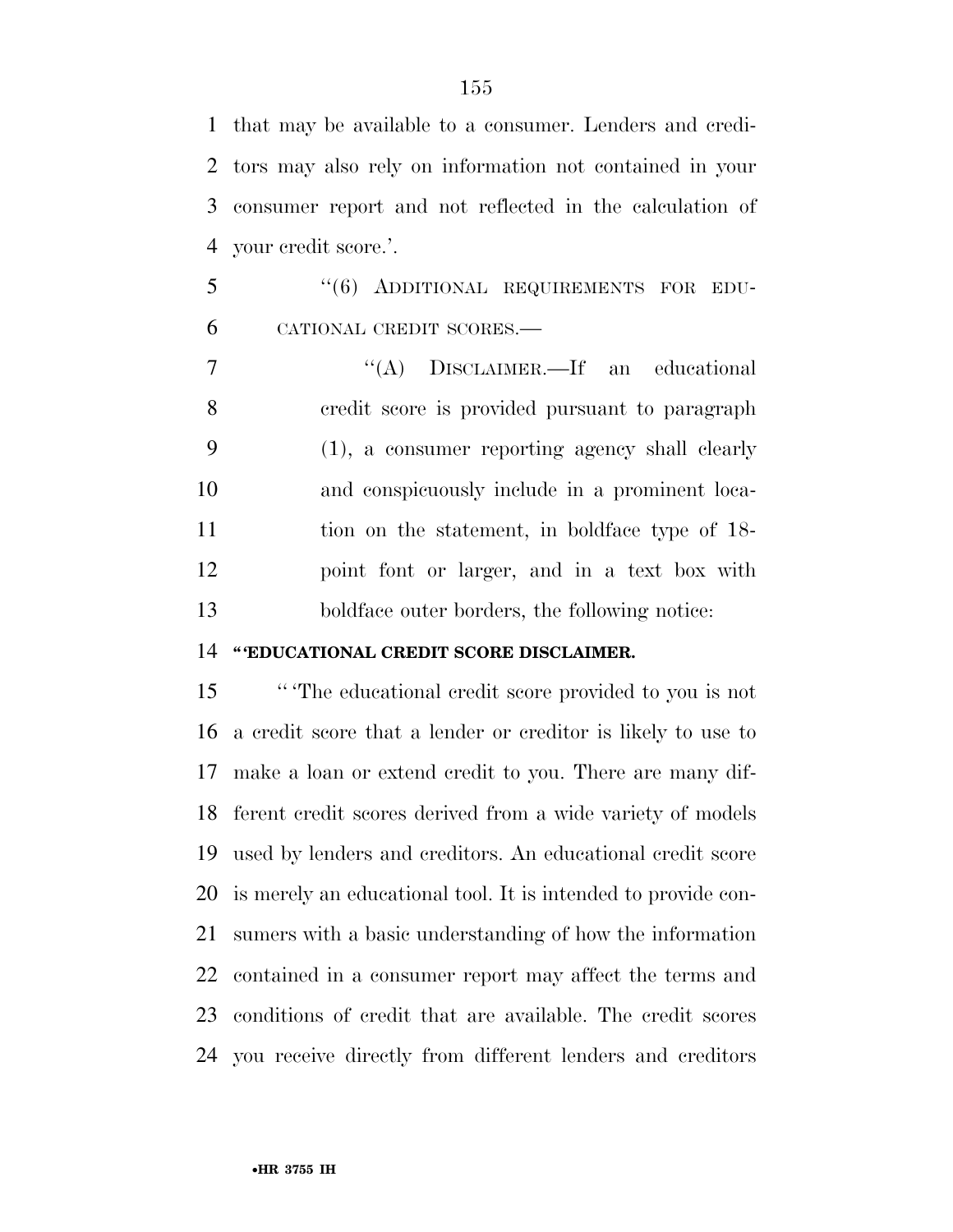that may be available to a consumer. Lenders and creditors may also rely on information not contained in your consumer report and not reflected in the calculation of your credit score.'.

''(6) ADDITIONAL REQUIREMENTS FOR EDUCATIONAL CREDIT SCORES.—

''(A) DISCLAIMER.—If an educational credit score is provided pursuant to paragraph (1), a consumer reporting agency shall clearly and conspicuously include in a prominent location on the statement, in boldface type of 18-point font or larger, and in a text box with boldface outer borders, the following notice:

**''EDUCATIONAL CREDIT SCORE DISCLAIMER.**

''The educational credit score provided to you is not a credit score that a lender or creditor is likely to use to make a loan or extend credit to you. There are many different credit scores derived from a wide variety of models used by lenders and creditors. An educational credit score is merely an educational tool. It is intended to provide consumers with a basic understanding of how the information contained in a consumer report may affect the terms and conditions of credit that are available. The credit scores you receive directly from different lenders and creditors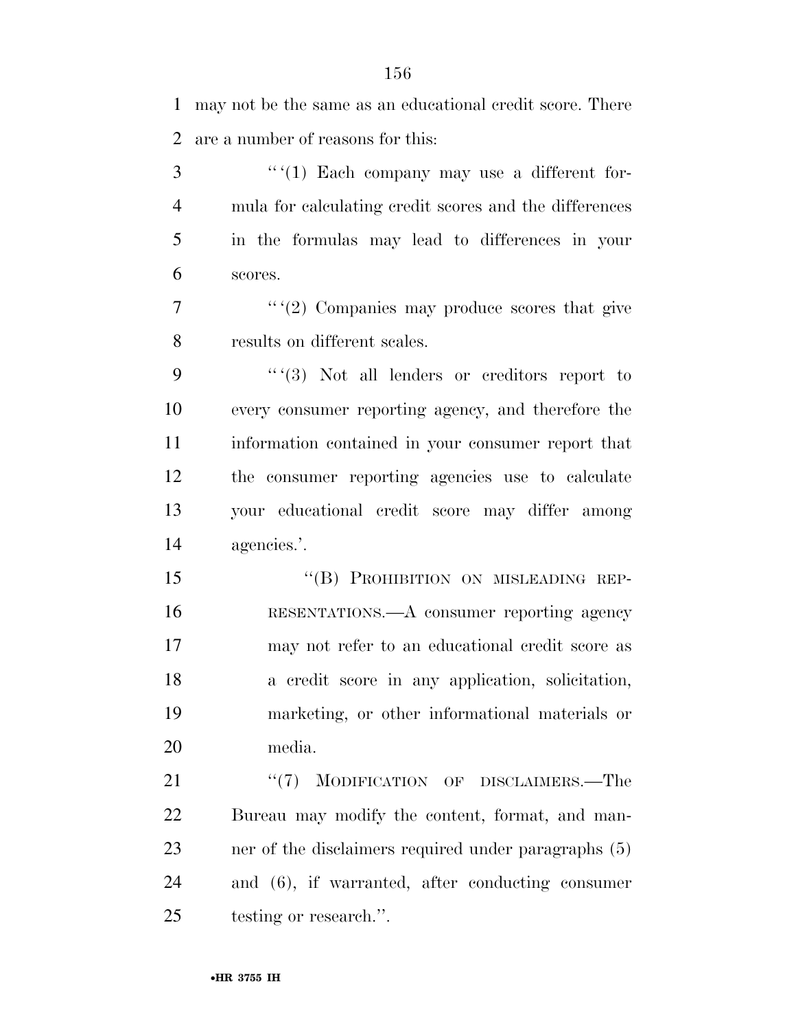may not be the same as an educational credit score. There are a number of reasons for this:

"'(1) Each company may use a different formula for calculating credit scores and the differences in the formulas may lead to differences in your scores.

"'(2) Companies may produce scores that give results on different scales.

"'(3) Not all lenders or creditors report to every consumer reporting agency, and therefore the information contained in your consumer report that the consumer reporting agencies use to calculate your educational credit score may differ among agencies.'.

"(B) PROHIBITION ON MISLEADING REPRESENTATIONS.—A consumer reporting agency may not refer to an educational credit score as a credit score in any application, solicitation, marketing, or other informational materials or media.

"(7) MODIFICATION OF DISCLAIMERS.—The Bureau may modify the content, format, and manner of the disclaimers required under paragraphs (5) and (6), if warranted, after conducting consumer testing or research.".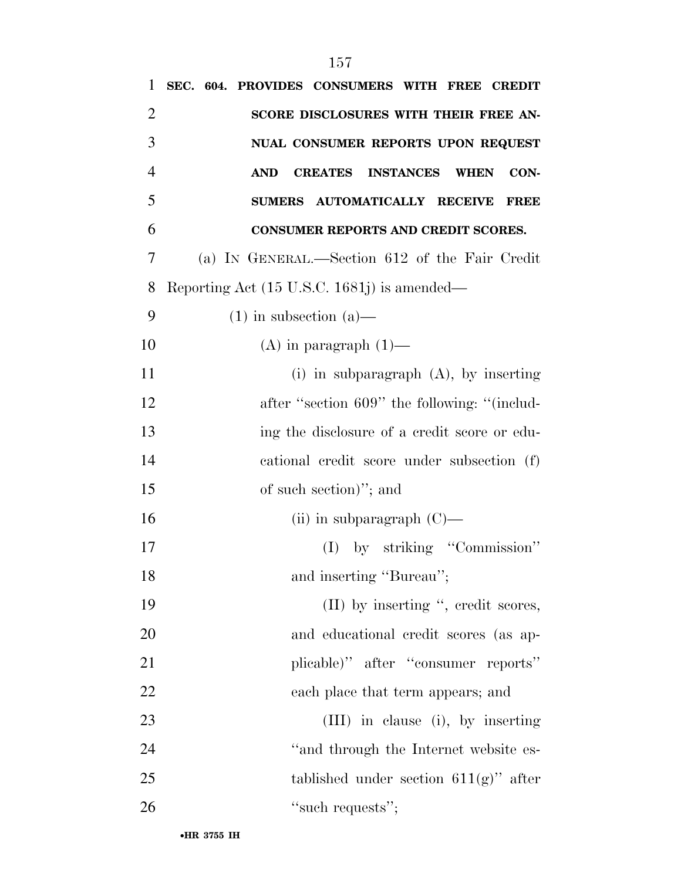**SEC. 604. PROVIDES CONSUMERS WITH FREE CREDIT SCORE DISCLOSURES WITH THEIR FREE ANNUAL CONSUMER REPORTS UPON REQUEST AND CREATES INSTANCES WHEN CONSUMERS AUTOMATICALLY RECEIVE FREE CONSUMER REPORTS AND CREDIT SCORES.**

(a) IN GENERAL.—Section 612 of the Fair Credit Reporting Act (15 U.S.C. 1681j) is amended—

(1) in subsection (a)—

(A) in paragraph (1)—

(i) in subparagraph (A), by inserting after "section 609" the following: "(including the disclosure of a credit score or educational credit score under subsection (f) of such section)"; and

(ii) in subparagraph (C)—

(I) by striking "Commission" and inserting "Bureau";

(II) by inserting ", credit scores, and educational credit scores (as applicable)" after "consumer reports" each place that term appears; and

(III) in clause (i), by inserting "and through the Internet website established under section 611(g)" after "such requests";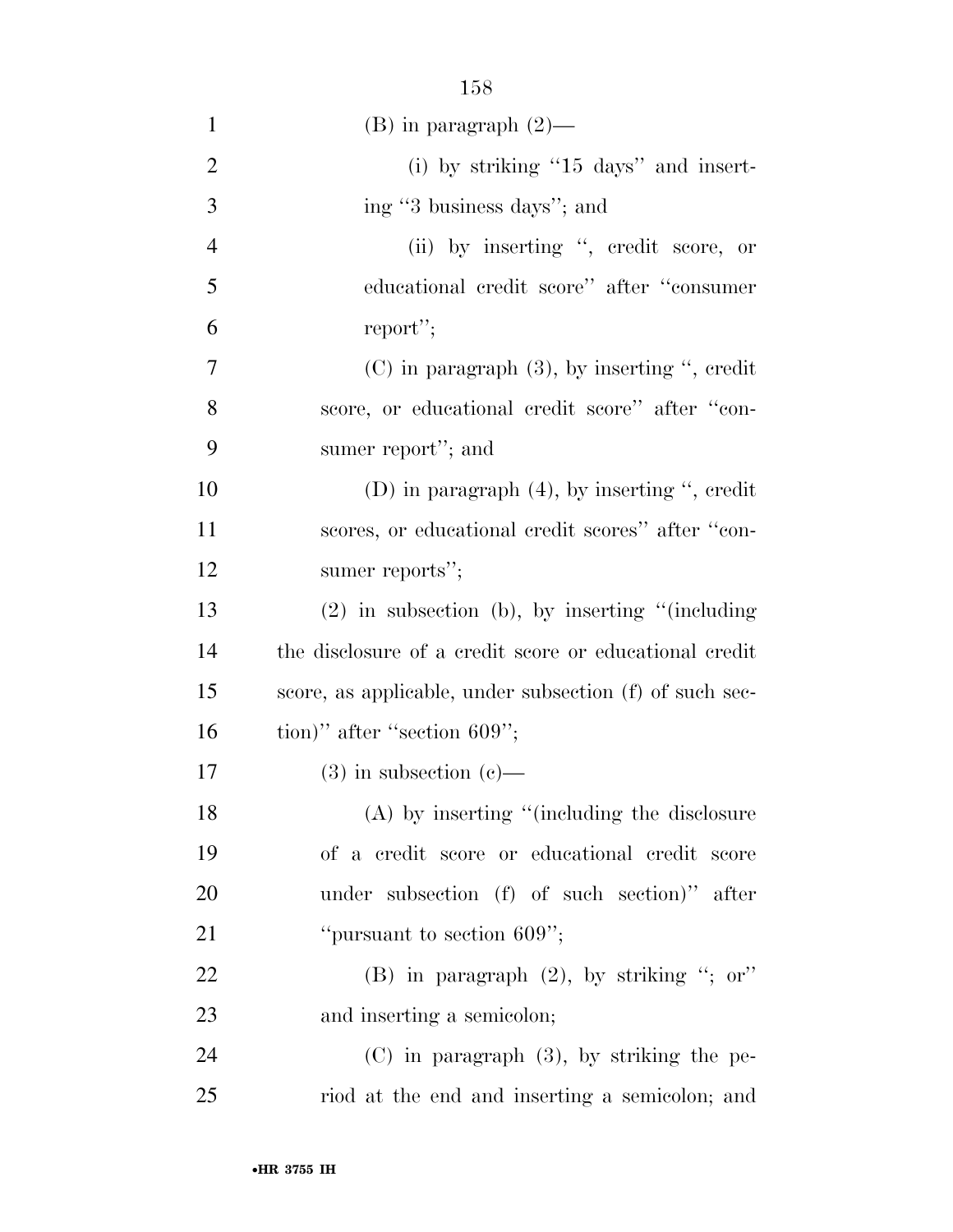(B) in paragraph (2)—

(i) by striking "15 days" and inserting "3 business days"; and

(ii) by inserting ", credit score, or educational credit score" after "consumer report";

(C) in paragraph (3), by inserting ", credit score, or educational credit score" after "consumer report"; and

(D) in paragraph (4), by inserting ", credit scores, or educational credit scores" after "consumer reports";

(2) in subsection (b), by inserting "(including the disclosure of a credit score or educational credit score, as applicable, under subsection (f) of such section)" after "section 609";

(3) in subsection (c)—

(A) by inserting "(including the disclosure of a credit score or educational credit score under subsection (f) of such section)" after "pursuant to section 609";

(B) in paragraph (2), by striking "; or" and inserting a semicolon;

(C) in paragraph (3), by striking the period at the end and inserting a semicolon; and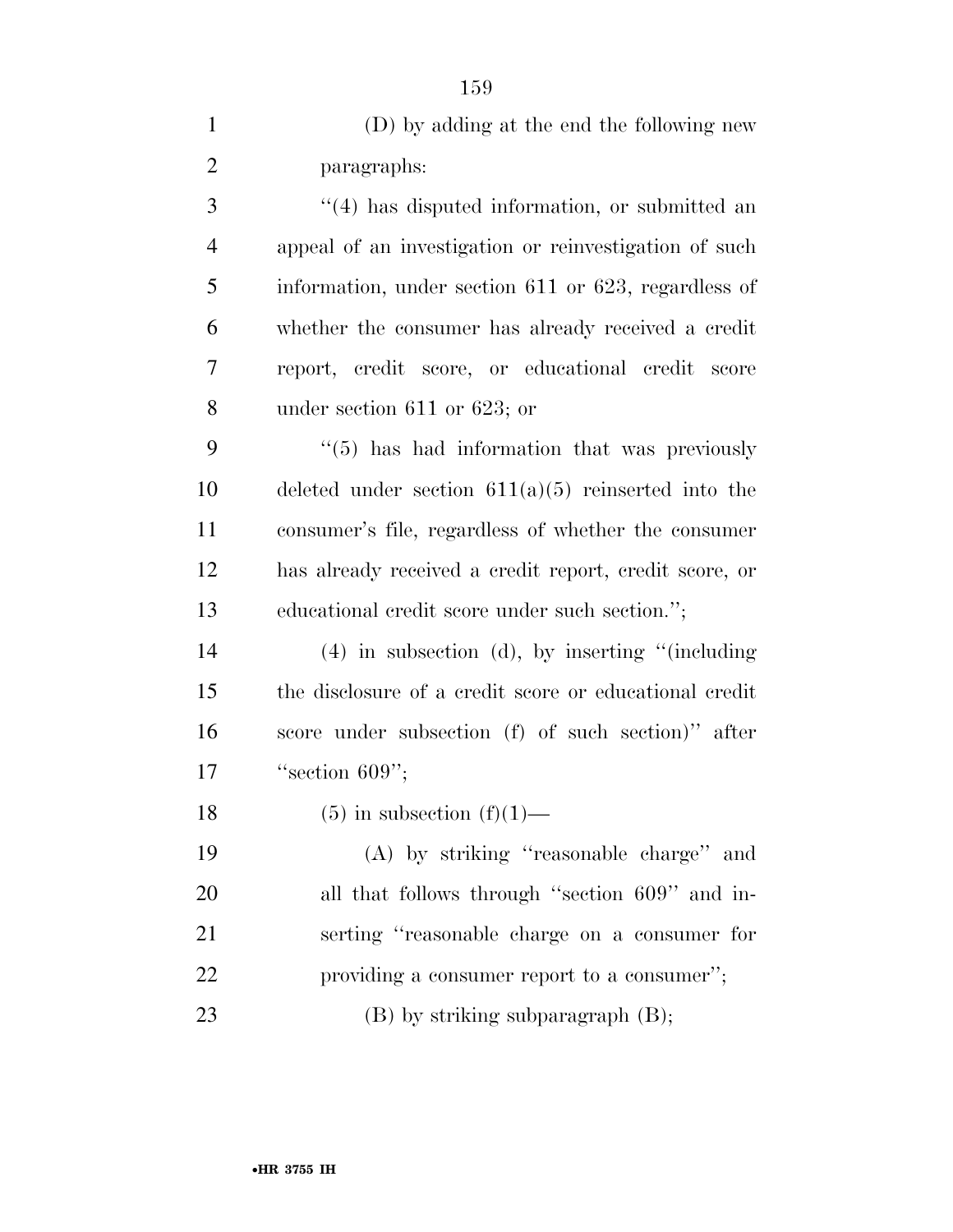(D) by adding at the end the following new paragraphs:

''(4) has disputed information, or submitted an appeal of an investigation or reinvestigation of such information, under section 611 or 623, regardless of whether the consumer has already received a credit report, credit score, or educational credit score under section 611 or 623; or

''(5) has had information that was previously deleted under section 611(a)(5) reinserted into the consumer's file, regardless of whether the consumer has already received a credit report, credit score, or educational credit score under such section.'';

(4) in subsection (d), by inserting ''(including the disclosure of a credit score or educational credit score under subsection (f) of such section)'' after ''section 609'';

(5) in subsection (f)(1)—

(A) by striking ''reasonable charge'' and all that follows through ''section 609'' and inserting ''reasonable charge on a consumer for providing a consumer report to a consumer'';

(B) by striking subparagraph (B);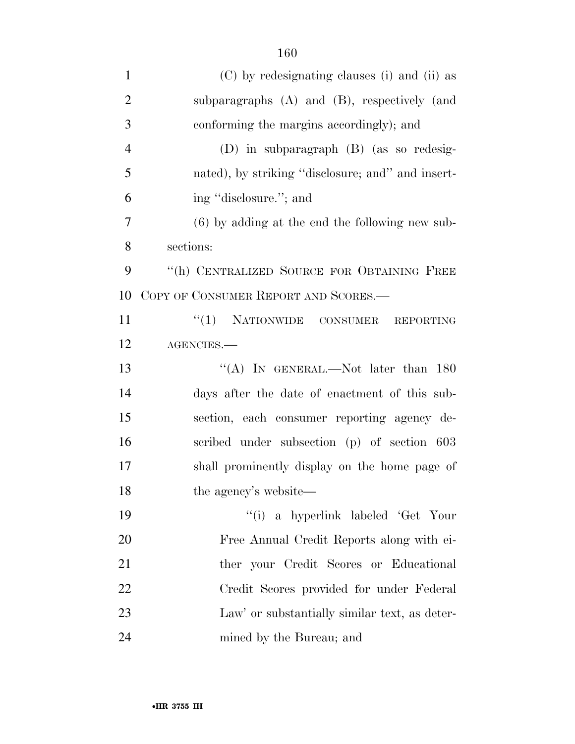(C) by redesignating clauses (i) and (ii) as subparagraphs (A) and (B), respectively (and conforming the margins accordingly); and

(D) in subparagraph (B) (as so redesignated), by striking ''disclosure; and'' and inserting ''disclosure.''; and

(6) by adding at the end the following new subsections:

''(h) CENTRALIZED SOURCE FOR OBTAINING FREE COPY OF CONSUMER REPORT AND SCORES.—

''(1) NATIONWIDE CONSUMER REPORTING AGENCIES.—

''(A) IN GENERAL.—Not later than 180 days after the date of enactment of this subsection, each consumer reporting agency described under subsection (p) of section 603 shall prominently display on the home page of the agency's website—

''(i) a hyperlink labeled 'Get Your Free Annual Credit Reports along with either your Credit Scores or Educational Credit Scores provided for under Federal Law' or substantially similar text, as determined by the Bureau; and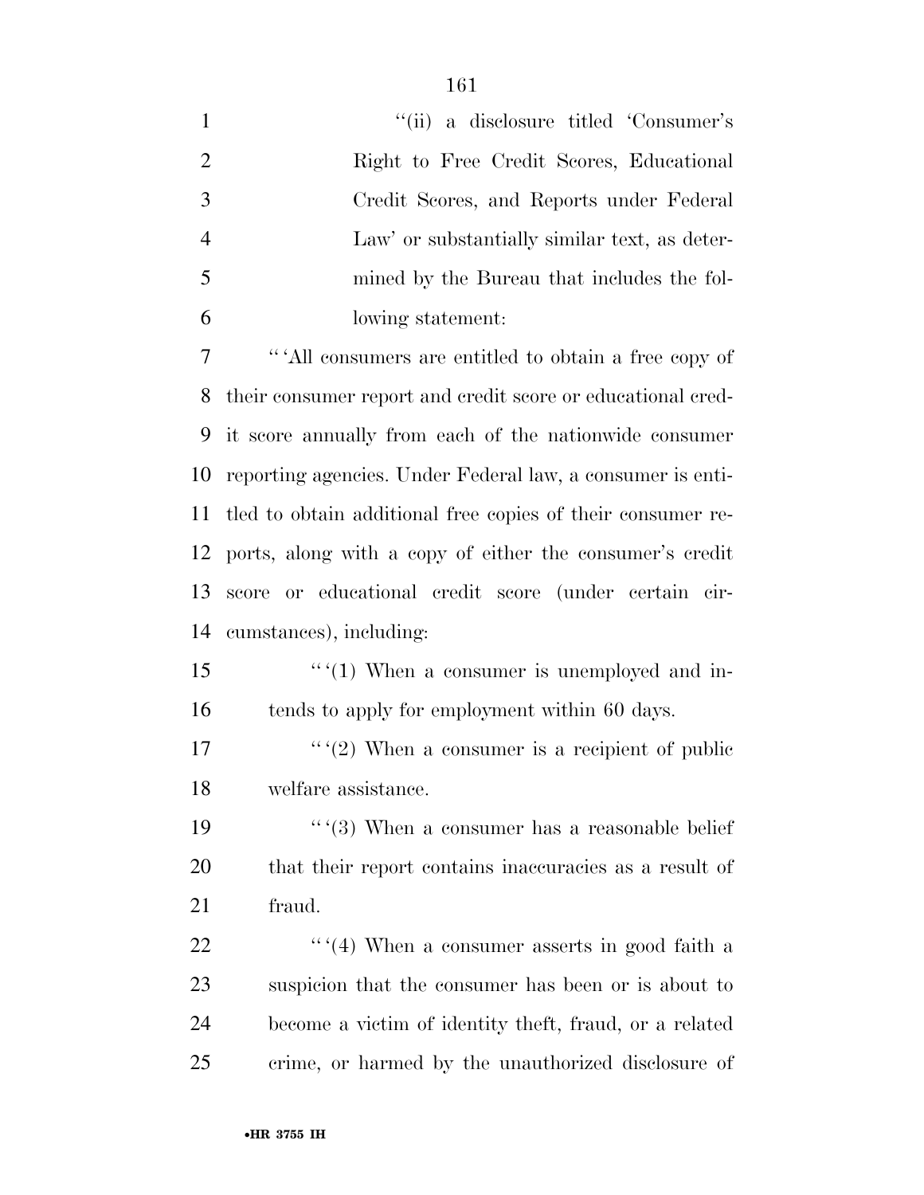"(ii) a disclosure titled 'Consumer's Right to Free Credit Scores, Educational Credit Scores, and Reports under Federal Law' or substantially similar text, as determined by the Bureau that includes the following statement:

" 'All consumers are entitled to obtain a free copy of their consumer report and credit score or educational credit score annually from each of the nationwide consumer reporting agencies. Under Federal law, a consumer is entitled to obtain additional free copies of their consumer reports, along with a copy of either the consumer's credit score or educational credit score (under certain circumstances), including:

" '(1) When a consumer is unemployed and intends to apply for employment within 60 days.

" '(2) When a consumer is a recipient of public welfare assistance.

" '(3) When a consumer has a reasonable belief that their report contains inaccuracies as a result of fraud.

" '(4) When a consumer asserts in good faith a suspicion that the consumer has been or is about to become a victim of identity theft, fraud, or a related crime, or harmed by the unauthorized disclosure of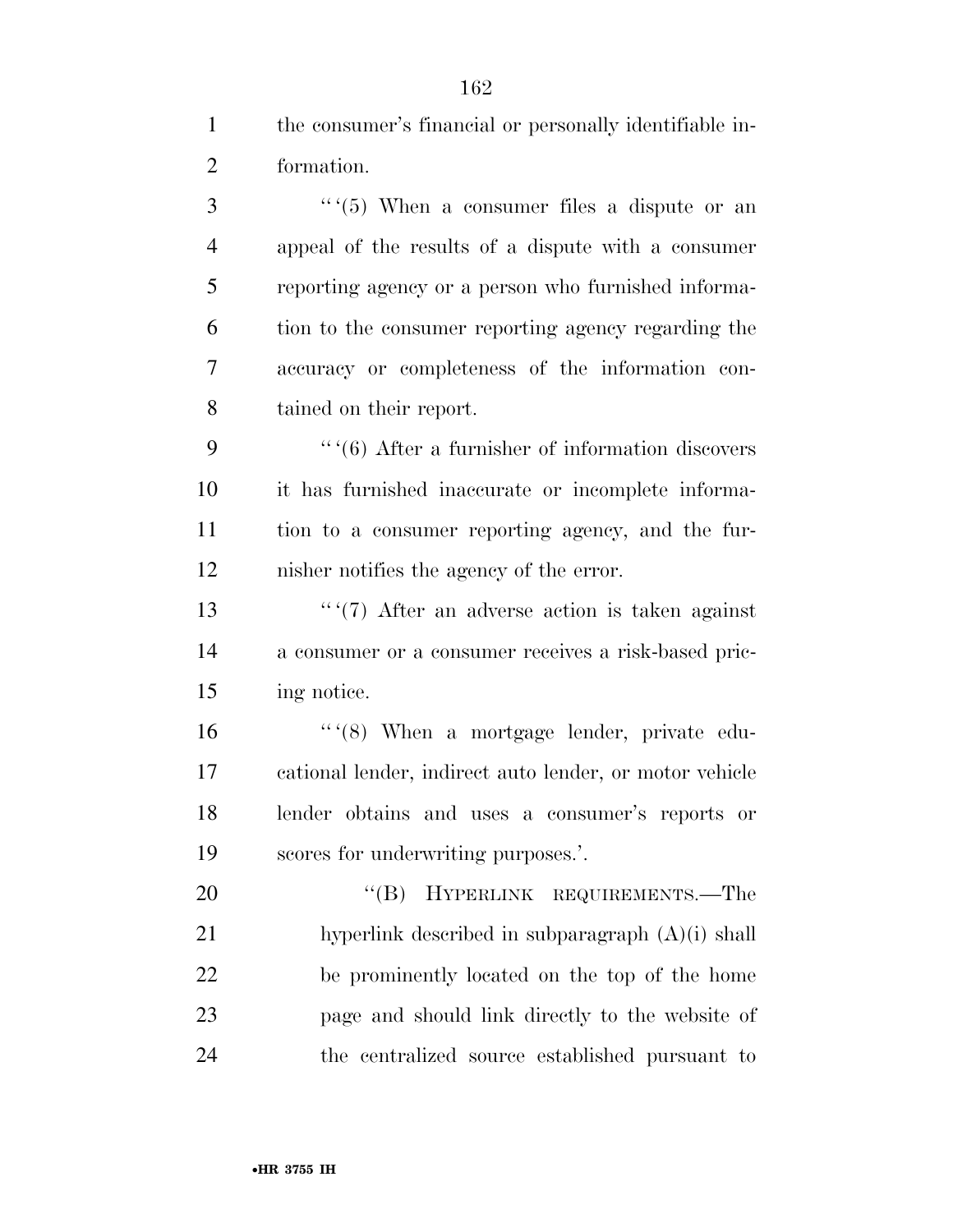the consumer's financial or personally identifiable information.

"'(5) When a consumer files a dispute or an appeal of the results of a dispute with a consumer reporting agency or a person who furnished information to the consumer reporting agency regarding the accuracy or completeness of the information contained on their report.

"'(6) After a furnisher of information discovers it has furnished inaccurate or incomplete information to a consumer reporting agency, and the furnisher notifies the agency of the error.

"'(7) After an adverse action is taken against a consumer or a consumer receives a risk-based pricing notice.

"'(8) When a mortgage lender, private educational lender, indirect auto lender, or motor vehicle lender obtains and uses a consumer's reports or scores for underwriting purposes.'.

"(B) HYPERLINK REQUIREMENTS.—The hyperlink described in subparagraph (A)(i) shall be prominently located on the top of the home page and should link directly to the website of the centralized source established pursuant to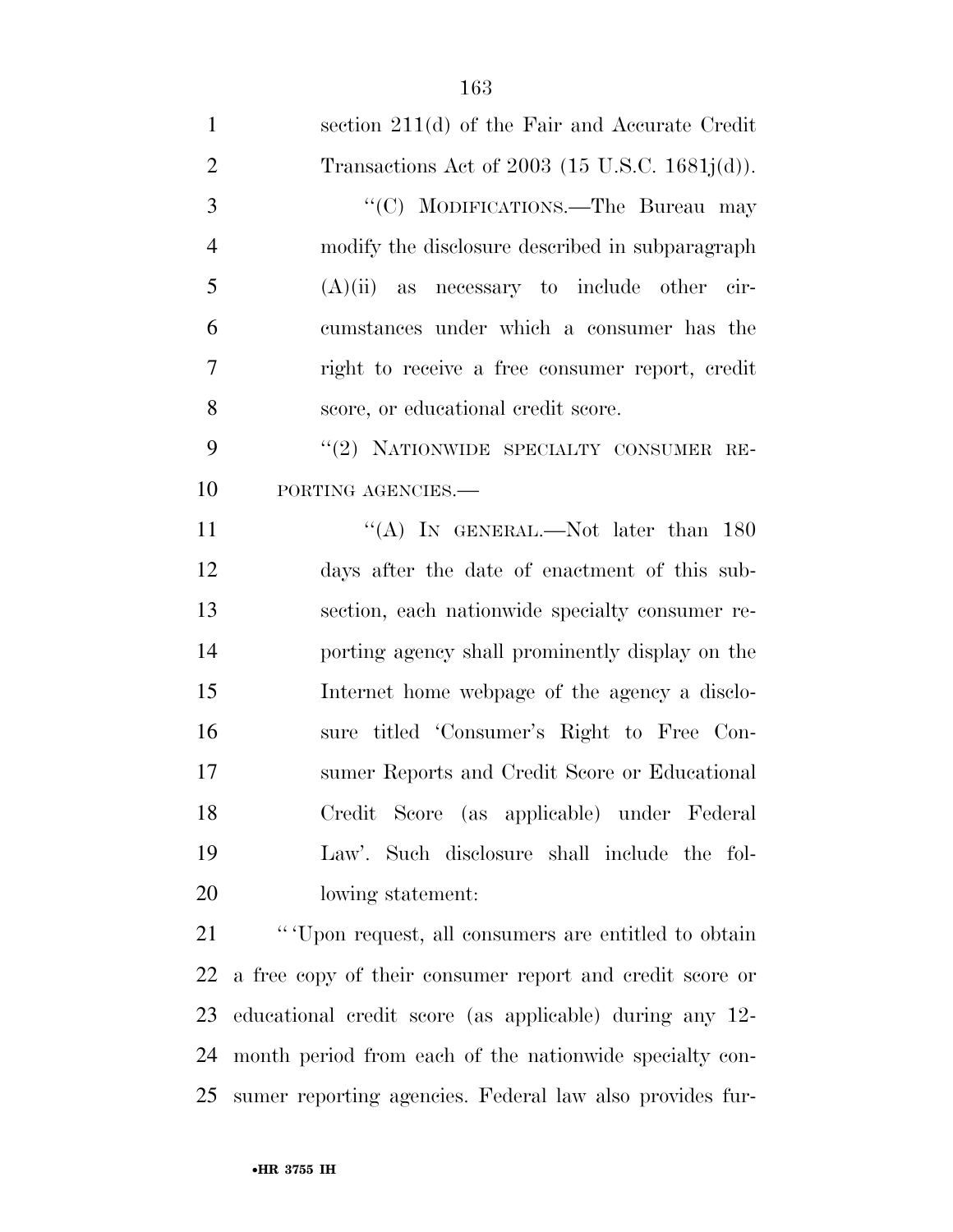section 211(d) of the Fair and Accurate Credit Transactions Act of 2003 (15 U.S.C. 1681j(d)).

''(C) MODIFICATIONS.—The Bureau may modify the disclosure described in subparagraph (A)(ii) as necessary to include other circumstances under which a consumer has the right to receive a free consumer report, credit score, or educational credit score.

''(2) NATIONWIDE SPECIALTY CONSUMER REPORTING AGENCIES.—

''(A) IN GENERAL.—Not later than 180 days after the date of enactment of this subsection, each nationwide specialty consumer reporting agency shall prominently display on the Internet home webpage of the agency a disclosure titled 'Consumer's Right to Free Consumer Reports and Credit Score or Educational Credit Score (as applicable) under Federal Law'. Such disclosure shall include the following statement:

'' 'Upon request, all consumers are entitled to obtain a free copy of their consumer report and credit score or educational credit score (as applicable) during any 12-month period from each of the nationwide specialty consumer reporting agencies. Federal law also provides fur-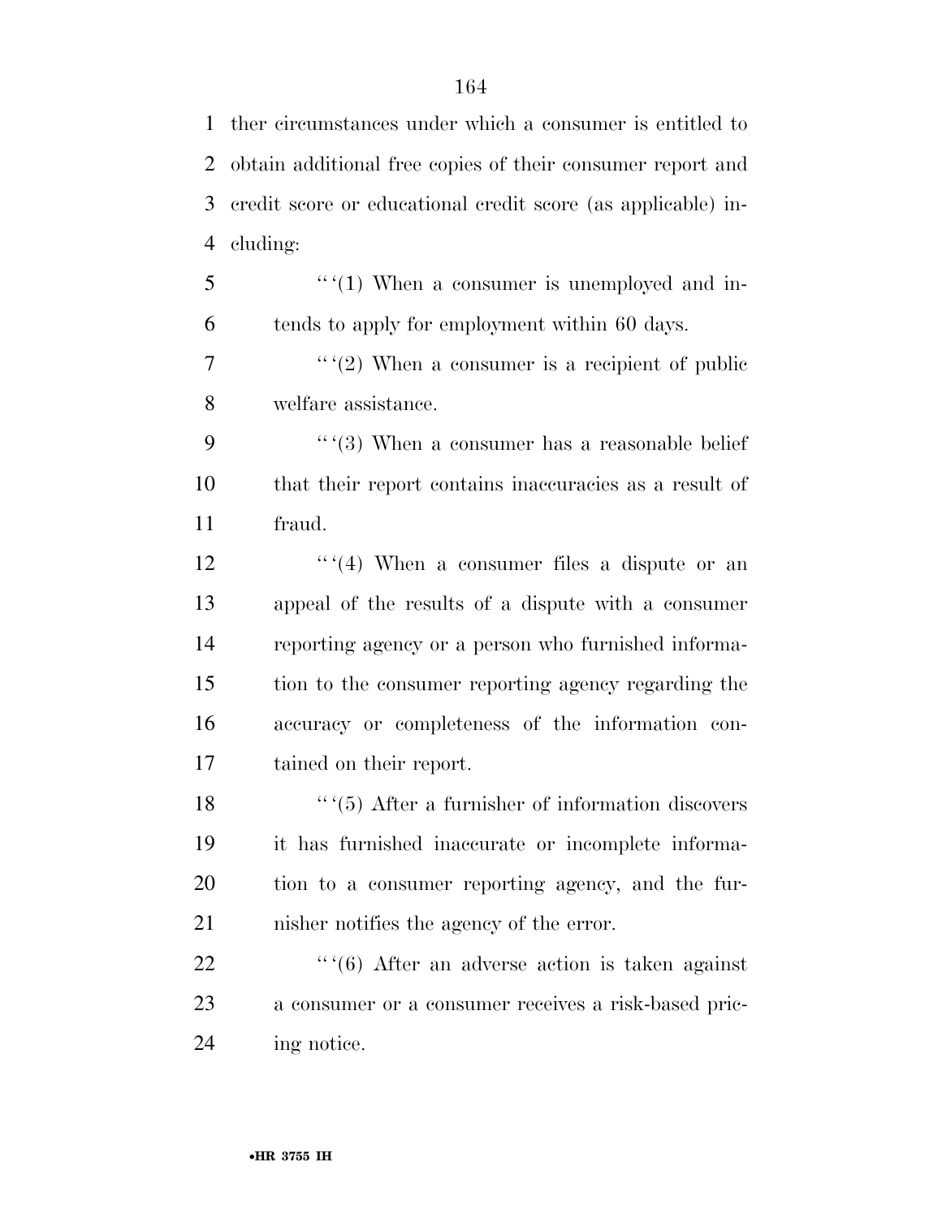ther circumstances under which a consumer is entitled to obtain additional free copies of their consumer report and credit score or educational credit score (as applicable) including:

''(1) When a consumer is unemployed and intends to apply for employment within 60 days.

''(2) When a consumer is a recipient of public welfare assistance.

''(3) When a consumer has a reasonable belief that their report contains inaccuracies as a result of fraud.

''(4) When a consumer files a dispute or an appeal of the results of a dispute with a consumer reporting agency or a person who furnished information to the consumer reporting agency regarding the accuracy or completeness of the information contained on their report.

''(5) After a furnisher of information discovers it has furnished inaccurate or incomplete information to a consumer reporting agency, and the furnisher notifies the agency of the error.

''(6) After an adverse action is taken against a consumer or a consumer receives a risk-based pricing notice.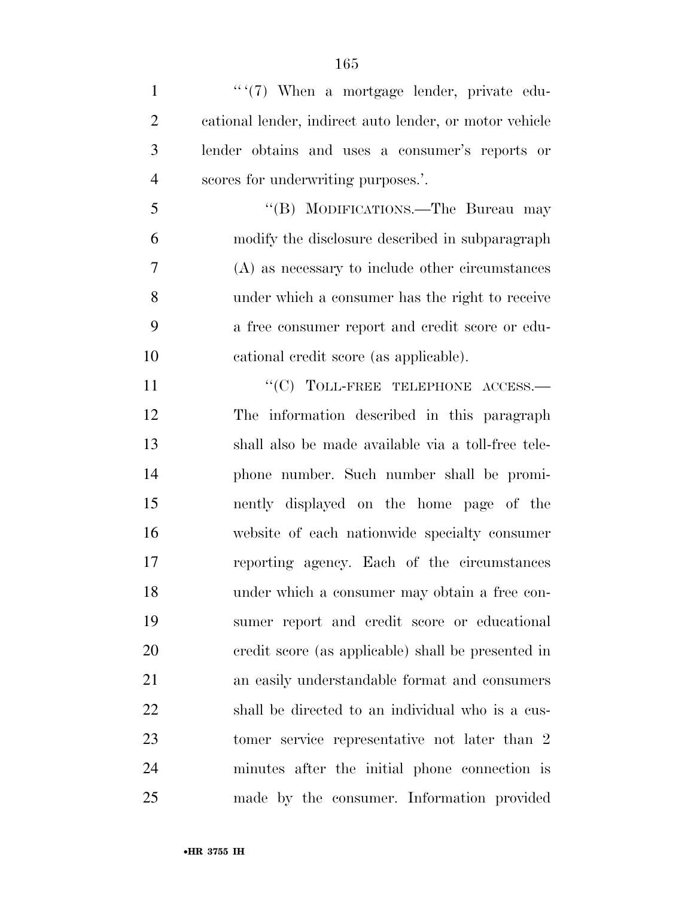"'(7) When a mortgage lender, private educational lender, indirect auto lender, or motor vehicle lender obtains and uses a consumer's reports or scores for underwriting purposes.'.

"(B) MODIFICATIONS.—The Bureau may modify the disclosure described in subparagraph (A) as necessary to include other circumstances under which a consumer has the right to receive a free consumer report and credit score or educational credit score (as applicable).

"(C) TOLL-FREE TELEPHONE ACCESS.— The information described in this paragraph shall also be made available via a toll-free telephone number. Such number shall be prominently displayed on the home page of the website of each nationwide specialty consumer reporting agency. Each of the circumstances under which a consumer may obtain a free consumer report and credit score or educational credit score (as applicable) shall be presented in an easily understandable format and consumers shall be directed to an individual who is a customer service representative not later than 2 minutes after the initial phone connection is made by the consumer. Information provided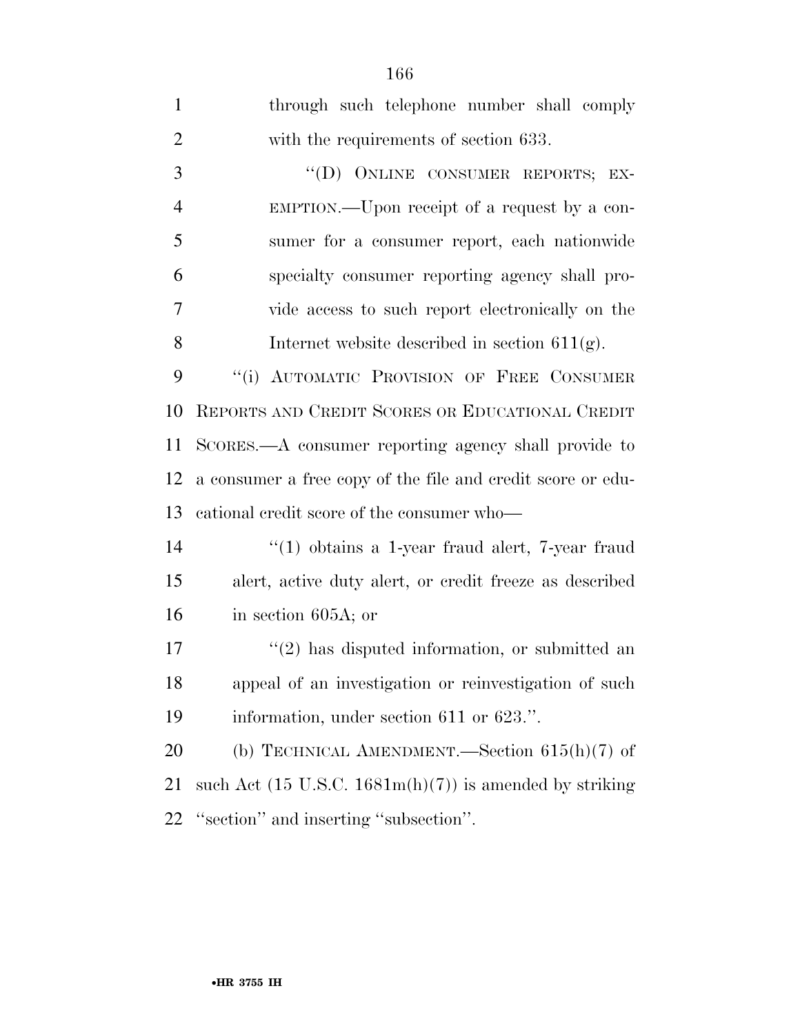through such telephone number shall comply with the requirements of section 633.

"(D) ONLINE CONSUMER REPORTS; EXEMPTION.—Upon receipt of a request by a consumer for a consumer report, each nationwide specialty consumer reporting agency shall provide access to such report electronically on the Internet website described in section 611(g).

"(i) AUTOMATIC PROVISION OF FREE CONSUMER REPORTS AND CREDIT SCORES OR EDUCATIONAL CREDIT SCORES.—A consumer reporting agency shall provide to a consumer a free copy of the file and credit score or educational credit score of the consumer who—

"(1) obtains a 1-year fraud alert, 7-year fraud alert, active duty alert, or credit freeze as described in section 605A; or

"(2) has disputed information, or submitted an appeal of an investigation or reinvestigation of such information, under section 611 or 623.".

(b) TECHNICAL AMENDMENT.—Section 615(h)(7) of such Act (15 U.S.C. 1681m(h)(7)) is amended by striking "section" and inserting "subsection".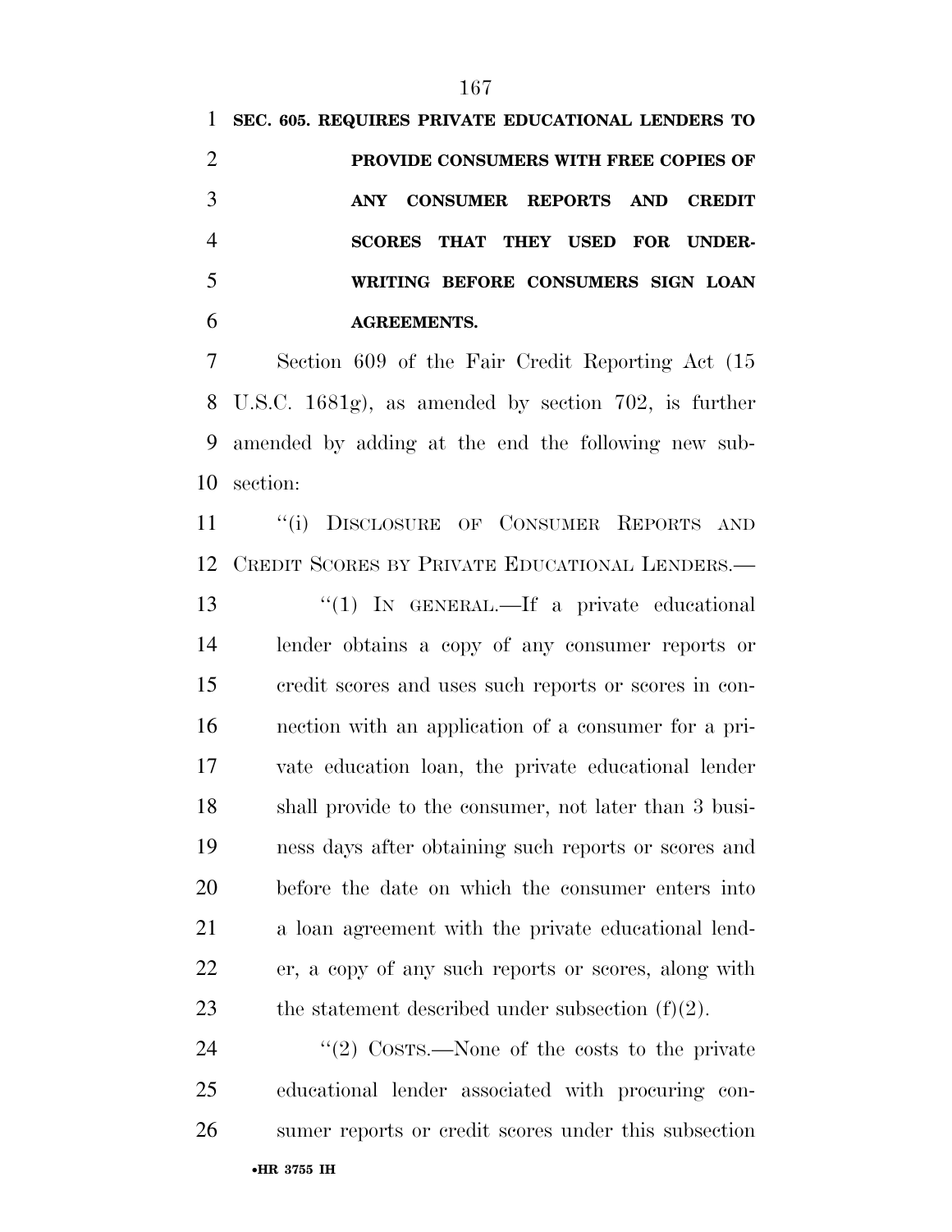**SEC. 605. REQUIRES PRIVATE EDUCATIONAL LENDERS TO PROVIDE CONSUMERS WITH FREE COPIES OF ANY CONSUMER REPORTS AND CREDIT SCORES THAT THEY USED FOR UNDERWRITING BEFORE CONSUMERS SIGN LOAN AGREEMENTS.**

Section 609 of the Fair Credit Reporting Act (15 U.S.C. 1681g), as amended by section 702, is further amended by adding at the end the following new subsection:

"(i) DISCLOSURE OF CONSUMER REPORTS AND CREDIT SCORES BY PRIVATE EDUCATIONAL LENDERS.—

"(1) IN GENERAL.—If a private educational lender obtains a copy of any consumer reports or credit scores and uses such reports or scores in connection with an application of a consumer for a private education loan, the private educational lender shall provide to the consumer, not later than 3 business days after obtaining such reports or scores and before the date on which the consumer enters into a loan agreement with the private educational lender, a copy of any such reports or scores, along with the statement described under subsection (f)(2).

"(2) COSTS.—None of the costs to the private educational lender associated with procuring consumer reports or credit scores under this subsection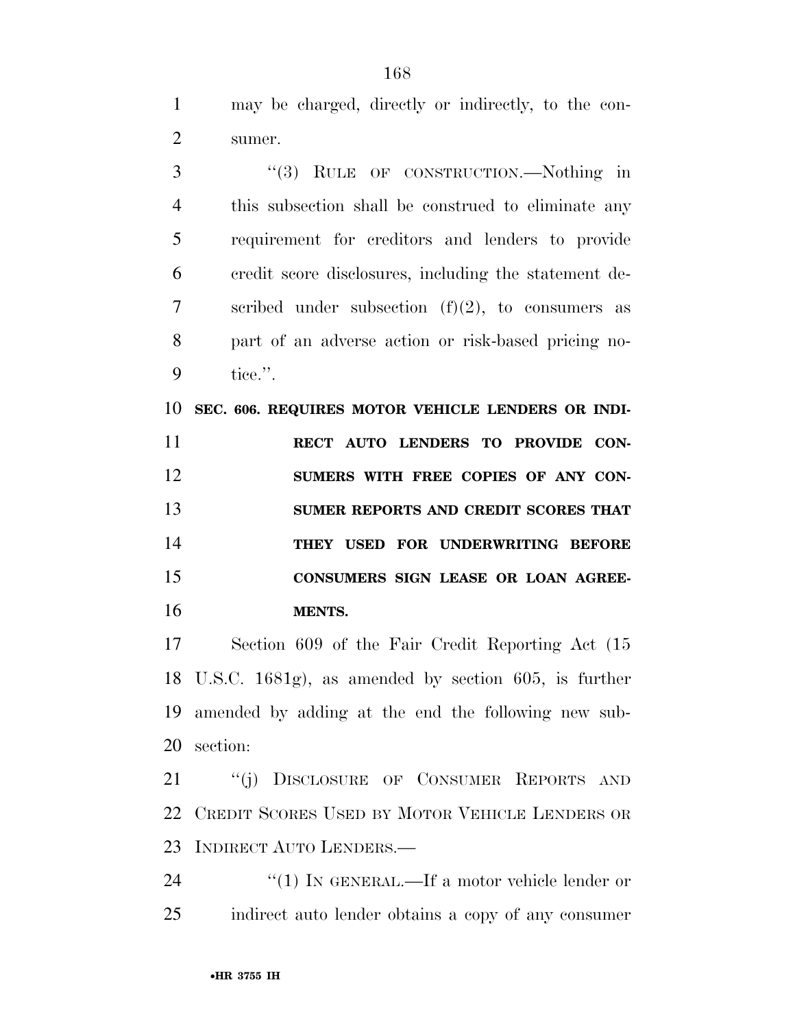may be charged, directly or indirectly, to the consumer.

"(3) RULE OF CONSTRUCTION.—Nothing in this subsection shall be construed to eliminate any requirement for creditors and lenders to provide credit score disclosures, including the statement described under subsection (f)(2), to consumers as part of an adverse action or risk-based pricing notice.".

**SEC. 606. REQUIRES MOTOR VEHICLE LENDERS OR INDIRECT AUTO LENDERS TO PROVIDE CONSUMERS WITH FREE COPIES OF ANY CONSUMER REPORTS AND CREDIT SCORES THAT THEY USED FOR UNDERWRITING BEFORE CONSUMERS SIGN LEASE OR LOAN AGREEMENTS.**

Section 609 of the Fair Credit Reporting Act (15 U.S.C. 1681g), as amended by section 605, is further amended by adding at the end the following new subsection:

"(j) DISCLOSURE OF CONSUMER REPORTS AND CREDIT SCORES USED BY MOTOR VEHICLE LENDERS OR INDIRECT AUTO LENDERS.—

"(1) IN GENERAL.—If a motor vehicle lender or indirect auto lender obtains a copy of any consumer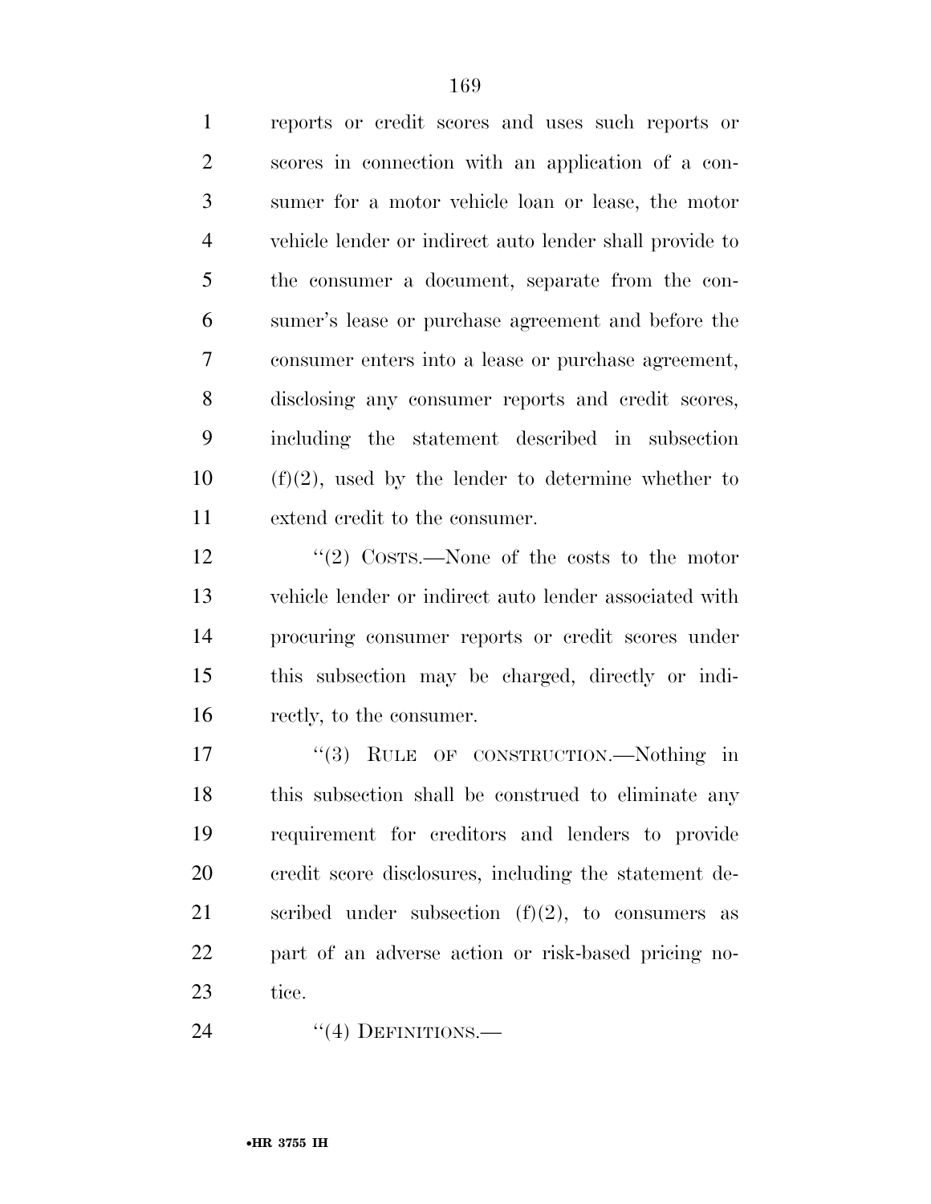reports or credit scores and uses such reports or scores in connection with an application of a consumer for a motor vehicle loan or lease, the motor vehicle lender or indirect auto lender shall provide to the consumer a document, separate from the consumer's lease or purchase agreement and before the consumer enters into a lease or purchase agreement, disclosing any consumer reports and credit scores, including the statement described in subsection (f)(2), used by the lender to determine whether to extend credit to the consumer.

''(2) COSTS.—None of the costs to the motor vehicle lender or indirect auto lender associated with procuring consumer reports or credit scores under this subsection may be charged, directly or indirectly, to the consumer.

''(3) RULE OF CONSTRUCTION.—Nothing in this subsection shall be construed to eliminate any requirement for creditors and lenders to provide credit score disclosures, including the statement described under subsection (f)(2), to consumers as part of an adverse action or risk-based pricing notice.

''(4) DEFINITIONS.—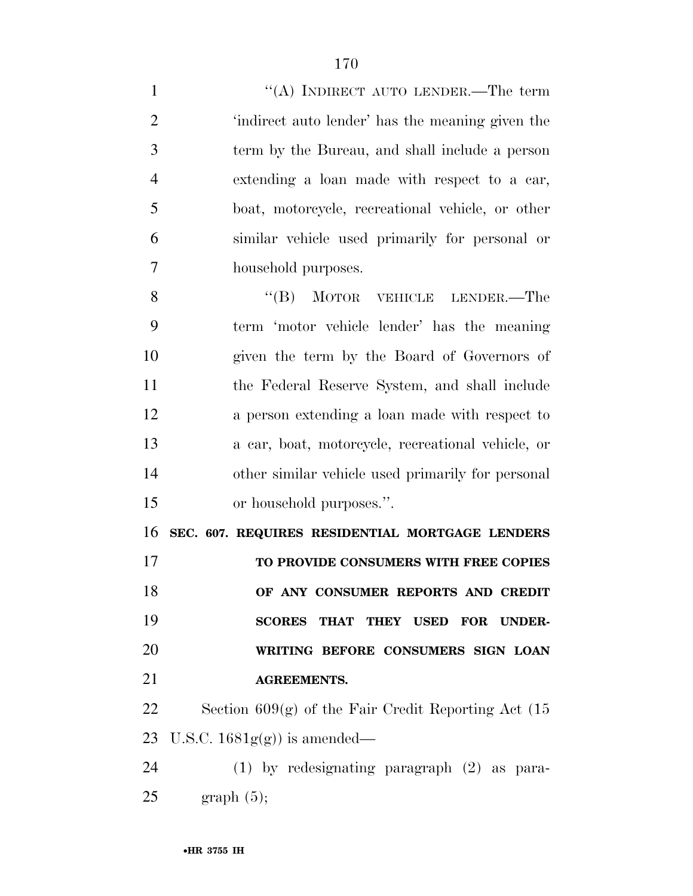"(A) INDIRECT AUTO LENDER.—The term 'indirect auto lender' has the meaning given the term by the Bureau, and shall include a person extending a loan made with respect to a car, boat, motorcycle, recreational vehicle, or other similar vehicle used primarily for personal or household purposes.

"(B) MOTOR VEHICLE LENDER.—The term 'motor vehicle lender' has the meaning given the term by the Board of Governors of the Federal Reserve System, and shall include a person extending a loan made with respect to a car, boat, motorcycle, recreational vehicle, or other similar vehicle used primarily for personal or household purposes.".

**SEC. 607. REQUIRES RESIDENTIAL MORTGAGE LENDERS TO PROVIDE CONSUMERS WITH FREE COPIES OF ANY CONSUMER REPORTS AND CREDIT SCORES THAT THEY USED FOR UNDERWRITING BEFORE CONSUMERS SIGN LOAN AGREEMENTS.**

Section 609(g) of the Fair Credit Reporting Act (15 U.S.C. 1681g(g)) is amended—

(1) by redesignating paragraph (2) as paragraph (5);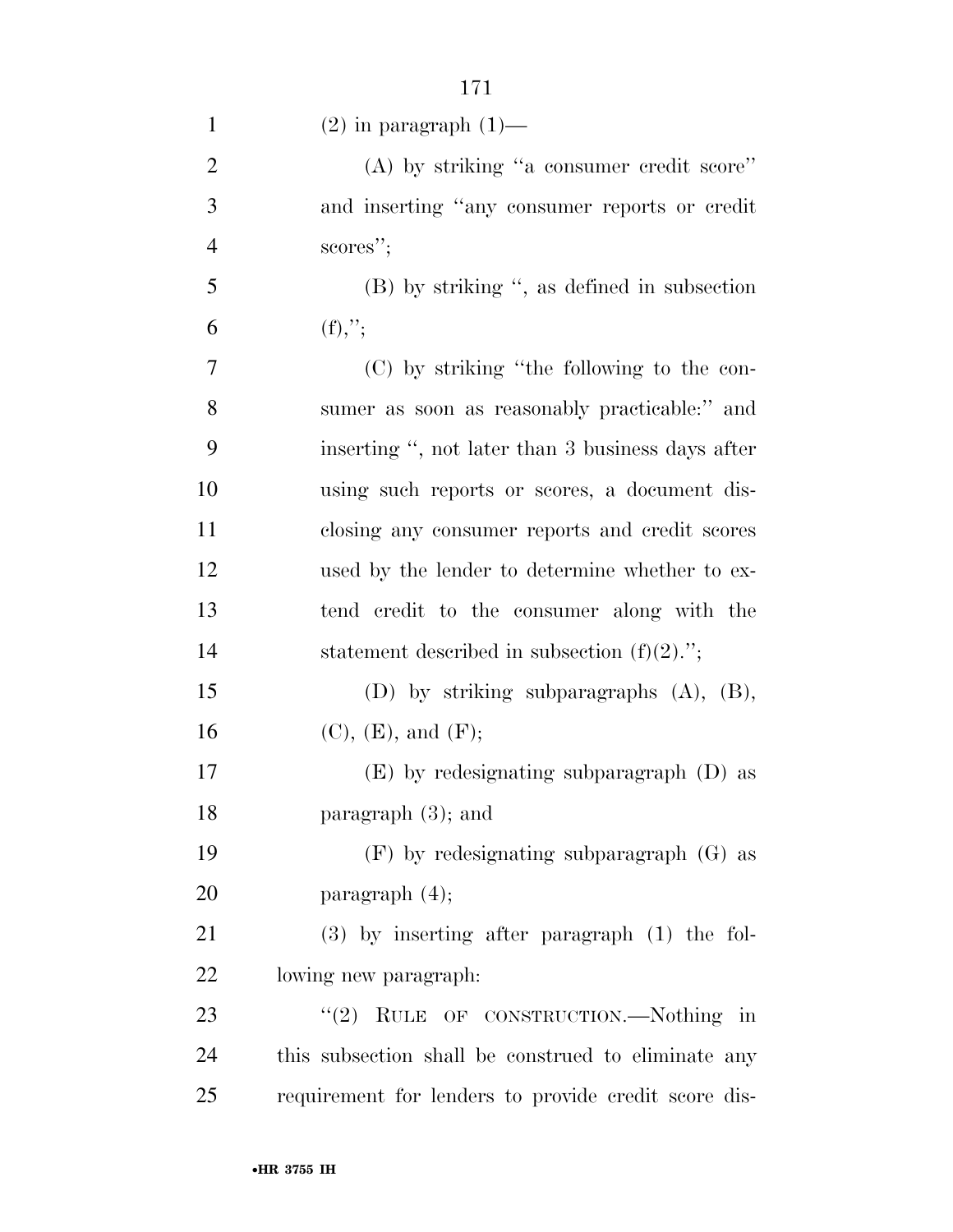(2) in paragraph (1)—

(A) by striking "a consumer credit score" and inserting "any consumer reports or credit scores";

(B) by striking ", as defined in subsection (f),";

(C) by striking "the following to the consumer as soon as reasonably practicable:" and inserting ", not later than 3 business days after using such reports or scores, a document disclosing any consumer reports and credit scores used by the lender to determine whether to extend credit to the consumer along with the statement described in subsection (f)(2).";

(D) by striking subparagraphs (A), (B), (C), (E), and (F);

(E) by redesignating subparagraph (D) as paragraph (3); and

(F) by redesignating subparagraph (G) as paragraph (4);

(3) by inserting after paragraph (1) the following new paragraph:

"(2) RULE OF CONSTRUCTION.—Nothing in this subsection shall be construed to eliminate any requirement for lenders to provide credit score dis-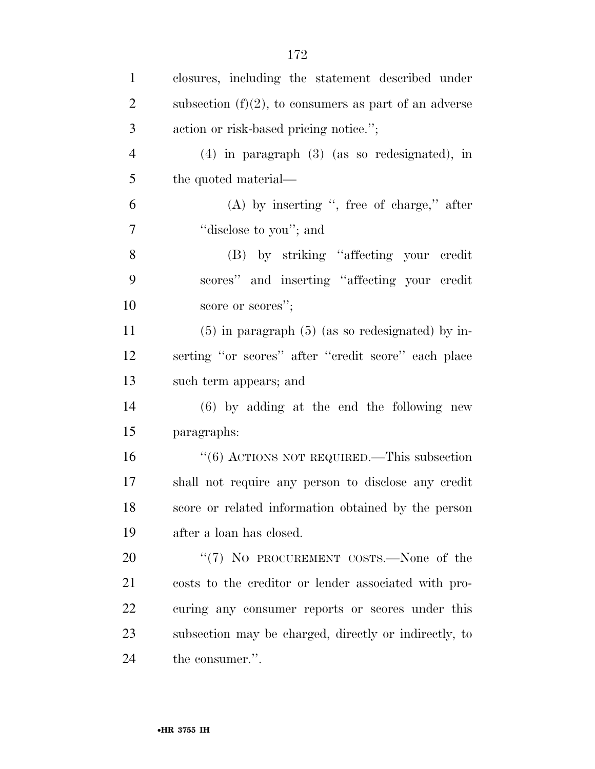closures, including the statement described under subsection (f)(2), to consumers as part of an adverse action or risk-based pricing notice.'';

(4) in paragraph (3) (as so redesignated), in the quoted material—

(A) by inserting '', free of charge,'' after ''disclose to you''; and

(B) by striking ''affecting your credit scores'' and inserting ''affecting your credit score or scores'';

(5) in paragraph (5) (as so redesignated) by inserting ''or scores'' after ''credit score'' each place such term appears; and

(6) by adding at the end the following new paragraphs:

''(6) ACTIONS NOT REQUIRED.—This subsection shall not require any person to disclose any credit score or related information obtained by the person after a loan has closed.

''(7) NO PROCUREMENT COSTS.—None of the costs to the creditor or lender associated with procuring any consumer reports or scores under this subsection may be charged, directly or indirectly, to the consumer.''.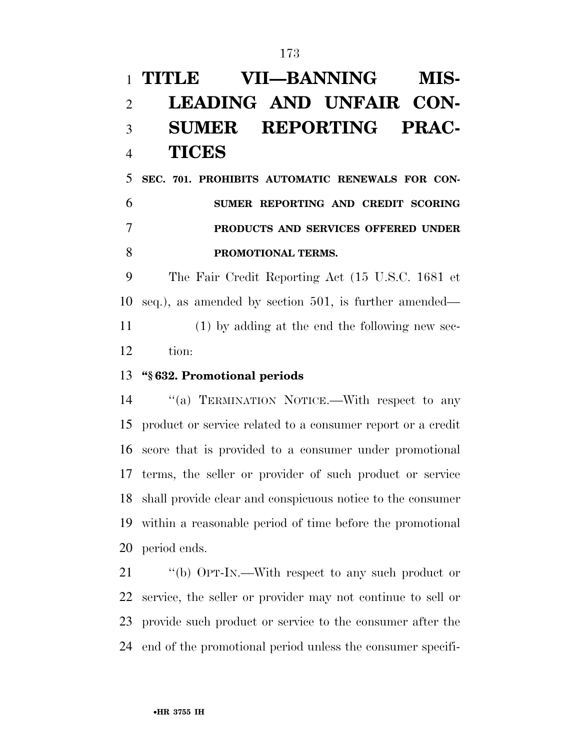# TITLE VII—BANNING MISLEADING AND UNFAIR CONSUMER REPORTING PRACTICES

## SEC. 701. PROHIBITS AUTOMATIC RENEWALS FOR CONSUMER REPORTING AND CREDIT SCORING PRODUCTS AND SERVICES OFFERED UNDER PROMOTIONAL TERMS.

The Fair Credit Reporting Act (15 U.S.C. 1681 et seq.), as amended by section 501, is further amended—

(1) by adding at the end the following new section:

**"§ 632. Promotional periods**

"(a) TERMINATION NOTICE.—With respect to any product or service related to a consumer report or a credit score that is provided to a consumer under promotional terms, the seller or provider of such product or service shall provide clear and conspicuous notice to the consumer within a reasonable period of time before the promotional period ends.

"(b) OPT-IN.—With respect to any such product or service, the seller or provider may not continue to sell or provide such product or service to the consumer after the end of the promotional period unless the consumer specifi-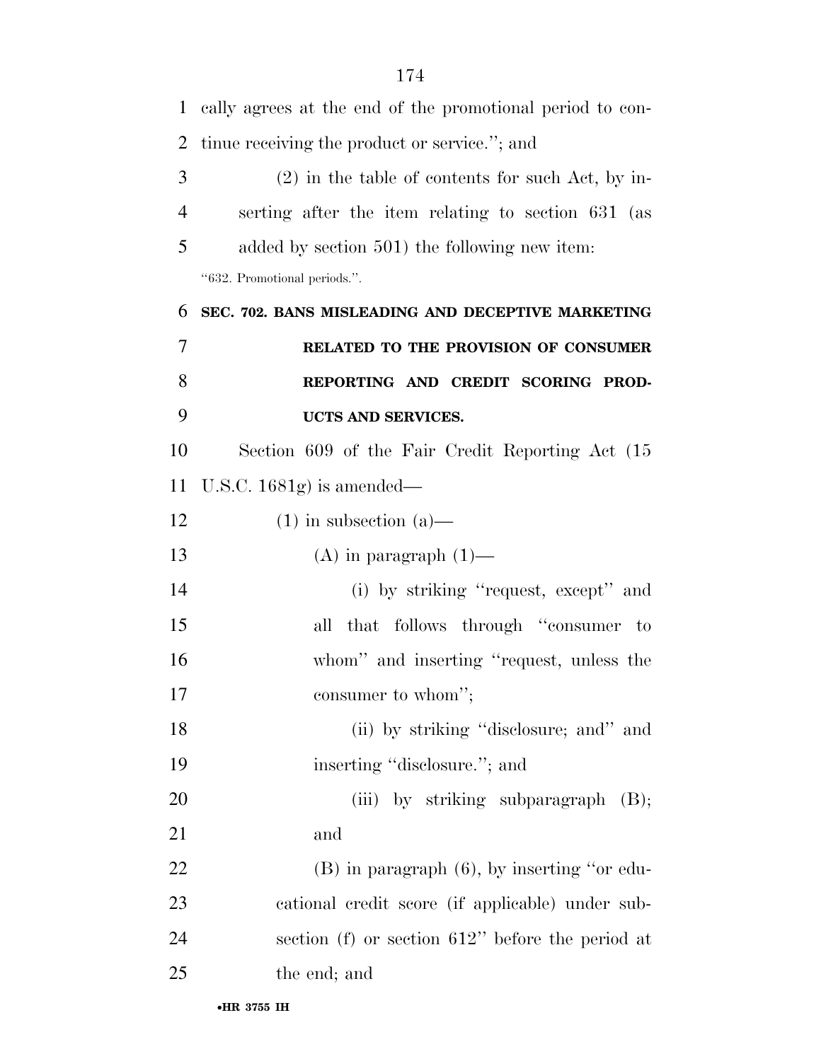cally agrees at the end of the promotional period to continue receiving the product or service.''; and

(2) in the table of contents for such Act, by inserting after the item relating to section 631 (as added by section 501) the following new item:

''632. Promotional periods.''.

**SEC. 702. BANS MISLEADING AND DECEPTIVE MARKETING RELATED TO THE PROVISION OF CONSUMER REPORTING AND CREDIT SCORING PRODUCTS AND SERVICES.**

Section 609 of the Fair Credit Reporting Act (15 U.S.C. 1681g) is amended—

(1) in subsection (a)—

(A) in paragraph (1)—

(i) by striking ''request, except'' and all that follows through ''consumer to whom'' and inserting ''request, unless the consumer to whom'';

(ii) by striking ''disclosure; and'' and inserting ''disclosure.''; and

(iii) by striking subparagraph (B); and

(B) in paragraph (6), by inserting ''or educational credit score (if applicable) under subsection (f) or section 612'' before the period at the end; and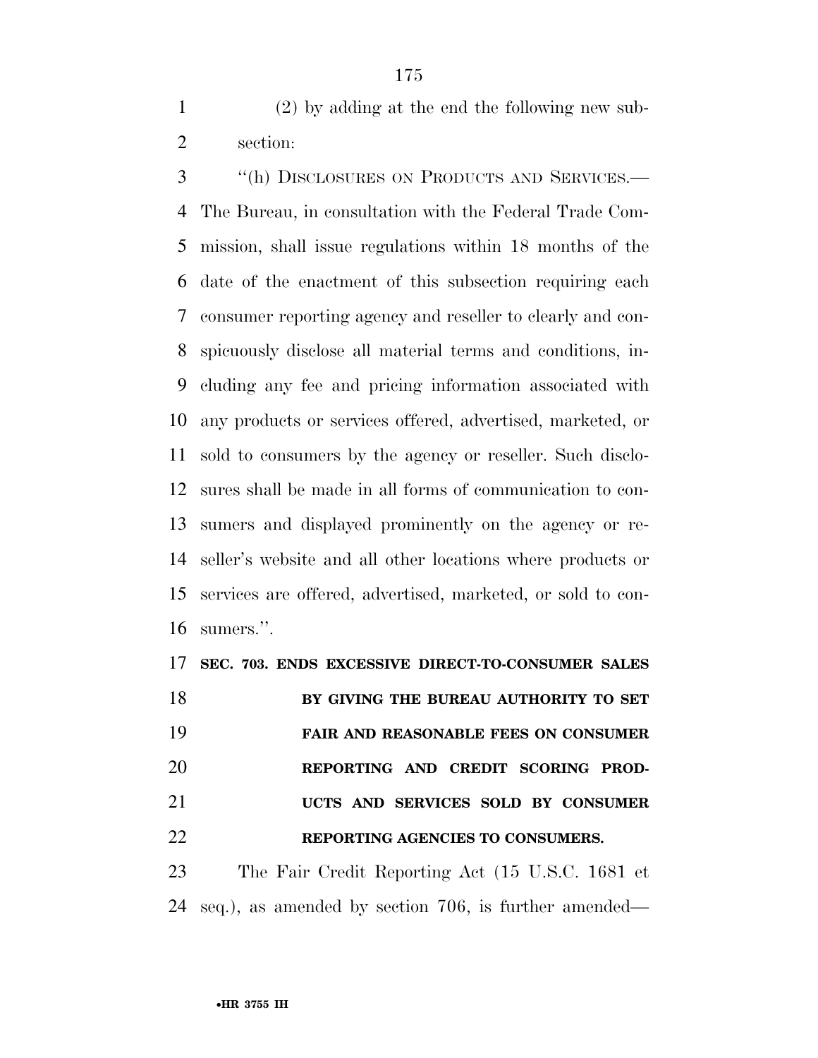(2) by adding at the end the following new subsection:

"(h) DISCLOSURES ON PRODUCTS AND SERVICES.—The Bureau, in consultation with the Federal Trade Commission, shall issue regulations within 18 months of the date of the enactment of this subsection requiring each consumer reporting agency and reseller to clearly and conspicuously disclose all material terms and conditions, including any fee and pricing information associated with any products or services offered, advertised, marketed, or sold to consumers by the agency or reseller. Such disclosures shall be made in all forms of communication to consumers and displayed prominently on the agency or reseller's website and all other locations where products or services are offered, advertised, marketed, or sold to consumers.".

**SEC. 703. ENDS EXCESSIVE DIRECT-TO-CONSUMER SALES BY GIVING THE BUREAU AUTHORITY TO SET FAIR AND REASONABLE FEES ON CONSUMER REPORTING AND CREDIT SCORING PRODUCTS AND SERVICES SOLD BY CONSUMER REPORTING AGENCIES TO CONSUMERS.**

The Fair Credit Reporting Act (15 U.S.C. 1681 et seq.), as amended by section 706, is further amended—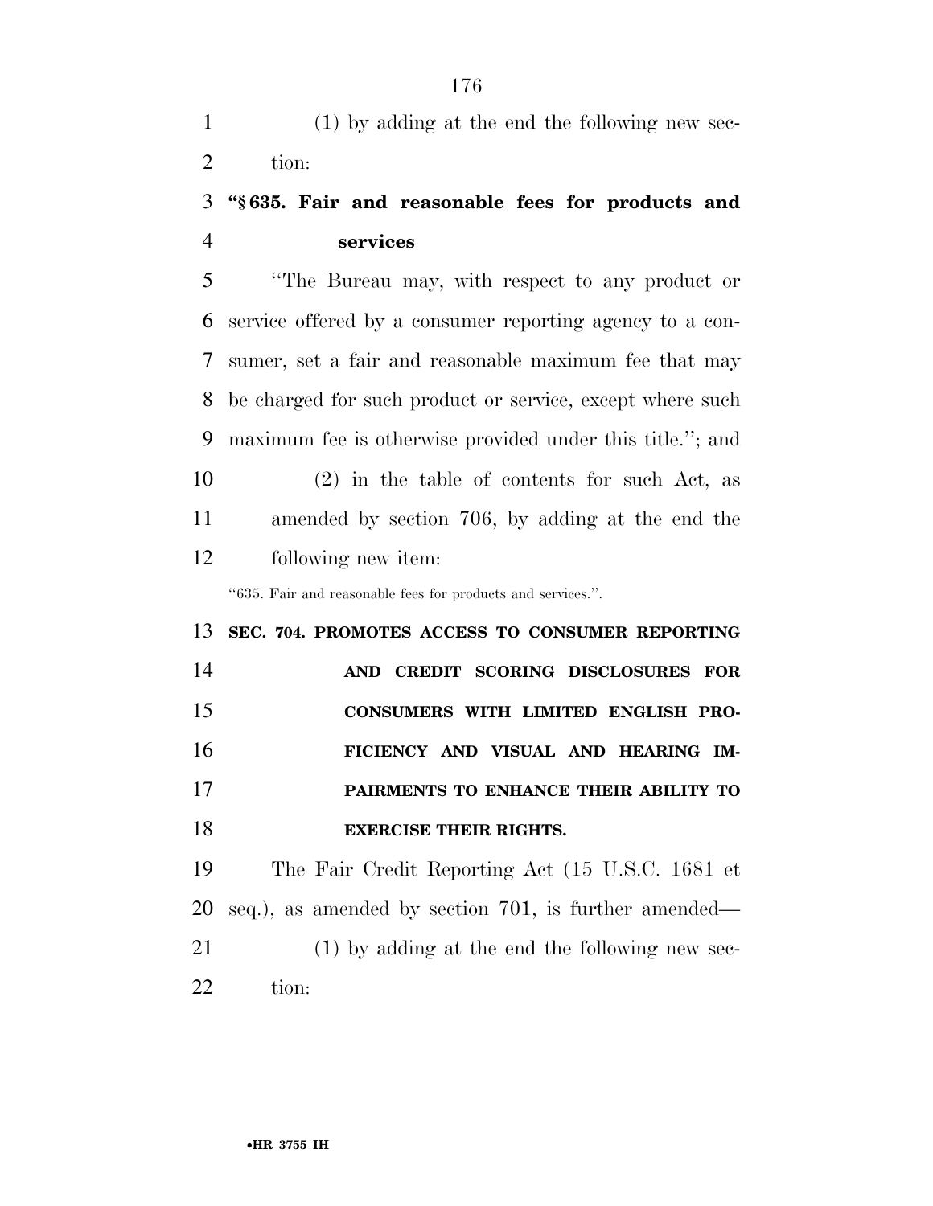(1) by adding at the end the following new section:

**"§ 635. Fair and reasonable fees for products and services**

"The Bureau may, with respect to any product or service offered by a consumer reporting agency to a consumer, set a fair and reasonable maximum fee that may be charged for such product or service, except where such maximum fee is otherwise provided under this title."; and

(2) in the table of contents for such Act, as amended by section 706, by adding at the end the following new item:

"635. Fair and reasonable fees for products and services.".

**SEC. 704. PROMOTES ACCESS TO CONSUMER REPORTING AND CREDIT SCORING DISCLOSURES FOR CONSUMERS WITH LIMITED ENGLISH PROFICIENCY AND VISUAL AND HEARING IMPAIRMENTS TO ENHANCE THEIR ABILITY TO EXERCISE THEIR RIGHTS.**

The Fair Credit Reporting Act (15 U.S.C. 1681 et seq.), as amended by section 701, is further amended—

(1) by adding at the end the following new section: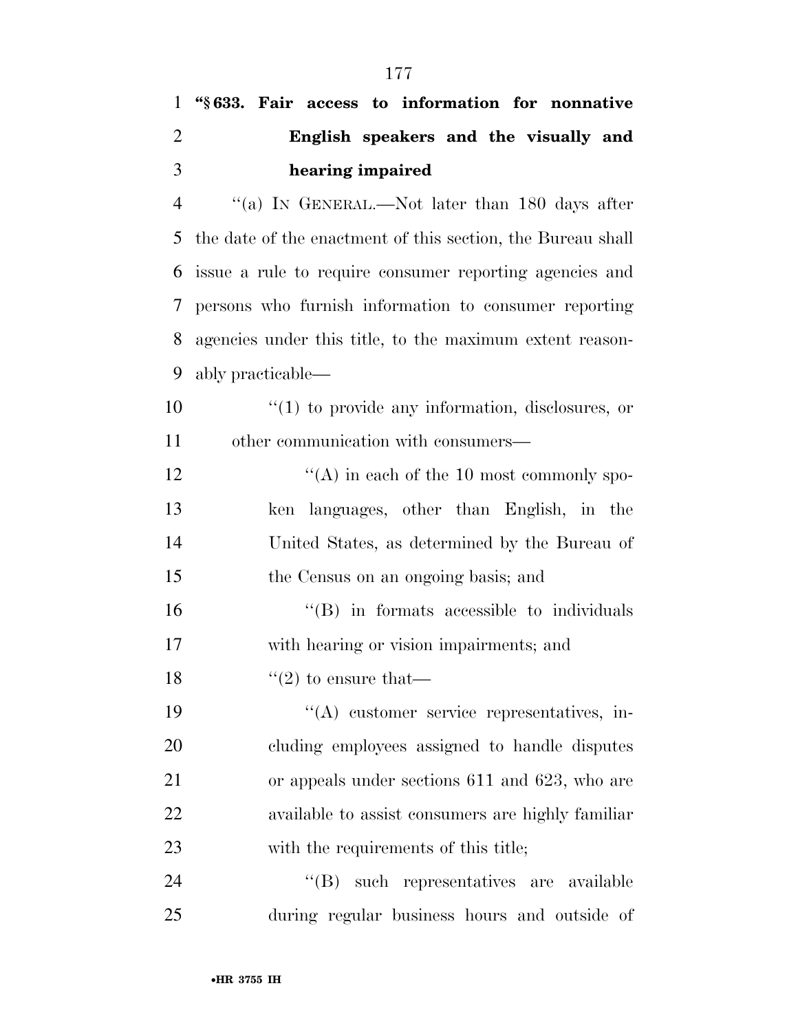**"§ 633. Fair access to information for nonnative English speakers and the visually and hearing impaired**

"(a) IN GENERAL.—Not later than 180 days after the date of the enactment of this section, the Bureau shall issue a rule to require consumer reporting agencies and persons who furnish information to consumer reporting agencies under this title, to the maximum extent reasonably practicable—

"(1) to provide any information, disclosures, or other communication with consumers—

"(A) in each of the 10 most commonly spoken languages, other than English, in the United States, as determined by the Bureau of the Census on an ongoing basis; and

"(B) in formats accessible to individuals with hearing or vision impairments; and

"(2) to ensure that—

"(A) customer service representatives, including employees assigned to handle disputes or appeals under sections 611 and 623, who are available to assist consumers are highly familiar with the requirements of this title;

"(B) such representatives are available during regular business hours and outside of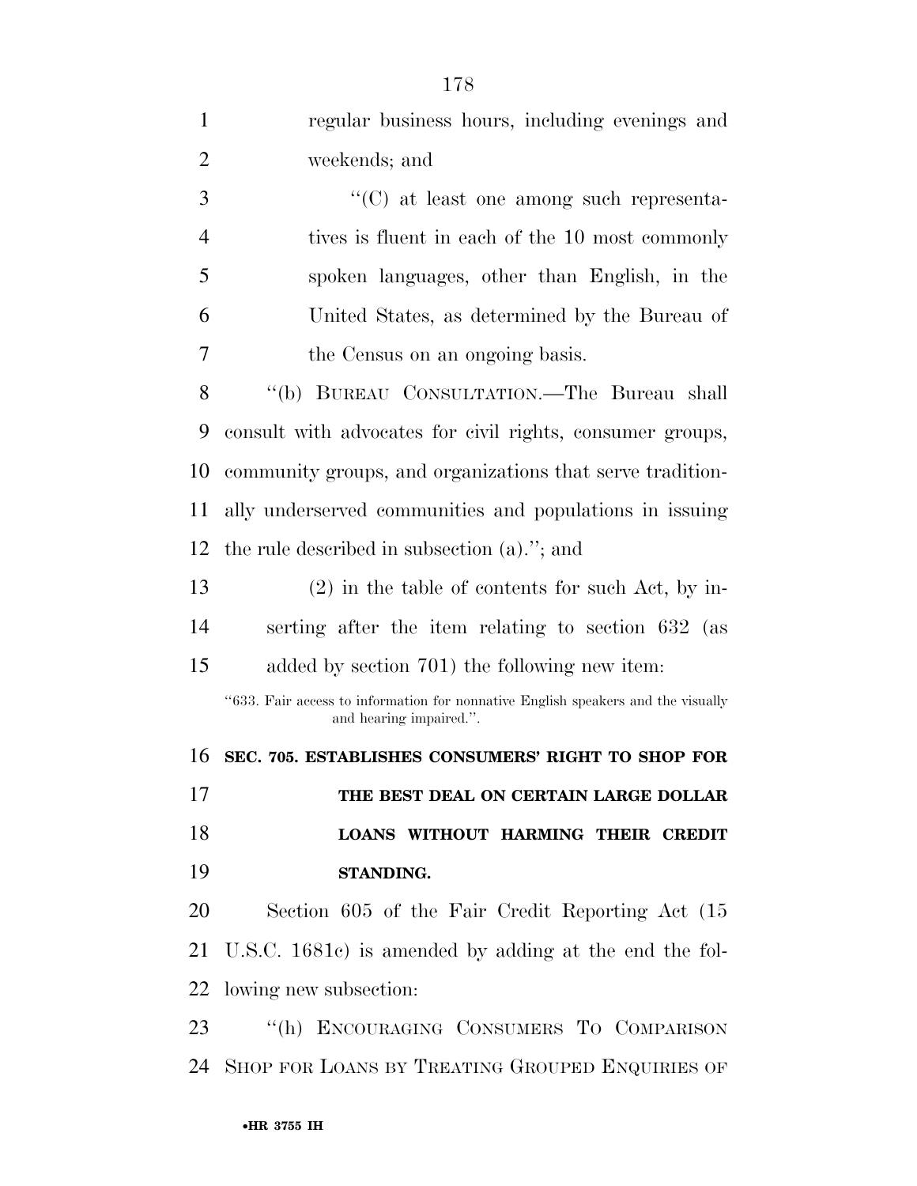regular business hours, including evenings and weekends; and

"(C) at least one among such representatives is fluent in each of the 10 most commonly spoken languages, other than English, in the United States, as determined by the Bureau of the Census on an ongoing basis.

"(b) BUREAU CONSULTATION.—The Bureau shall consult with advocates for civil rights, consumer groups, community groups, and organizations that serve traditionally underserved communities and populations in issuing the rule described in subsection (a)."; and

(2) in the table of contents for such Act, by inserting after the item relating to section 632 (as added by section 701) the following new item:

"633. Fair access to information for nonnative English speakers and the visually and hearing impaired.".

**SEC. 705. ESTABLISHES CONSUMERS' RIGHT TO SHOP FOR THE BEST DEAL ON CERTAIN LARGE DOLLAR LOANS WITHOUT HARMING THEIR CREDIT STANDING.**

Section 605 of the Fair Credit Reporting Act (15 U.S.C. 1681c) is amended by adding at the end the following new subsection:

"(h) ENCOURAGING CONSUMERS TO COMPARISON SHOP FOR LOANS BY TREATING GROUPED ENQUIRIES OF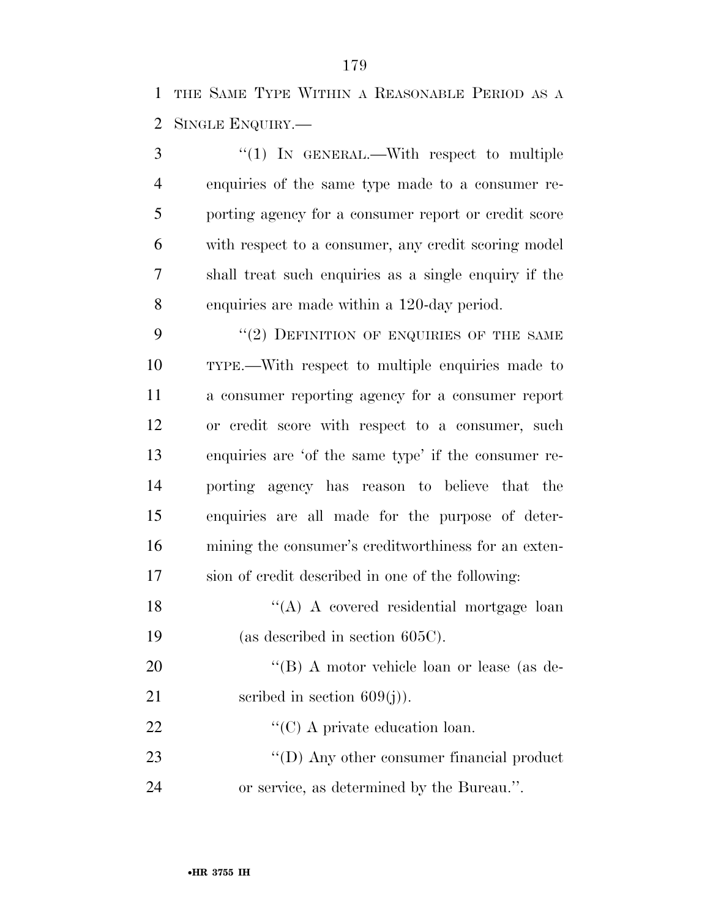THE SAME TYPE WITHIN A REASONABLE PERIOD AS A SINGLE ENQUIRY.—

“(1) IN GENERAL.—With respect to multiple enquiries of the same type made to a consumer reporting agency for a consumer report or credit score with respect to a consumer, any credit scoring model shall treat such enquiries as a single enquiry if the enquiries are made within a 120-day period.

“(2) DEFINITION OF ENQUIRIES OF THE SAME TYPE.—With respect to multiple enquiries made to a consumer reporting agency for a consumer report or credit score with respect to a consumer, such enquiries are ‘of the same type’ if the consumer reporting agency has reason to believe that the enquiries are all made for the purpose of determining the consumer’s creditworthiness for an extension of credit described in one of the following:

“(A) A covered residential mortgage loan (as described in section 605C).

“(B) A motor vehicle loan or lease (as described in section 609(j)).

“(C) A private education loan.

“(D) Any other consumer financial product or service, as determined by the Bureau.”.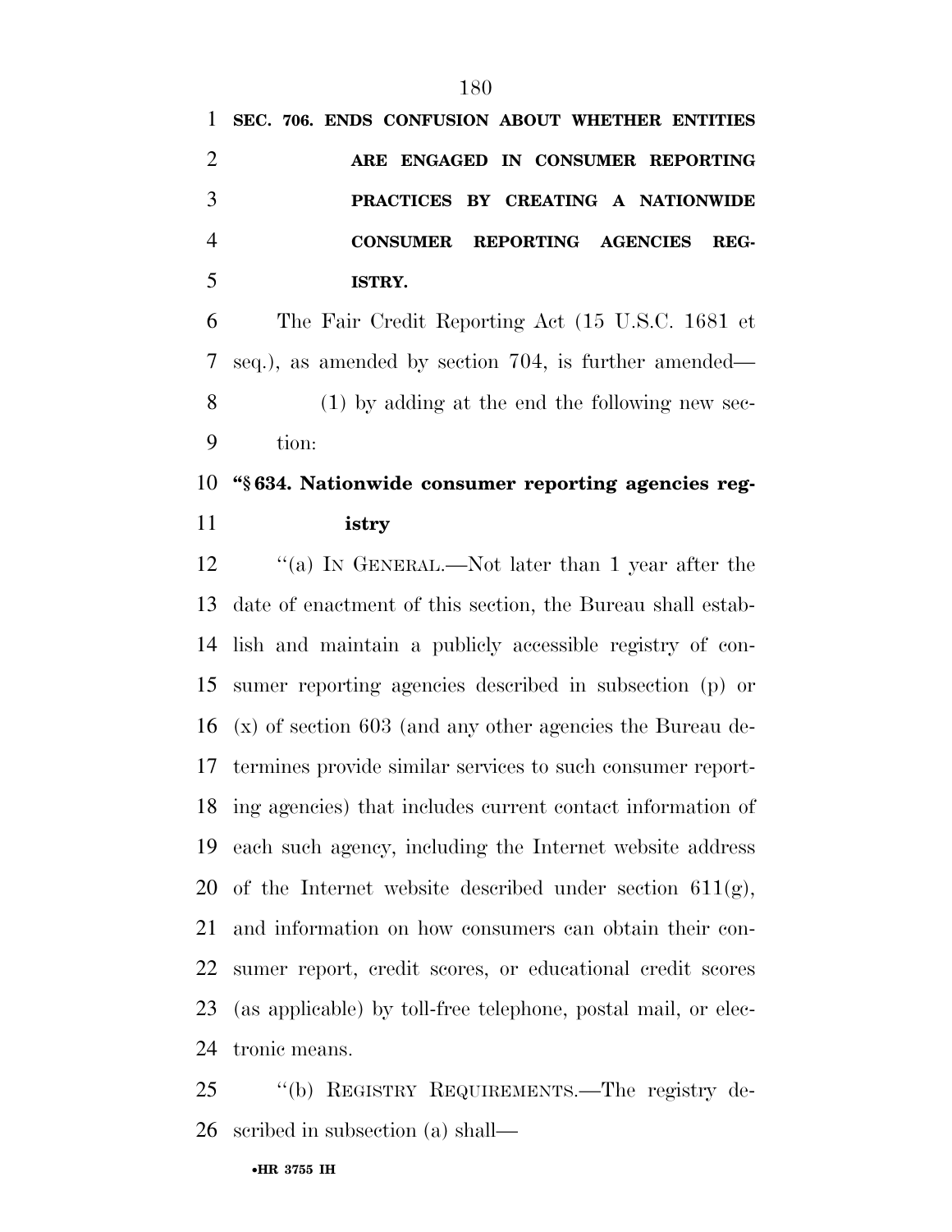**SEC. 706. ENDS CONFUSION ABOUT WHETHER ENTITIES ARE ENGAGED IN CONSUMER REPORTING PRACTICES BY CREATING A NATIONWIDE CONSUMER REPORTING AGENCIES REGISTRY.**

The Fair Credit Reporting Act (15 U.S.C. 1681 et seq.), as amended by section 704, is further amended—

(1) by adding at the end the following new section:

**"§ 634. Nationwide consumer reporting agencies registry**

"(a) IN GENERAL.—Not later than 1 year after the date of enactment of this section, the Bureau shall establish and maintain a publicly accessible registry of consumer reporting agencies described in subsection (p) or (x) of section 603 (and any other agencies the Bureau determines provide similar services to such consumer reporting agencies) that includes current contact information of each such agency, including the Internet website address of the Internet website described under section 611(g), and information on how consumers can obtain their consumer report, credit scores, or educational credit scores (as applicable) by toll-free telephone, postal mail, or electronic means.

"(b) REGISTRY REQUIREMENTS.—The registry described in subsection (a) shall—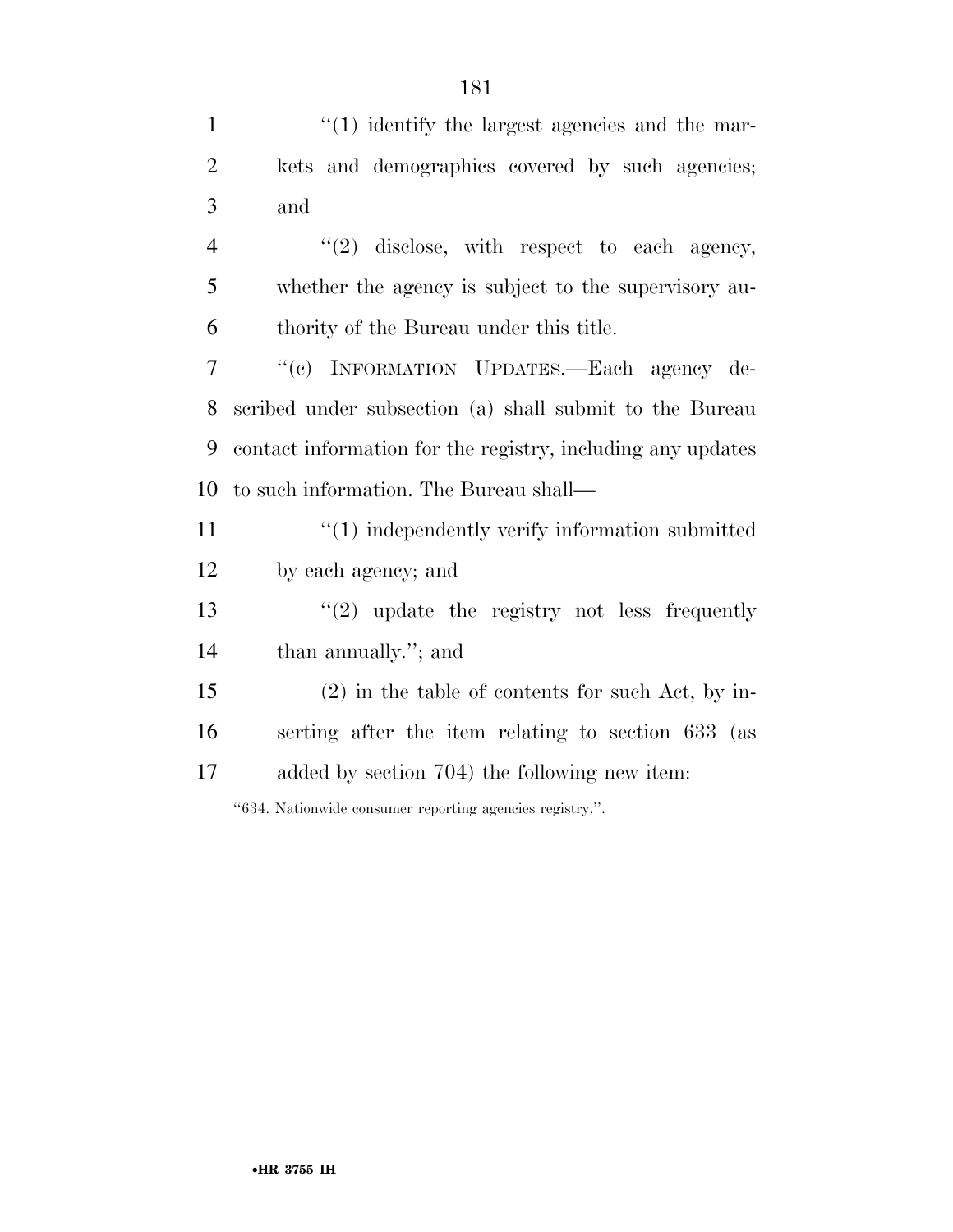"(1) identify the largest agencies and the markets and demographics covered by such agencies; and

"(2) disclose, with respect to each agency, whether the agency is subject to the supervisory authority of the Bureau under this title.

"(c) INFORMATION UPDATES.—Each agency described under subsection (a) shall submit to the Bureau contact information for the registry, including any updates to such information. The Bureau shall—

"(1) independently verify information submitted by each agency; and

"(2) update the registry not less frequently than annually."; and

(2) in the table of contents for such Act, by inserting after the item relating to section 633 (as added by section 704) the following new item:

"634. Nationwide consumer reporting agencies registry.".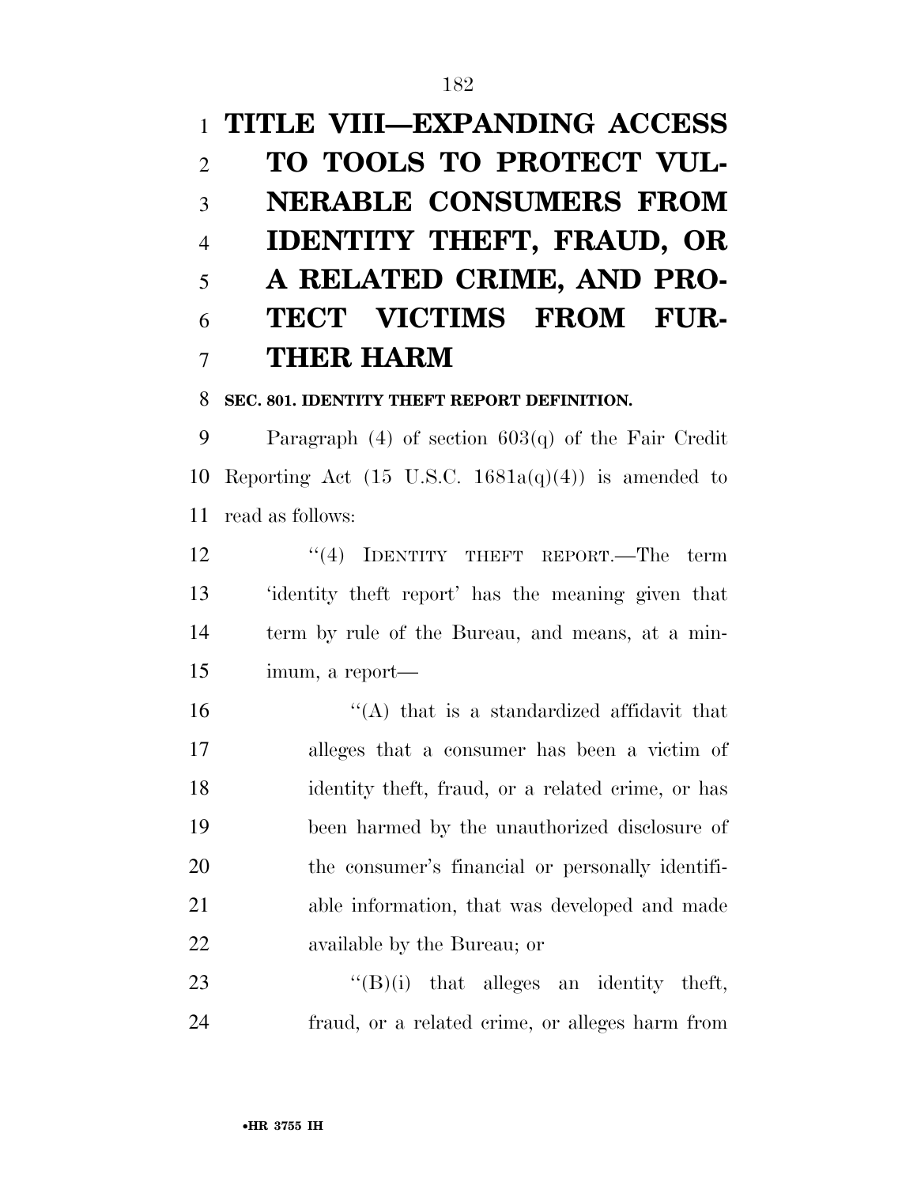# TITLE VIII—EXPANDING ACCESS TO TOOLS TO PROTECT VULNERABLE CONSUMERS FROM IDENTITY THEFT, FRAUD, OR A RELATED CRIME, AND PROTECT VICTIMS FROM FURTHER HARM

## SEC. 801. IDENTITY THEFT REPORT DEFINITION.

Paragraph (4) of section 603(q) of the Fair Credit Reporting Act (15 U.S.C. 1681a(q)(4)) is amended to read as follows:

"(4) IDENTITY THEFT REPORT.—The term 'identity theft report' has the meaning given that term by rule of the Bureau, and means, at a minimum, a report—

"(A) that is a standardized affidavit that alleges that a consumer has been a victim of identity theft, fraud, or a related crime, or has been harmed by the unauthorized disclosure of the consumer's financial or personally identifiable information, that was developed and made available by the Bureau; or

"(B)(i) that alleges an identity theft, fraud, or a related crime, or alleges harm from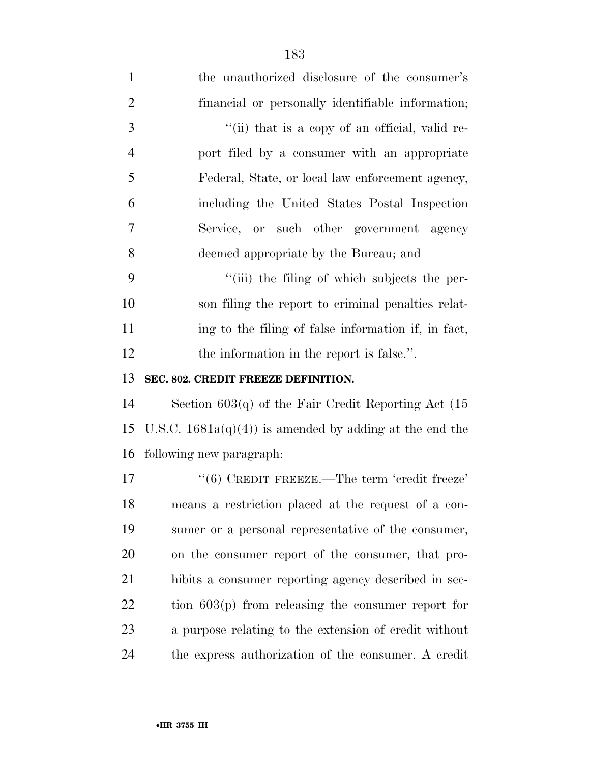the unauthorized disclosure of the consumer's financial or personally identifiable information;

"(ii) that is a copy of an official, valid report filed by a consumer with an appropriate Federal, State, or local law enforcement agency, including the United States Postal Inspection Service, or such other government agency deemed appropriate by the Bureau; and

"(iii) the filing of which subjects the person filing the report to criminal penalties relating to the filing of false information if, in fact, the information in the report is false.".

**SEC. 802. CREDIT FREEZE DEFINITION.**

Section 603(q) of the Fair Credit Reporting Act (15 U.S.C. 1681a(q)(4)) is amended by adding at the end the following new paragraph:

"(6) CREDIT FREEZE.—The term 'credit freeze' means a restriction placed at the request of a consumer or a personal representative of the consumer, on the consumer report of the consumer, that prohibits a consumer reporting agency described in section 603(p) from releasing the consumer report for a purpose relating to the extension of credit without the express authorization of the consumer. A credit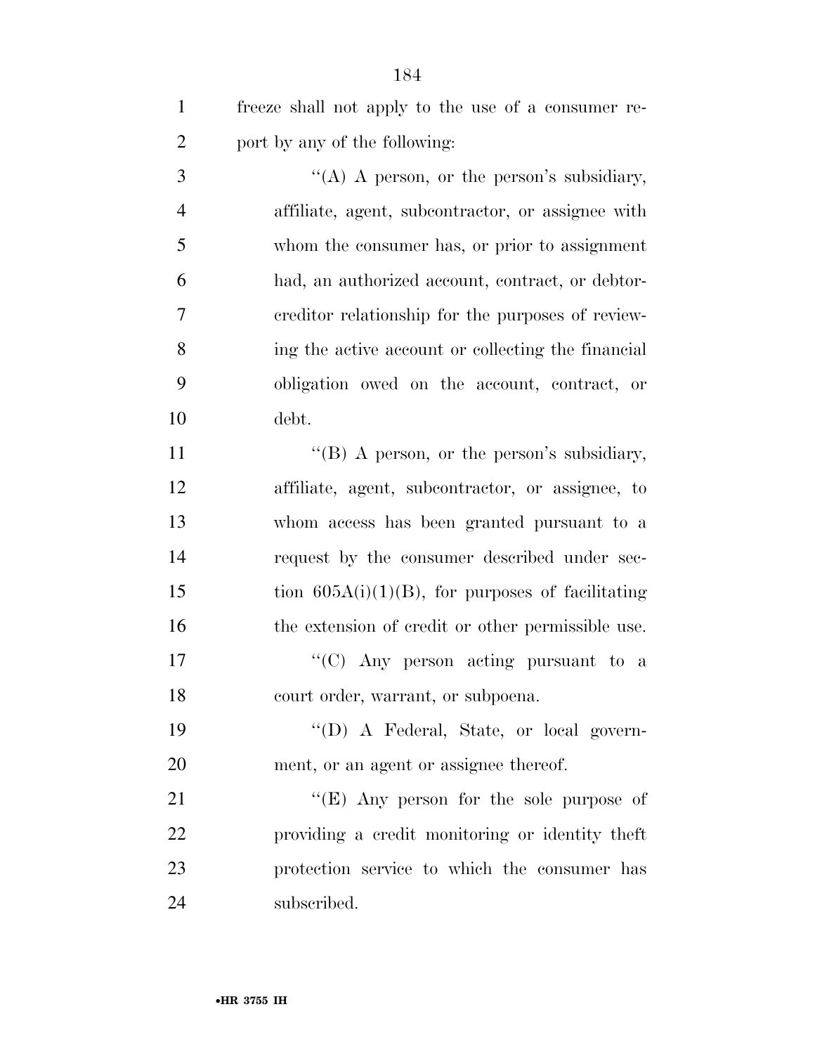freeze shall not apply to the use of a consumer report by any of the following:

''(A) A person, or the person's subsidiary, affiliate, agent, subcontractor, or assignee with whom the consumer has, or prior to assignment had, an authorized account, contract, or debtor-creditor relationship for the purposes of reviewing the active account or collecting the financial obligation owed on the account, contract, or debt.

''(B) A person, or the person's subsidiary, affiliate, agent, subcontractor, or assignee, to whom access has been granted pursuant to a request by the consumer described under section 605A(i)(1)(B), for purposes of facilitating the extension of credit or other permissible use.

''(C) Any person acting pursuant to a court order, warrant, or subpoena.

''(D) A Federal, State, or local government, or an agent or assignee thereof.

''(E) Any person for the sole purpose of providing a credit monitoring or identity theft protection service to which the consumer has subscribed.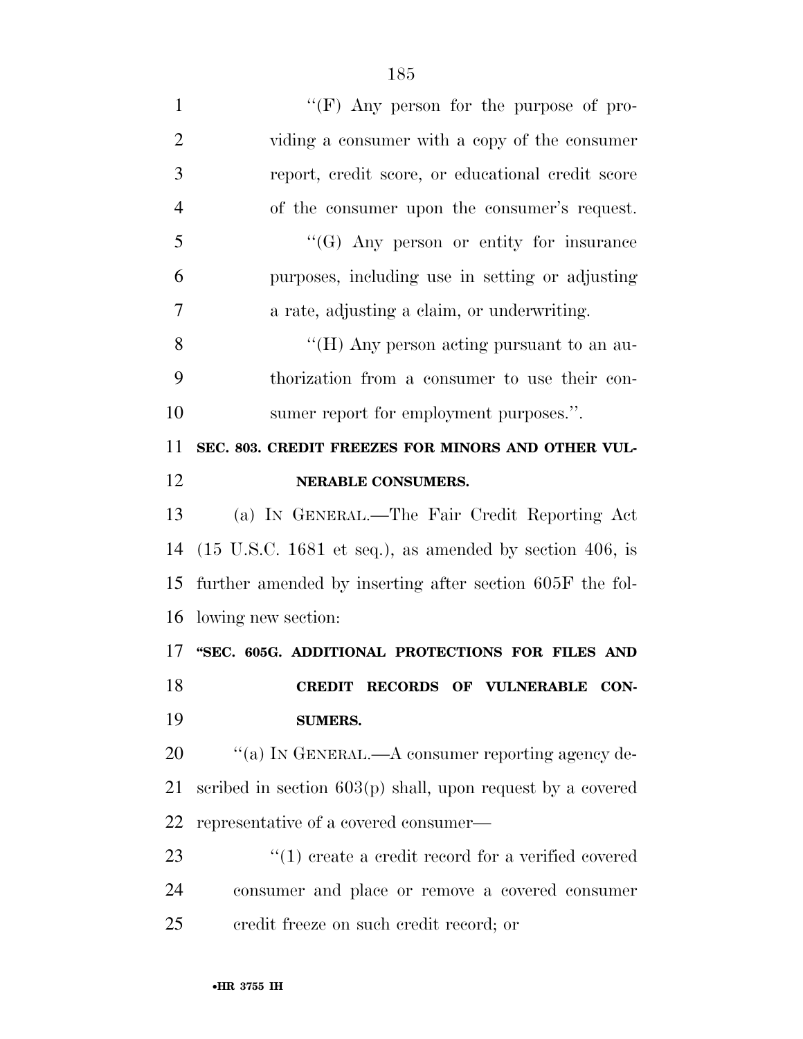''(F) Any person for the purpose of providing a consumer with a copy of the consumer report, credit score, or educational credit score of the consumer upon the consumer's request.

''(G) Any person or entity for insurance purposes, including use in setting or adjusting a rate, adjusting a claim, or underwriting.

''(H) Any person acting pursuant to an authorization from a consumer to use their consumer report for employment purposes.''.

**SEC. 803. CREDIT FREEZES FOR MINORS AND OTHER VULNERABLE CONSUMERS.**

(a) IN GENERAL.—The Fair Credit Reporting Act (15 U.S.C. 1681 et seq.), as amended by section 406, is further amended by inserting after section 605F the following new section:

**''SEC. 605G. ADDITIONAL PROTECTIONS FOR FILES AND CREDIT RECORDS OF VULNERABLE CONSUMERS.**

''(a) IN GENERAL.—A consumer reporting agency described in section 603(p) shall, upon request by a covered representative of a covered consumer—

''(1) create a credit record for a verified covered consumer and place or remove a covered consumer credit freeze on such credit record; or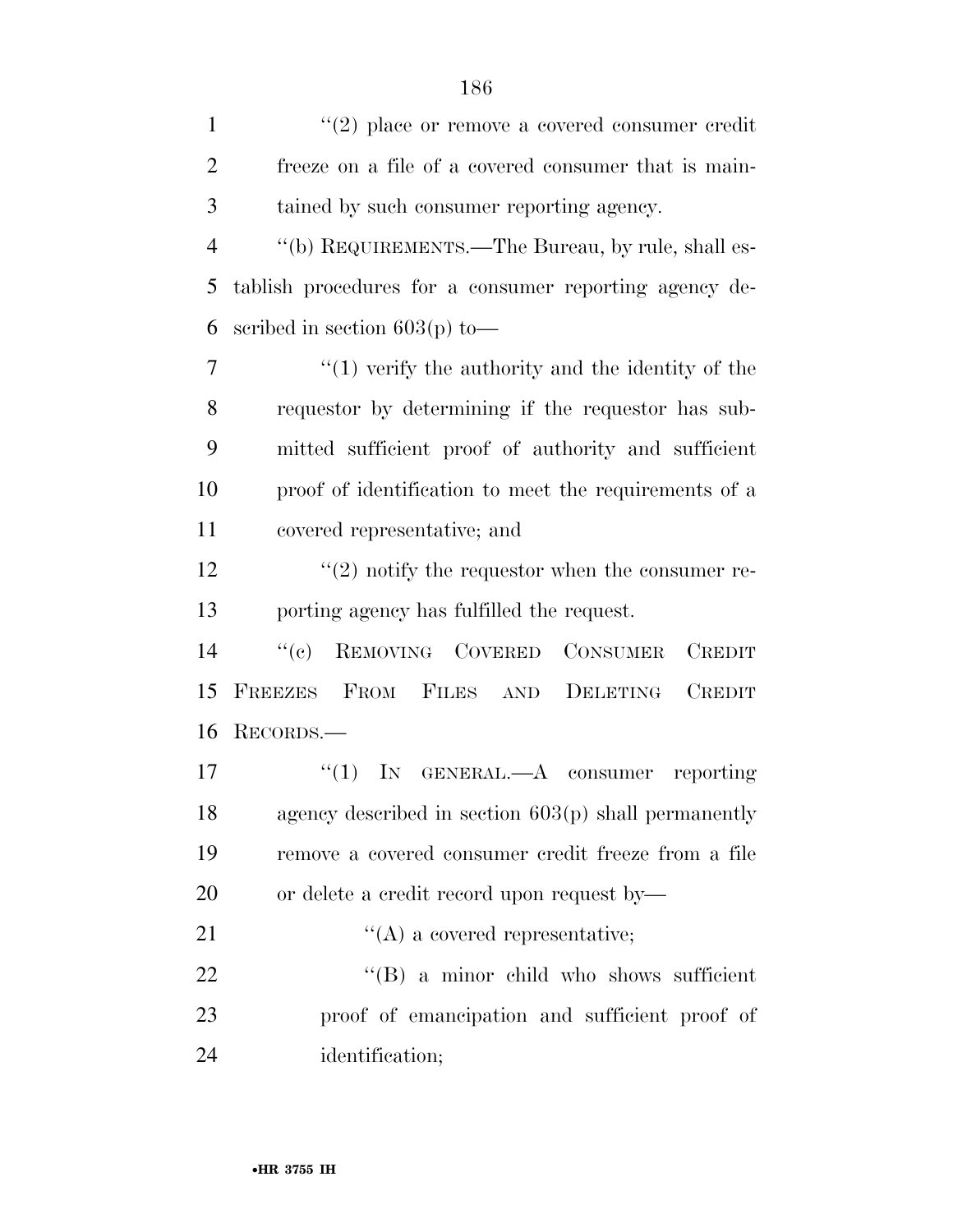''(2) place or remove a covered consumer credit freeze on a file of a covered consumer that is maintained by such consumer reporting agency.

''(b) REQUIREMENTS.—The Bureau, by rule, shall establish procedures for a consumer reporting agency described in section 603(p) to—

''(1) verify the authority and the identity of the requestor by determining if the requestor has submitted sufficient proof of authority and sufficient proof of identification to meet the requirements of a covered representative; and

''(2) notify the requestor when the consumer reporting agency has fulfilled the request.

''(c) REMOVING COVERED CONSUMER CREDIT FREEZES FROM FILES AND DELETING CREDIT RECORDS.—

''(1) IN GENERAL.—A consumer reporting agency described in section 603(p) shall permanently remove a covered consumer credit freeze from a file or delete a credit record upon request by—

''(A) a covered representative;

''(B) a minor child who shows sufficient proof of emancipation and sufficient proof of identification;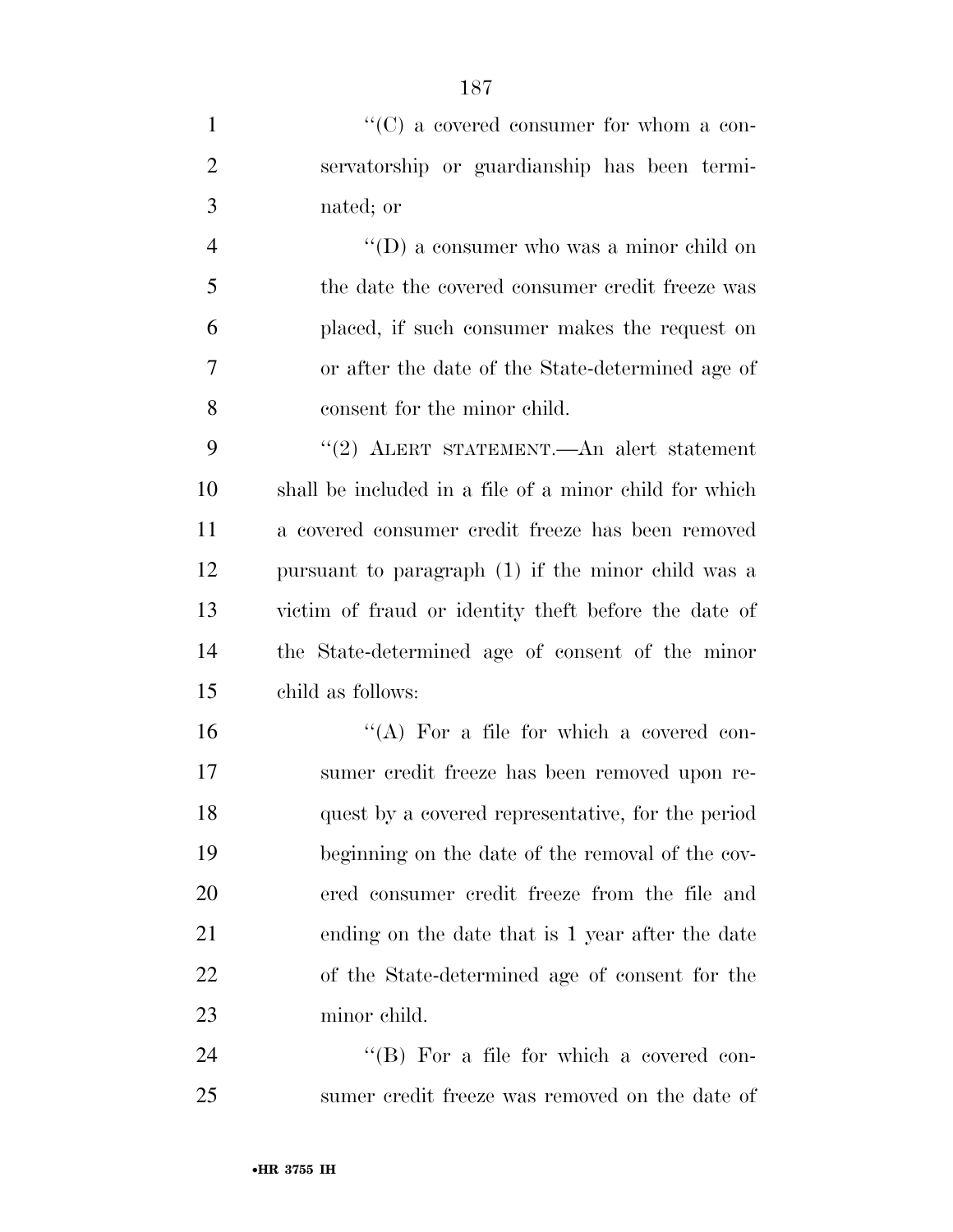''(C) a covered consumer for whom a conservatorship or guardianship has been terminated; or

''(D) a consumer who was a minor child on the date the covered consumer credit freeze was placed, if such consumer makes the request on or after the date of the State-determined age of consent for the minor child.

''(2) ALERT STATEMENT.—An alert statement shall be included in a file of a minor child for which a covered consumer credit freeze has been removed pursuant to paragraph (1) if the minor child was a victim of fraud or identity theft before the date of the State-determined age of consent of the minor child as follows:

''(A) For a file for which a covered consumer credit freeze has been removed upon request by a covered representative, for the period beginning on the date of the removal of the covered consumer credit freeze from the file and ending on the date that is 1 year after the date of the State-determined age of consent for the minor child.

''(B) For a file for which a covered consumer credit freeze was removed on the date of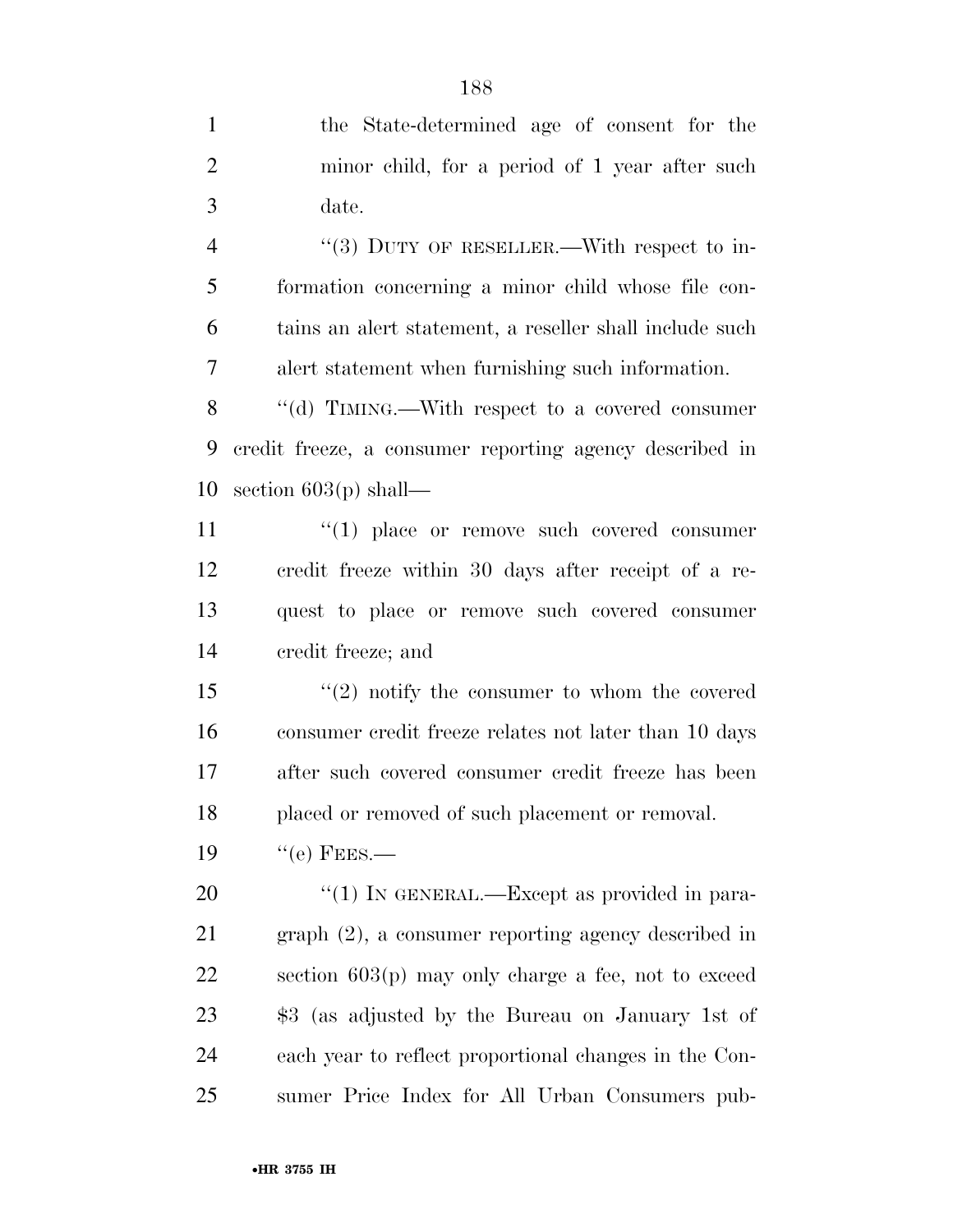the State-determined age of consent for the minor child, for a period of 1 year after such date.

''(3) DUTY OF RESELLER.—With respect to information concerning a minor child whose file contains an alert statement, a reseller shall include such alert statement when furnishing such information.

''(d) TIMING.—With respect to a covered consumer credit freeze, a consumer reporting agency described in section 603(p) shall—

''(1) place or remove such covered consumer credit freeze within 30 days after receipt of a request to place or remove such covered consumer credit freeze; and

''(2) notify the consumer to whom the covered consumer credit freeze relates not later than 10 days after such covered consumer credit freeze has been placed or removed of such placement or removal.

''(e) FEES.—

''(1) IN GENERAL.—Except as provided in paragraph (2), a consumer reporting agency described in section 603(p) may only charge a fee, not to exceed $3 (as adjusted by the Bureau on January 1st of each year to reflect proportional changes in the Consumer Price Index for All Urban Consumers pub-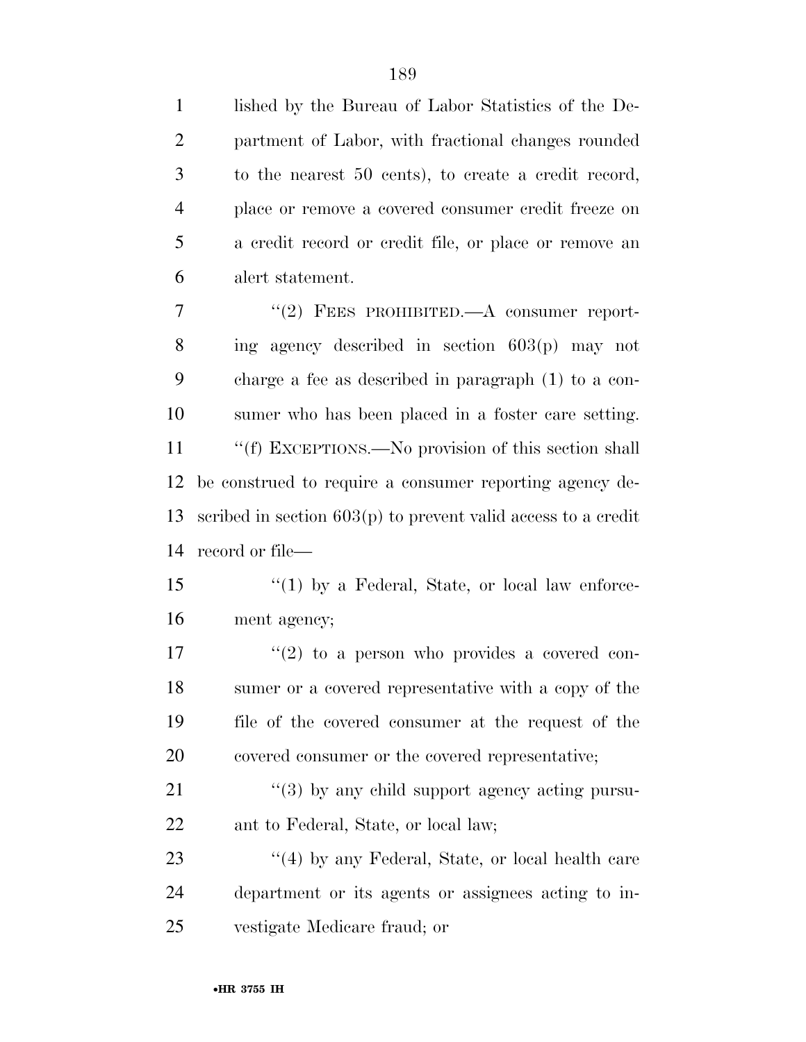lished by the Bureau of Labor Statistics of the Department of Labor, with fractional changes rounded to the nearest 50 cents), to create a credit record, place or remove a covered consumer credit freeze on a credit record or credit file, or place or remove an alert statement.

"(2) FEES PROHIBITED.—A consumer reporting agency described in section 603(p) may not charge a fee as described in paragraph (1) to a consumer who has been placed in a foster care setting.

"(f) EXCEPTIONS.—No provision of this section shall be construed to require a consumer reporting agency described in section 603(p) to prevent valid access to a credit record or file—

"(1) by a Federal, State, or local law enforcement agency;

"(2) to a person who provides a covered consumer or a covered representative with a copy of the file of the covered consumer at the request of the covered consumer or the covered representative;

"(3) by any child support agency acting pursuant to Federal, State, or local law;

"(4) by any Federal, State, or local health care department or its agents or assignees acting to investigate Medicare fraud; or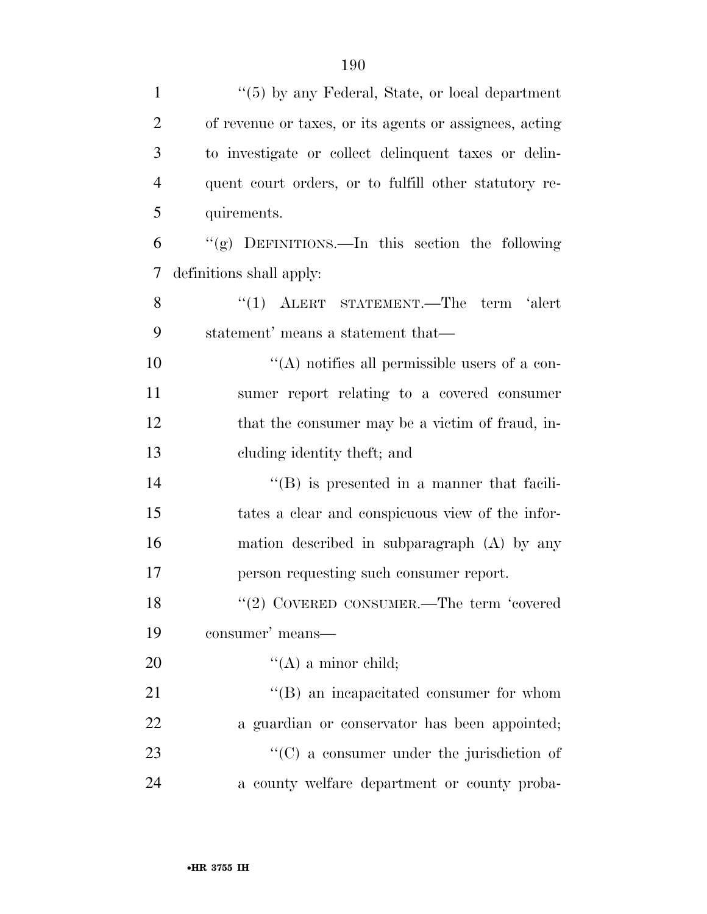''(5) by any Federal, State, or local department of revenue or taxes, or its agents or assignees, acting to investigate or collect delinquent taxes or delinquent court orders, or to fulfill other statutory requirements.

''(g) DEFINITIONS.—In this section the following definitions shall apply:

''(1) ALERT STATEMENT.—The term 'alert statement' means a statement that—

''(A) notifies all permissible users of a consumer report relating to a covered consumer that the consumer may be a victim of fraud, including identity theft; and

''(B) is presented in a manner that facilitates a clear and conspicuous view of the information described in subparagraph (A) by any person requesting such consumer report.

''(2) COVERED CONSUMER.—The term 'covered consumer' means—

''(A) a minor child;

''(B) an incapacitated consumer for whom a guardian or conservator has been appointed;

''(C) a consumer under the jurisdiction of a county welfare department or county proba-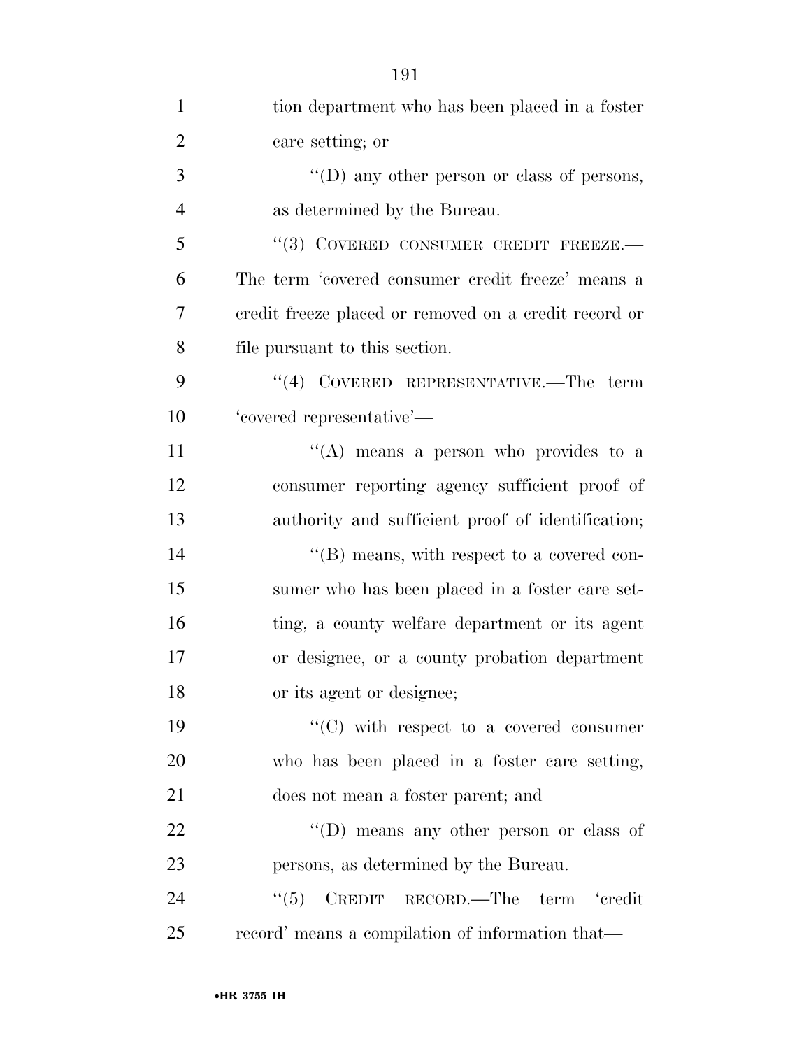tion department who has been placed in a foster care setting; or

''(D) any other person or class of persons, as determined by the Bureau.

''(3) COVERED CONSUMER CREDIT FREEZE.—The term 'covered consumer credit freeze' means a credit freeze placed or removed on a credit record or file pursuant to this section.

''(4) COVERED REPRESENTATIVE.—The term 'covered representative'—

''(A) means a person who provides to a consumer reporting agency sufficient proof of authority and sufficient proof of identification;

''(B) means, with respect to a covered consumer who has been placed in a foster care setting, a county welfare department or its agent or designee, or a county probation department or its agent or designee;

''(C) with respect to a covered consumer who has been placed in a foster care setting, does not mean a foster parent; and

''(D) means any other person or class of persons, as determined by the Bureau.

''(5) CREDIT RECORD.—The term 'credit record' means a compilation of information that—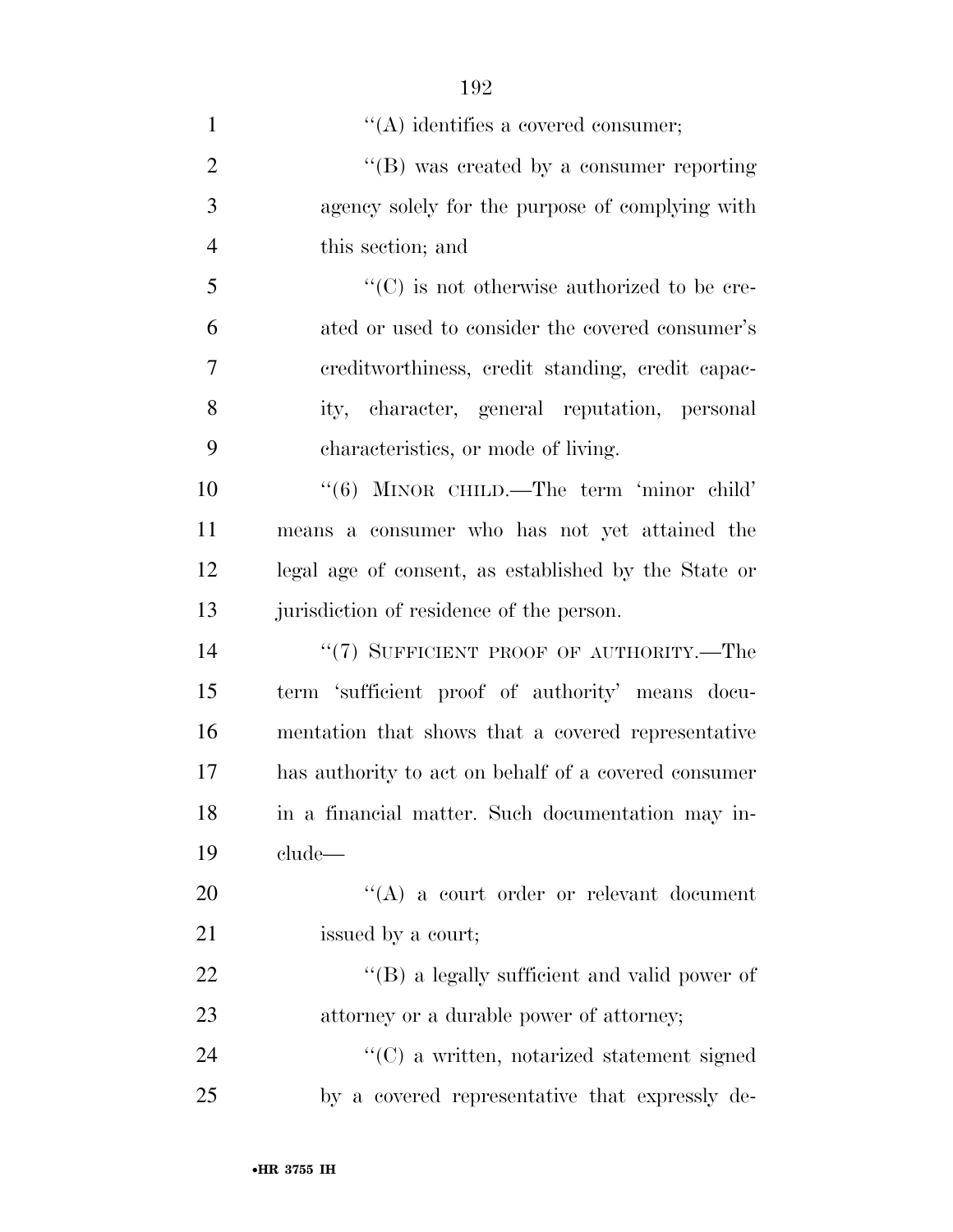''(A) identifies a covered consumer;

''(B) was created by a consumer reporting agency solely for the purpose of complying with this section; and

''(C) is not otherwise authorized to be created or used to consider the covered consumer's creditworthiness, credit standing, credit capacity, character, general reputation, personal characteristics, or mode of living.

''(6) MINOR CHILD.—The term 'minor child' means a consumer who has not yet attained the legal age of consent, as established by the State or jurisdiction of residence of the person.

''(7) SUFFICIENT PROOF OF AUTHORITY.—The term 'sufficient proof of authority' means documentation that shows that a covered representative has authority to act on behalf of a covered consumer in a financial matter. Such documentation may include—

''(A) a court order or relevant document issued by a court;

''(B) a legally sufficient and valid power of attorney or a durable power of attorney;

''(C) a written, notarized statement signed by a covered representative that expressly de-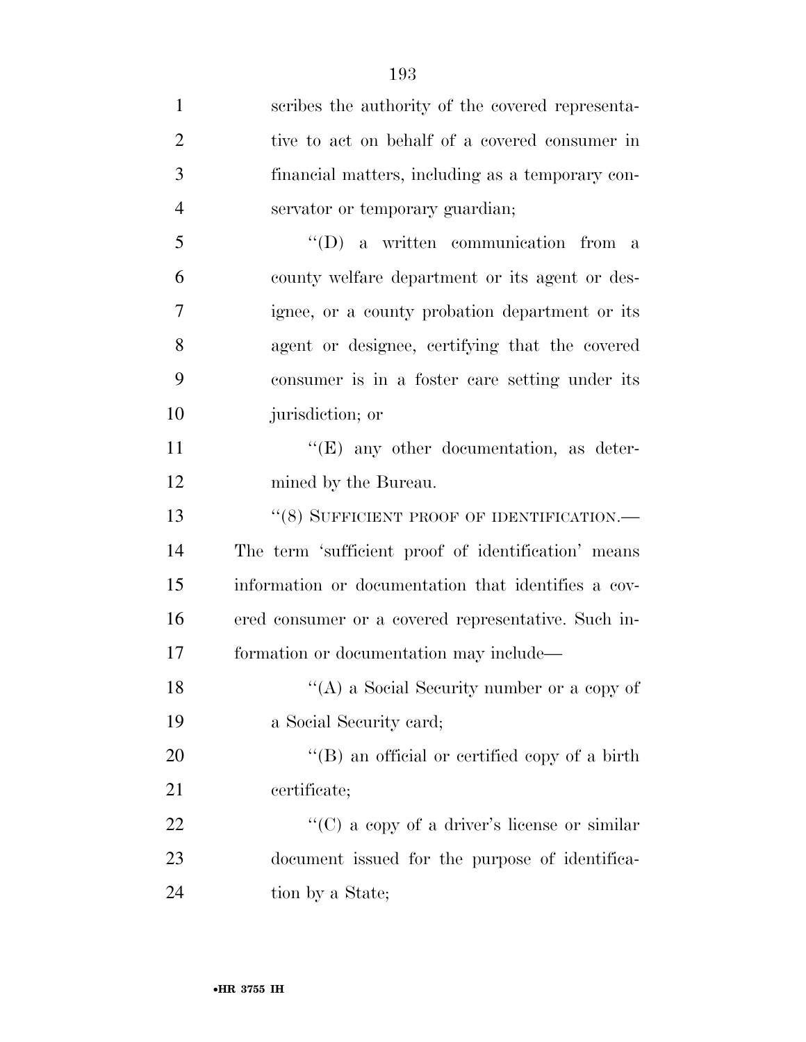scribes the authority of the covered representative to act on behalf of a covered consumer in financial matters, including as a temporary conservator or temporary guardian;

"(D) a written communication from a county welfare department or its agent or designee, or a county probation department or its agent or designee, certifying that the covered consumer is in a foster care setting under its jurisdiction; or

"(E) any other documentation, as determined by the Bureau.

"(8) SUFFICIENT PROOF OF IDENTIFICATION.—The term 'sufficient proof of identification' means information or documentation that identifies a covered consumer or a covered representative. Such information or documentation may include—

"(A) a Social Security number or a copy of a Social Security card;

"(B) an official or certified copy of a birth certificate;

"(C) a copy of a driver's license or similar document issued for the purpose of identification by a State;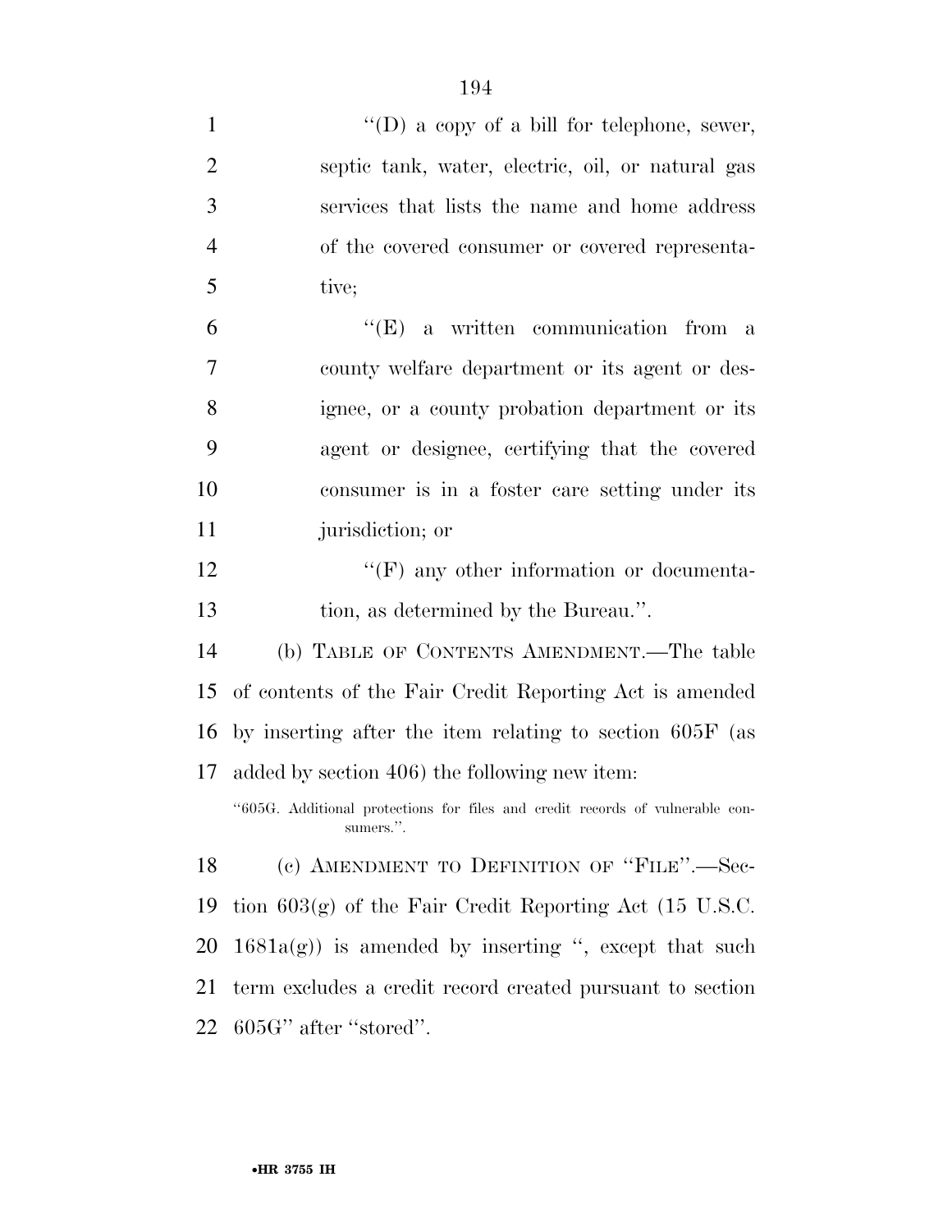''(D) a copy of a bill for telephone, sewer, septic tank, water, electric, oil, or natural gas services that lists the name and home address of the covered consumer or covered representative;

''(E) a written communication from a county welfare department or its agent or designee, or a county probation department or its agent or designee, certifying that the covered consumer is in a foster care setting under its jurisdiction; or

''(F) any other information or documentation, as determined by the Bureau.''.

(b) TABLE OF CONTENTS AMENDMENT.—The table of contents of the Fair Credit Reporting Act is amended by inserting after the item relating to section 605F (as added by section 406) the following new item:

''605G. Additional protections for files and credit records of vulnerable consumers.''.

(c) AMENDMENT TO DEFINITION OF ''FILE''.—Section 603(g) of the Fair Credit Reporting Act (15 U.S.C. 1681a(g)) is amended by inserting '', except that such term excludes a credit record created pursuant to section 605G'' after ''stored''.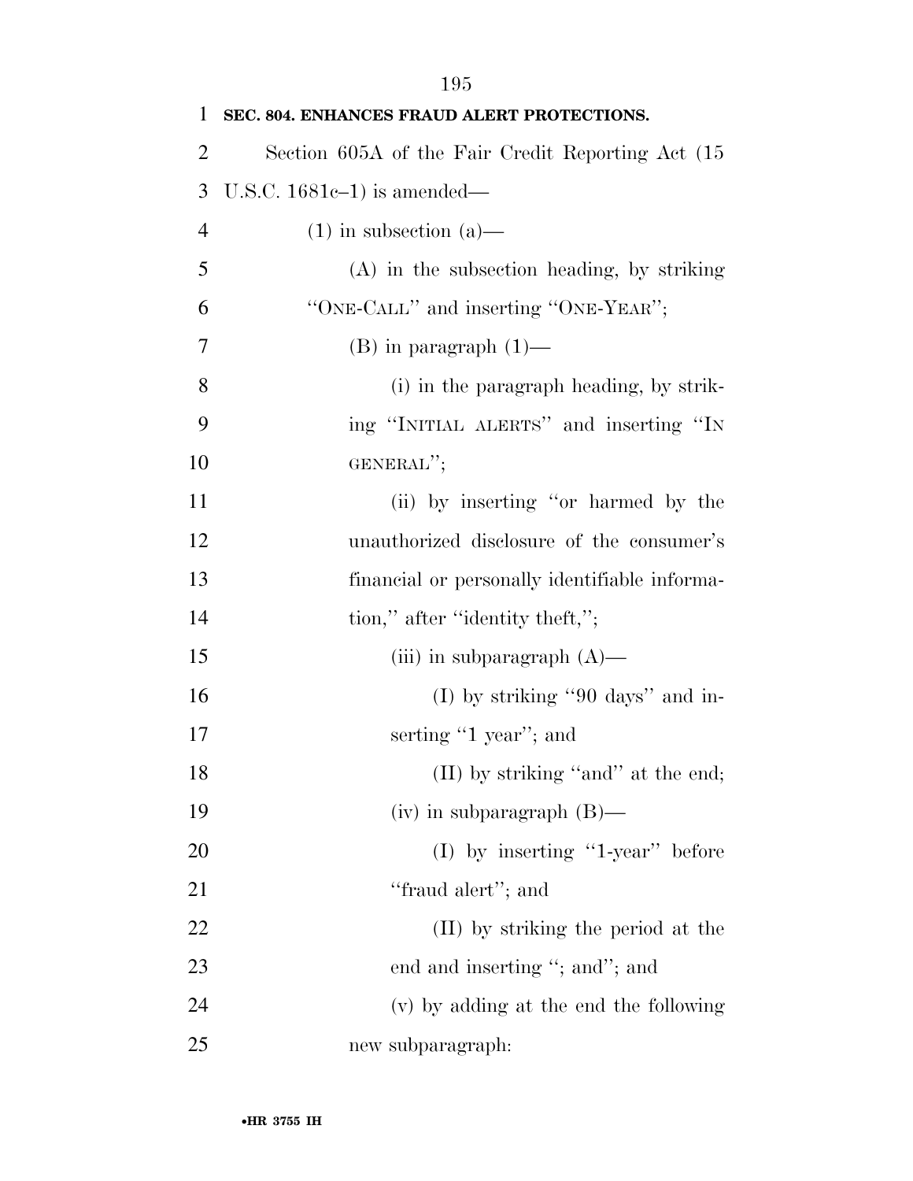**SEC. 804. ENHANCES FRAUD ALERT PROTECTIONS.**

Section 605A of the Fair Credit Reporting Act (15 U.S.C. 1681c–1) is amended—

(1) in subsection (a)—

(A) in the subsection heading, by striking "ONE-CALL" and inserting "ONE-YEAR";

(B) in paragraph (1)—

(i) in the paragraph heading, by striking "INITIAL ALERTS" and inserting "IN GENERAL";

(ii) by inserting "or harmed by the unauthorized disclosure of the consumer's financial or personally identifiable information," after "identity theft,";

(iii) in subparagraph (A)—

(I) by striking "90 days" and inserting "1 year"; and

(II) by striking "and" at the end;

(iv) in subparagraph (B)—

(I) by inserting "1-year" before "fraud alert"; and

(II) by striking the period at the end and inserting "; and"; and

(v) by adding at the end the following new subparagraph: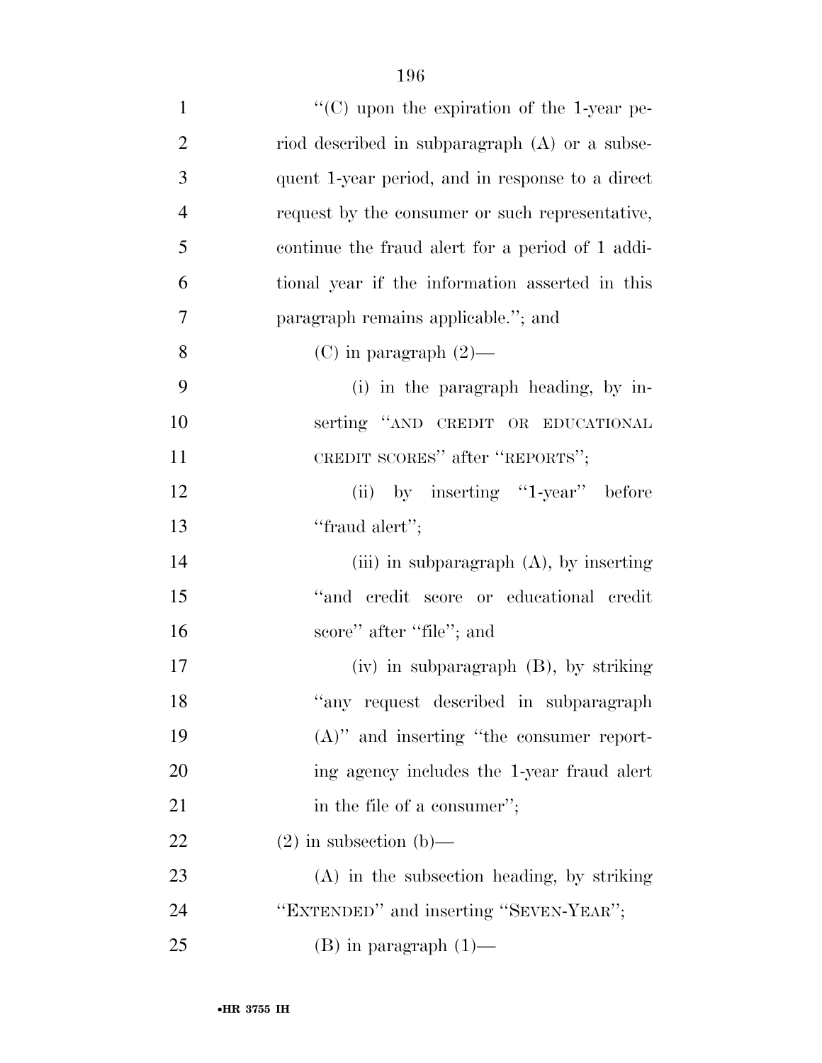"(C) upon the expiration of the 1-year period described in subparagraph (A) or a subsequent 1-year period, and in response to a direct request by the consumer or such representative, continue the fraud alert for a period of 1 additional year if the information asserted in this paragraph remains applicable."; and

(C) in paragraph (2)—

(i) in the paragraph heading, by inserting "AND CREDIT OR EDUCATIONAL CREDIT SCORES" after "REPORTS";

(ii) by inserting "1-year" before "fraud alert";

(iii) in subparagraph (A), by inserting "and credit score or educational credit score" after "file"; and

(iv) in subparagraph (B), by striking "any request described in subparagraph (A)" and inserting "the consumer reporting agency includes the 1-year fraud alert in the file of a consumer";

(2) in subsection (b)—

(A) in the subsection heading, by striking "EXTENDED" and inserting "SEVEN-YEAR";

(B) in paragraph (1)—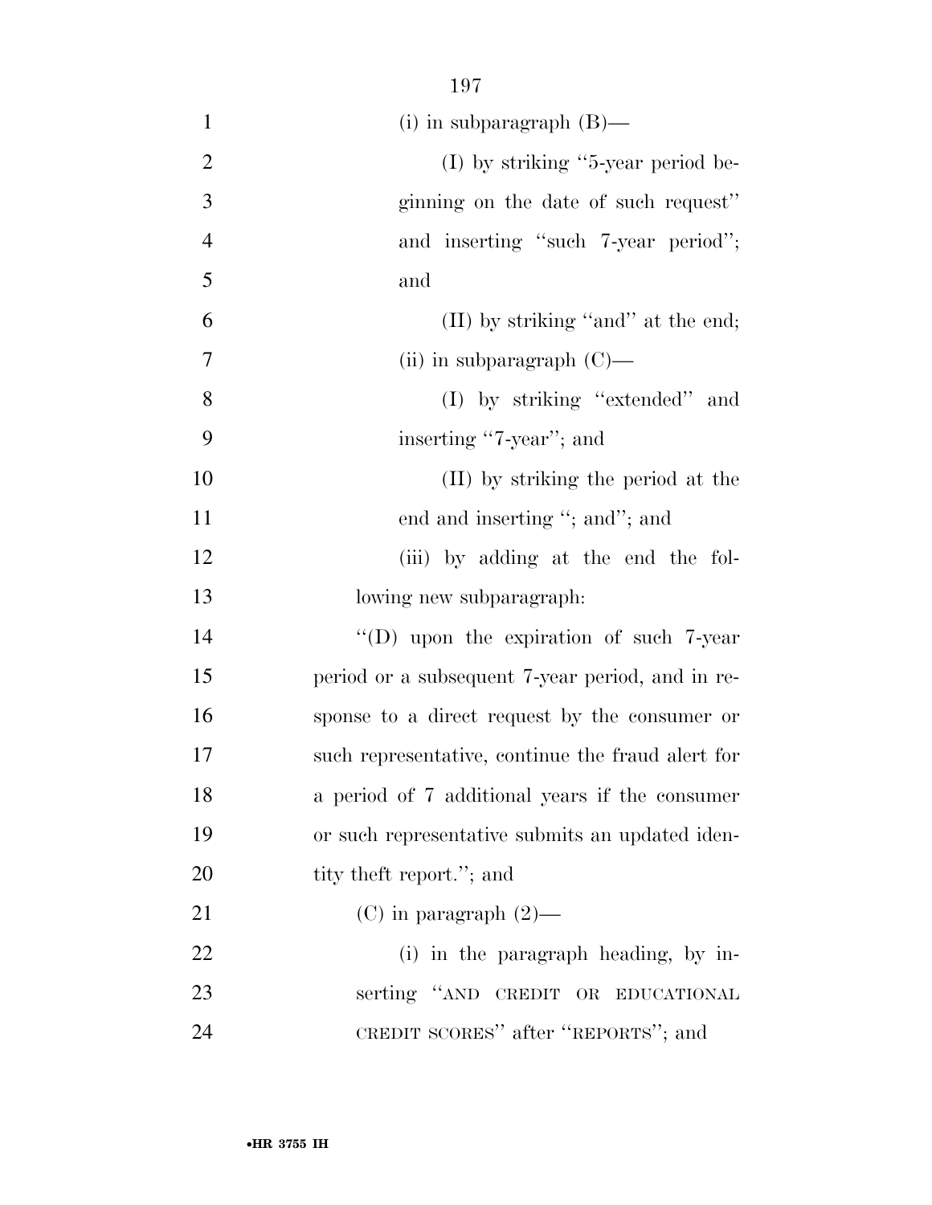(i) in subparagraph (B)—

(I) by striking ''5-year period beginning on the date of such request'' and inserting ''such 7-year period''; and

(II) by striking ''and'' at the end;

(ii) in subparagraph (C)—

(I) by striking ''extended'' and inserting ''7-year''; and

(II) by striking the period at the end and inserting ''; and''; and

(iii) by adding at the end the following new subparagraph:

''(D) upon the expiration of such 7-year period or a subsequent 7-year period, and in response to a direct request by the consumer or such representative, continue the fraud alert for a period of 7 additional years if the consumer or such representative submits an updated identity theft report.''; and

(C) in paragraph (2)—

(i) in the paragraph heading, by inserting ''AND CREDIT OR EDUCATIONAL CREDIT SCORES'' after ''REPORTS''; and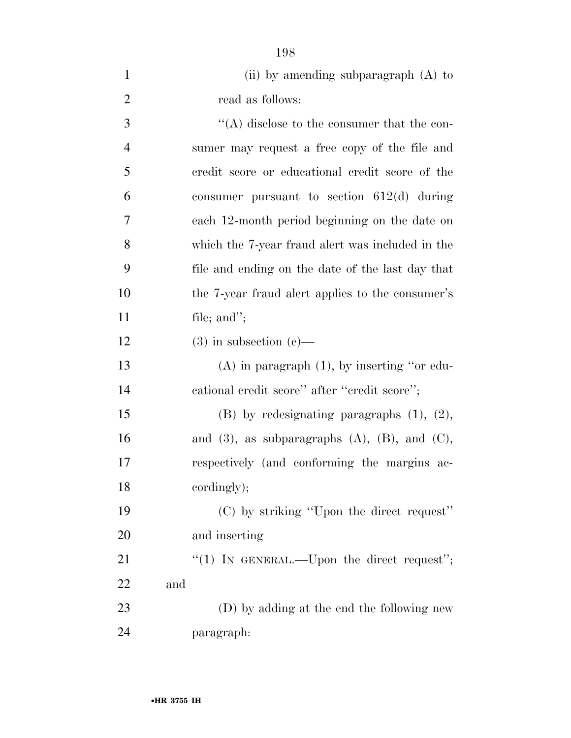(ii) by amending subparagraph (A) to read as follows:

"(A) disclose to the consumer that the consumer may request a free copy of the file and credit score or educational credit score of the consumer pursuant to section 612(d) during each 12-month period beginning on the date on which the 7-year fraud alert was included in the file and ending on the date of the last day that the 7-year fraud alert applies to the consumer's file; and";

(3) in subsection (c)—

(A) in paragraph (1), by inserting "or educational credit score" after "credit score";

(B) by redesignating paragraphs (1), (2), and (3), as subparagraphs (A), (B), and (C), respectively (and conforming the margins accordingly);

(C) by striking "Upon the direct request" and inserting

"(1) IN GENERAL.—Upon the direct request"; and

(D) by adding at the end the following new paragraph: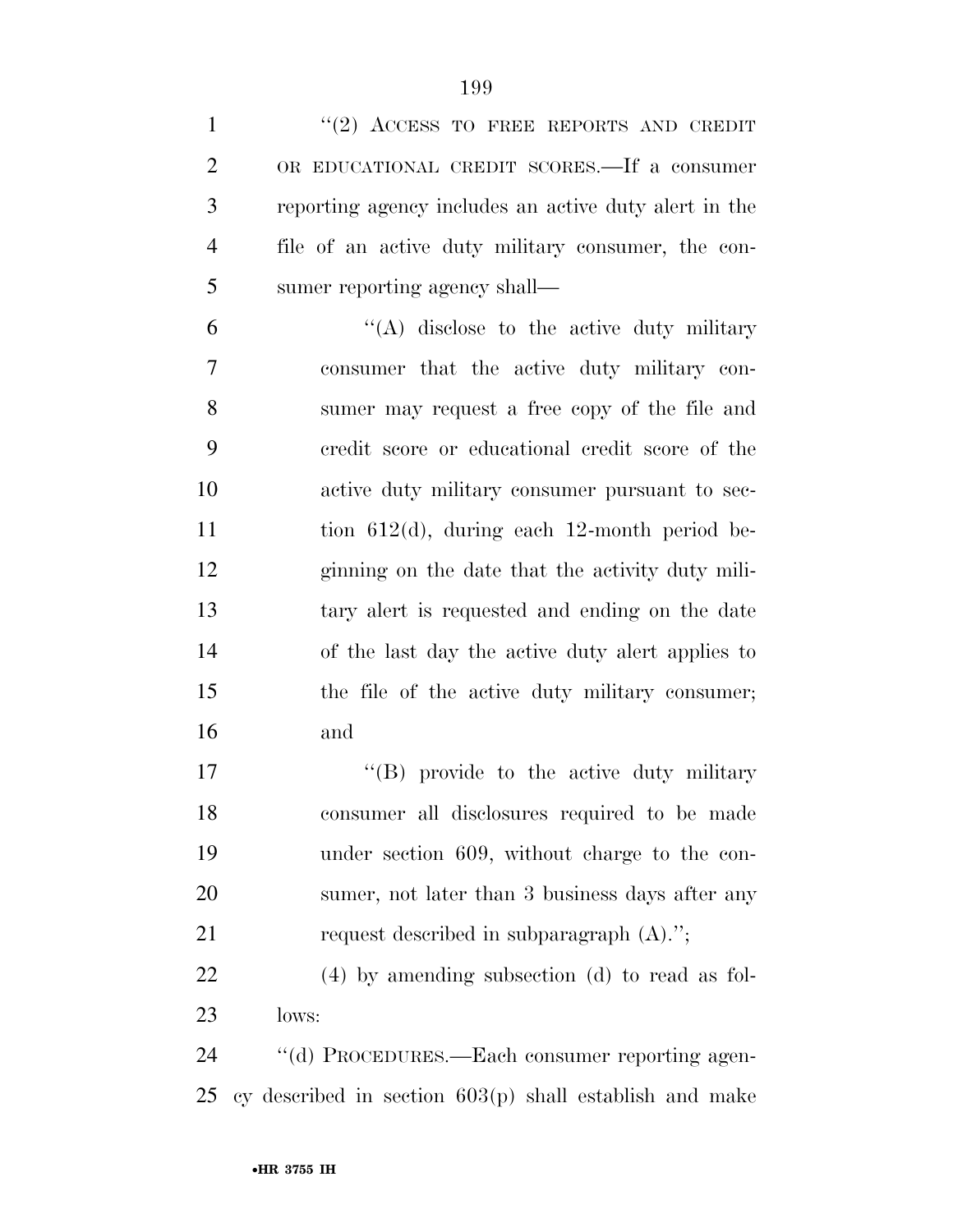"(2) ACCESS TO FREE REPORTS AND CREDIT OR EDUCATIONAL CREDIT SCORES.—If a consumer reporting agency includes an active duty alert in the file of an active duty military consumer, the consumer reporting agency shall—

"(A) disclose to the active duty military consumer that the active duty military consumer may request a free copy of the file and credit score or educational credit score of the active duty military consumer pursuant to section 612(d), during each 12-month period beginning on the date that the activity duty military alert is requested and ending on the date of the last day the active duty alert applies to the file of the active duty military consumer; and

"(B) provide to the active duty military consumer all disclosures required to be made under section 609, without charge to the consumer, not later than 3 business days after any request described in subparagraph (A).";

(4) by amending subsection (d) to read as follows:

"(d) PROCEDURES.—Each consumer reporting agency described in section 603(p) shall establish and make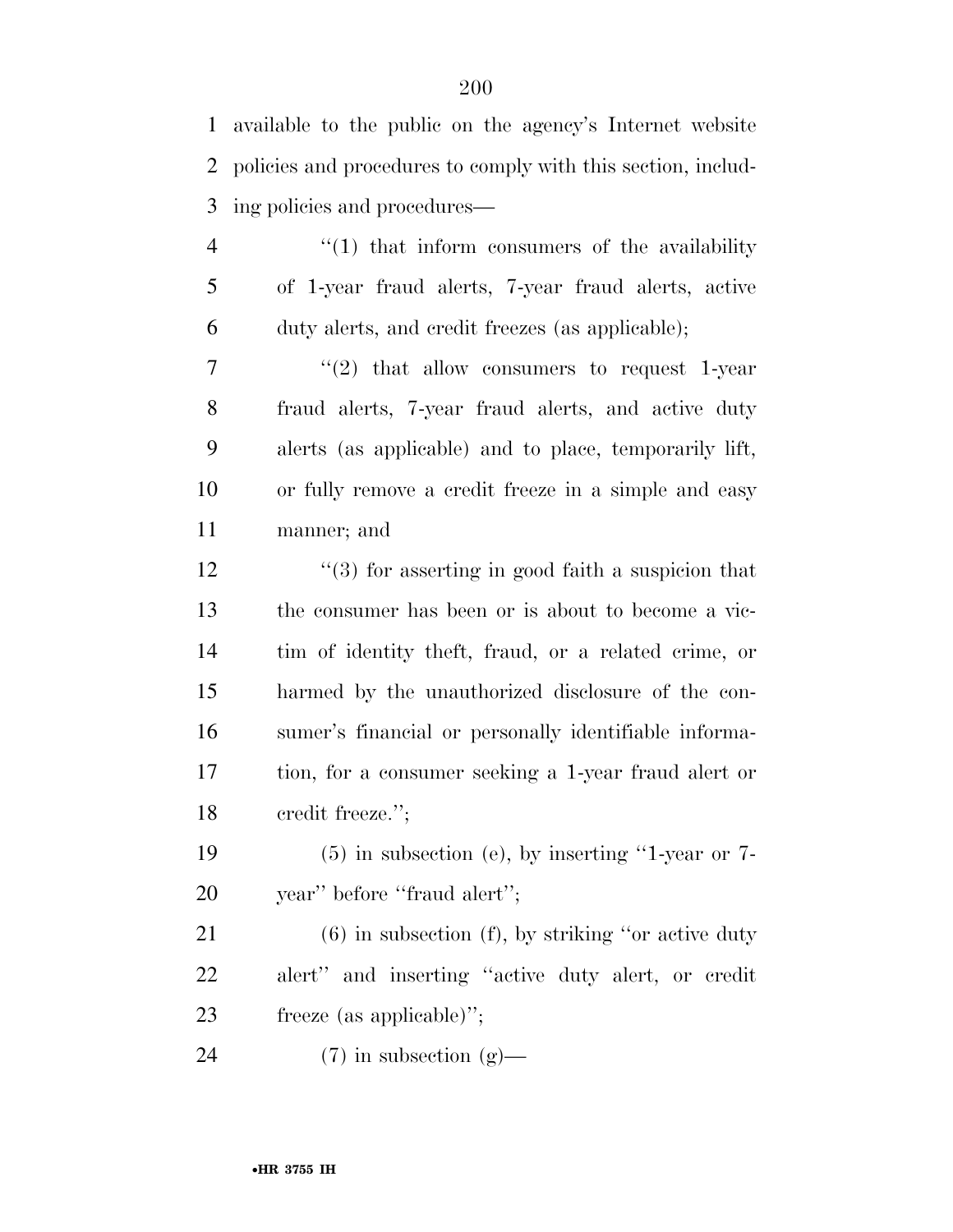available to the public on the agency's Internet website policies and procedures to comply with this section, including policies and procedures—

"(1) that inform consumers of the availability of 1-year fraud alerts, 7-year fraud alerts, active duty alerts, and credit freezes (as applicable);

"(2) that allow consumers to request 1-year fraud alerts, 7-year fraud alerts, and active duty alerts (as applicable) and to place, temporarily lift, or fully remove a credit freeze in a simple and easy manner; and

"(3) for asserting in good faith a suspicion that the consumer has been or is about to become a victim of identity theft, fraud, or a related crime, or harmed by the unauthorized disclosure of the consumer's financial or personally identifiable information, for a consumer seeking a 1-year fraud alert or credit freeze.";

(5) in subsection (e), by inserting "1-year or 7-year" before "fraud alert";

(6) in subsection (f), by striking "or active duty alert" and inserting "active duty alert, or credit freeze (as applicable)";

(7) in subsection (g)—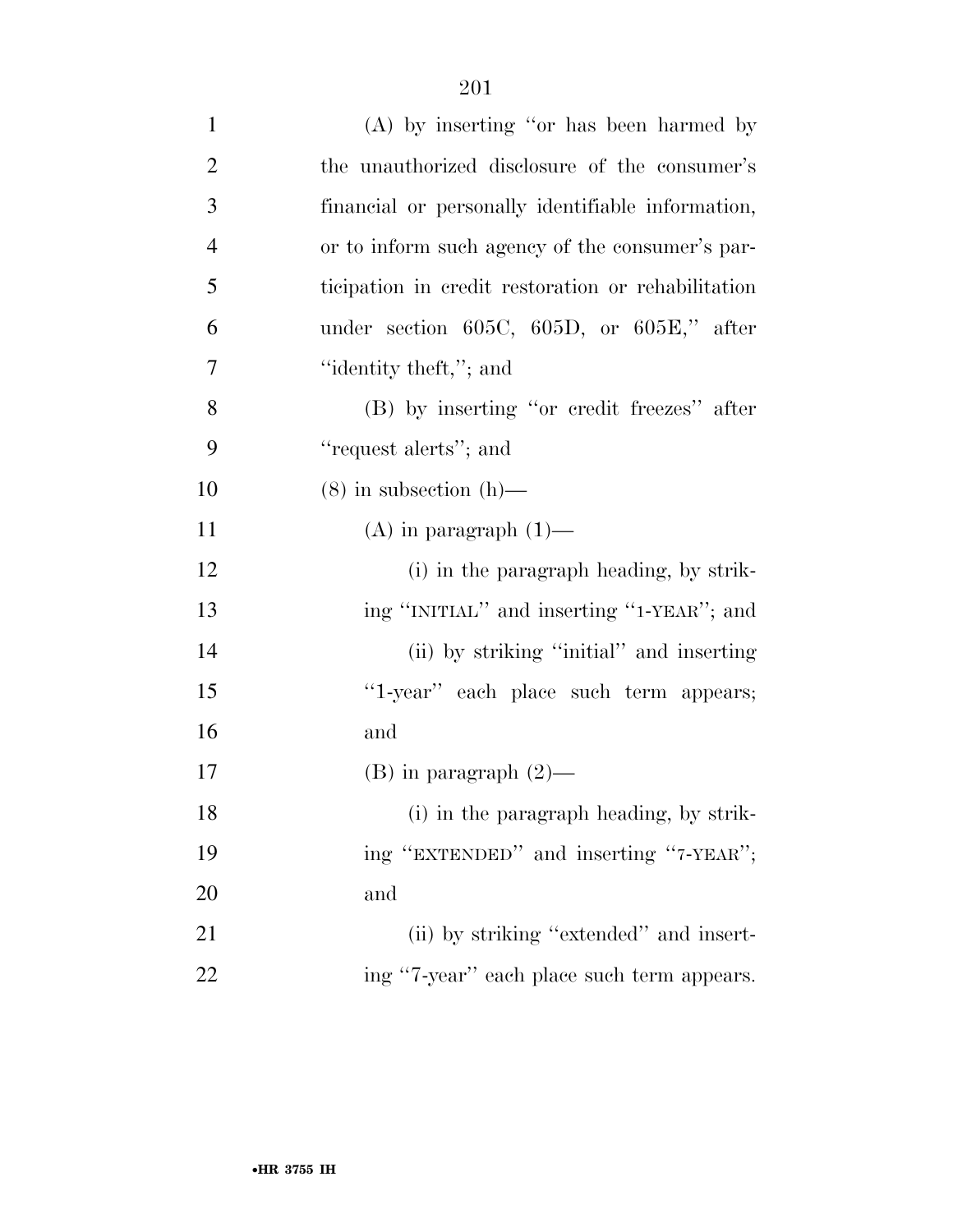(A) by inserting "or has been harmed by the unauthorized disclosure of the consumer's financial or personally identifiable information, or to inform such agency of the consumer's participation in credit restoration or rehabilitation under section 605C, 605D, or 605E," after "identity theft,"; and

(B) by inserting "or credit freezes" after "request alerts"; and

(8) in subsection (h)—

(A) in paragraph (1)—

(i) in the paragraph heading, by striking "INITIAL" and inserting "1-YEAR"; and

(ii) by striking "initial" and inserting "1-year" each place such term appears; and

(B) in paragraph (2)—

(i) in the paragraph heading, by striking "EXTENDED" and inserting "7-YEAR"; and

(ii) by striking "extended" and inserting "7-year" each place such term appears.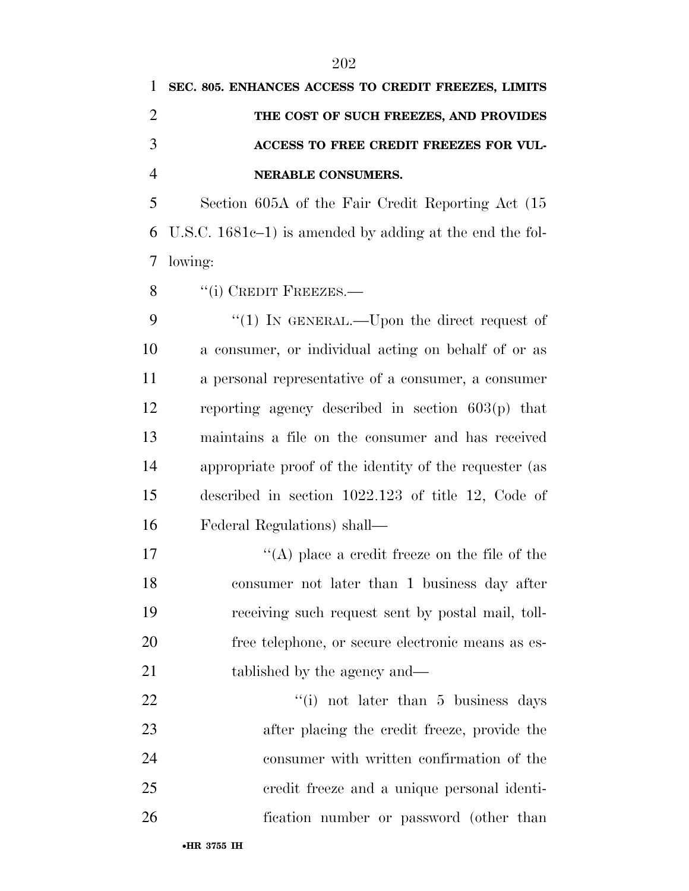**SEC. 805. ENHANCES ACCESS TO CREDIT FREEZES, LIMITS THE COST OF SUCH FREEZES, AND PROVIDES ACCESS TO FREE CREDIT FREEZES FOR VULNERABLE CONSUMERS.**

Section 605A of the Fair Credit Reporting Act (15 U.S.C. 1681c–1) is amended by adding at the end the following:

''(i) CREDIT FREEZES.—

''(1) IN GENERAL.—Upon the direct request of a consumer, or individual acting on behalf of or as a personal representative of a consumer, a consumer reporting agency described in section 603(p) that maintains a file on the consumer and has received appropriate proof of the identity of the requester (as described in section 1022.123 of title 12, Code of Federal Regulations) shall—

''(A) place a credit freeze on the file of the consumer not later than 1 business day after receiving such request sent by postal mail, toll-free telephone, or secure electronic means as established by the agency and—

''(i) not later than 5 business days after placing the credit freeze, provide the consumer with written confirmation of the credit freeze and a unique personal identification number or password (other than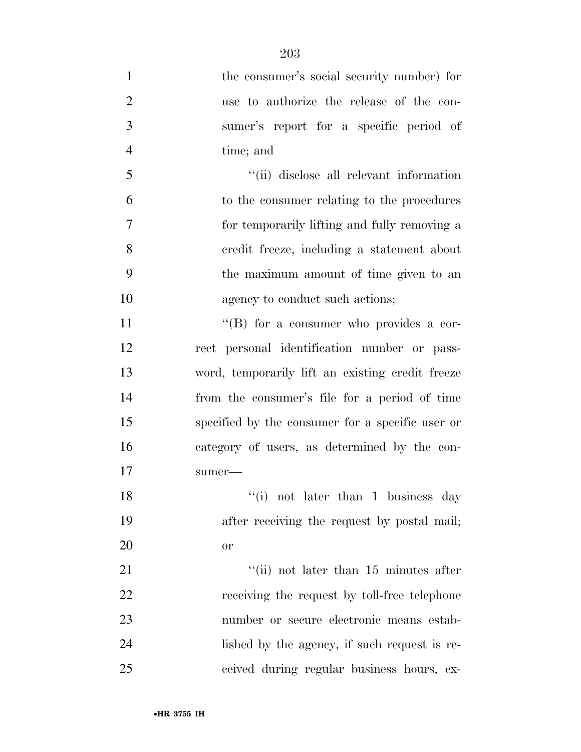the consumer's social security number) for use to authorize the release of the consumer's report for a specific period of time; and

''(ii) disclose all relevant information to the consumer relating to the procedures for temporarily lifting and fully removing a credit freeze, including a statement about the maximum amount of time given to an agency to conduct such actions;

''(B) for a consumer who provides a correct personal identification number or password, temporarily lift an existing credit freeze from the consumer's file for a period of time specified by the consumer for a specific user or category of users, as determined by the consumer—

''(i) not later than 1 business day after receiving the request by postal mail; or

''(ii) not later than 15 minutes after receiving the request by toll-free telephone number or secure electronic means established by the agency, if such request is received during regular business hours, ex-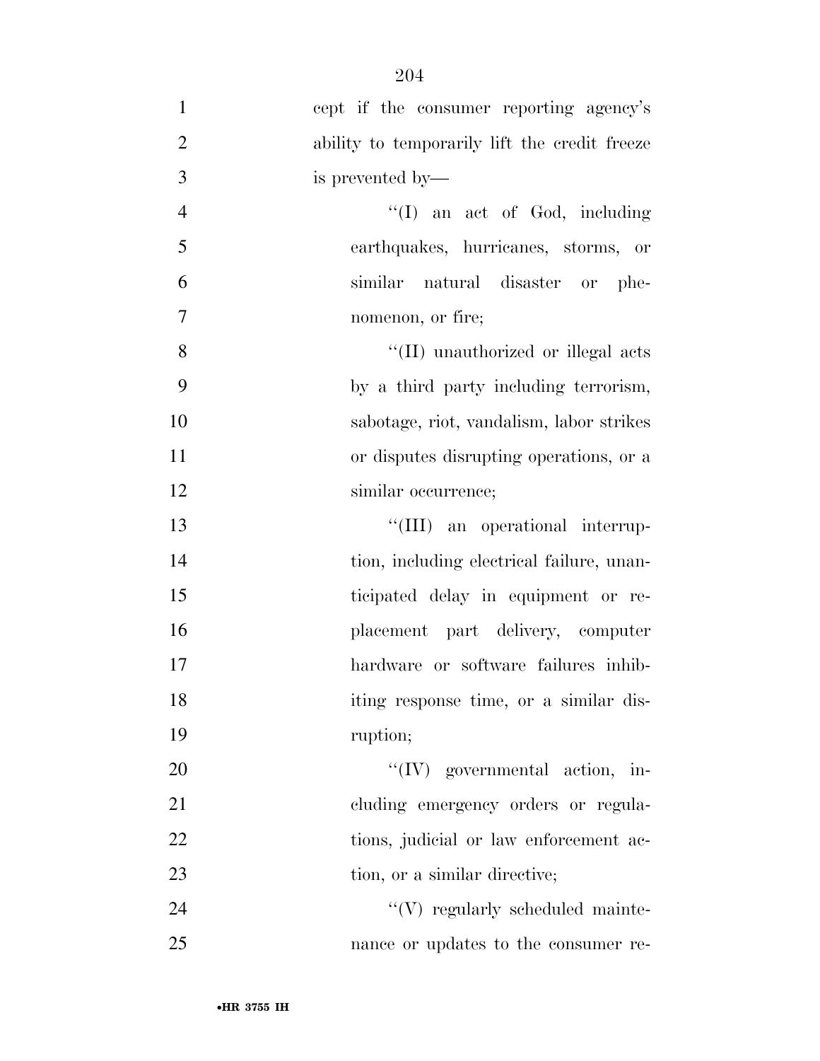cept if the consumer reporting agency's ability to temporarily lift the credit freeze is prevented by—

''(I) an act of God, including earthquakes, hurricanes, storms, or similar natural disaster or phenomenon, or fire;

''(II) unauthorized or illegal acts by a third party including terrorism, sabotage, riot, vandalism, labor strikes or disputes disrupting operations, or a similar occurrence;

''(III) an operational interruption, including electrical failure, unanticipated delay in equipment or replacement part delivery, computer hardware or software failures inhibiting response time, or a similar disruption;

''(IV) governmental action, including emergency orders or regulations, judicial or law enforcement action, or a similar directive;

''(V) regularly scheduled maintenance or updates to the consumer re-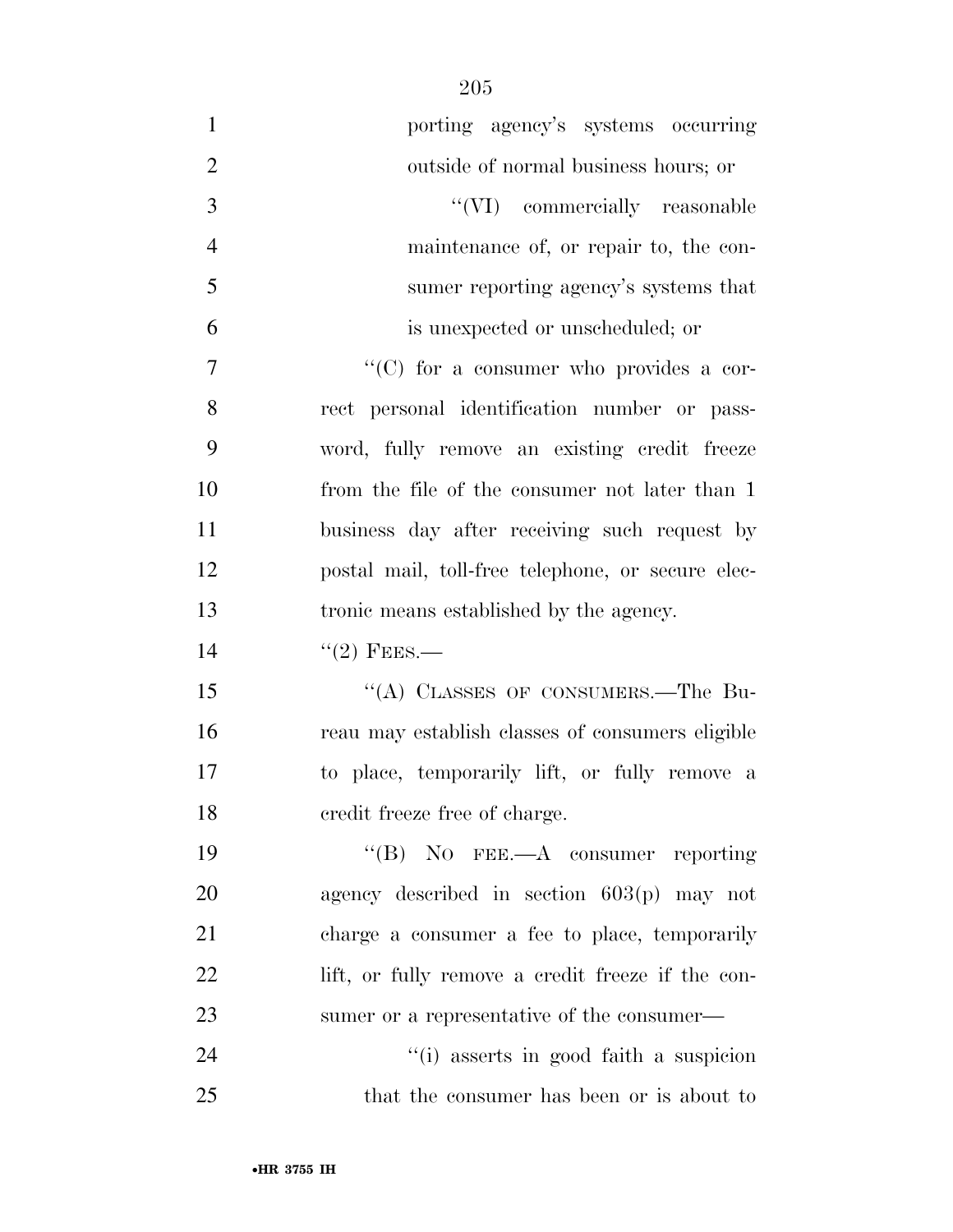porting agency's systems occurring outside of normal business hours; or

"(VI) commercially reasonable maintenance of, or repair to, the consumer reporting agency's systems that is unexpected or unscheduled; or

"(C) for a consumer who provides a correct personal identification number or password, fully remove an existing credit freeze from the file of the consumer not later than 1 business day after receiving such request by postal mail, toll-free telephone, or secure electronic means established by the agency.

"(2) FEES.—

"(A) CLASSES OF CONSUMERS.—The Bureau may establish classes of consumers eligible to place, temporarily lift, or fully remove a credit freeze free of charge.

"(B) NO FEE.—A consumer reporting agency described in section 603(p) may not charge a consumer a fee to place, temporarily lift, or fully remove a credit freeze if the consumer or a representative of the consumer—

"(i) asserts in good faith a suspicion that the consumer has been or is about to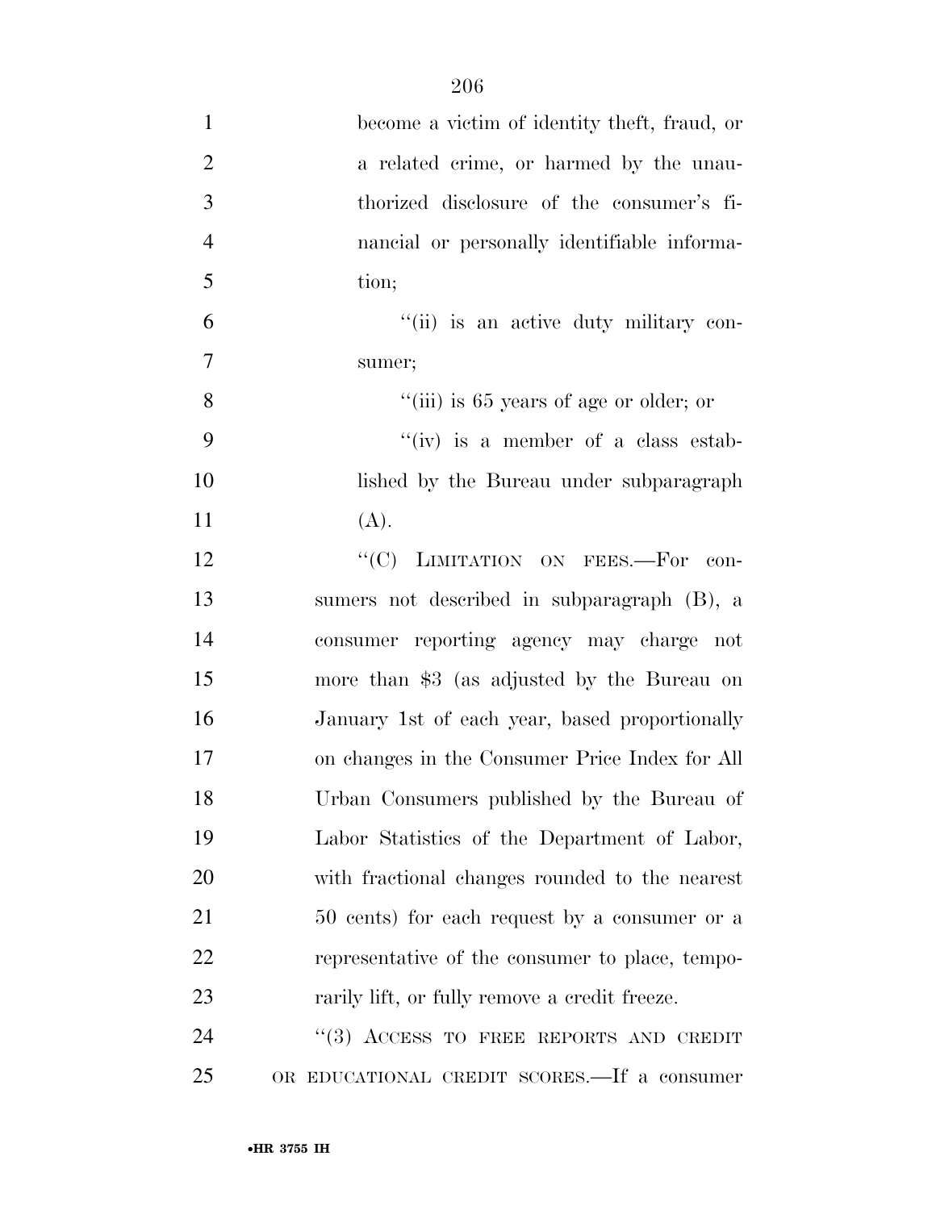become a victim of identity theft, fraud, or a related crime, or harmed by the unauthorized disclosure of the consumer's financial or personally identifiable information;

''(ii) is an active duty military consumer;

''(iii) is 65 years of age or older; or

''(iv) is a member of a class established by the Bureau under subparagraph (A).

''(C) LIMITATION ON FEES.—For consumers not described in subparagraph (B), a consumer reporting agency may charge not more than $3 (as adjusted by the Bureau on January 1st of each year, based proportionally on changes in the Consumer Price Index for All Urban Consumers published by the Bureau of Labor Statistics of the Department of Labor, with fractional changes rounded to the nearest 50 cents) for each request by a consumer or a representative of the consumer to place, temporarily lift, or fully remove a credit freeze.

''(3) ACCESS TO FREE REPORTS AND CREDIT OR EDUCATIONAL CREDIT SCORES.—If a consumer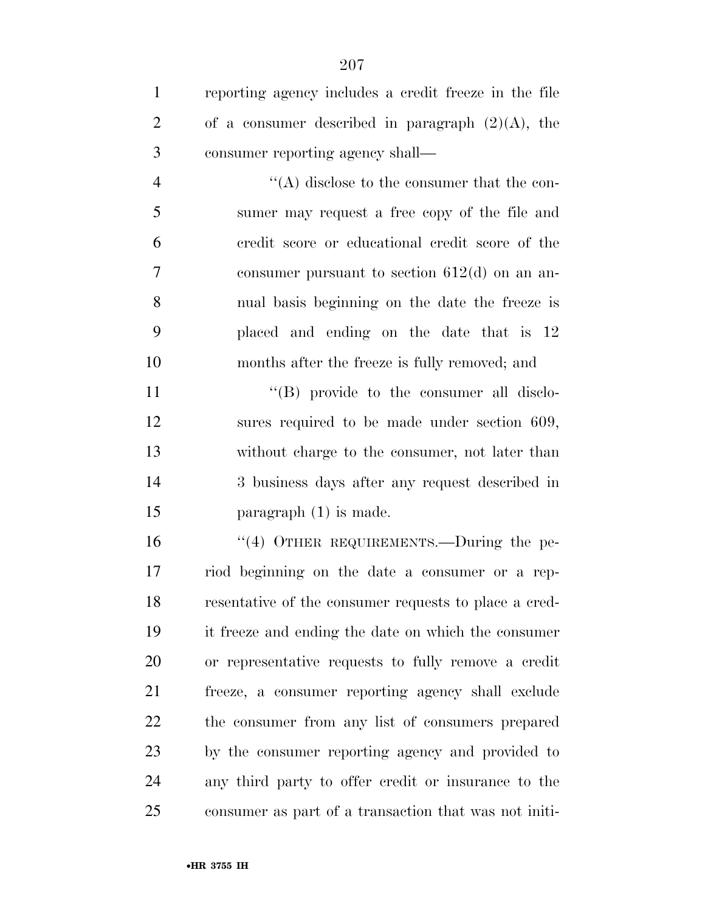reporting agency includes a credit freeze in the file of a consumer described in paragraph (2)(A), the consumer reporting agency shall—

''(A) disclose to the consumer that the consumer may request a free copy of the file and credit score or educational credit score of the consumer pursuant to section 612(d) on an annual basis beginning on the date the freeze is placed and ending on the date that is 12 months after the freeze is fully removed; and

''(B) provide to the consumer all disclosures required to be made under section 609, without charge to the consumer, not later than 3 business days after any request described in paragraph (1) is made.

''(4) OTHER REQUIREMENTS.—During the period beginning on the date a consumer or a representative of the consumer requests to place a credit freeze and ending the date on which the consumer or representative requests to fully remove a credit freeze, a consumer reporting agency shall exclude the consumer from any list of consumers prepared by the consumer reporting agency and provided to any third party to offer credit or insurance to the consumer as part of a transaction that was not initi-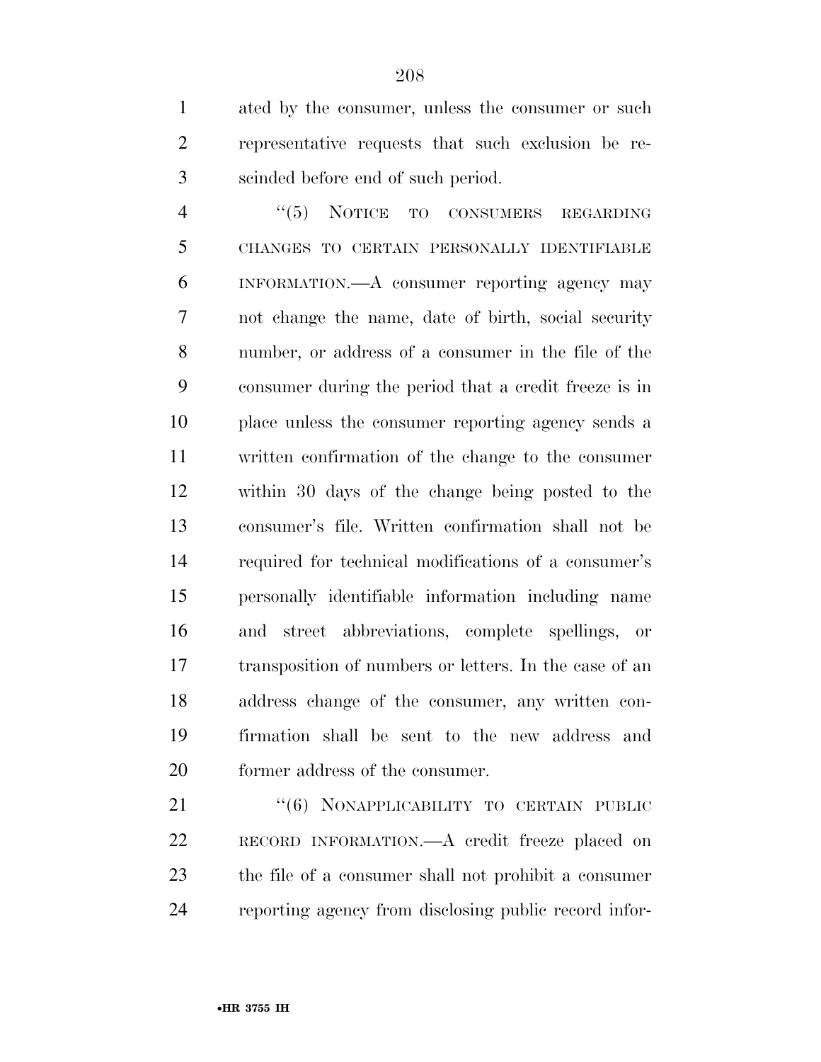ated by the consumer, unless the consumer or such representative requests that such exclusion be rescinded before end of such period.

"(5) NOTICE TO CONSUMERS REGARDING CHANGES TO CERTAIN PERSONALLY IDENTIFIABLE INFORMATION.—A consumer reporting agency may not change the name, date of birth, social security number, or address of a consumer in the file of the consumer during the period that a credit freeze is in place unless the consumer reporting agency sends a written confirmation of the change to the consumer within 30 days of the change being posted to the consumer's file. Written confirmation shall not be required for technical modifications of a consumer's personally identifiable information including name and street abbreviations, complete spellings, or transposition of numbers or letters. In the case of an address change of the consumer, any written confirmation shall be sent to the new address and former address of the consumer.

"(6) NONAPPLICABILITY TO CERTAIN PUBLIC RECORD INFORMATION.—A credit freeze placed on the file of a consumer shall not prohibit a consumer reporting agency from disclosing public record infor-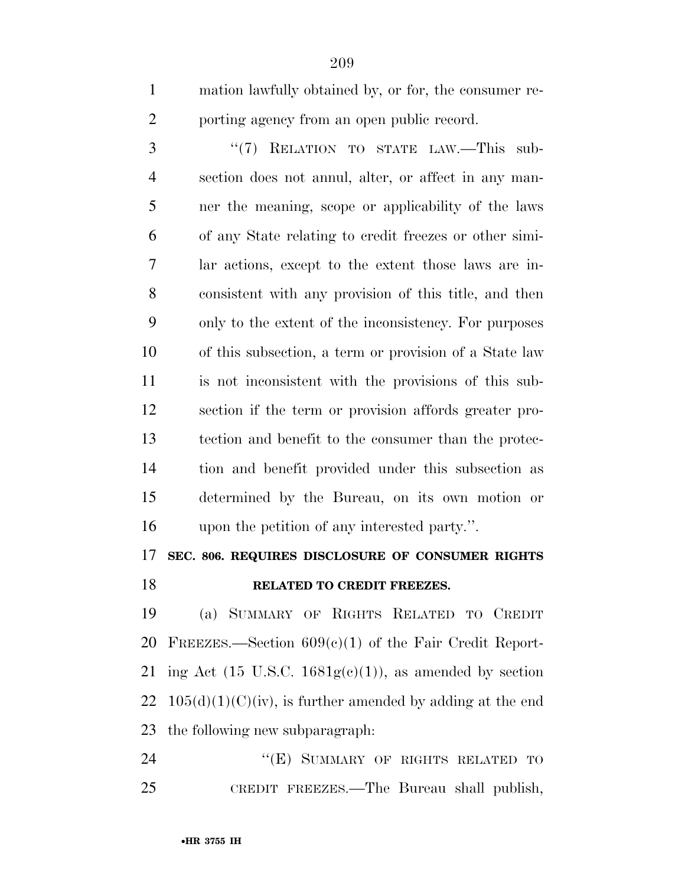mation lawfully obtained by, or for, the consumer reporting agency from an open public record.

"(7) RELATION TO STATE LAW.—This subsection does not annul, alter, or affect in any manner the meaning, scope or applicability of the laws of any State relating to credit freezes or other similar actions, except to the extent those laws are inconsistent with any provision of this title, and then only to the extent of the inconsistency. For purposes of this subsection, a term or provision of a State law is not inconsistent with the provisions of this subsection if the term or provision affords greater protection and benefit to the consumer than the protection and benefit provided under this subsection as determined by the Bureau, on its own motion or upon the petition of any interested party.".

**SEC. 806. REQUIRES DISCLOSURE OF CONSUMER RIGHTS RELATED TO CREDIT FREEZES.**

(a) SUMMARY OF RIGHTS RELATED TO CREDIT FREEZES.—Section 609(c)(1) of the Fair Credit Reporting Act (15 U.S.C. 1681g(c)(1)), as amended by section 105(d)(1)(C)(iv), is further amended by adding at the end the following new subparagraph:

"(E) SUMMARY OF RIGHTS RELATED TO CREDIT FREEZES.—The Bureau shall publish,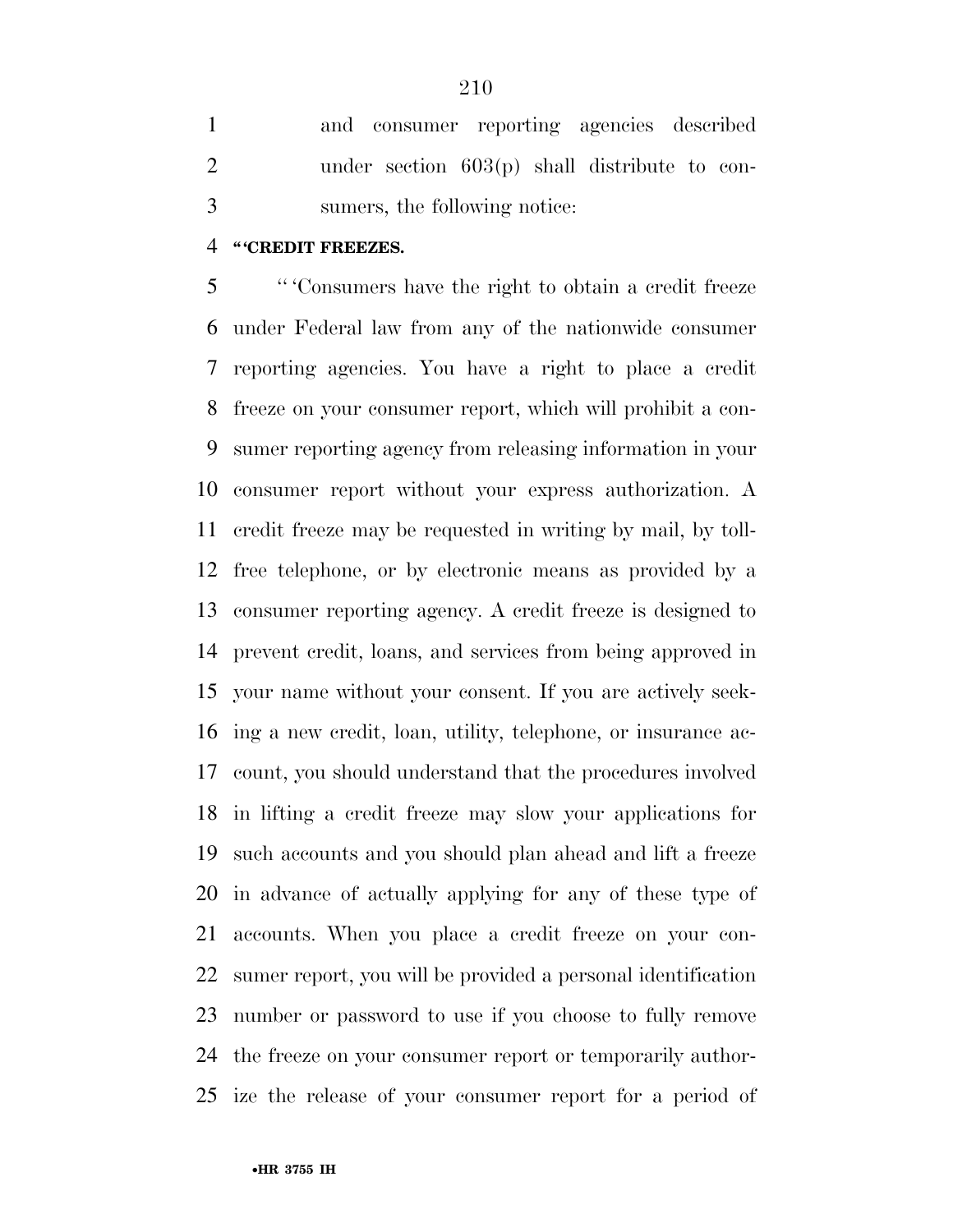and consumer reporting agencies described under section 603(p) shall distribute to consumers, the following notice:

**''CREDIT FREEZES.**

''Consumers have the right to obtain a credit freeze under Federal law from any of the nationwide consumer reporting agencies. You have a right to place a credit freeze on your consumer report, which will prohibit a consumer reporting agency from releasing information in your consumer report without your express authorization. A credit freeze may be requested in writing by mail, by toll-free telephone, or by electronic means as provided by a consumer reporting agency. A credit freeze is designed to prevent credit, loans, and services from being approved in your name without your consent. If you are actively seeking a new credit, loan, utility, telephone, or insurance account, you should understand that the procedures involved in lifting a credit freeze may slow your applications for such accounts and you should plan ahead and lift a freeze in advance of actually applying for any of these type of accounts. When you place a credit freeze on your consumer report, you will be provided a personal identification number or password to use if you choose to fully remove the freeze on your consumer report or temporarily authorize the release of your consumer report for a period of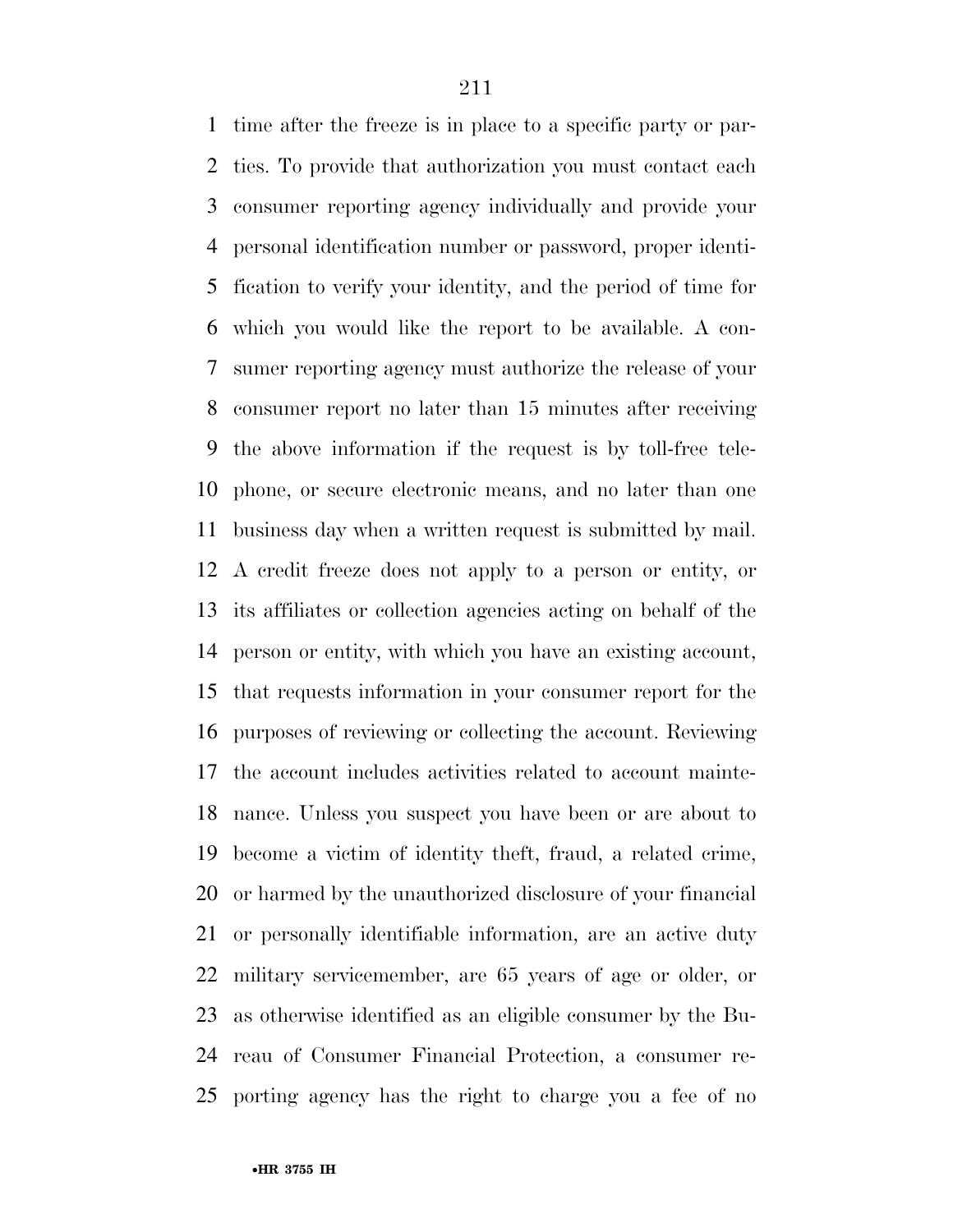time after the freeze is in place to a specific party or parties. To provide that authorization you must contact each consumer reporting agency individually and provide your personal identification number or password, proper identification to verify your identity, and the period of time for which you would like the report to be available. A consumer reporting agency must authorize the release of your consumer report no later than 15 minutes after receiving the above information if the request is by toll-free telephone, or secure electronic means, and no later than one business day when a written request is submitted by mail. A credit freeze does not apply to a person or entity, or its affiliates or collection agencies acting on behalf of the person or entity, with which you have an existing account, that requests information in your consumer report for the purposes of reviewing or collecting the account. Reviewing the account includes activities related to account maintenance. Unless you suspect you have been or are about to become a victim of identity theft, fraud, a related crime, or harmed by the unauthorized disclosure of your financial or personally identifiable information, are an active duty military servicemember, are 65 years of age or older, or as otherwise identified as an eligible consumer by the Bureau of Consumer Financial Protection, a consumer reporting agency has the right to charge you a fee of no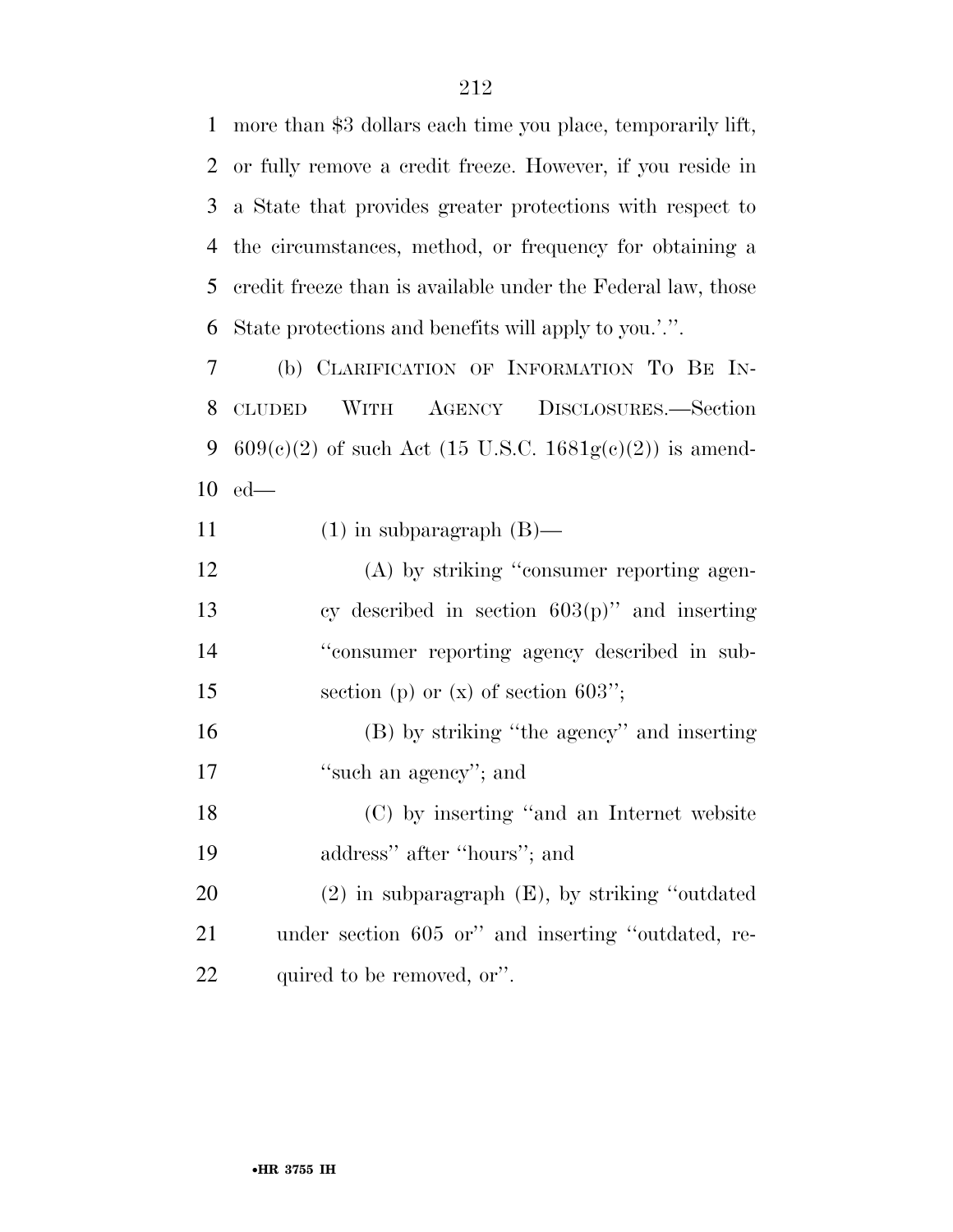more than $3 dollars each time you place, temporarily lift, or fully remove a credit freeze. However, if you reside in a State that provides greater protections with respect to the circumstances, method, or frequency for obtaining a credit freeze than is available under the Federal law, those State protections and benefits will apply to you.'.''.

(b) CLARIFICATION OF INFORMATION TO BE INCLUDED WITH AGENCY DISCLOSURES.—Section 609(c)(2) of such Act (15 U.S.C. 1681g(c)(2)) is amended—

(1) in subparagraph (B)—

(A) by striking ''consumer reporting agency described in section 603(p)'' and inserting ''consumer reporting agency described in subsection (p) or (x) of section 603'';

(B) by striking ''the agency'' and inserting ''such an agency''; and

(C) by inserting ''and an Internet website address'' after ''hours''; and

(2) in subparagraph (E), by striking ''outdated under section 605 or'' and inserting ''outdated, required to be removed, or''.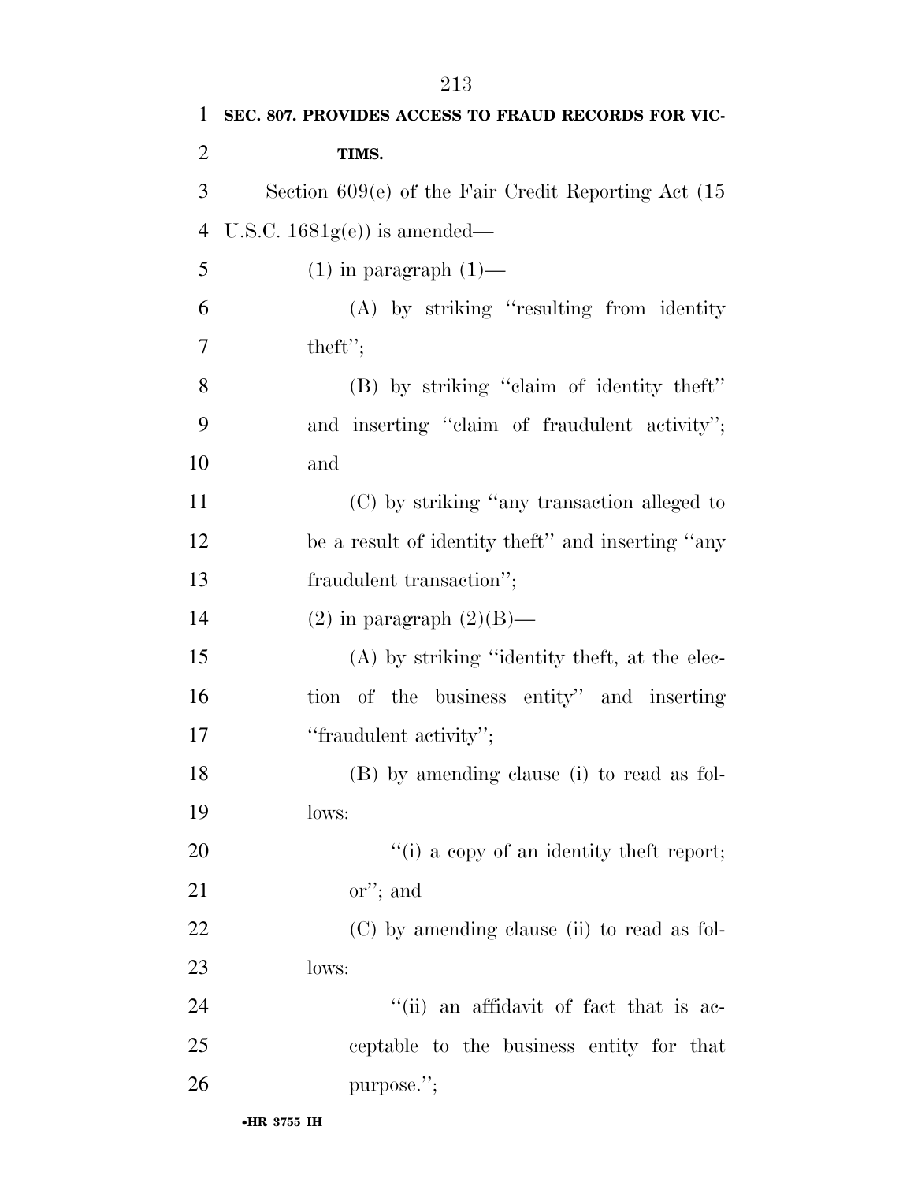**SEC. 807. PROVIDES ACCESS TO FRAUD RECORDS FOR VICTIMS.**

Section 609(e) of the Fair Credit Reporting Act (15 U.S.C. 1681g(e)) is amended—

(1) in paragraph (1)—

(A) by striking ''resulting from identity theft'';

(B) by striking ''claim of identity theft'' and inserting ''claim of fraudulent activity''; and

(C) by striking ''any transaction alleged to be a result of identity theft'' and inserting ''any fraudulent transaction'';

(2) in paragraph (2)(B)—

(A) by striking ''identity theft, at the election of the business entity'' and inserting ''fraudulent activity'';

(B) by amending clause (i) to read as follows:

''(i) a copy of an identity theft report; or''; and

(C) by amending clause (ii) to read as follows:

''(ii) an affidavit of fact that is acceptable to the business entity for that purpose.'';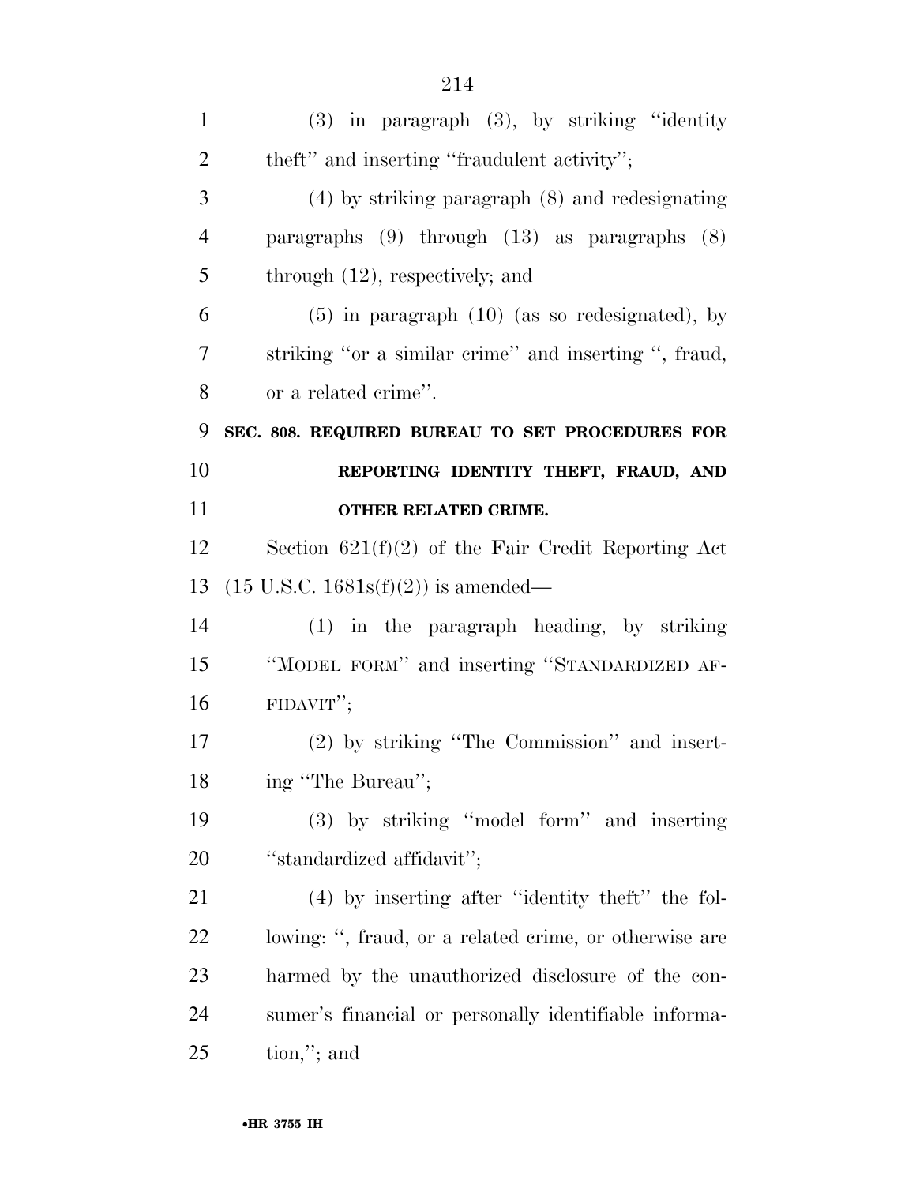(3) in paragraph (3), by striking ''identity theft'' and inserting ''fraudulent activity'';

(4) by striking paragraph (8) and redesignating paragraphs (9) through (13) as paragraphs (8) through (12), respectively; and

(5) in paragraph (10) (as so redesignated), by striking ''or a similar crime'' and inserting '', fraud, or a related crime''.

**SEC. 808. REQUIRED BUREAU TO SET PROCEDURES FOR REPORTING IDENTITY THEFT, FRAUD, AND OTHER RELATED CRIME.**

Section 621(f)(2) of the Fair Credit Reporting Act (15 U.S.C. 1681s(f)(2)) is amended—

(1) in the paragraph heading, by striking ''MODEL FORM'' and inserting ''STANDARDIZED AFFIDAVIT'';

(2) by striking ''The Commission'' and inserting ''The Bureau'';

(3) by striking ''model form'' and inserting ''standardized affidavit'';

(4) by inserting after ''identity theft'' the following: '', fraud, or a related crime, or otherwise are harmed by the unauthorized disclosure of the consumer's financial or personally identifiable information,''; and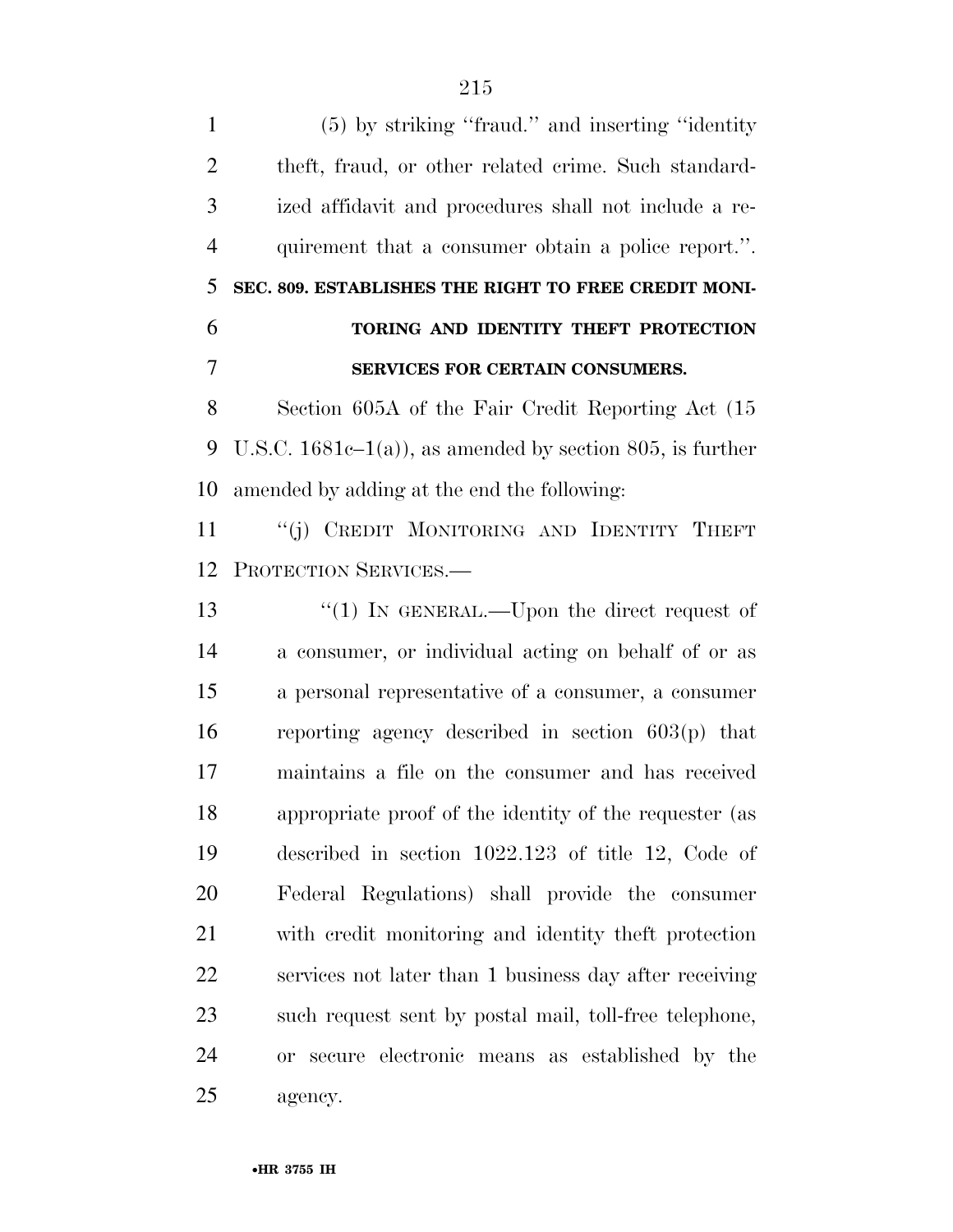(5) by striking ''fraud.'' and inserting ''identity theft, fraud, or other related crime. Such standardized affidavit and procedures shall not include a requirement that a consumer obtain a police report.''.

### SEC. 809. ESTABLISHES THE RIGHT TO FREE CREDIT MONITORING AND IDENTITY THEFT PROTECTION SERVICES FOR CERTAIN CONSUMERS.

Section 605A of the Fair Credit Reporting Act (15 U.S.C. 1681c–1(a)), as amended by section 805, is further amended by adding at the end the following:

''(j) CREDIT MONITORING AND IDENTITY THEFT PROTECTION SERVICES.—

''(1) IN GENERAL.—Upon the direct request of a consumer, or individual acting on behalf of or as a personal representative of a consumer, a consumer reporting agency described in section 603(p) that maintains a file on the consumer and has received appropriate proof of the identity of the requester (as described in section 1022.123 of title 12, Code of Federal Regulations) shall provide the consumer with credit monitoring and identity theft protection services not later than 1 business day after receiving such request sent by postal mail, toll-free telephone, or secure electronic means as established by the agency.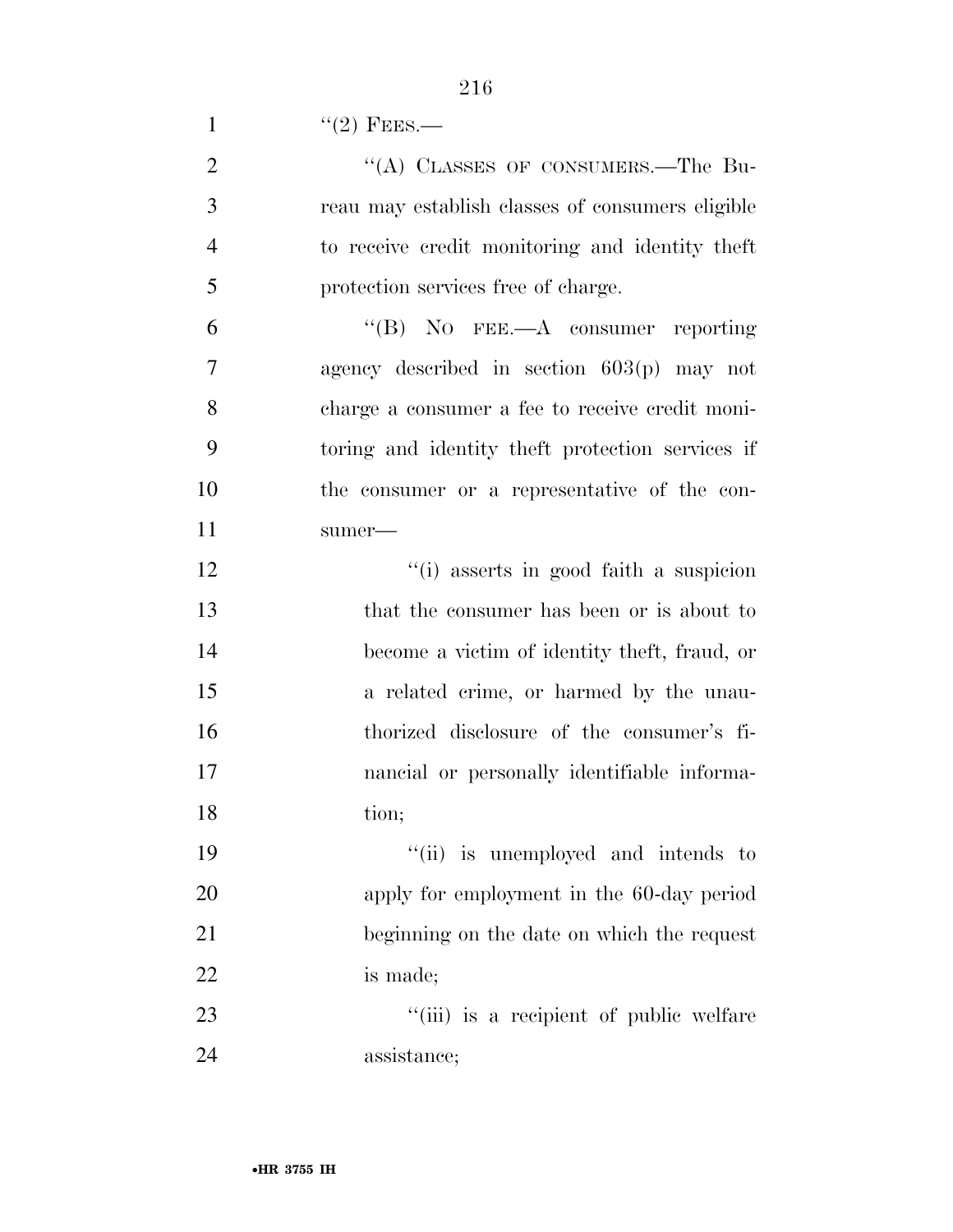"(2) FEES.—

"(A) CLASSES OF CONSUMERS.—The Bureau may establish classes of consumers eligible to receive credit monitoring and identity theft protection services free of charge.

"(B) NO FEE.—A consumer reporting agency described in section 603(p) may not charge a consumer a fee to receive credit monitoring and identity theft protection services if the consumer or a representative of the consumer—

"(i) asserts in good faith a suspicion that the consumer has been or is about to become a victim of identity theft, fraud, or a related crime, or harmed by the unauthorized disclosure of the consumer's financial or personally identifiable information;

"(ii) is unemployed and intends to apply for employment in the 60-day period beginning on the date on which the request is made;

"(iii) is a recipient of public welfare assistance;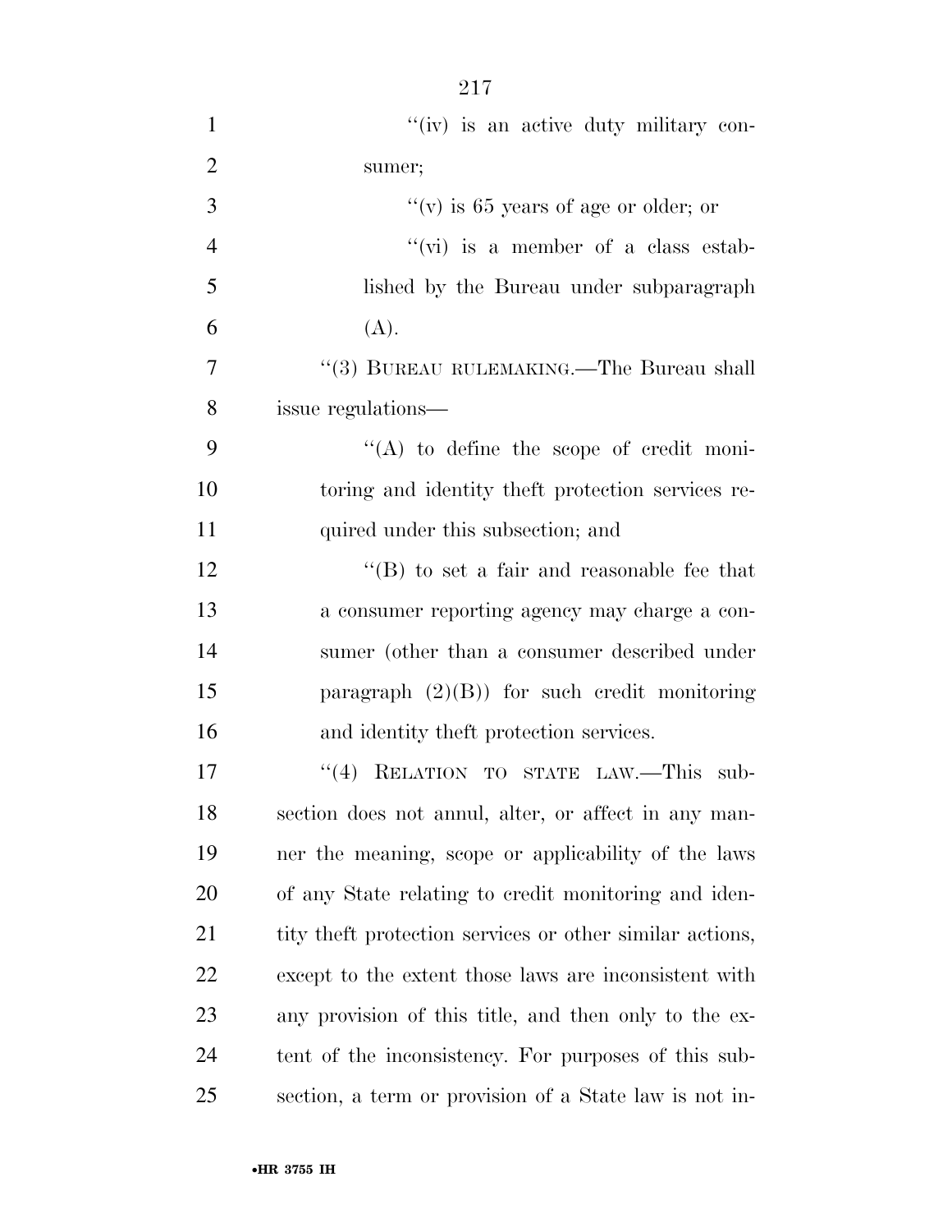''(iv) is an active duty military consumer;

''(v) is 65 years of age or older; or

''(vi) is a member of a class established by the Bureau under subparagraph (A).

''(3) BUREAU RULEMAKING.—The Bureau shall issue regulations—

''(A) to define the scope of credit monitoring and identity theft protection services required under this subsection; and

''(B) to set a fair and reasonable fee that a consumer reporting agency may charge a consumer (other than a consumer described under paragraph (2)(B)) for such credit monitoring and identity theft protection services.

''(4) RELATION TO STATE LAW.—This subsection does not annul, alter, or affect in any manner the meaning, scope or applicability of the laws of any State relating to credit monitoring and identity theft protection services or other similar actions, except to the extent those laws are inconsistent with any provision of this title, and then only to the extent of the inconsistency. For purposes of this subsection, a term or provision of a State law is not in-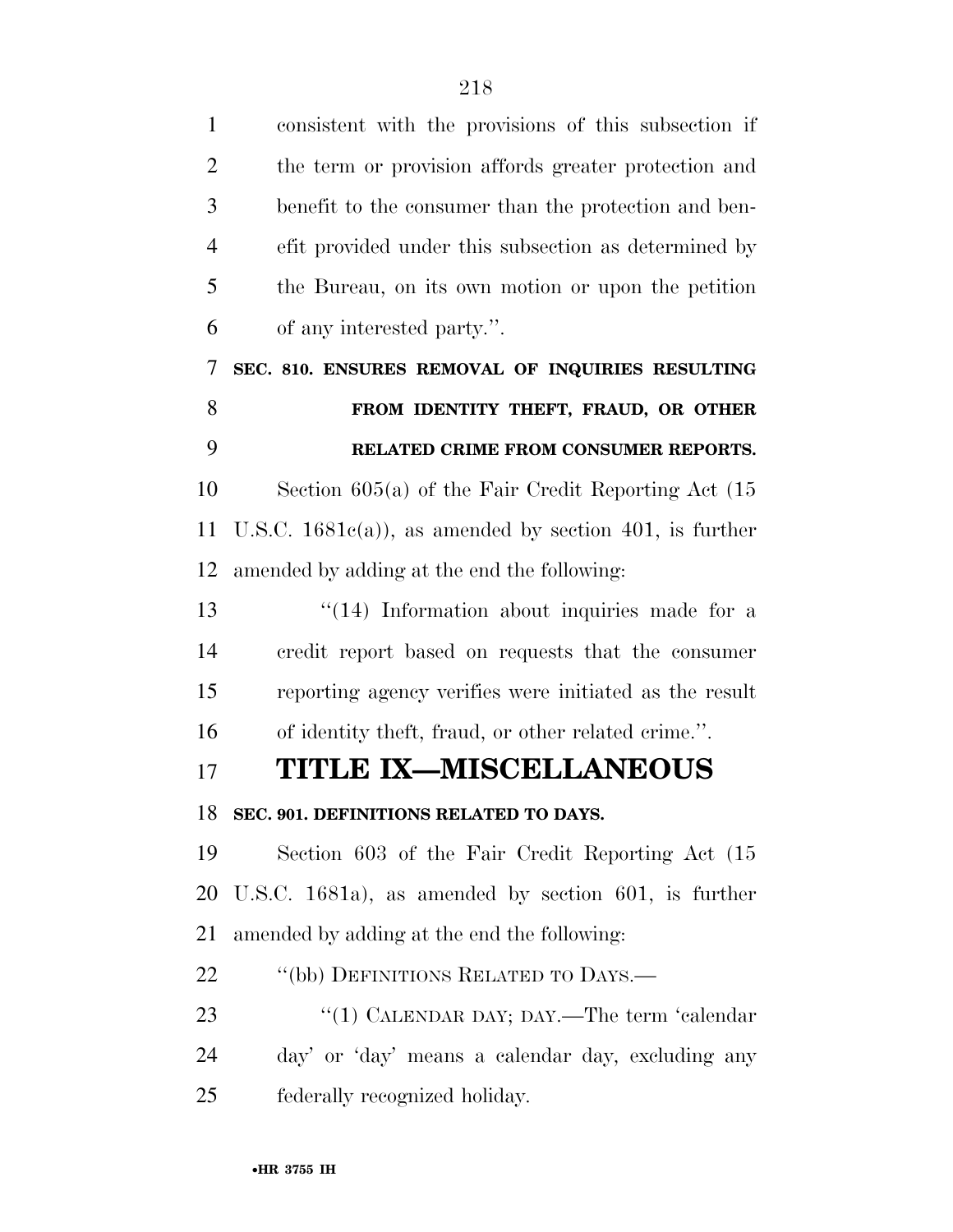consistent with the provisions of this subsection if the term or provision affords greater protection and benefit to the consumer than the protection and benefit provided under this subsection as determined by the Bureau, on its own motion or upon the petition of any interested party.''.

**SEC. 810. ENSURES REMOVAL OF INQUIRIES RESULTING FROM IDENTITY THEFT, FRAUD, OR OTHER RELATED CRIME FROM CONSUMER REPORTS.**

Section 605(a) of the Fair Credit Reporting Act (15 U.S.C. 1681c(a)), as amended by section 401, is further amended by adding at the end the following:

''(14) Information about inquiries made for a credit report based on requests that the consumer reporting agency verifies were initiated as the result of identity theft, fraud, or other related crime.''.

# TITLE IX—MISCELLANEOUS

**SEC. 901. DEFINITIONS RELATED TO DAYS.**

Section 603 of the Fair Credit Reporting Act (15 U.S.C. 1681a), as amended by section 601, is further amended by adding at the end the following:

''(bb) DEFINITIONS RELATED TO DAYS.—

''(1) CALENDAR DAY; DAY.—The term 'calendar day' or 'day' means a calendar day, excluding any federally recognized holiday.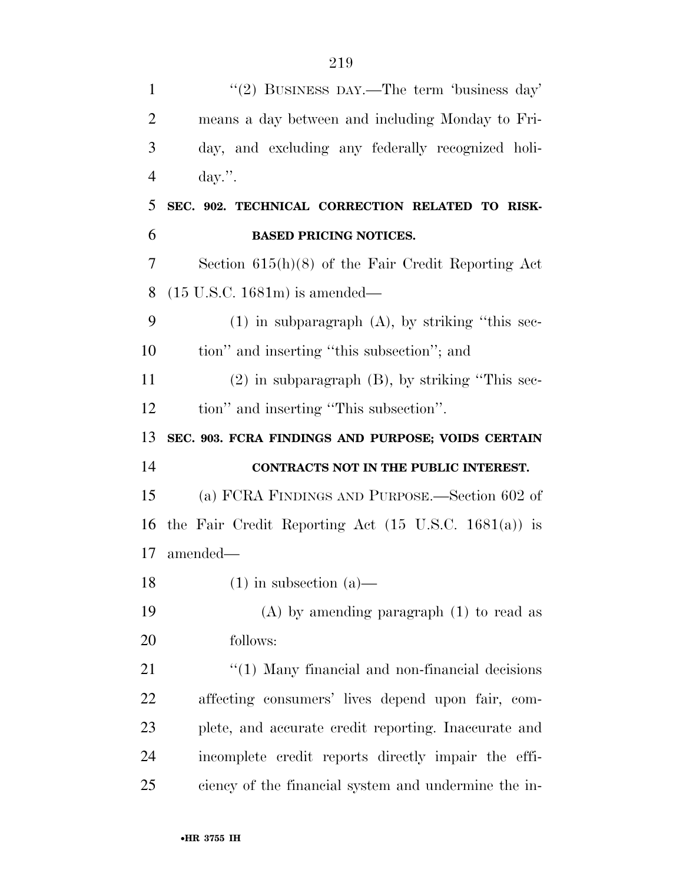"(2) BUSINESS DAY.—The term 'business day' means a day between and including Monday to Friday, and excluding any federally recognized holiday.".

**SEC. 902. TECHNICAL CORRECTION RELATED TO RISK-BASED PRICING NOTICES.**

Section 615(h)(8) of the Fair Credit Reporting Act (15 U.S.C. 1681m) is amended—

(1) in subparagraph (A), by striking "this section" and inserting "this subsection"; and

(2) in subparagraph (B), by striking "This section" and inserting "This subsection".

**SEC. 903. FCRA FINDINGS AND PURPOSE; VOIDS CERTAIN CONTRACTS NOT IN THE PUBLIC INTEREST.**

(a) FCRA FINDINGS AND PURPOSE.—Section 602 of the Fair Credit Reporting Act (15 U.S.C. 1681(a)) is amended—

(1) in subsection (a)—

(A) by amending paragraph (1) to read as follows:

"(1) Many financial and non-financial decisions affecting consumers' lives depend upon fair, complete, and accurate credit reporting. Inaccurate and incomplete credit reports directly impair the efficiency of the financial system and undermine the in-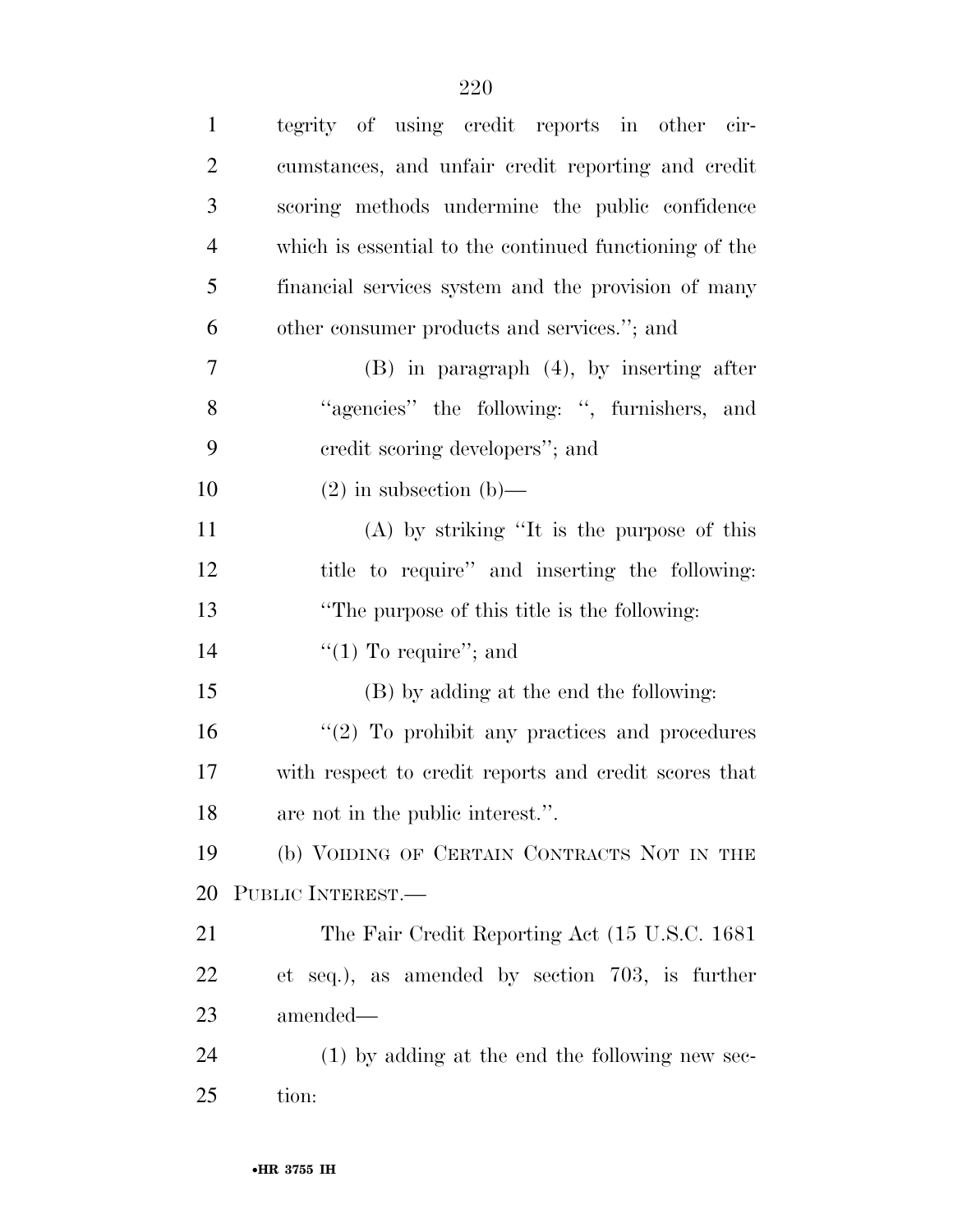tegrity of using credit reports in other circumstances, and unfair credit reporting and credit scoring methods undermine the public confidence which is essential to the continued functioning of the financial services system and the provision of many other consumer products and services.''; and

(B) in paragraph (4), by inserting after ''agencies'' the following: '', furnishers, and credit scoring developers''; and

(2) in subsection (b)—

(A) by striking ''It is the purpose of this title to require'' and inserting the following: ''The purpose of this title is the following:

''(1) To require''; and

(B) by adding at the end the following:

''(2) To prohibit any practices and procedures with respect to credit reports and credit scores that are not in the public interest.''.

(b) VOIDING OF CERTAIN CONTRACTS NOT IN THE PUBLIC INTEREST.—

The Fair Credit Reporting Act (15 U.S.C. 1681 et seq.), as amended by section 703, is further amended—

(1) by adding at the end the following new section: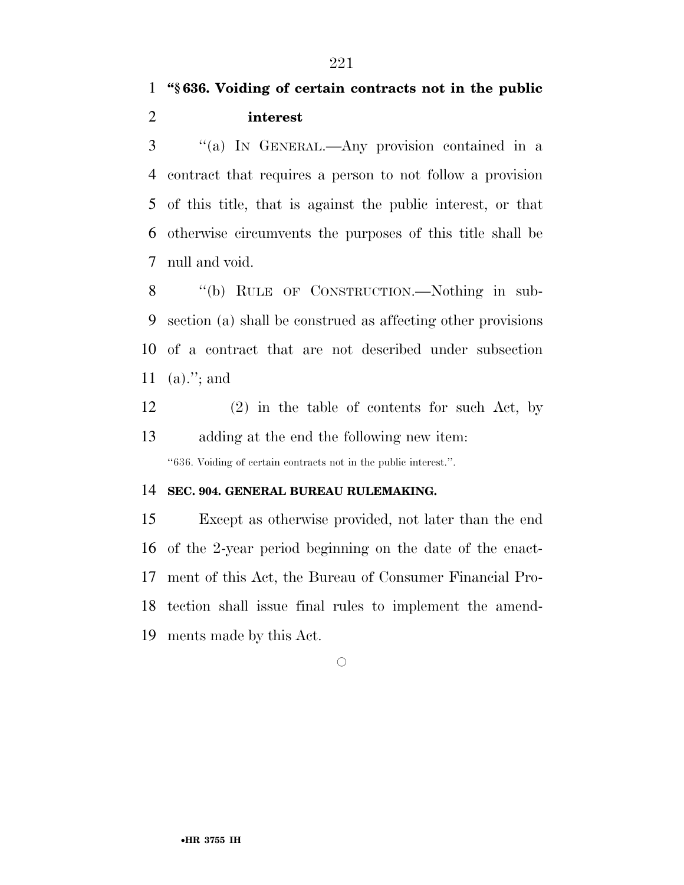**"§ 636. Voiding of certain contracts not in the public interest**

"(a) IN GENERAL.—Any provision contained in a contract that requires a person to not follow a provision of this title, that is against the public interest, or that otherwise circumvents the purposes of this title shall be null and void.

"(b) RULE OF CONSTRUCTION.—Nothing in subsection (a) shall be construed as affecting other provisions of a contract that are not described under subsection (a)."; and

(2) in the table of contents for such Act, by adding at the end the following new item:

"636. Voiding of certain contracts not in the public interest.".

**SEC. 904. GENERAL BUREAU RULEMAKING.**

Except as otherwise provided, not later than the end of the 2-year period beginning on the date of the enactment of this Act, the Bureau of Consumer Financial Protection shall issue final rules to implement the amendments made by this Act.